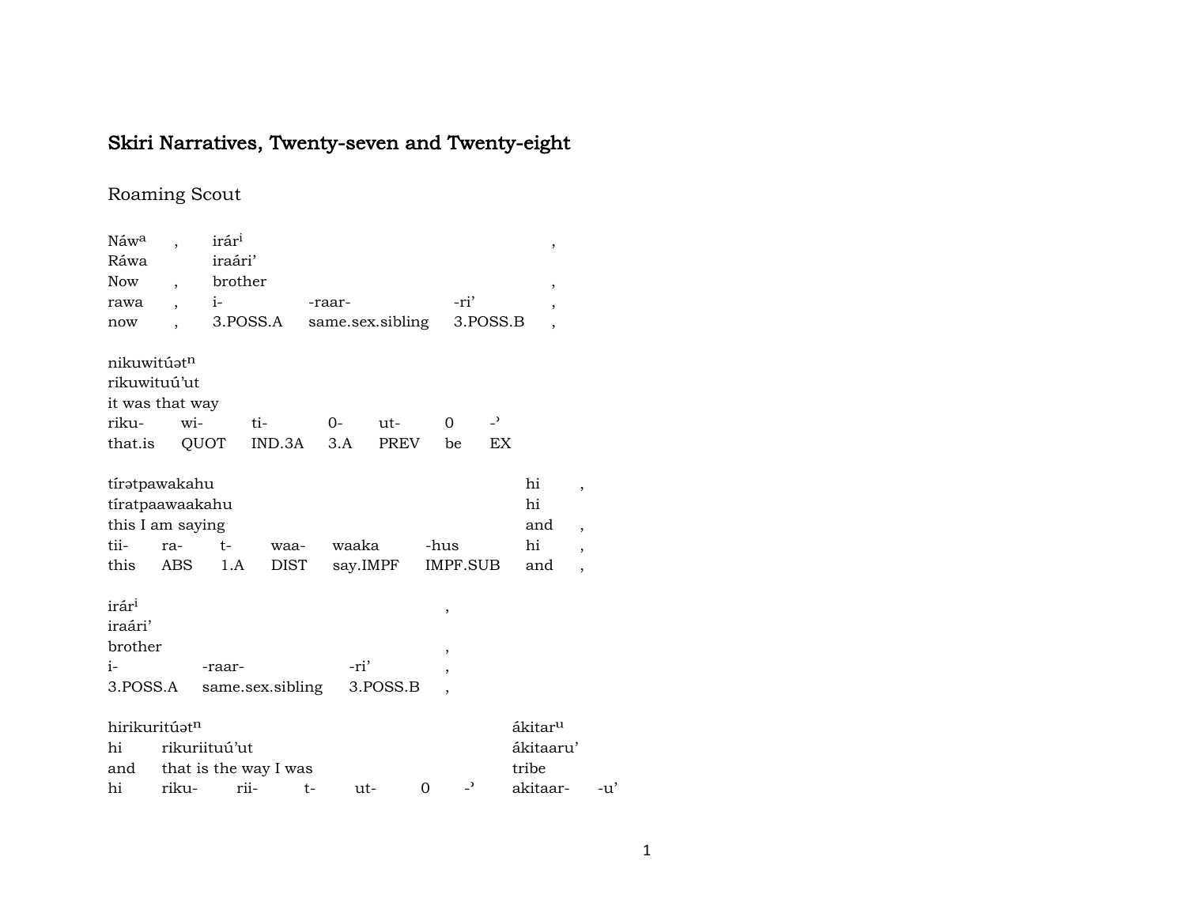# Skiri Narratives, Twenty-seven and Twenty-eight

## Roaming Scout

| Náw$^{a}$ | , | irár$^{i}$ | | | , |
|---|---|---|---|---|---|
| Ráwa | | iraári' | | | |
| Now | , | brother | | | , |
| rawa | , | i- | -raar- | -ri' | , |
| now | , | 3.POSS.A | same.sex.sibling | 3.POSS.B | , |

| nikuwitúət$^{n}$ | | | | | | |
|---|---|---|---|---|---|---|
| rikuwituú'ut | | | | | | |
| it was that way | | | | | | |
| riku- | wi- | ti- | 0- | ut- | 0 | -ʾ |
| that.is | QUOT | IND.3A | 3.A | PREV | be | EX |

| tírətpawakahu | | | | | | hi | , |
|---|---|---|---|---|---|---|---|
| tíratpaawaakahu | | | | | | hi | |
| this I am saying | | | | | | and | , |
| tii- | ra- | t- | waa- | waaka | -hus | hi | , |
| this | ABS | 1.A | DIST | say.IMPF | IMPF.SUB | and | , |

| irár$^{i}$ | | | , |
|---|---|---|---|
| iraári' | | | |
| brother | | | , |
| i- | -raar- | -ri' | , |
| 3.POSS.A | same.sex.sibling | 3.POSS.B | , |

| hirikuritúət$^{n}$ | | | | | | | ákitar$^{u}$ | |
|---|---|---|---|---|---|---|---|---|
| hi | rikuriituú'ut | | | | | | ákitaaru' | |
| and | that is the way I was | | | | | | tribe | |
| hi | riku- | rii- | t- | ut- | 0 | -ʾ | akitaar- | -u' |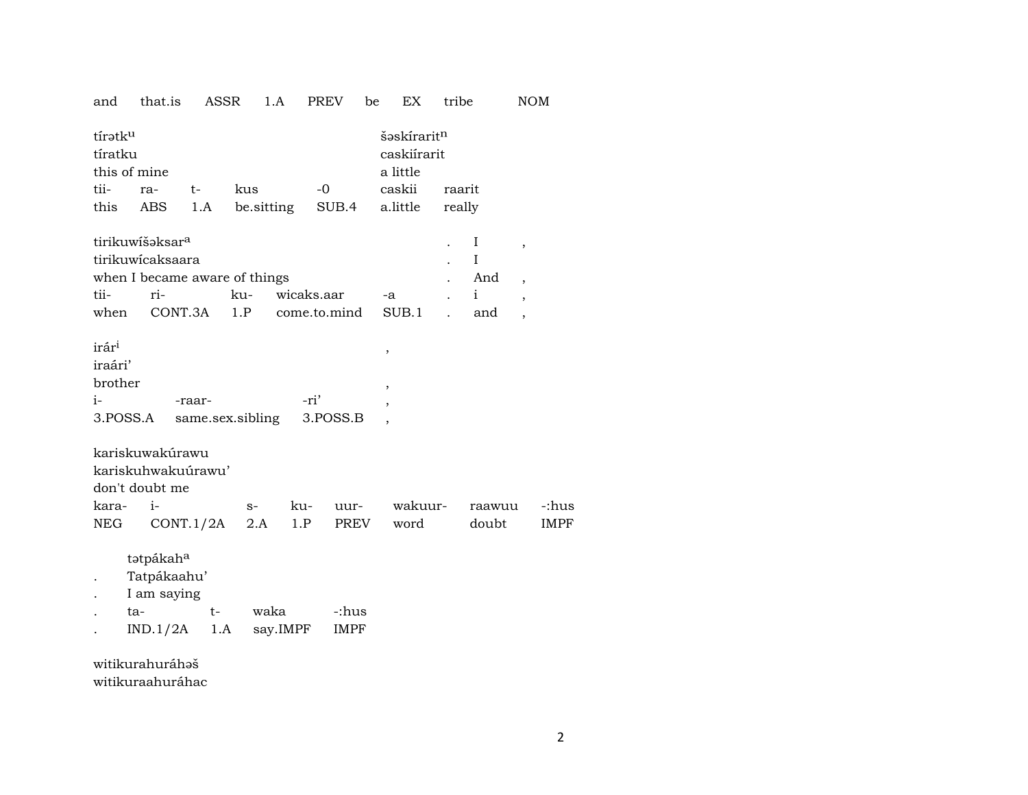and that.is ASSR 1.A PREV be EX tribe NOM

| tírətk^u | | | | | šəskírarit^n | |
|---|---|---|---|---|---|---|
| tíratku | | | | | caskiírarit | |
| this of mine | | | | | a little | |
| tii- | ra- | t- | kus | -0 | caskii | raarit |
| this | ABS | 1.A | be.sitting | SUB.4 | a.little | really |

| tirikuwíšəksar^a | | | | | . | I | , |
|---|---|---|---|---|---|---|---|
| tirikuwícaksaara | | | | | . | I | |
| when I became aware of things | | | | | . | And | , |
| tii- | ri- | ku- | wicaks.aar | -a | . | i | , |
| when | CONT.3A | 1.P | come.to.mind | SUB.1 | . | and | , |

| irár^i | | | , |
|---|---|---|---|
| iraári' | | | |
| brother | | | , |
| i- | -raar- | -ri' | , |
| 3.POSS.A | same.sex.sibling | 3.POSS.B | , |

| kariskuwakúrawu | | | | | | | |
|---|---|---|---|---|---|---|---|
| kariskuhwakuúrawu' | | | | | | | |
| don't doubt me | | | | | | | |
| kara- | i- | s- | ku- | uur- | wakuur- | raawuu | -:hus |
| NEG | CONT.1/2A | 2.A | 1.P | PREV | word | doubt | IMPF |

| | tətpákah^a | | | |
|---|---|---|---|---|
| . | Tatpákaahu' | | | |
| . | I am saying | | | |
| . | ta- | t- | waka | -:hus |
| . | IND.1/2A | 1.A | say.IMPF | IMPF |

witikurahuráhəš
witikuraahuráhac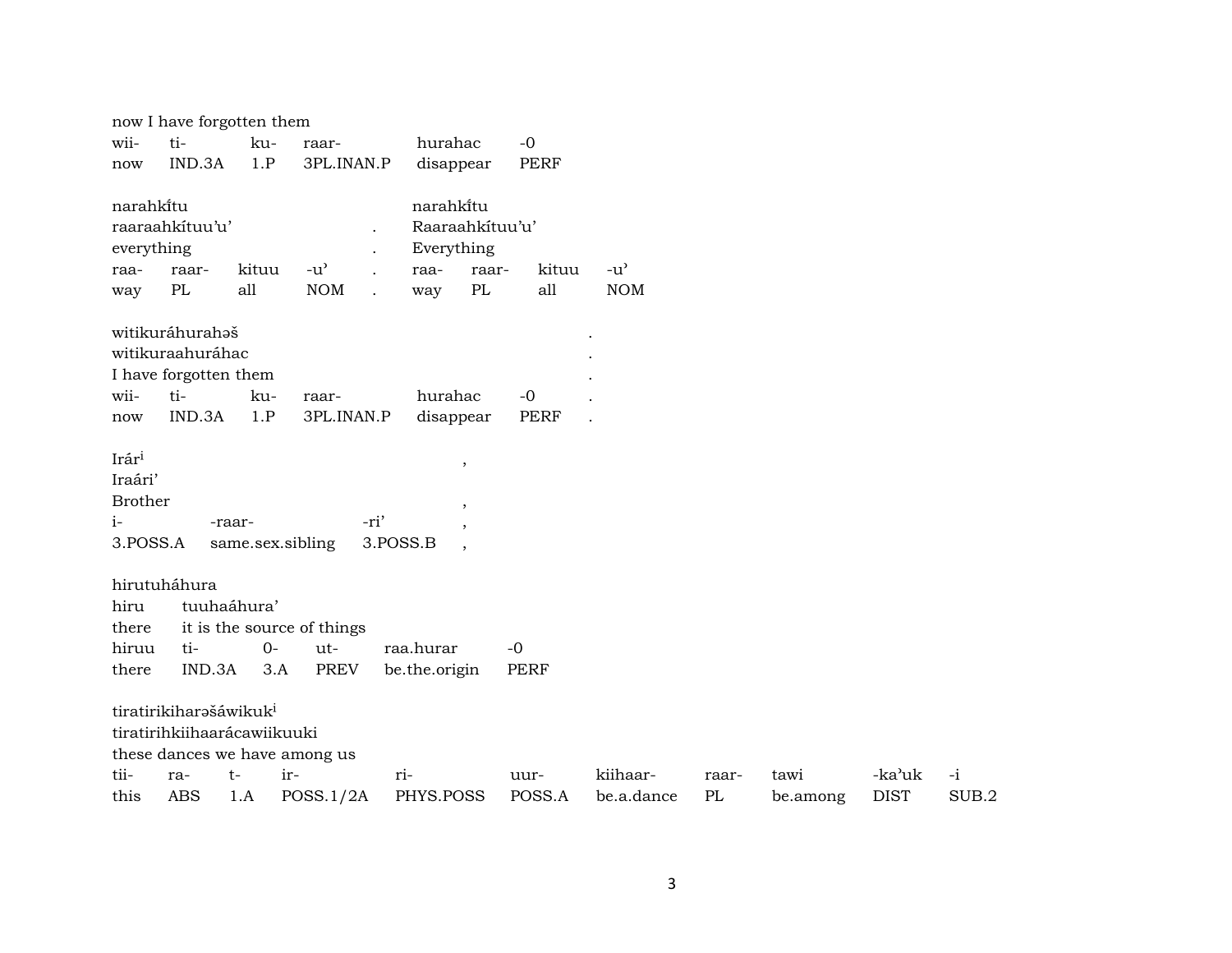now I have forgotten them

| wii- | ti- | ku- | raar- | hurahac | -0 |
|---|---|---|---|---|---|
| now | IND.3A | 1.P | 3PL.INAN.P | disappear | PERF |

narahki͂tu
raaraahkítuu'u'
everything

| raa- | raar- | kituu | -u' | . |
|---|---|---|---|---|
| way | PL | all | NOM | . |

narahki͂tu
Raaraahkítuu'u'
Everything

| raa- | raar- | kituu | -u' |
|---|---|---|---|
| way | PL | all | NOM |

witikuráhurahəš .
witikuraahuráhac .
I have forgotten them .

| wii- | ti- | ku- | raar- | hurahac | -0 | . |
|---|---|---|---|---|---|---|
| now | IND.3A | 1.P | 3PL.INAN.P | disappear | PERF | . |

Irár[i] ,
Iraári'
Brother ,

| i- | -raar- | -ri' | , |
|---|---|---|---|
| 3.POSS.A | same.sex.sibling | 3.POSS.B | , |

hirutuháhura
hiru tuuhaáhura'
there it is the source of things

| hiruu | ti- | 0- | ut- | raa.hurar | -0 |
|---|---|---|---|---|---|
| there | IND.3A | 3.A | PREV | be.the.origin | PERF |

tiratirikiharəšáwikuk[i]
tiratirihkiihaarácawiikuuki
these dances we have among us

| tii- | ra- | t- | ir- | ri- | uur- | kiihaar- | raar- | tawi | -ka'uk | -i |
|---|---|---|---|---|---|---|---|---|---|---|
| this | ABS | 1.A | POSS.1/2A | PHYS.POSS | POSS.A | be.a.dance | PL | be.among | DIST | SUB.2 |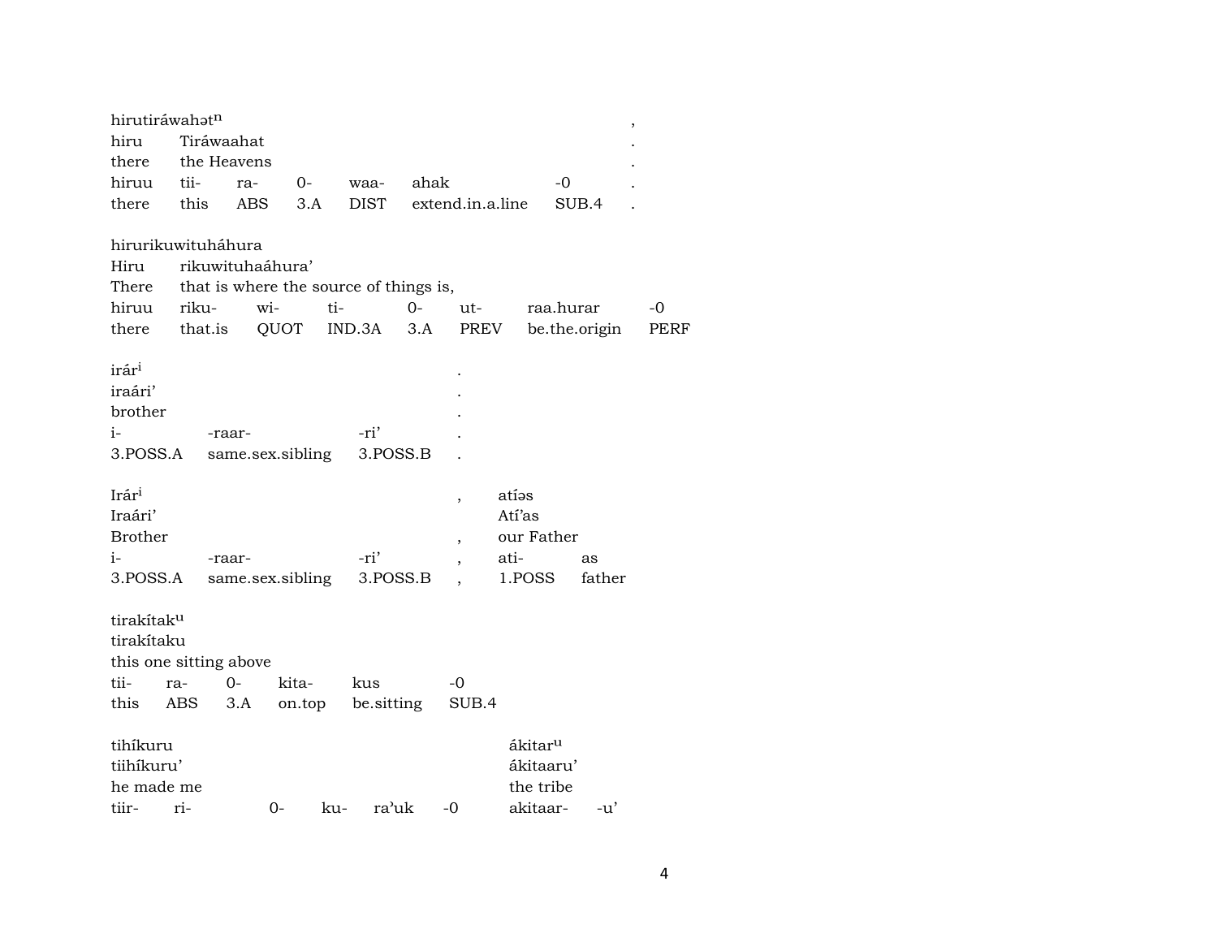| hirutiráwahət^n | | | | | | | , |
|---|---|---|---|---|---|---|---|
| hiru | Tiráwaahat | | | | | | . |
| there | the Heavens | | | | | | . |
| hiruu | tii- | ra- | 0- | waa- | ahak | -0 | . |
| there | this | ABS | 3.A | DIST | extend.in.a.line | SUB.4 | . |

| hirurikuwituháhura | | | | | | | |
|---|---|---|---|---|---|---|---|
| Hiru | rikuwituhaáhura’ | | | | | | |
| There | that is where the source of things is, | | | | | | |
| hiruu | riku- | wi- | ti- | 0- | ut- | raa.hurar | -0 |
| there | that.is | QUOT | IND.3A | 3.A | PREV | be.the.origin | PERF |

| irár^i | | | . |
|---|---|---|---|
| iraári’ | | | . |
| brother | | | . |
| i- | -raar- | -ri’ | . |
| 3.POSS.A | same.sex.sibling | 3.POSS.B | . |

| Irár^i | | | , | atíəs | |
|---|---|---|---|---|---|
| Iraári’ | | | | Atí’as | |
| Brother | | | , | our Father | |
| i- | -raar- | -ri’ | , | ati- | as |
| 3.POSS.A | same.sex.sibling | 3.POSS.B | , | 1.POSS | father |

| tirakítak^u | | | | | |
|---|---|---|---|---|---|
| tirakítaku | | | | | |
| this one sitting above | | | | | |
| tii- | ra- | 0- | kita- | kus | -0 |
| this | ABS | 3.A | on.top | be.sitting | SUB.4 |

| tihíkuru | | | | | | ákitar^u | |
|---|---|---|---|---|---|---|---|
| tiihíkuru’ | | | | | | ákitaaru’ | |
| he made me | | | | | | the tribe | |
| tiir- | ri- | 0- | ku- | ra’uk | -0 | akitaar- | -u’ |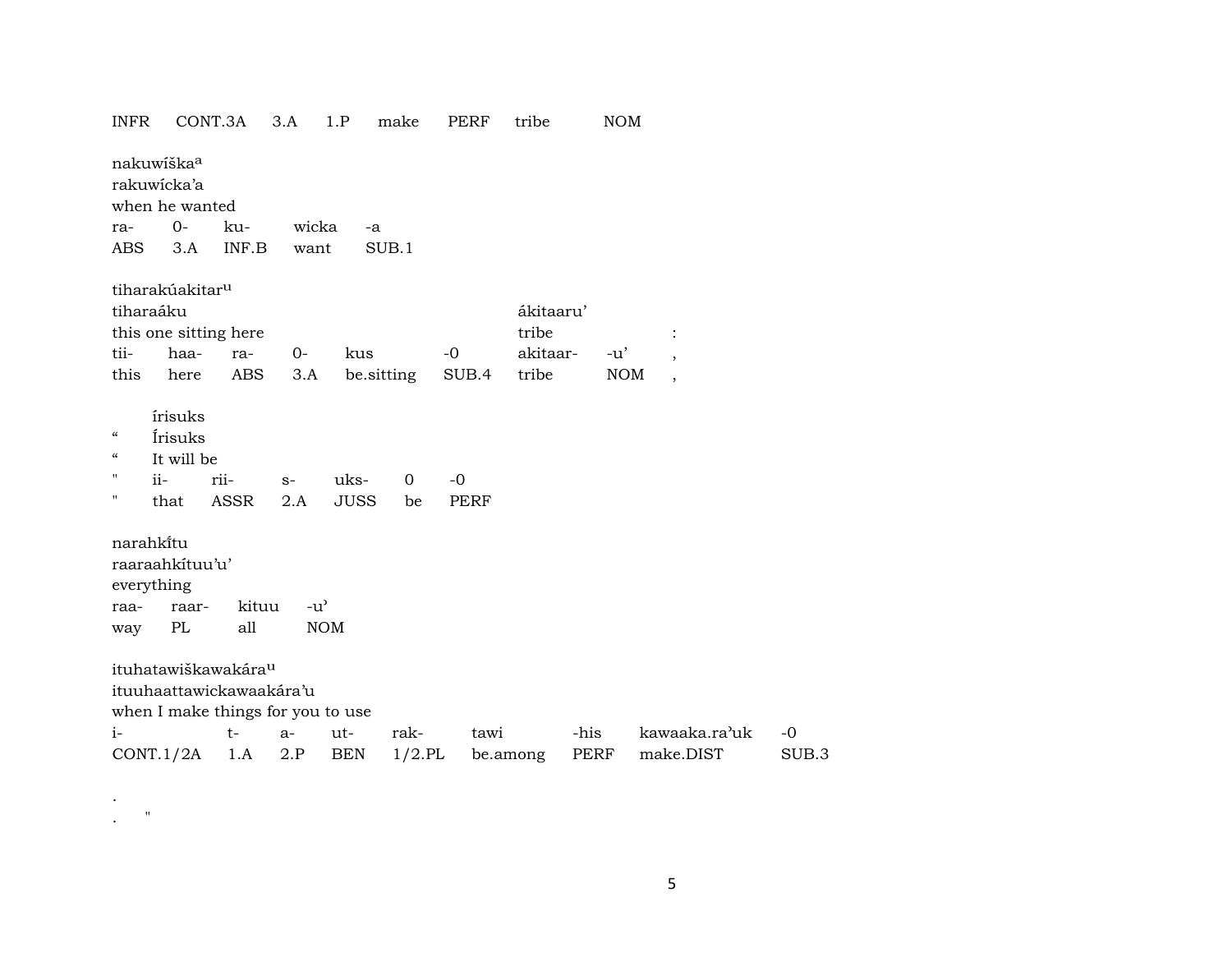INFR CONT.3A 3.A 1.P make PERF tribe NOM

nakuwíška[a]
rakuwícka'a
when he wanted

| ra- | 0- | ku- | wicka | -a |
|---|---|---|---|---|
| ABS | 3.A | INF.B | want | SUB.1 |

tiharakúakitar[u]

| tiharaáku | | | | | | ákitaaru' | | |
|---|---|---|---|---|---|---|---|---|
| this one sitting here | | | | | | tribe | | : |
| tii- | haa- | ra- | 0- | kus | -0 | akitaar- | -u' | , |
| this | here | ABS | 3.A | be.sitting | SUB.4 | tribe | NOM | , |

| | írisuks | | | | | |
|---|---|---|---|---|---|---|
| " | Írisuks | | | | | |
| " | It will be | | | | | |
| " | ii- | rii- | s- | uks- | 0 | -0 |
| " | that | ASSR | 2.A | JUSS | be | PERF |

narahkɨ̃tu
raaraahkítuu'u'
everything

| raa- | raar- | kituu | -u' |
|---|---|---|---|
| way | PL | all | NOM |

ituhatawiškawakára[u]
ituuhaattawickawaakára'u
when I make things for you to use

| i- | t- | a- | ut- | rak- | tawi | -his | kawaaka.ra'uk | -0 |
|---|---|---|---|---|---|---|---|---|
| CONT.1/2A | 1.A | 2.P | BEN | 1/2.PL | be.among | PERF | make.DIST | SUB.3 |

.
. "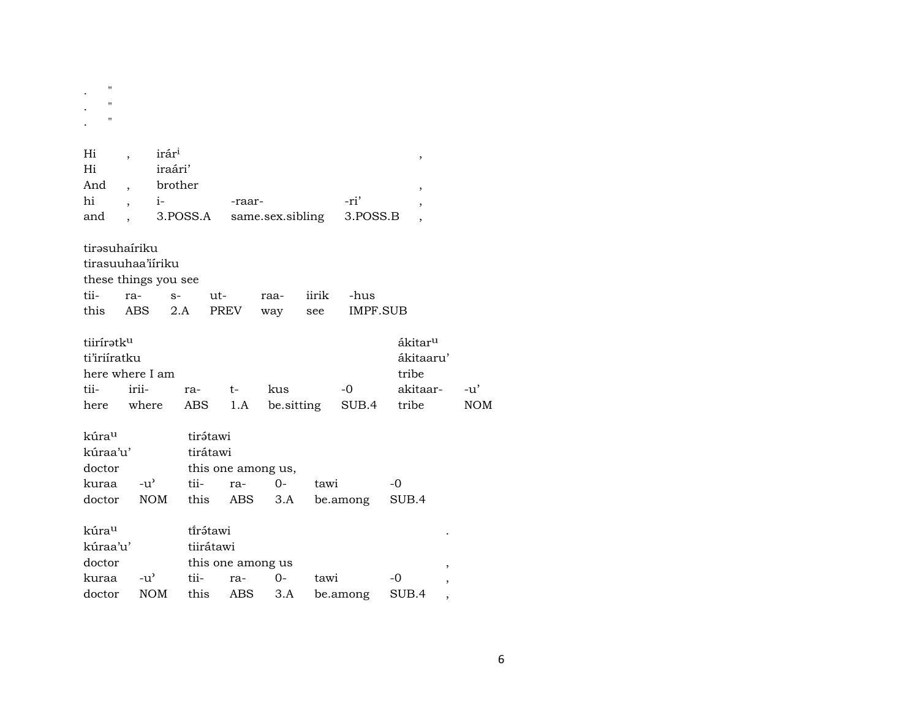. "
. "
. "

| Hi | , | irár[i] | | | , |
|---|---|---|---|---|---|
| Hi | | iraári’ | | | |
| And | , | brother | | | , |
| hi | , | i- | -raar- | -ri’ | , |
| and | , | 3.POSS.A | same.sex.sibling | 3.POSS.B | , |

tirəsuhaíriku
tirasuuhaa’iíriku
these things you see

| tii- | ra- | s- | ut- | raa- | iirik | -hus |
|---|---|---|---|---|---|---|
| this | ABS | 2.A | PREV | way | see | IMPF.SUB |

| tiirírətk[u] | | | | | | ákitar[u] | |
|---|---|---|---|---|---|---|---|
| ti’iriíratku | | | | | | ákitaaru’ | |
| here where I am | | | | | | tribe | |
| tii- | irii- | ra- | t- | kus | -0 | akitaar- | -u’ |
| here | where | ABS | 1.A | be.sitting | SUB.4 | tribe | NOM |

| kúra[u] | | tirə́tawi | | | | |
|---|---|---|---|---|---|---|
| kúraa’u’ | | tirátawi | | | | |
| doctor | | this one among us, | | | | |
| kuraa | -u’ | tii- | ra- | 0- | tawi | -0 |
| doctor | NOM | this | ABS | 3.A | be.among | SUB.4 |

| kúra[u] | | tı̃́rə́tawi | | | | | . |
|---|---|---|---|---|---|---|---|
| kúraa’u’ | | tiirátawi | | | | | |
| doctor | | this one among us | | | | | , |
| kuraa | -u’ | tii- | ra- | 0- | tawi | -0 | , |
| doctor | NOM | this | ABS | 3.A | be.among | SUB.4 | , |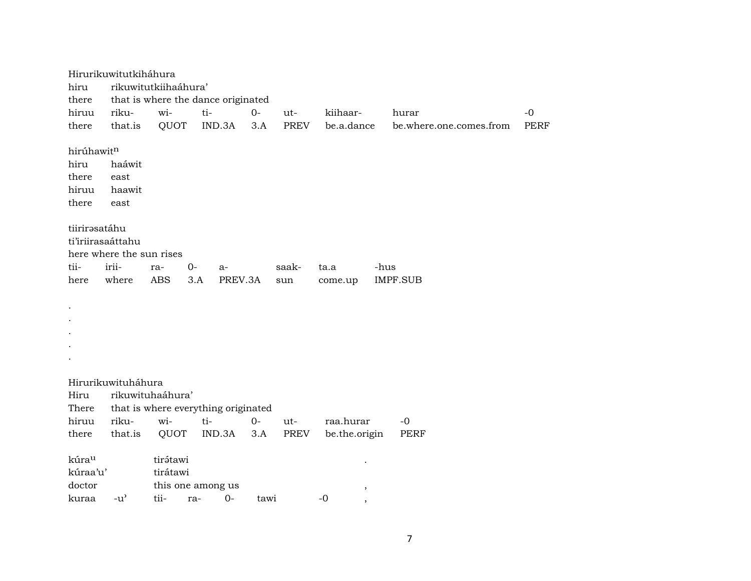Hirurikuwitutkiháhura
hiru rikuwitutkiihaáhura’
there that is where the dance originated

| hiruu | riku- | wi- | ti- | 0- | ut- | kiihaar- | hurar | -0 |
|---|---|---|---|---|---|---|---|---|
| there | that.is | QUOT | IND.3A | 3.A | PREV | be.a.dance | be.where.one.comes.from | PERF |

hirúhawit$^{n}$
hiru haáwit
there east

| hiruu | haawit |
|---|---|
| there | east |

tiirirəsatáhu
ti’iriirasaáttahu
here where the sun rises

| tii- | irii- | ra- | 0- | a- | saak- | ta.a | -hus |
|---|---|---|---|---|---|---|---|
| here | where | ABS | 3.A | PREV.3A | sun | come.up | IMPF.SUB |

.
.
.
.
.

Hirurikuwituháhura
Hiru rikuwituhaáhura’
There that is where everything originated

| hiruu | riku- | wi- | ti- | 0- | ut- | raa.hurar | -0 |
|---|---|---|---|---|---|---|---|
| there | that.is | QUOT | IND.3A | 3.A | PREV | be.the.origin | PERF |

kúra$^{u}$ tirə́tawi .
kúraa’u’ tirátawi
doctor this one among us ,

| kuraa | -u’ | tii- | ra- | 0- | tawi | -0 | , |
|---|---|---|---|---|---|---|---|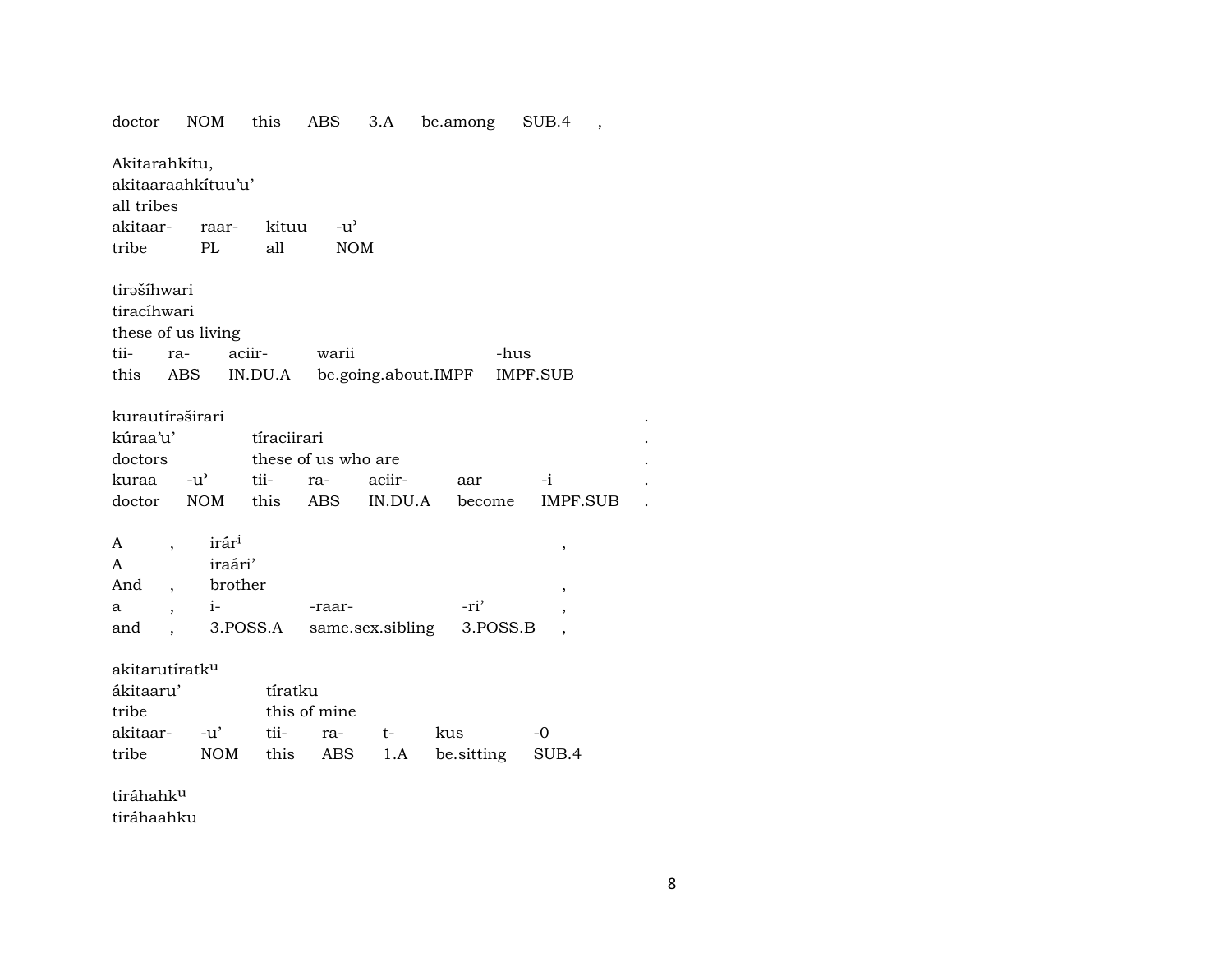doctor NOM this ABS 3.A be.among SUB.4 ,

Akitarahkítu,
akitaaraahkítuu'u'
all tribes

| akitaar- | raar- | kituu | -u' |
|---|---|---|---|
| tribe | PL | all | NOM |

tirəšíhwari
tiracíhwari
these of us living

| tii- | ra- | aciir- | warii | -hus |
|---|---|---|---|---|
| this | ABS | IN.DU.A | be.going.about.IMPF | IMPF.SUB |

kurautírəširari .
kúraa'u' tíraciirari .
doctors these of us who are .

| kuraa | -u' | tii- | ra- | aciir- | aar | -i | . |
|---|---|---|---|---|---|---|---|
| doctor | NOM | this | ABS | IN.DU.A | become | IMPF.SUB | . |

A , irár[i] ,
A iraári'
And , brother ,

| a | , | i- | -raar- | -ri' | , |
|---|---|---|---|---|---|
| and | , | 3.POSS.A | same.sex.sibling | 3.POSS.B | , |

akitarutíratk[u]
ákitaaru' tíratku
tribe this of mine

| akitaar- | -u' | tii- | ra- | t- | kus | -0 |
|---|---|---|---|---|---|---|
| tribe | NOM | this | ABS | 1.A | be.sitting | SUB.4 |

tiráhahk[u]
tiráhaahku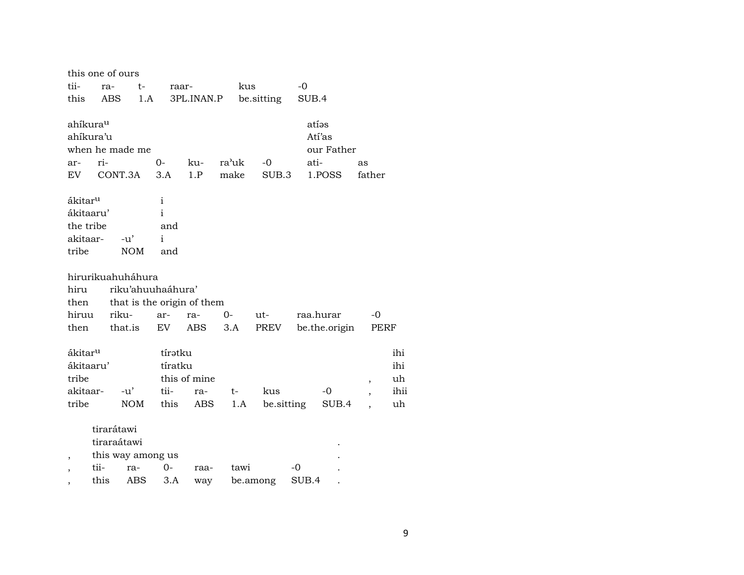| this one of ours | | | | | |
|---|---|---|---|---|---|
| tii- | ra- | t- | raar- | kus | -0 |
| this | ABS | 1.A | 3PL.INAN.P | be.sitting | SUB.4 |

| ahíkuraᵘ | | | | | | atíəs | |
|---|---|---|---|---|---|---|---|
| ahíkura'u | | | | | | Atí'as | |
| when he made me | | | | | | our Father | |
| ar- | ri- | 0- | ku- | ra'uk | -0 | ati- | as |
| EV | CONT.3A | 3.A | 1.P | make | SUB.3 | 1.POSS | father |

| ákitarᵘ | | i |
|---|---|---|
| ákitaaru' | | i |
| the tribe | | and |
| akitaar- | -u' | i |
| tribe | NOM | and |

| hirurikuahuháhura | | | | | | | |
|---|---|---|---|---|---|---|---|
| hiru | riku'ahuuhaáhura' | | | | | | |
| then | that is the origin of them | | | | | | |
| hiruu | riku- | ar- | ra- | 0- | ut- | raa.hurar | -0 |
| then | that.is | EV | ABS | 3.A | PREV | be.the.origin | PERF |

| ákitarᵘ | | tírətku | | | | | | ihi |
|---|---|---|---|---|---|---|---|---|
| ákitaaru' | | tíratku | | | | | | ihi |
| tribe | | this of mine | | | | | , | uh |
| akitaar- | -u' | tii- | ra- | t- | kus | -0 | , | ihii |
| tribe | NOM | this | ABS | 1.A | be.sitting | SUB.4 | , | uh |

| | tirarátawi | | | | | | |
|---|---|---|---|---|---|---|---|
| | tiraraátawi | | | | | | . |
| , | this way among us | | | | | | . |
| , | tii- | ra- | 0- | raa- | tawi | -0 | . |
| , | this | ABS | 3.A | way | be.among | SUB.4 | . |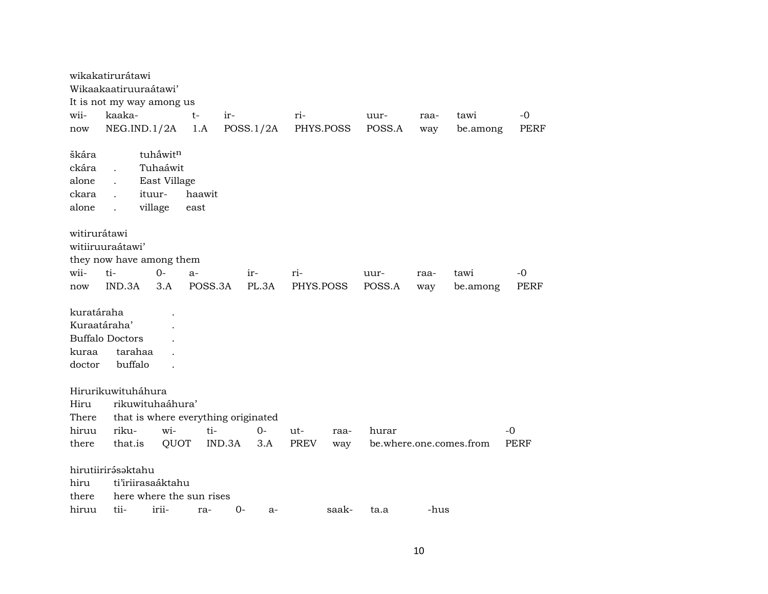wikakatirurátawi
Wikaakaatiruuraátawi'
It is not my way among us

| wii- | kaaka- | t- | ir- | ri- | uur- | raa- | tawi | -0 |
|---|---|---|---|---|---|---|---|---|
| now | NEG.IND.1/2A | 1.A | POSS.1/2A | PHYS.POSS | POSS.A | way | be.among | PERF |

škára . tuhẫwit$^{n}$
ckára . Tuhaáwit
alone . East Village

| ckara | . | ituur- | haawit |
|---|---|---|---|
| alone | . | village | east |

witirurátawi
witiiruuraátawi'
they now have among them

| wii- | ti- | 0- | a- | ir- | ri- | uur- | raa- | tawi | -0 |
|---|---|---|---|---|---|---|---|---|---|
| now | IND.3A | 3.A | POSS.3A | PL.3A | PHYS.POSS | POSS.A | way | be.among | PERF |

kuratáraha .
Kuraatáraha' .
Buffalo Doctors .

| kuraa | tarahaa | . |
|---|---|---|
| doctor | buffalo | . |

Hirurikuwituháhura
Hiru rikuwituhaáhura'
There that is where everything originated

| hiruu | riku- | wi- | ti- | 0- | ut- | raa- | hurar | -0 |
|---|---|---|---|---|---|---|---|---|
| there | that.is | QUOT | IND.3A | 3.A | PREV | way | be.where.one.comes.from | PERF |

hirutiirirə́səktahu
hiru ti'iriirasaáktahu
there here where the sun rises

| hiruu | tii- | irii- | ra- | 0- | a- | saak- | ta.a | -hus |
|---|---|---|---|---|---|---|---|---|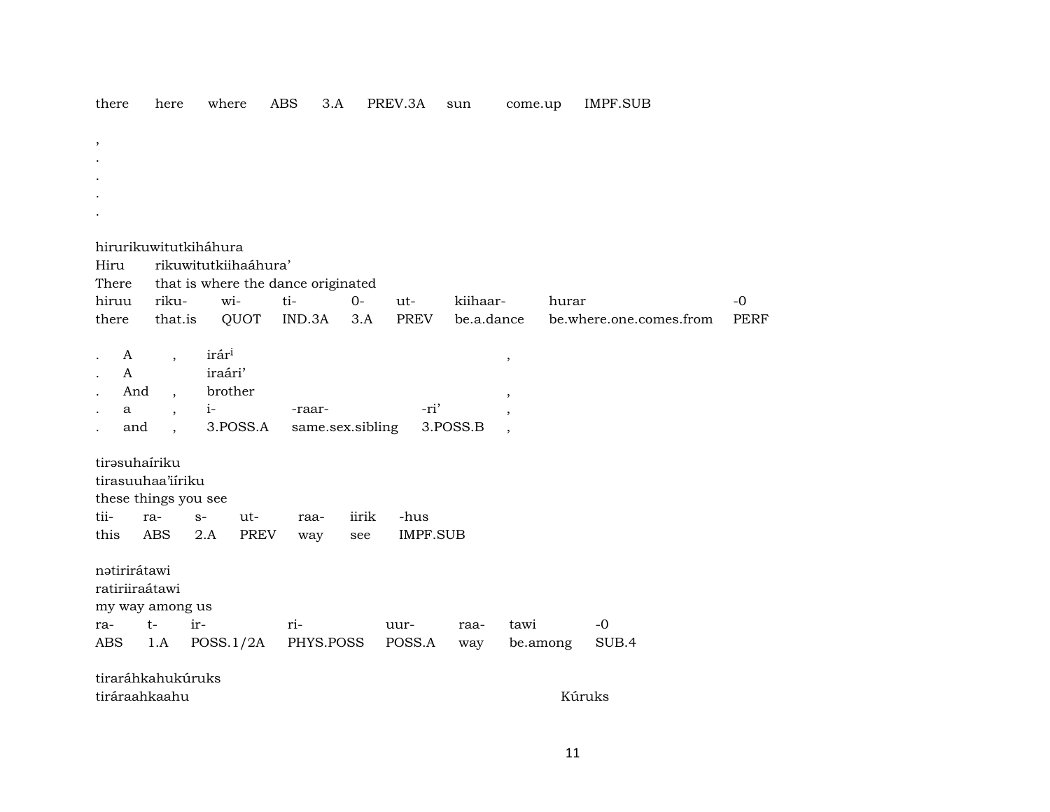| there | here | where | ABS | 3.A | PREV.3A | sun | come.up | IMPF.SUB |
|---|---|---|---|---|---|---|---|---|

,
.
.
.
.

hirurikuwitutkiháhura
Hiru rikuwitutkiihaáhura’
There that is where the dance originated

| hiruu | riku- | wi- | ti- | 0- | ut- | kiihaar- | hurar | -0 |
|---|---|---|---|---|---|---|---|---|
| there | that.is | QUOT | IND.3A | 3.A | PREV | be.a.dance | be.where.one.comes.from | PERF |

| . | A | , | irár[i] | , |
|---|---|---|---|---|
| . | A | | iraári’ | |
| . | And | , | brother | , |

| . | a | , | i- | -raar- | -ri’ | , |
|---|---|---|---|---|---|---|
| . | and | , | 3.POSS.A | same.sex.sibling | 3.POSS.B | , |

tirəsuhaíriku
tirasuuhaa’iíriku
these things you see

| tii- | ra- | s- | ut- | raa- | iirik | -hus |
|---|---|---|---|---|---|---|
| this | ABS | 2.A | PREV | way | see | IMPF.SUB |

nətirirátawi
ratiriiraátawi
my way among us

| ra- | t- | ir- | ri- | uur- | raa- | tawi | -0 |
|---|---|---|---|---|---|---|---|
| ABS | 1.A | POSS.1/2A | PHYS.POSS | POSS.A | way | be.among | SUB.4 |

tiraráhkahukúruks
tiráraahkaahu Kúruks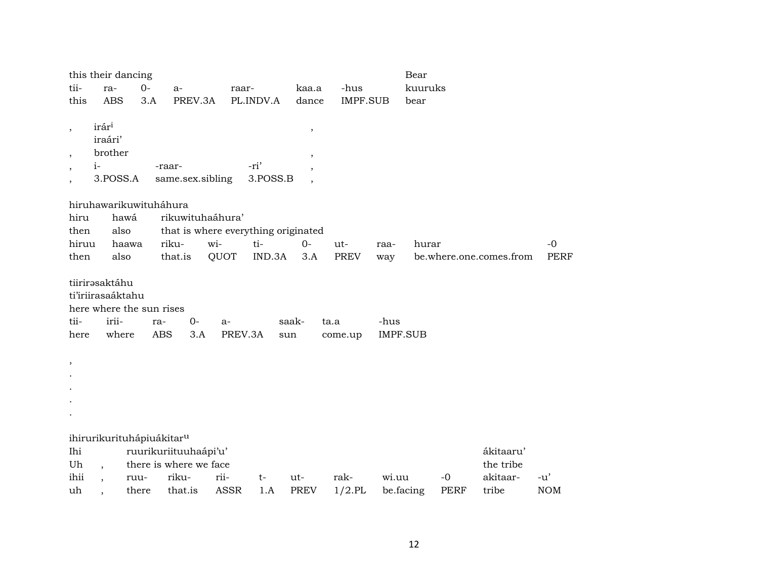| this their dancing | | | | | | | Bear |
|---|---|---|---|---|---|---|---|
| tii- | ra- | 0- | a- | raar- | kaa.a | -hus | kuuruks |
| this | ABS | 3.A | PREV.3A | PL.INDV.A | dance | IMPF.SUB | bear |

| , | irár[i] | | | , |
|---|---|---|---|---|
| | iraári' | | | |
| , | brother | | | , |
| , | i- | -raar- | -ri' | , |
| , | 3.POSS.A | same.sex.sibling | 3.POSS.B | , |

hiruhawarikuwituháhura

| hiru | hawá | rikuwituhaáhura' | | | | | | | |
|---|---|---|---|---|---|---|---|---|---|
| then | also | that is where everything originated | | | | | | | |
| hiruu | haawa | riku- | wi- | ti- | 0- | ut- | raa- | hurar | -0 |
| then | also | that.is | QUOT | IND.3A | 3.A | PREV | way | be.where.one.comes.from | PERF |

tiirirəsaktáhu

ti'iriirasaáktahu

here where the sun rises

| tii- | irii- | ra- | 0- | a- | saak- | ta.a | -hus |
|---|---|---|---|---|---|---|---|
| here | where | ABS | 3.A | PREV.3A | sun | come.up | IMPF.SUB |

,

.

.

.

.

ihirurikurituhápiuákitar[u]

| Ihi | | ruurikuriituuhaápi'u' | | | | | | | ákitaaru' | |
|---|---|---|---|---|---|---|---|---|---|---|
| Uh | , | there is where we face | | | | | | | the tribe | |
| ihii | , | ruu- | riku- | rii- | t- | ut- | rak- | wi.uu | -0 | akitaar- | -u' |
| uh | , | there | that.is | ASSR | 1.A | PREV | 1/2.PL | be.facing | PERF | tribe | NOM |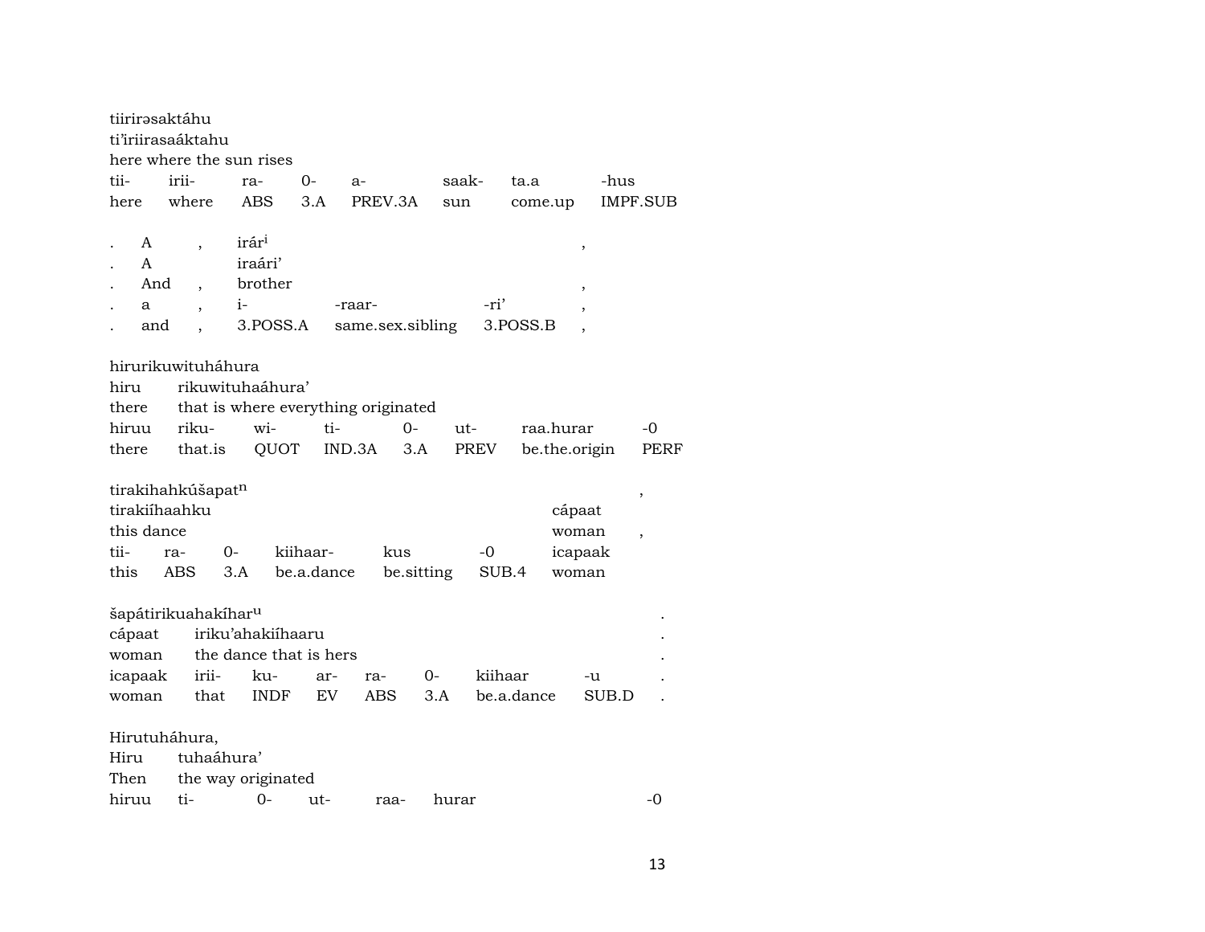tiirirəsaktáhu
ti'iriirasaáktahu
here where the sun rises

| tii- | irii- | ra- | 0- | a- | saak- | ta.a | -hus |
|---|---|---|---|---|---|---|---|
| here | where | ABS | 3.A | PREV.3A | sun | come.up | IMPF.SUB |

| . | A | , | irár[i] | | | , |
|---|---|---|---|---|---|---|
| . | A | | iraári' | | | |
| . | And | , | brother | | | , |
| . | a | , | i- | -raar- | -ri' | , |
| . | and | , | 3.POSS.A | same.sex.sibling | 3.POSS.B | , |

hirurikuwituháhura

| hiru | rikuwituhaáhura' | | | | | | |
|---|---|---|---|---|---|---|---|
| there | that is where everything originated | | | | | | |
| hiruu | riku- | wi- | ti- | 0- | ut- | raa.hurar | -0 |
| there | that.is | QUOT | IND.3A | 3.A | PREV | be.the.origin | PERF |

tirakihahkúšapat[n] ,

| tirakiíhaahku | | | | | | cápaat | |
|---|---|---|---|---|---|---|---|
| this dance | | | | | | woman | , |
| tii- | ra- | 0- | kiihaar- | kus | -0 | icapaak | |
| this | ABS | 3.A | be.a.dance | be.sitting | SUB.4 | woman | |

šapátirikuahakíhar[u] .

| cápaat | iriku'ahakiíhaaru | | | | | | . |
|---|---|---|---|---|---|---|---|
| woman | the dance that is hers | | | | | | . |
| icapaak | irii- | ku- | ar- | ra- | 0- | kiihaar | -u | .
| woman | that | INDF | EV | ABS | 3.A | be.a.dance | SUB.D | .

Hirutuháhura,

| Hiru | tuhaáhura' | | | | |
|---|---|---|---|---|---|
| Then | the way originated | | | | |
| hiruu | ti- | 0- | ut- | raa- | hurar | -0 |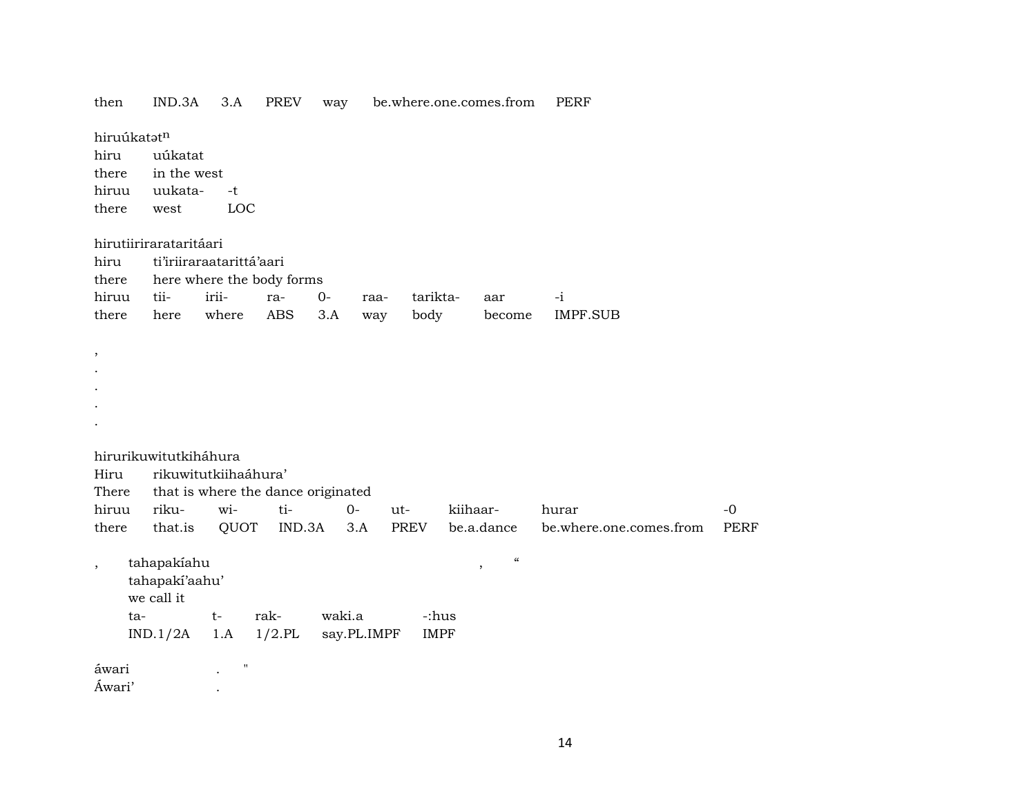then IND.3A 3.A PREV way be.where.one.comes.from PERF

hiruúkatət$^{n}$

| hiru | uúkatat | |
|---|---|---|
| there | in the west | |
| hiruu | uukata- | -t |
| there | west | LOC |

hirutiiriraratarit­áari

| hiru | ti'iriiraraatarittá'aari | | | | | | |
|---|---|---|---|---|---|---|---|
| there | here where the body forms | | | | | | |
| hiruu | tii- | irii- | ra- | 0- | raa- | tarikta- | aar | -i |
| there | here | where | ABS | 3.A | way | body | become | IMPF.SUB |

,
.
.
.
.

hirurikuwitutkiháhura

| Hiru | rikuwitutkiihaáhura' | | | | | | | |
|---|---|---|---|---|---|---|---|---|
| There | that is where the dance originated | | | | | | | |
| hiruu | riku- | wi- | ti- | 0- | ut- | kiihaar- | hurar | -0 |
| there | that.is | QUOT | IND.3A | 3.A | PREV | be.a.dance | be.where.one.comes.from | PERF |

, tahapakíahu , “

| tahapakí'aahu' | | | | |
|---|---|---|---|---|
| we call it | | | | |
| ta- | t- | rak- | waki.a | -:hus |
| IND.1/2A | 1.A | 1/2.PL | say.PL.IMPF | IMPF |

áwari . "
Áwari' .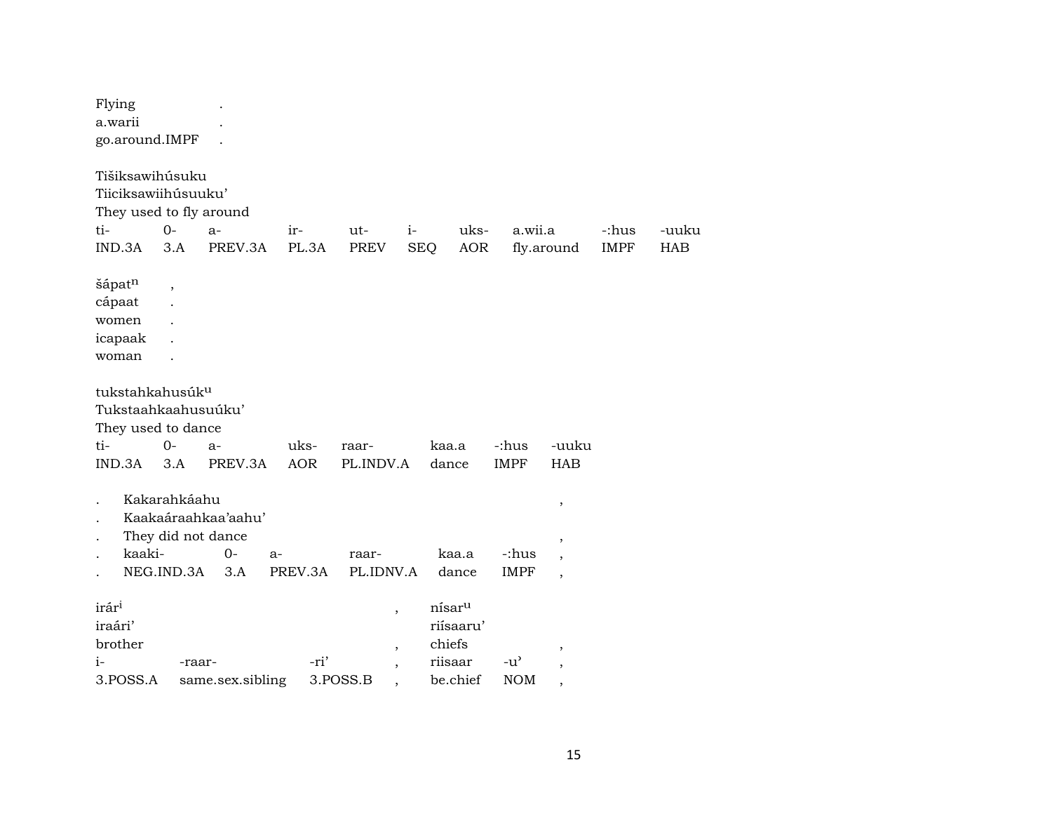Flying .
a.warii .
go.around.IMPF .

Tišiksawihúsuku
Tiiciksawiihúsuuku'
They used to fly around

| ti- | 0- | a- | ir- | ut- | i- | uks- | a.wii.a | -:hus | -uuku |
|---|---|---|---|---|---|---|---|---|---|
| IND.3A | 3.A | PREV.3A | PL.3A | PREV | SEQ | AOR | fly.around | IMPF | HAB |

šápatn ,
cápaat .
women .
icapaak .
woman .

tukstahkahusúku
Tukstaahkaahusuúku'
They used to dance

| ti- | 0- | a- | uks- | raar- | kaa.a | -:hus | -uuku |
|---|---|---|---|---|---|---|---|
| IND.3A | 3.A | PREV.3A | AOR | PL.INDV.A | dance | IMPF | HAB |

. Kakarahkáahu ,
. Kaakaáraahkaa'aahu'
. They did not dance ,

| . | kaaki- | 0- | a- | raar- | kaa.a | -:hus | , |
|---|---|---|---|---|---|---|---|
| . | NEG.IND.3A | 3.A | PREV.3A | PL.IDNV.A | dance | IMPF | , |

irári , nísaru
iraári' riísaaru'
brother , chiefs ,

| i- | -raar- | -ri' | , | riisaar | -u' | , |
|---|---|---|---|---|---|---|
| 3.POSS.A | same.sex.sibling | 3.POSS.B | , | be.chief | NOM | , |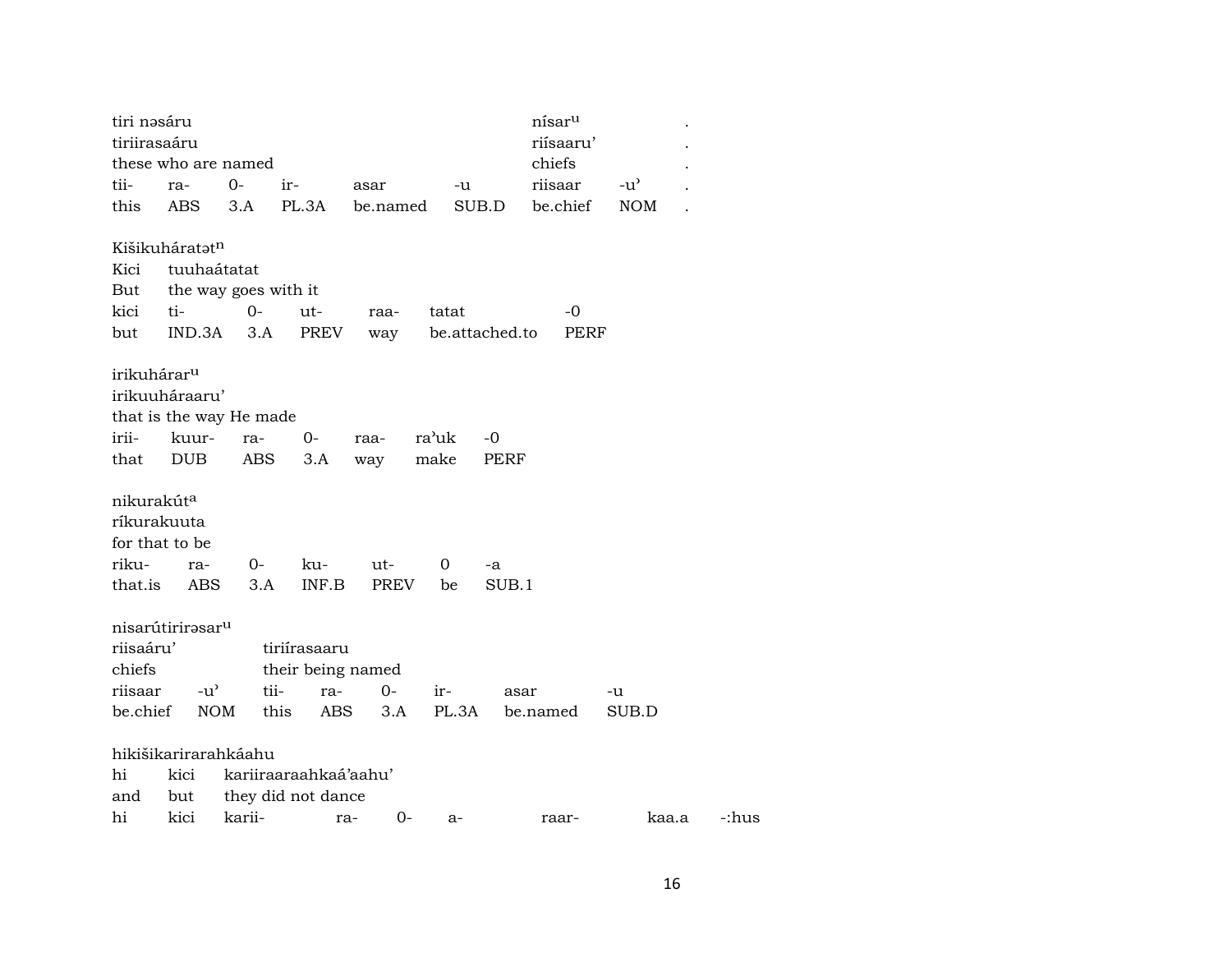tiri nəsáru nísar[u] .
tiriirasaáru riísaaru' .
these who are named chiefs .

| tii- | ra- | 0- | ir- | asar | -u | riisaar | -u' | . |
|---|---|---|---|---|---|---|---|---|
| this | ABS | 3.A | PL.3A | be.named | SUB.D | be.chief | NOM | . |

Kišikuháratət[n]
Kici tuuhaátatat
But the way goes with it

| kici | ti- | 0- | ut- | raa- | tatat | -0 |
|---|---|---|---|---|---|---|
| but | IND.3A | 3.A | PREV | way | be.attached.to | PERF |

irikuhárar[u]
irikuuháraaru'
that is the way He made

| irii- | kuur- | ra- | 0- | raa- | ra'uk | -0 |
|---|---|---|---|---|---|---|
| that | DUB | ABS | 3.A | way | make | PERF |

nikurakút[a]
ríkurakuuta
for that to be

| riku- | ra- | 0- | ku- | ut- | 0 | -a |
|---|---|---|---|---|---|---|
| that.is | ABS | 3.A | INF.B | PREV | be | SUB.1 |

nisarútirirəsar[u]
riisaáru' tiriírasaaru
chiefs their being named

| riisaar | -u' | tii- | ra- | 0- | ir- | asar | -u |
|---|---|---|---|---|---|---|---|
| be.chief | NOM | this | ABS | 3.A | PL.3A | be.named | SUB.D |

hikišikarirarahkáahu
hi kici kariiraaraahkaá'aahu'
and but they did not dance

| hi | kici | karii- | ra- | 0- | a- | raar- | kaa.a | -:hus |
|---|---|---|---|---|---|---|---|---|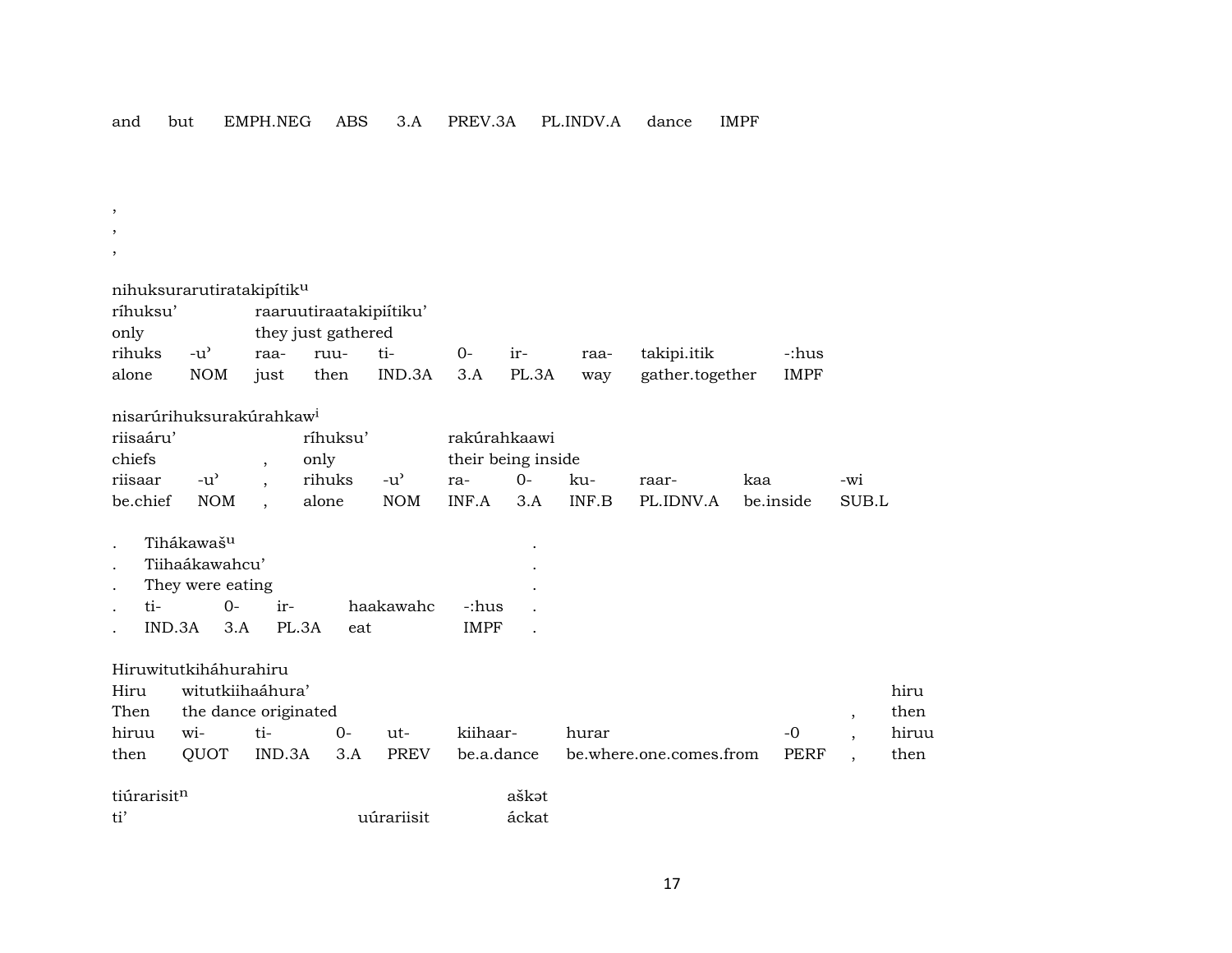| and | but | EMPH.NEG | ABS | 3.A | PREV.3A | PL.INDV.A | dance | IMPF |
|---|---|---|---|---|---|---|---|---|

,
,
,

nihuksurarutiratakipítik[u]

| ríhuksu' | | raaruutiraatakipiítiku' | | | | | | |
|---|---|---|---|---|---|---|---|---|
| only | | they just gathered | | | | | | |
| rihuks | -u' | raa- | ruu- | ti- | 0- | ir- | raa- | takipi.itik | -:hus |
| alone | NOM | just | then | IND.3A | 3.A | PL.3A | way | gather.together | IMPF |

nisarúrihuksurakúrahkaw[i]

| riisaáru' | | | ríhuksu' | | rakúrahkaawi | | | | | |
|---|---|---|---|---|---|---|---|---|---|---|
| chiefs | | , | only | | their being inside | | | | | |
| riisaar | -u' | , | rihuks | -u' | ra- | 0- | ku- | raar- | kaa | -wi |
| be.chief | NOM | , | alone | NOM | INF.A | 3.A | INF.B | PL.IDNV.A | be.inside | SUB.L |

| . | Tihákawaš[u] | | | | | . |
|---|---|---|---|---|---|---|
| . | Tiihaákawahcu' | | | | | . |
| . | They were eating | | | | | . |
| . | ti- | 0- | ir- | haakawahc | -:hus | . |
| . | IND.3A | 3.A | PL.3A | eat | IMPF | . |

Hiruwitutkiháhurahiru

| Hiru | witutkiihaáhura' | | | | | | | | hiru |
|---|---|---|---|---|---|---|---|---|---|
| Then | the dance originated | | | | | | | , | then |
| hiruu | wi- | ti- | 0- | ut- | kiihaar- | hurar | -0 | , | hiruu |
| then | QUOT | IND.3A | 3.A | PREV | be.a.dance | be.where.one.comes.from | PERF | , | then |

| tiúrarisit[n] | | aškət |
|---|---|---|
| ti' | uúrariisit | áckat |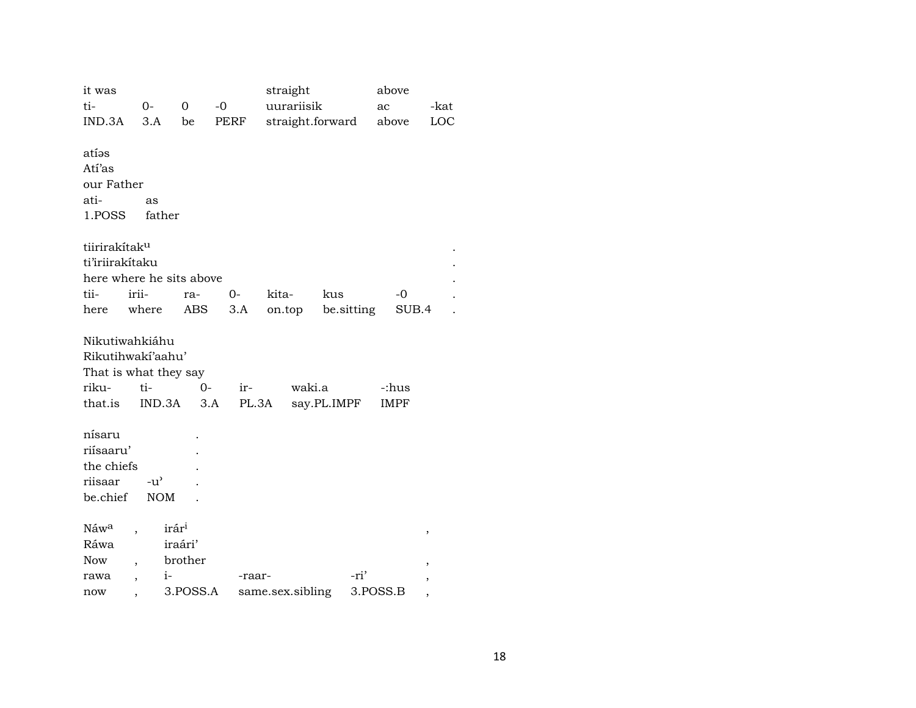| it was | | | | straight | above | |
|---|---|---|---|---|---|---|
| ti- | 0- | 0 | -0 | uurariisik | ac | -kat |
| IND.3A | 3.A | be | PERF | straight.forward | above | LOC |

atíəs
Atí'as
our Father

| ati- | as |
|---|---|
| 1.POSS | father |

tiirirakítak[u] .
ti'iriirakítaku .
here where he sits above .

| tii- | irii- | ra- | 0- | kita- | kus | -0 | . |
|---|---|---|---|---|---|---|---|
| here | where | ABS | 3.A | on.top | be.sitting | SUB.4 | . |

Nikutiwahkiáhu
Rikutihwakí'aahu'
That is what they say

| riku- | ti- | 0- | ir- | waki.a | -:hus |
|---|---|---|---|---|---|
| that.is | IND.3A | 3.A | PL.3A | say.PL.IMPF | IMPF |

nísaru .
riísaaru' .
the chiefs .

| riisaar | -u' | . |
|---|---|---|
| be.chief | NOM | . |

| Náw[a] | , | irár[i] | | | , |
|---|---|---|---|---|---|
| Ráwa | | iraári' | | | |
| Now | , | brother | | | , |
| rawa | , | i- | -raar- | -ri' | , |
| now | , | 3.POSS.A | same.sex.sibling | 3.POSS.B | , |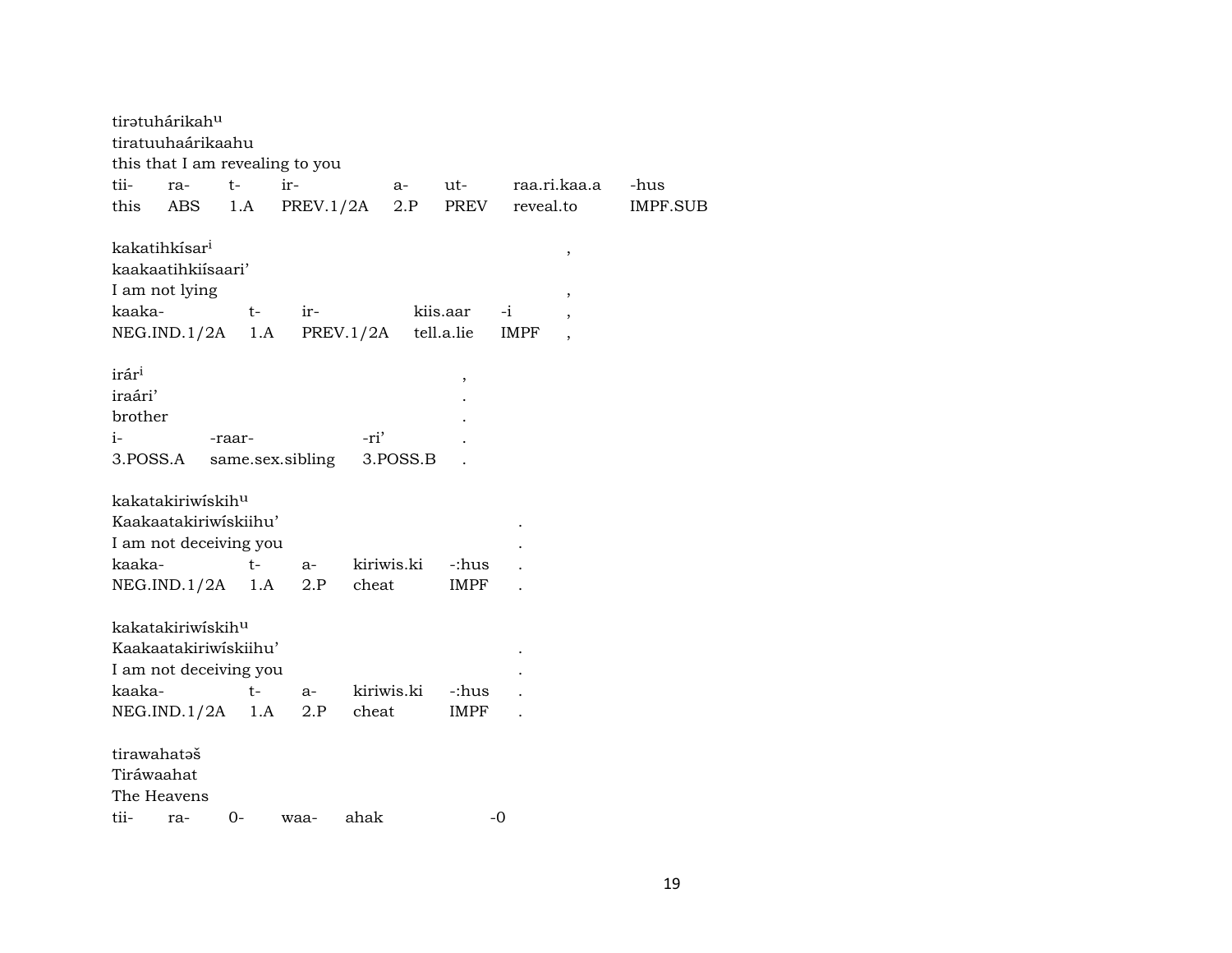tirətuhárikah^u
tiratuuhaárikaahu
this that I am revealing to you

| tii- | ra- | t- | ir- | a- | ut- | raa.ri.kaa.a | -hus |
|---|---|---|---|---|---|---|---|
| this | ABS | 1.A | PREV.1/2A | 2.P | PREV | reveal.to | IMPF.SUB |

kakatihkísar^i ,
kaakaatihkiísaari' ,
I am not lying ,

| kaaka- | t- | ir- | kiis.aar | -i | , |
|---|---|---|---|---|---|
| NEG.IND.1/2A | 1.A | PREV.1/2A | tell.a.lie | IMPF | , |

irár^i ,
iraári' .
brother .

| i- | -raar- | -ri' | . |
|---|---|---|---|
| 3.POSS.A | same.sex.sibling | 3.POSS.B | . |

kakatakiriwískih^u
Kaakaatakiriwískiihu' .
I am not deceiving you .

| kaaka- | t- | a- | kiriwis.ki | -:hus | . |
|---|---|---|---|---|---|
| NEG.IND.1/2A | 1.A | 2.P | cheat | IMPF | . |

kakatakiriwískih^u
Kaakaatakiriwískiihu' .
I am not deceiving you .

| kaaka- | t- | a- | kiriwis.ki | -:hus | . |
|---|---|---|---|---|---|
| NEG.IND.1/2A | 1.A | 2.P | cheat | IMPF | . |

tirawahatəš
Tiráwaahat
The Heavens

| tii- | ra- | 0- | waa- | ahak | -0 |
|---|---|---|---|---|---|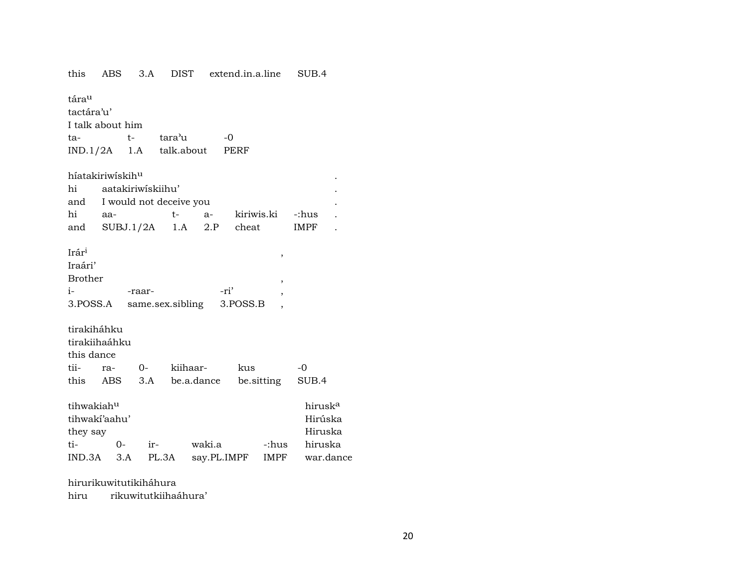this ABS 3.A DIST extend.in.a.line SUB.4

tára$^{u}$
tactára'u'
I talk about him

| ta- | t- | tara'u | -0 |
|---|---|---|---|
| IND.1/2A | 1.A | talk.about | PERF |

híatakiriwískih$^{u}$ .
hi aatakiriwískiihu' .
and I would not deceive you .

| hi | aa- | t- | a- | kiriwis.ki | -:hus | . |
|---|---|---|---|---|---|---|
| and | SUBJ.1/2A | 1.A | 2.P | cheat | IMPF | . |

Irár$^{i}$ ,
Iraári'
Brother ,

| i- | -raar- | -ri' | , |
|---|---|---|---|
| 3.POSS.A | same.sex.sibling | 3.POSS.B | , |

tirakiháhku
tirakiihaáhku
this dance

| tii- | ra- | 0- | kiihaar- | kus | -0 |
|---|---|---|---|---|---|
| this | ABS | 3.A | be.a.dance | be.sitting | SUB.4 |

tihwakiah$^{u}$ hirusk$^{a}$
tihwakí'aahu' Hirúska
they say Hiruska

| ti- | 0- | ir- | waki.a | -:hus | hiruska |
|---|---|---|---|---|---|
| IND.3A | 3.A | PL.3A | say.PL.IMPF | IMPF | war.dance |

hirurikuwitutikiháhura
hiru rikuwitutkiihaáhura'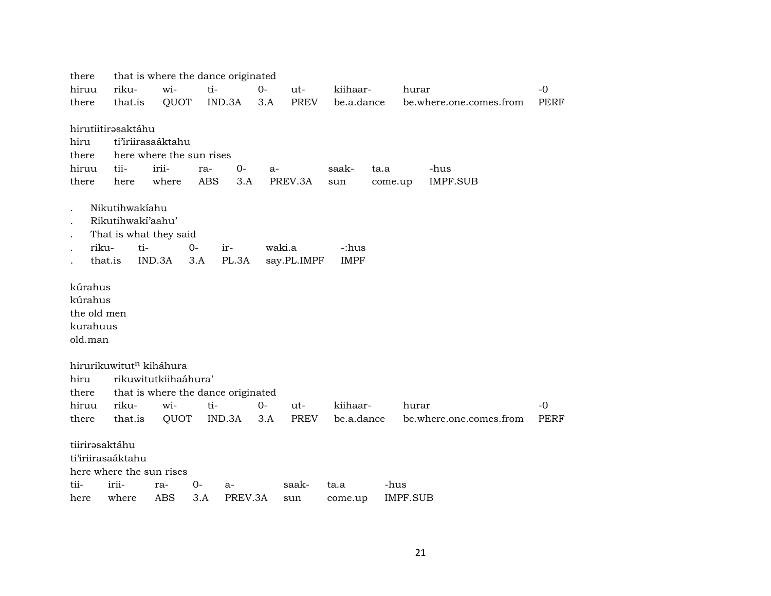there	that is where the dance originated

| hiruu | riku- | wi- | ti- | 0- | ut- | kiihaar- | hurar | -0 |
|---|---|---|---|---|---|---|---|---|
| there | that.is | QUOT | IND.3A | 3.A | PREV | be.a.dance | be.where.one.comes.from | PERF |

hirutiitirəsaktáhu
hiru	ti'iriirasaaáktahu
there	here where the sun rises

| hiruu | tii- | irii- | ra- | 0- | a- | saak- | ta.a | -hus |
|---|---|---|---|---|---|---|---|---|
| there | here | where | ABS | 3.A | PREV.3A | sun | come.up | IMPF.SUB |

. Nikutihwakíahu
. Rikutihwakí'aahu'
. That is what they said

| . | riku- | ti- | 0- | ir- | waki.a | -:hus |
|---|---|---|---|---|---|---|
| . | that.is | IND.3A | 3.A | PL.3A | say.PL.IMPF | IMPF |

kúrahus
kúrahus
the old men
kurahuus
old.man

hirurikuwitut$^{n}$ kiháhura
hiru	rikuwitutkiihaáhura'
there	that is where the dance originated

| hiruu | riku- | wi- | ti- | 0- | ut- | kiihaar- | hurar | -0 |
|---|---|---|---|---|---|---|---|---|
| there | that.is | QUOT | IND.3A | 3.A | PREV | be.a.dance | be.where.one.comes.from | PERF |

tiirirəsaktáhu
ti'iriirasaaáktahu
here where the sun rises

| tii- | irii- | ra- | 0- | a- | saak- | ta.a | -hus |
|---|---|---|---|---|---|---|---|
| here | where | ABS | 3.A | PREV.3A | sun | come.up | IMPF.SUB |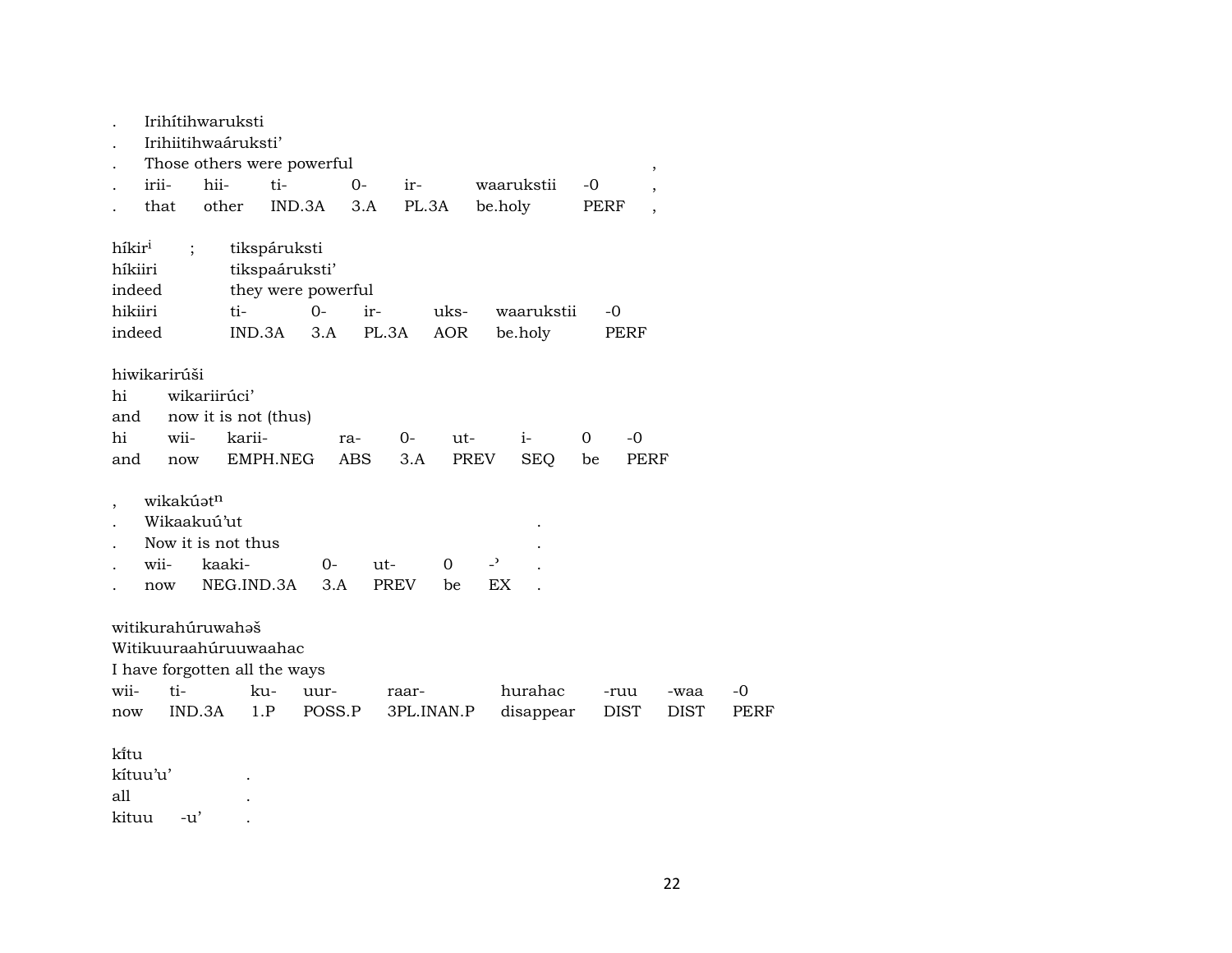. Irihítihwaruksti
. Irihiitihwaárukstiʼ
. Those others were powerful ,
. irii- hii- ti- 0- ir- waarukstii -0 ,
. that other IND.3A 3.A PL.3A be.holy PERF ,

híkir[i] ; tikspáruksti
híkiiri tikspaárukstiʼ
indeed they were powerful
hikiiri ti- 0- ir- uks- waarukstii -0
indeed IND.3A 3.A PL.3A AOR be.holy PERF

hiwikarirúši
hi wikariirúciʼ
and now it is not (thus)
hi wii- karii- ra- 0- ut- i- 0 -0
and now EMPH.NEG ABS 3.A PREV SEQ be PERF

, wikakúət[n]
. Wikaakuúʼut .
. Now it is not thus .
. wii- kaaki- 0- ut- 0 -ʾ .
. now NEG.IND.3A 3.A PREV be EX .

witikurahúruwahəš
Witikuuraahúruuwaahac
I have forgotten all the ways
wii- ti- ku- uur- raar- hurahac -ruu -waa -0
now IND.3A 1.P POSS.P 3PL.INAN.P disappear DIST DIST PERF

kĩtu
kítuuʼuʼ .
all .
kituu -uʼ .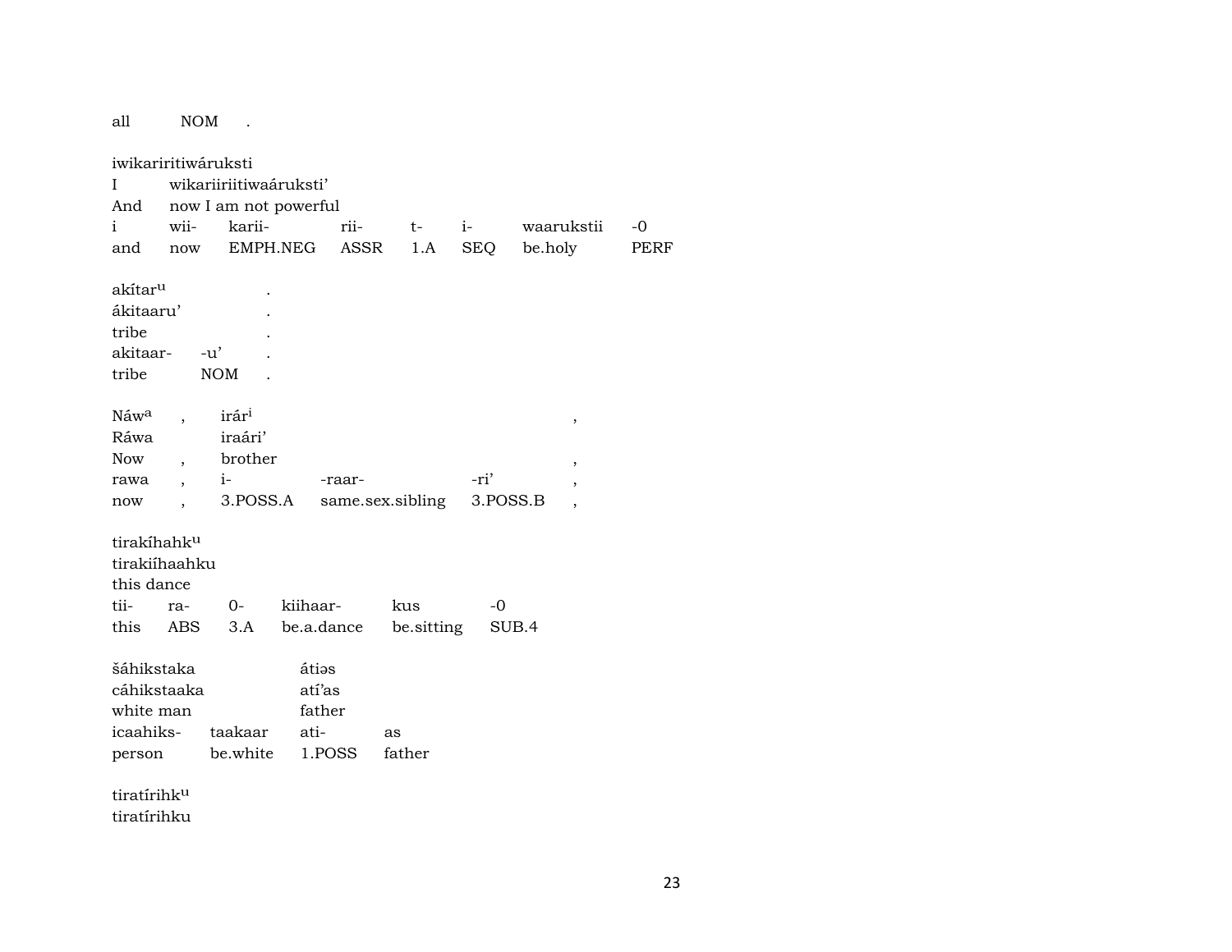all NOM .

iwikariritiwáruksti
I wikariiriitiwaáruksti'
And now I am not powerful

| i | wii- | karii- | rii- | t- | i- | waarukstii | -0 |
|---|---|---|---|---|---|---|---|
| and | now | EMPH.NEG | ASSR | 1.A | SEQ | be.holy | PERF |

akítar$^{u}$ .
ákitaaru' .
tribe .

| akitaar- | -u' | . |
|---|---|---|
| tribe | NOM | . |

Náw$^{a}$ , irár$^{i}$ ,
Ráwa iraári'
Now , brother ,

| rawa | , | i- | -raar- | -ri' | , |
|---|---|---|---|---|---|
| now | , | 3.POSS.A | same.sex.sibling | 3.POSS.B | , |

tirakíhahk$^{u}$
tirakiíhaahku
this dance

| tii- | ra- | 0- | kiihaar- | kus | -0 |
|---|---|---|---|---|---|
| this | ABS | 3.A | be.a.dance | be.sitting | SUB.4 |

šáhikstaka átiəs
cáhikstaaka atí'as
white man father

| icaahiks- | taakaar | ati- | as |
|---|---|---|---|
| person | be.white | 1.POSS | father |

tiratírihk$^{u}$
tiratírihku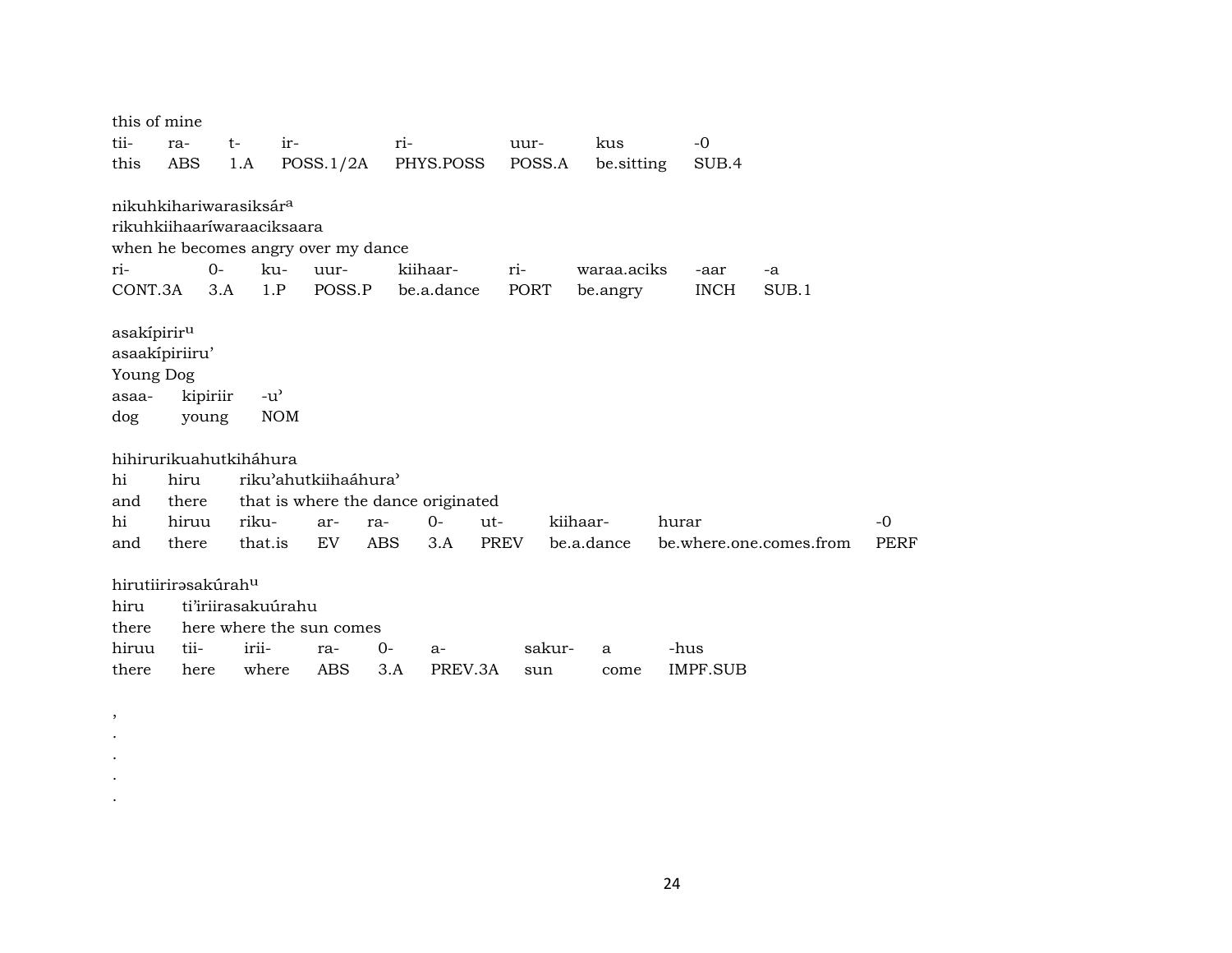this of mine

| tii- | ra- | t- | ir- | ri- | uur- | kus | -0 |
|---|---|---|---|---|---|---|---|
| this | ABS | 1.A | POSS.1/2A | PHYS.POSS | POSS.A | be.sitting | SUB.4 |

nikuhkihariwarasiksár[a]
rikuhkiihaaríwaraaciksaara
when he becomes angry over my dance

| ri- | 0- | ku- | uur- | kiihaar- | ri- | waraa.aciks | -aar | -a |
|---|---|---|---|---|---|---|---|---|
| CONT.3A | 3.A | 1.P | POSS.P | be.a.dance | PORT | be.angry | INCH | SUB.1 |

asakípirir[u]
asaakípiriiru'
Young Dog

| asaa- | kipiriir | -u' |
|---|---|---|
| dog | young | NOM |

hihirurikuahutkiháhura

| hi | hiru | riku'ahutkiihaáhura' |
|---|---|---|
| and | there | that is where the dance originated |

| hi | hiruu | riku- | ar- | ra- | 0- | ut- | kiihaar- | hurar | -0 |
|---|---|---|---|---|---|---|---|---|---|
| and | there | that.is | EV | ABS | 3.A | PREV | be.a.dance | be.where.one.comes.from | PERF |

hirutiirirəsakúrah[u]

| hiru | ti'iriirasakuúrahu |
|---|---|
| there | here where the sun comes |

| hiruu | tii- | irii- | ra- | 0- | a- | sakur- | a | -hus |
|---|---|---|---|---|---|---|---|---|
| there | here | where | ABS | 3.A | PREV.3A | sun | come | IMPF.SUB |

,
.
.
.
.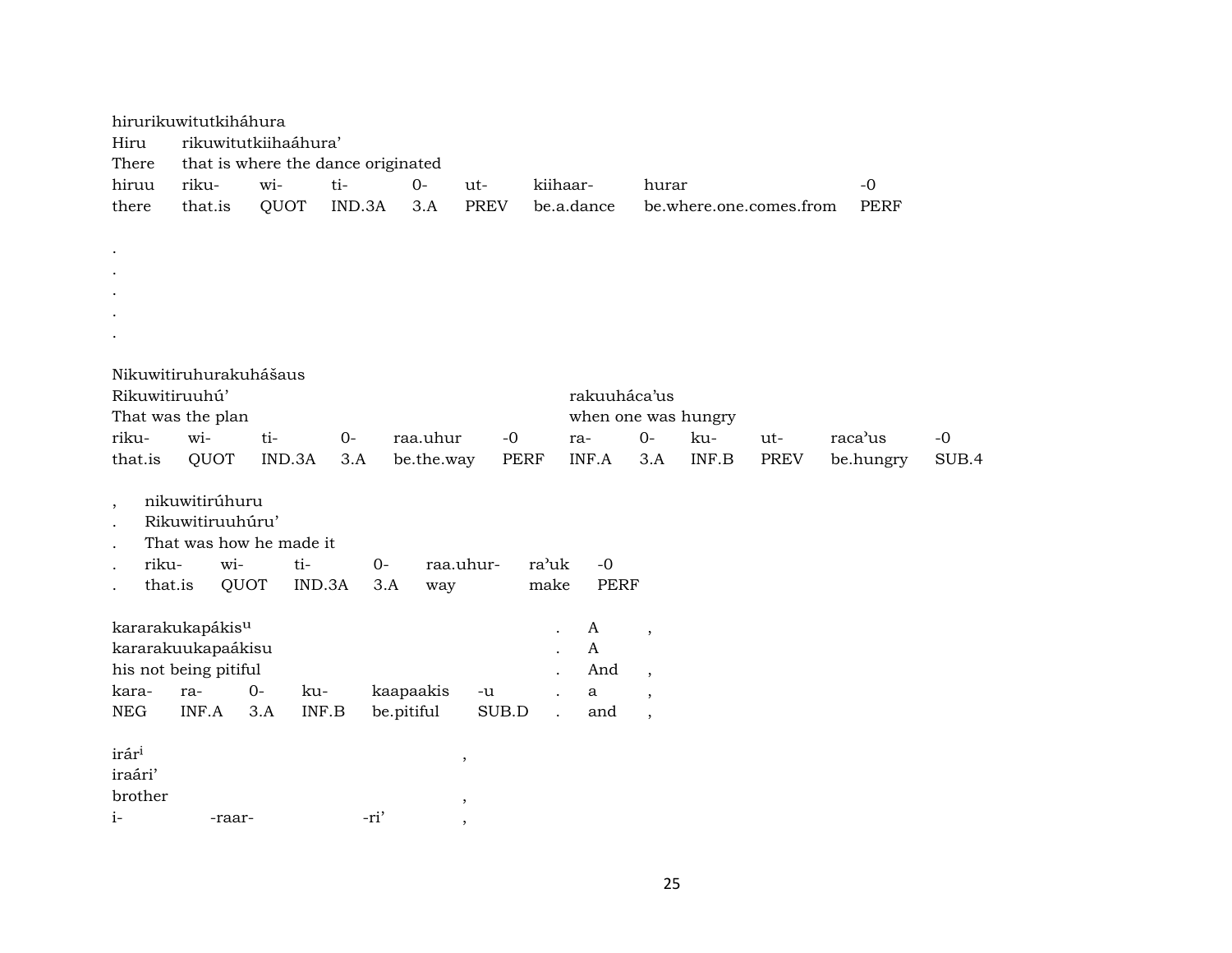hirurikuwitutkiháhura

| Hiru | rikuwitutkiihaáhura' | | | | | | | |
|---|---|---|---|---|---|---|---|---|
| There | that is where the dance originated | | | | | | | |
| hiruu | riku- | wi- | ti- | 0- | ut- | kiihaar- | hurar | -0 |
| there | that.is | QUOT | IND.3A | 3.A | PREV | be.a.dance | be.where.one.comes.from | PERF |

.
.
.
.
.

Nikuwitiruhurakuhášaus

| Rikuwitiruuhú' | | | | | | rakuuháca'us | | | | | |
|---|---|---|---|---|---|---|---|---|---|---|---|
| That was the plan | | | | | | when one was hungry | | | | | |
| riku- | wi- | ti- | 0- | raa.uhur | -0 | ra- | 0- | ku- | ut- | raca'us | -0 |
| that.is | QUOT | IND.3A | 3.A | be.the.way | PERF | INF.A | 3.A | INF.B | PREV | be.hungry | SUB.4 |

| , | nikuwitirúhuru | | | | | | |
|---|---|---|---|---|---|---|---|
| . | Rikuwitiruuhúru' | | | | | | |
| . | That was how he made it | | | | | | |
| . | riku- | wi- | ti- | 0- | raa.uhur- | ra'uk | -0 |
| . | that.is | QUOT | IND.3A | 3.A | way | make | PERF |

| kararakukapákis[u] | | | | | | . | A | , |
|---|---|---|---|---|---|---|---|---|
| kararakuukapaákisu | | | | | | . | A | |
| his not being pitiful | | | | | | . | And | , |
| kara- | ra- | 0- | ku- | kaapaakis | -u | . | a | , |
| NEG | INF.A | 3.A | INF.B | be.pitiful | SUB.D | . | and | , |

| irár[i] | | | , |
|---|---|---|---|
| iraári' | | | |
| brother | | | , |
| i- | -raar- | -ri' | , |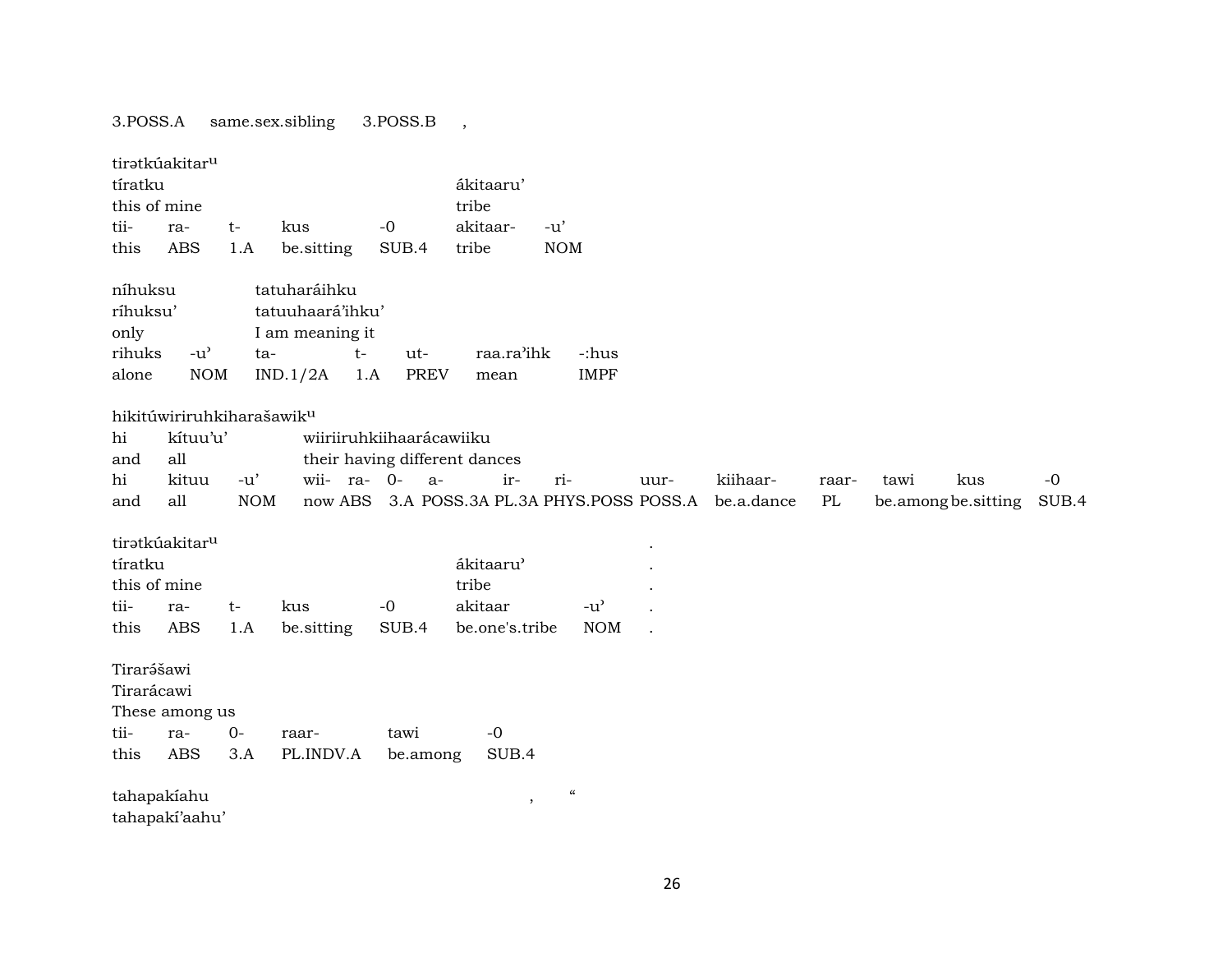3.POSS.A same.sex.sibling 3.POSS.B ,

| tirətkúakitar^u | | | | | | |
|---|---|---|---|---|---|---|
| tíratku | | | | | ákitaaru’ | |
| this of mine | | | | | tribe | |
| tii- | ra- | t- | kus | -0 | akitaar- | -u’ |
| this | ABS | 1.A | be.sitting | SUB.4 | tribe | NOM |

| níhuksu | | tatuharáihku | | | | |
|---|---|---|---|---|---|---|
| ríhuksu’ | | tatuuhaará’ihku’ | | | | |
| only | | I am meaning it | | | | |
| rihuks | -u’ | ta- | t- | ut- | raa.ra’ihk | -:hus |
| alone | NOM | IND.1/2A | 1.A | PREV | mean | IMPF |

| hikitúwiriruhkiharašawik^u | | | | | | | | | | | | | | |
|---|---|---|---|---|---|---|---|---|---|---|---|---|---|---|
| hi | kítuu’u’ | | wiiriiruhkiihaarácawiiku | | | | | | | | | | | |
| and | all | | their having different dances | | | | | | | | | | | |
| hi | kituu | -u’ | wii- | ra- | 0- | a- | ir- | ri- | uur- | kiihaar- | raar- | tawi | kus | -0 |
| and | all | NOM | now | ABS | 3.A | POSS.3A | PL.3A | PHYS.POSS | POSS.A | be.a.dance | PL | be.among | be.sitting | SUB.4 |

| tirətkúakitar^u | | | | | | | . |
|---|---|---|---|---|---|---|---|
| tíratku | | | | | ákitaaru’ | | . |
| this of mine | | | | | tribe | | . |
| tii- | ra- | t- | kus | -0 | akitaar | -u’ | . |
| this | ABS | 1.A | be.sitting | SUB.4 | be.one's.tribe | NOM | . |

| Tirarə́šawi | | | | |
|---|---|---|---|---|
| Tirarácawi | | | | |
| These among us | | | | |
| tii- | ra- | 0- | raar- | tawi | -0 |
| this | ABS | 3.A | PL.INDV.A | be.among | SUB.4 |

tahapakíahu , “
tahapakí’aahu’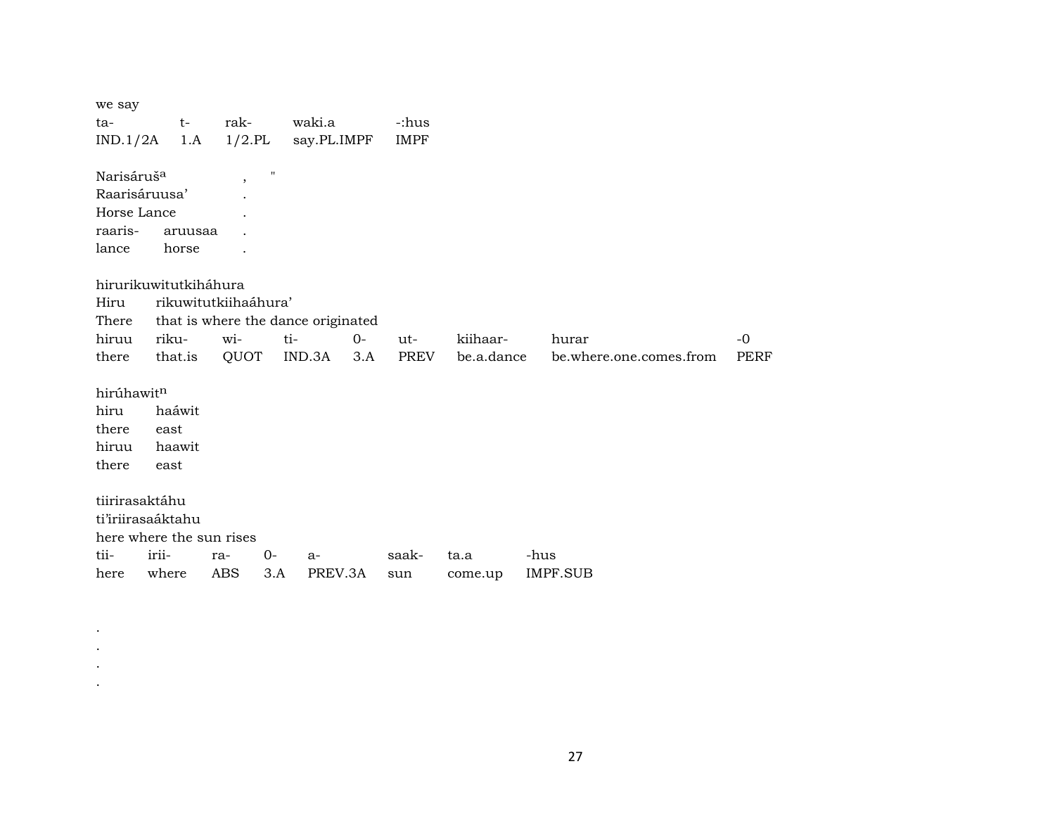we say

| ta- | t- | rak- | waki.a | -:hus |
|---|---|---|---|---|
| IND.1/2A | 1.A | 1/2.PL | say.PL.IMPF | IMPF |

Narisáruš[a] , "
Raarisáruusa' .
Horse Lance .

| raaris- | aruusaa | . |
|---|---|---|
| lance | horse | . |

hirurikuwitutkiháhura
Hiru rikuwitutkiihaáhura'
There that is where the dance originated

| hiruu | riku- | wi- | ti- | 0- | ut- | kiihaar- | hurar | -0 |
|---|---|---|---|---|---|---|---|---|
| there | that.is | QUOT | IND.3A | 3.A | PREV | be.a.dance | be.where.one.comes.from | PERF |

hirúhawit[n]

| hiru | haáwit |
|---|---|
| there | east |
| hiruu | haawit |
| there | east |

tiirirasaktáhu
ti'iriirasaáktahu
here where the sun rises

| tii- | irii- | ra- | 0- | a- | saak- | ta.a | -hus |
|---|---|---|---|---|---|---|---|
| here | where | ABS | 3.A | PREV.3A | sun | come.up | IMPF.SUB |

.
.
.
.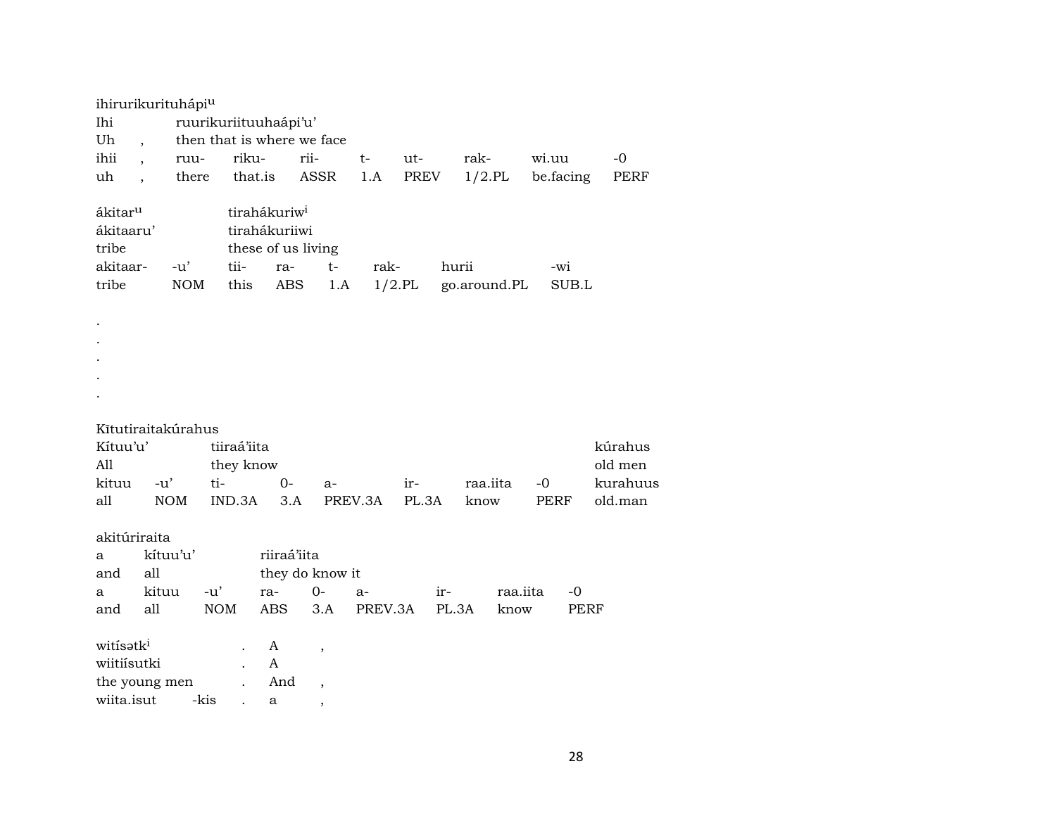ihirurikurituhápi[u]

| Ihi | | ruurikuriituuhaápi'u' | | | | | | | |
|---|---|---|---|---|---|---|---|---|---|
| Uh | , | then that is where we face | | | | | | | |
| ihii | , | ruu- | riku- | rii- | t- | ut- | rak- | wi.uu | -0 |
| uh | , | there | that.is | ASSR | 1.A | PREV | 1/2.PL | be.facing | PERF |

ákitar[u] tirahákuriw[i]

| ákitaaru' | | tirahákuriiwi | | | | | |
|---|---|---|---|---|---|---|---|
| tribe | | these of us living | | | | | |
| akitaar- | -u' | tii- | ra- | t- | rak- | hurii | -wi |
| tribe | NOM | this | ABS | 1.A | 1/2.PL | go.around.PL | SUB.L |

.
.
.
.
.

Kĩtutiraitakúrahus

| Kítuu'u' | | tiiraá'iita | | | | | | kúrahus |
|---|---|---|---|---|---|---|---|---|
| All | | they know | | | | | | old men |
| kituu | -u' | ti- | 0- | a- | ir- | raa.iita | -0 | kurahuus |
| all | NOM | IND.3A | 3.A | PREV.3A | PL.3A | know | PERF | old.man |

akitúriraita

| a | kítuu'u' | | riiraá'iita | | | | | |
|---|---|---|---|---|---|---|---|---|
| and | all | | they do know it | | | | | |
| a | kituu | -u' | ra- | 0- | a- | ir- | raa.iita | -0 |
| and | all | NOM | ABS | 3.A | PREV.3A | PL.3A | know | PERF |

witísətk[i] . A ,

| wiitiísutki | | . | A | |
|---|---|---|---|---|
| the young men | | . | And | , |
| wiita.isut | -kis | . | a | , |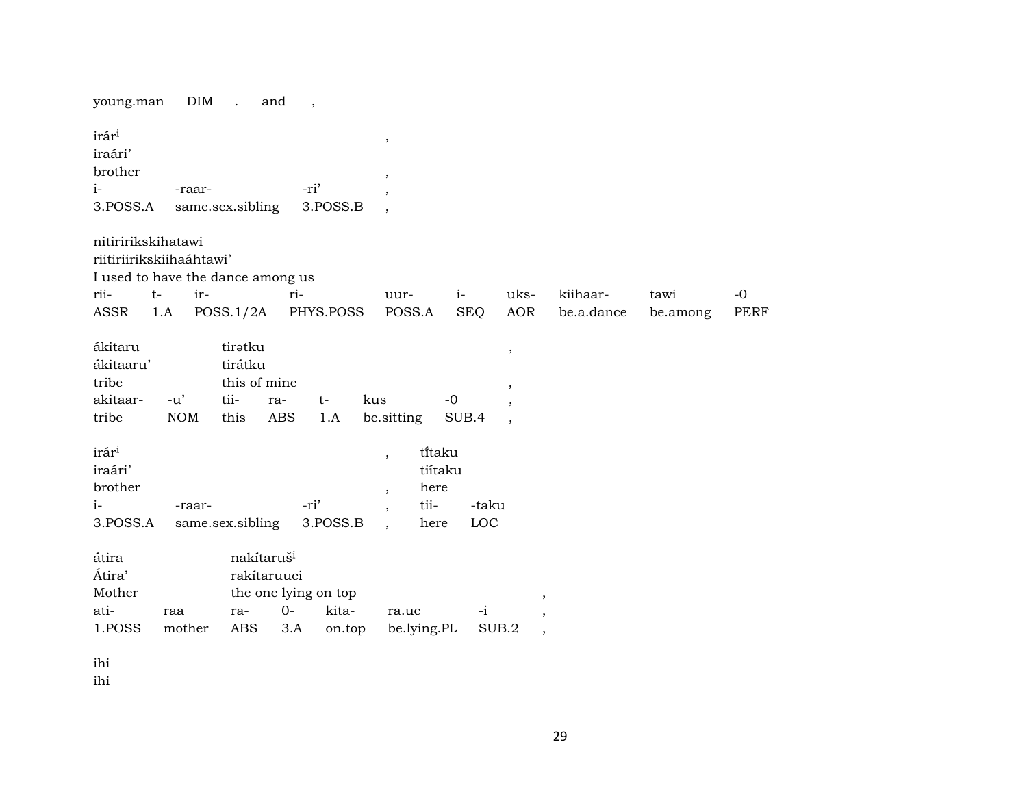young.man DIM . and ,

irár[i] ,
iraári'
brother ,

| i- | -raar- | -ri' | , |
|---|---|---|---|
| 3.POSS.A | same.sex.sibling | 3.POSS.B | , |

nitiririkskihatawi
riitiriirikskiihaáhtawi'
I used to have the dance among us

| rii- | t- | ir- | ri- | uur- | i- | uks- | kiihaar- | tawi | -0 |
|---|---|---|---|---|---|---|---|---|---|
| ASSR | 1.A | POSS.1/2A | PHYS.POSS | POSS.A | SEQ | AOR | be.a.dance | be.among | PERF |

ákitaru tirətku ,
ákitaaru' tirátku
tribe this of mine ,

| akitaar- | -u' | tii- | ra- | t- | kus | -0 | , |
|---|---|---|---|---|---|---|---|
| tribe | NOM | this | ABS | 1.A | be.sitting | SUB.4 | , |

irár[i] , tí̵taku
iraári' tiítaku
brother , here

| i- | -raar- | -ri' | , | tii- | -taku |
|---|---|---|---|---|---|
| 3.POSS.A | same.sex.sibling | 3.POSS.B | , | here | LOC |

átira nakítaruš[i]
Átira' rakítaruuci
Mother the one lying on top ,

| ati- | raa | ra- | 0- | kita- | ra.uc | -i | , |
|---|---|---|---|---|---|---|---|
| 1.POSS | mother | ABS | 3.A | on.top | be.lying.PL | SUB.2 | , |

ihi
ihi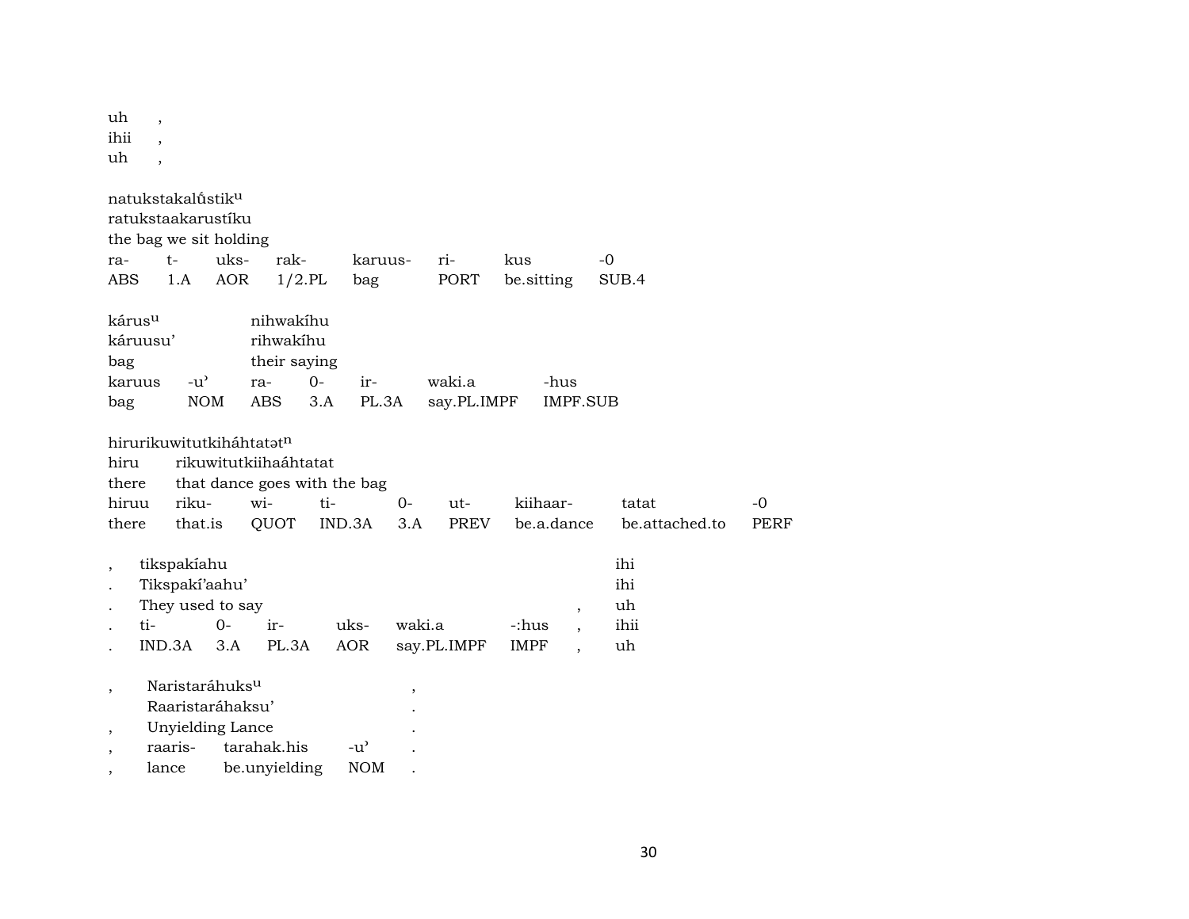uh ,
ihii ,
uh ,

natukstakalů̊stik$^{u}$
ratukstaakarustíku
the bag we sit holding

| ra- | t- | uks- | rak- | karuus- | ri- | kus | -0 |
|---|---|---|---|---|---|---|---|
| ABS | 1.A | AOR | 1/2.PL | bag | PORT | be.sitting | SUB.4 |

kárus$^{u}$ nihwakíhu
káruusu' rihwakíhu
bag their saying

| karuus | -u' | ra- | 0- | ir- | waki.a | -hus |
|---|---|---|---|---|---|---|
| bag | NOM | ABS | 3.A | PL.3A | say.PL.IMPF | IMPF.SUB |

hirurikuwitutkiháhtatət$^{n}$
hiru rikuwitutkiihaáhtatat
there that dance goes with the bag

| hiruu | riku- | wi- | ti- | 0- | ut- | kiihaar- | tatat | -0 |
|---|---|---|---|---|---|---|---|---|
| there | that.is | QUOT | IND.3A | 3.A | PREV | be.a.dance | be.attached.to | PERF |

, tikspakíahu ihi
. Tikspakí'aahu' ihi
. They used to say , uh

| . | ti- | 0- | ir- | uks- | waki.a | -:hus | , | ihii |
|---|---|---|---|---|---|---|---|---|
| . | IND.3A | 3.A | PL.3A | AOR | say.PL.IMPF | IMPF | , | uh |

, Naristaráhuks$^{u}$ ,
Raaristaráhaksu' .
, Unyielding Lance .

| , | raaris- | tarahak.his | -u' | . |
|---|---|---|---|---|
| , | lance | be.unyielding | NOM | . |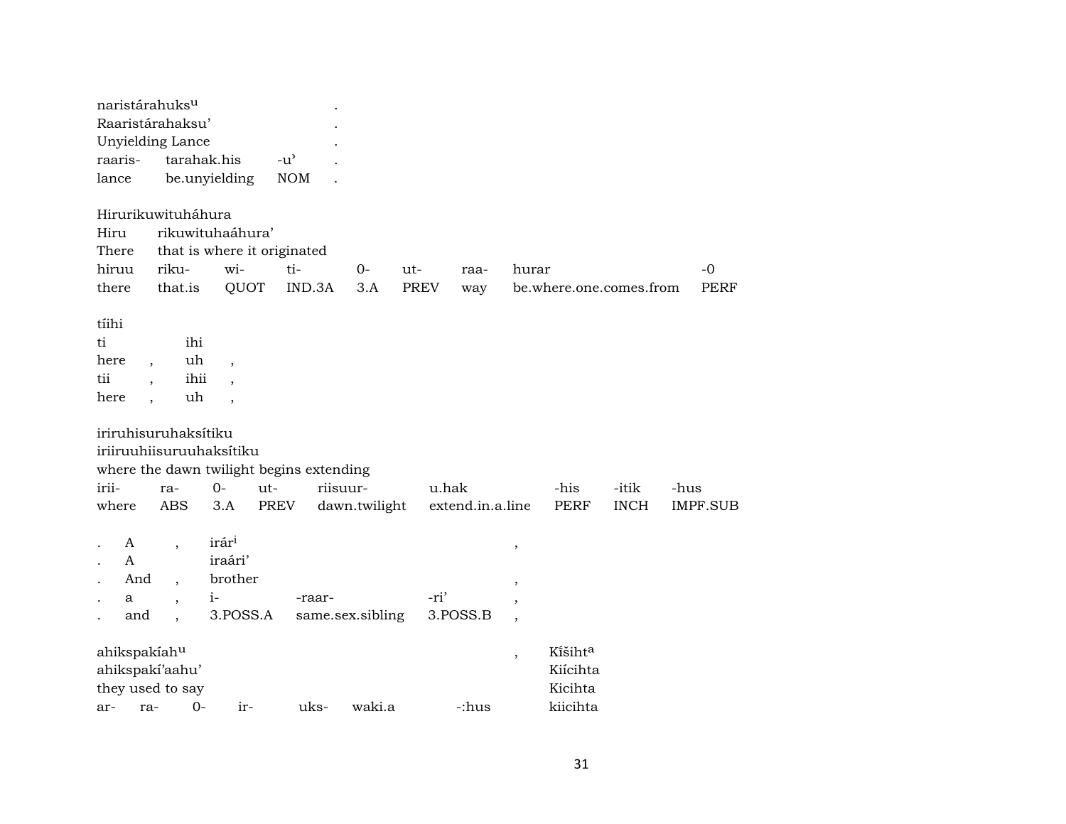| naristárahuks[u] | | | . |
|---|---|---|---|
| Raaristárahaksu' | | | . |
| Unyielding Lance | | | . |
| raaris- | tarahak.his | -u' | . |
| lance | be.unyielding | NOM | . |

| Hirurikuwituháhura | | | | | | | | |
|---|---|---|---|---|---|---|---|---|
| Hiru | rikuwituhaáhura' | | | | | | | |
| There | that is where it originated | | | | | | | |
| hiruu | riku- | wi- | ti- | 0- | ut- | raa- | hurar | -0 |
| there | that.is | QUOT | IND.3A | 3.A | PREV | way | be.where.one.comes.from | PERF |

| tíihi | | | |
|---|---|---|---|
| ti | | ihi | |
| here | , | uh | , |
| tii | , | ihii | , |
| here | , | uh | , |

| iriruhisuruhaksítiku | | | | | | | | |
|---|---|---|---|---|---|---|---|---|
| iriiruuhiisuruuhaksítiku | | | | | | | | |
| where the dawn twilight begins extending | | | | | | | | |
| irii- | ra- | 0- | ut- | riisuur- | u.hak | -his | -itik | -hus |
| where | ABS | 3.A | PREV | dawn.twilight | extend.in.a.line | PERF | INCH | IMPF.SUB |

| . | A | , | irár[i] | | | , |
|---|---|---|---|---|---|---|
| . | A | | iraári' | | | |
| . | And | , | brother | | | , |
| . | a | , | i- | -raar- | -ri' | , |
| . | and | , | 3.POSS.A | same.sex.sibling | 3.POSS.B | , |

| ahikspakíah[u] | | | | | | | , | Kíšiht[a] |
|---|---|---|---|---|---|---|---|---|
| ahikspakí'aahu' | | | | | | | | Kiícihta |
| they used to say | | | | | | | | Kicihta |
| ar- | ra- | 0- | ir- | uks- | waki.a | -:hus | | kiicihta |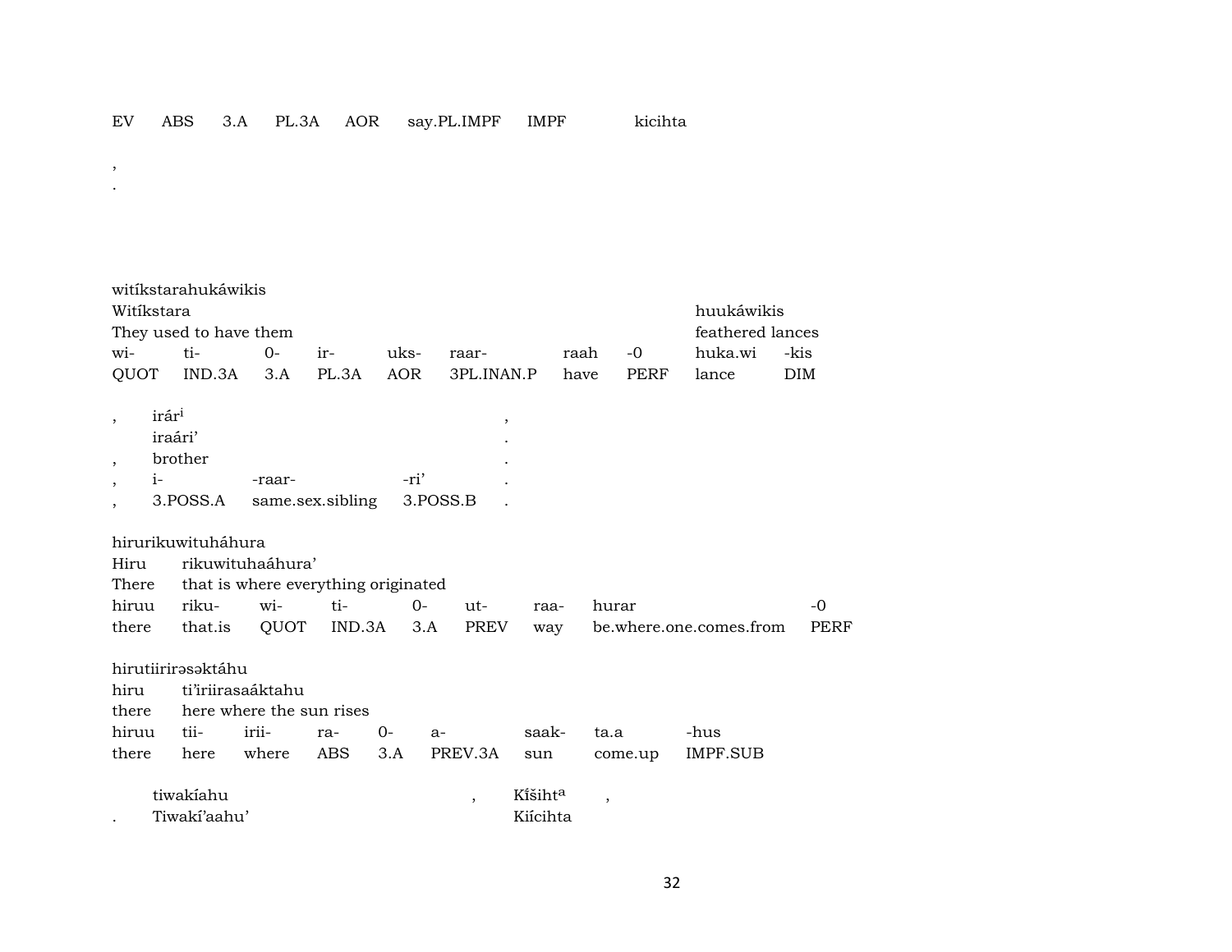EV ABS 3.A PL.3A AOR say.PL.IMPF IMPF kicihta

,
.

witíkstarahukáwikis

| Witíkstara | | | | | | | | huukáwikis | |
|---|---|---|---|---|---|---|---|---|---|
| They used to have them | | | | | | | | feathered lances | |
| wi- | ti- | 0- | ir- | uks- | raar- | raah | -0 | huka.wi | -kis |
| QUOT | IND.3A | 3.A | PL.3A | AOR | 3PL.INAN.P | have | PERF | lance | DIM |

| , | irár^i | | | , |
|---|---|---|---|---|
| | iraári’ | | | . |
| , | brother | | | . |
| , | i- | -raar- | -ri’ | . |
| , | 3.POSS.A | same.sex.sibling | 3.POSS.B | . |

hirurikuwituháhura

| Hiru | rikuwituhaáhura’ | | | | | | | |
|---|---|---|---|---|---|---|---|---|
| There | that is where everything originated | | | | | | | |
| hiruu | riku- | wi- | ti- | 0- | ut- | raa- | hurar | -0 |
| there | that.is | QUOT | IND.3A | 3.A | PREV | way | be.where.one.comes.from | PERF |

hirutiirirəsəktáhu

| hiru | ti’iriirasaáktahu | | | | | | |
|---|---|---|---|---|---|---|---|
| there | here where the sun rises | | | | | | |
| hiruu | tii- | irii- | ra- | 0- | a- | saak- | ta.a | -hus |
| there | here | where | ABS | 3.A | PREV.3A | sun | come.up | IMPF.SUB |

| | tiwakíahu | , | Kî̌šiht^a | , |
|---|---|---|---|---|
| . | Tiwakí’aahu’ | | Kiícihta | |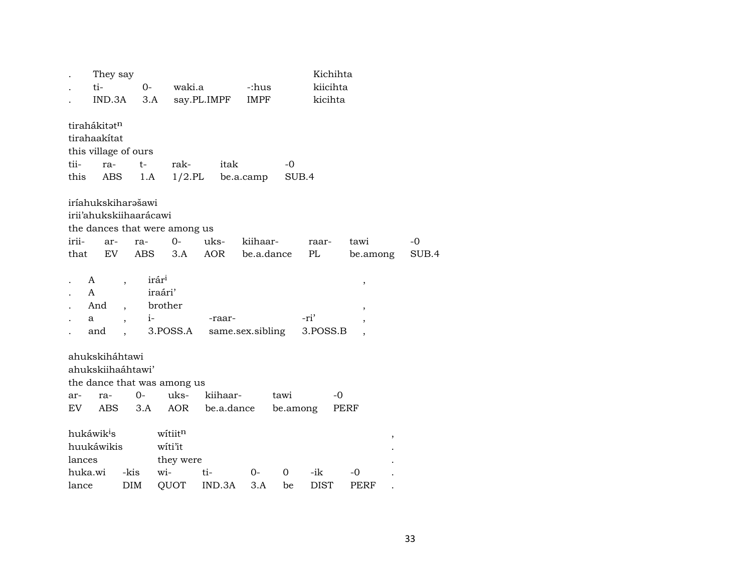| . | They say | | | | Kichihta |
|---|---|---|---|---|---|
| . | ti- | 0- | waki.a | -:hus | kiicihta |
| . | IND.3A | 3.A | say.PL.IMPF | IMPF | kicihta |

tirahákitət$^{n}$
tirahaakítat
this village of ours

| tii- | ra- | t- | rak- | itak | -0 |
|---|---|---|---|---|---|
| this | ABS | 1.A | 1/2.PL | be.a.camp | SUB.4 |

iríahukskiharəšawi
irii'ahukskiihaarácawi
the dances that were among us

| irii- | ar- | ra- | 0- | uks- | kiihaar- | raar- | tawi | -0 |
|---|---|---|---|---|---|---|---|---|
| that | EV | ABS | 3.A | AOR | be.a.dance | PL | be.among | SUB.4 |

| . | A | , | irár$^{i}$ | | | , |
|---|---|---|---|---|---|---|
| . | A | | iraári' | | | |
| . | And | , | brother | | | , |
| . | a | , | i- | -raar- | -ri' | , |
| . | and | , | 3.POSS.A | same.sex.sibling | 3.POSS.B | , |

ahukskiháhtawi
ahukskiihaáhtawi'
the dance that was among us

| ar- | ra- | 0- | uks- | kiihaar- | tawi | -0 |
|---|---|---|---|---|---|---|
| EV | ABS | 3.A | AOR | be.a.dance | be.among | PERF |

| hukáwik$^{i}$s | | wítiit$^{n}$ | | | | | | , |
|---|---|---|---|---|---|---|---|---|
| huukáwikis | | wíti'it | | | | | | . |
| lances | | they were | | | | | | . |
| huka.wi | -kis | wi- | ti- | 0- | 0 | -ik | -0 | . |
| lance | DIM | QUOT | IND.3A | 3.A | be | DIST | PERF | . |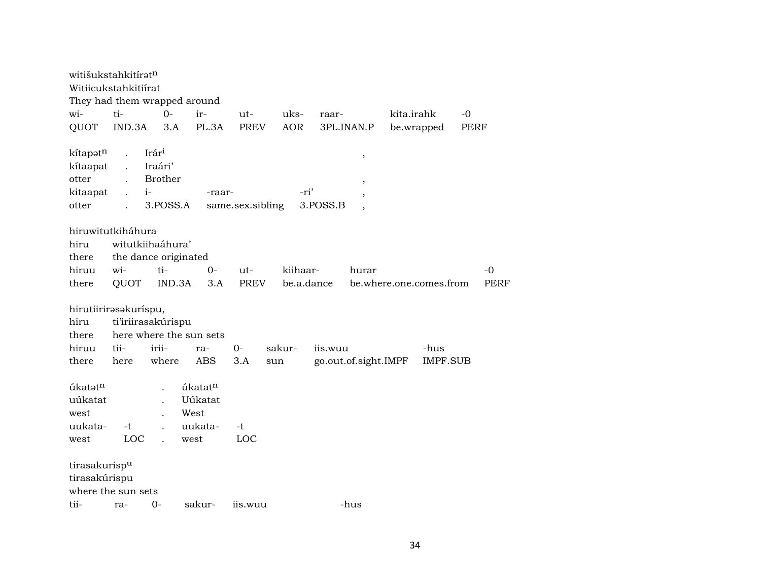witišukstahkitírət$^{n}$
Witiicukstahkitiírat
They had them wrapped around

| wi- | ti- | 0- | ir- | ut- | uks- | raar- | kita.irahk | -0 |
|---|---|---|---|---|---|---|---|---|
| QUOT | IND.3A | 3.A | PL.3A | PREV | AOR | 3PL.INAN.P | be.wrapped | PERF |

kítapət$^{n}$ . Irár$^{i}$ ,
kítaapat . Iraári'
otter . Brother ,

| kitaapat | . | i- | -raar- | -ri' | , |
|---|---|---|---|---|---|
| otter | . | 3.POSS.A | same.sex.sibling | 3.POSS.B | , |

hiruwitutkiháhura
hiru witutkiihaáhura'
there the dance originated

| hiruu | wi- | ti- | 0- | ut- | kiihaar- | hurar | -0 |
|---|---|---|---|---|---|---|---|
| there | QUOT | IND.3A | 3.A | PREV | be.a.dance | be.where.one.comes.from | PERF |

hirutiiriræsəkuríspu,
hiru ti'iriirasakúrispu
there here where the sun sets

| hiruu | tii- | irii- | ra- | 0- | sakur- | iis.wuu | -hus |
|---|---|---|---|---|---|---|---|
| there | here | where | ABS | 3.A | sun | go.out.of.sight.IMPF | IMPF.SUB |

úkatət$^{n}$ . úkatat$^{n}$
uúkatat . Uúkatat
west . West

| uukata- | -t | . | uukata- | -t |
|---|---|---|---|---|
| west | LOC | . | west | LOC |

tirasakurisp$^{u}$
tirasakúrispu
where the sun sets

| tii- | ra- | 0- | sakur- | iis.wuu | -hus |
|---|---|---|---|---|---|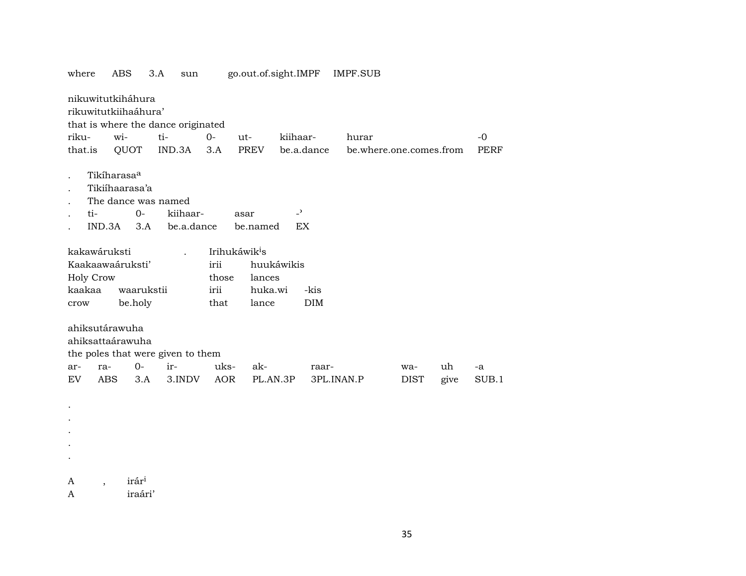where ABS 3.A sun go.out.of.sight.IMPF IMPF.SUB

nikuwitutkiháhura
rikuwitutkiihaáhura'
that is where the dance originated

| riku- | wi- | ti- | 0- | ut- | kiihaar- | hurar | -0 |
|---|---|---|---|---|---|---|---|
| that.is | QUOT | IND.3A | 3.A | PREV | be.a.dance | be.where.one.comes.from | PERF |

. Tikíharasa[a]
. Tikiíhaarasa'a
. The dance was named

| . | ti- | 0- | kiihaar- | asar | -ʾ |
|---|---|---|---|---|---|
| . | IND.3A | 3.A | be.a.dance | be.named | EX |

kakawáruksti . Irihukáwik[i]s
Kaakaawaáruksti' irii huukáwikis
Holy Crow those lances

| kaakaa | waarukstii | irii | huka.wi | -kis |
|---|---|---|---|---|
| crow | be.holy | that | lance | DIM |

ahiksutárawuha
ahiksattaárawuha
the poles that were given to them

| ar- | ra- | 0- | ir- | uks- | ak- | raar- | wa- | uh | -a |
|---|---|---|---|---|---|---|---|---|---|
| EV | ABS | 3.A | 3.INDV | AOR | PL.AN.3P | 3PL.INAN.P | DIST | give | SUB.1 |

.
.
.
.
.

A , irár[i]
A iraári'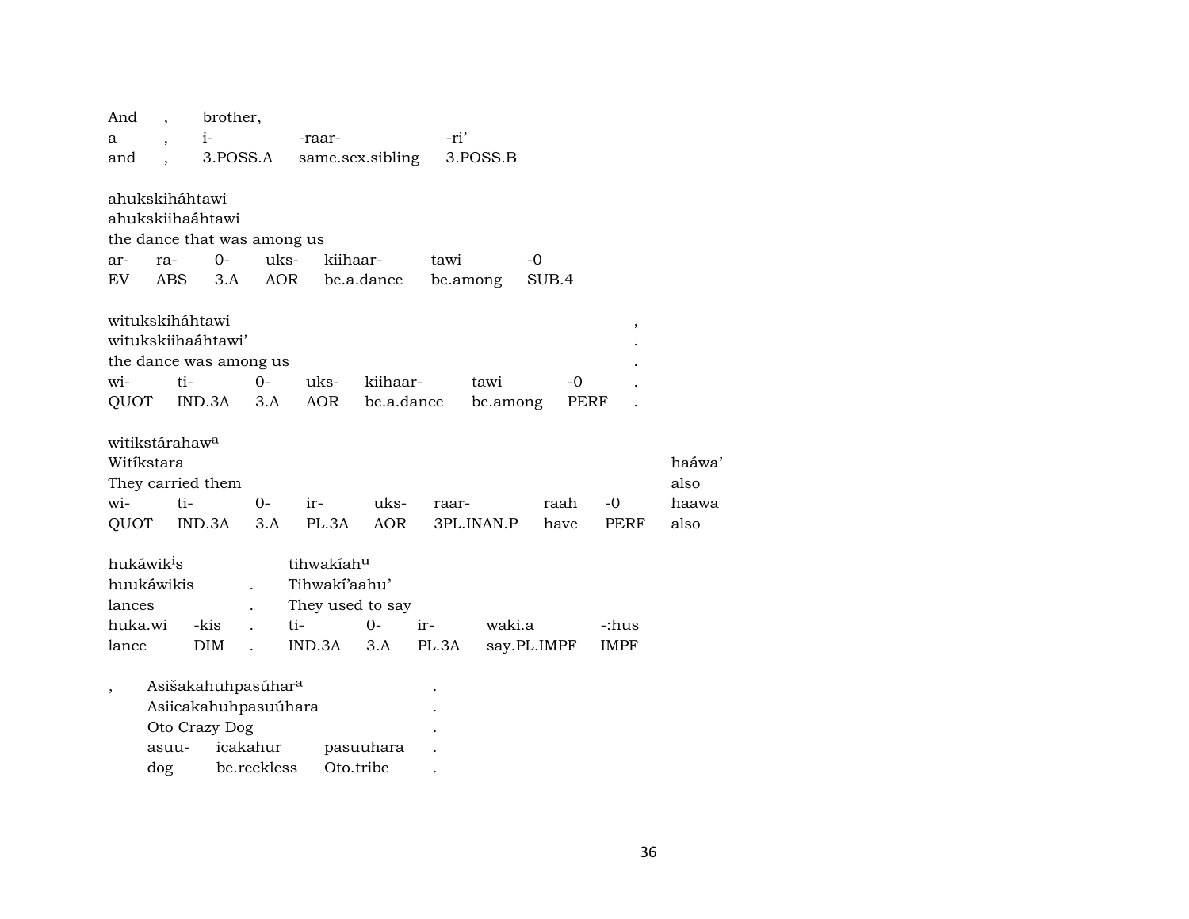| And | , | brother, | | |
|---|---|---|---|---|
| a | , | i- | -raar- | -ri’ |
| and | , | 3.POSS.A | same.sex.sibling | 3.POSS.B |

ahukskiháhtawi
ahukskiihaáhtawi
the dance that was among us

| ar- | ra- | 0- | uks- | kiihaar- | tawi | -0 |
|---|---|---|---|---|---|---|
| EV | ABS | 3.A | AOR | be.a.dance | be.among | SUB.4 |

| witukskiháhtawi | | | | | | | , |
|---|---|---|---|---|---|---|---|
| witukskiihaáhtawi’ | | | | | | | . |
| the dance was among us | | | | | | | . |
| wi- | ti- | 0- | uks- | kiihaar- | tawi | -0 | . |
| QUOT | IND.3A | 3.A | AOR | be.a.dance | be.among | PERF | . |

| witikstárahaw[a] | | | | | | | | |
|---|---|---|---|---|---|---|---|---|
| Witíkstara | | | | | | | | haáwa’ |
| They carried them | | | | | | | | also |
| wi- | ti- | 0- | ir- | uks- | raar- | raah | -0 | haawa |
| QUOT | IND.3A | 3.A | PL.3A | AOR | 3PL.INAN.P | have | PERF | also |

| hukáwik[i]s | | | tihwakíah[u] | | | | |
|---|---|---|---|---|---|---|---|
| huukáwikis | | . | Tihwakí’aahu’ | | | | |
| lances | | . | They used to say | | | | |
| huka.wi | -kis | . | ti- | 0- | ir- | waki.a | -:hus |
| lance | DIM | . | IND.3A | 3.A | PL.3A | say.PL.IMPF | IMPF |

| , | Asišakahuhpasúhar[a] | | | . |
|---|---|---|---|---|
| | Asiicakahuhpasuúhara | | | . |
| | Oto Crazy Dog | | | . |
| | asuu- | icakahur | pasuuhara | . |
| | dog | be.reckless | Oto.tribe | . |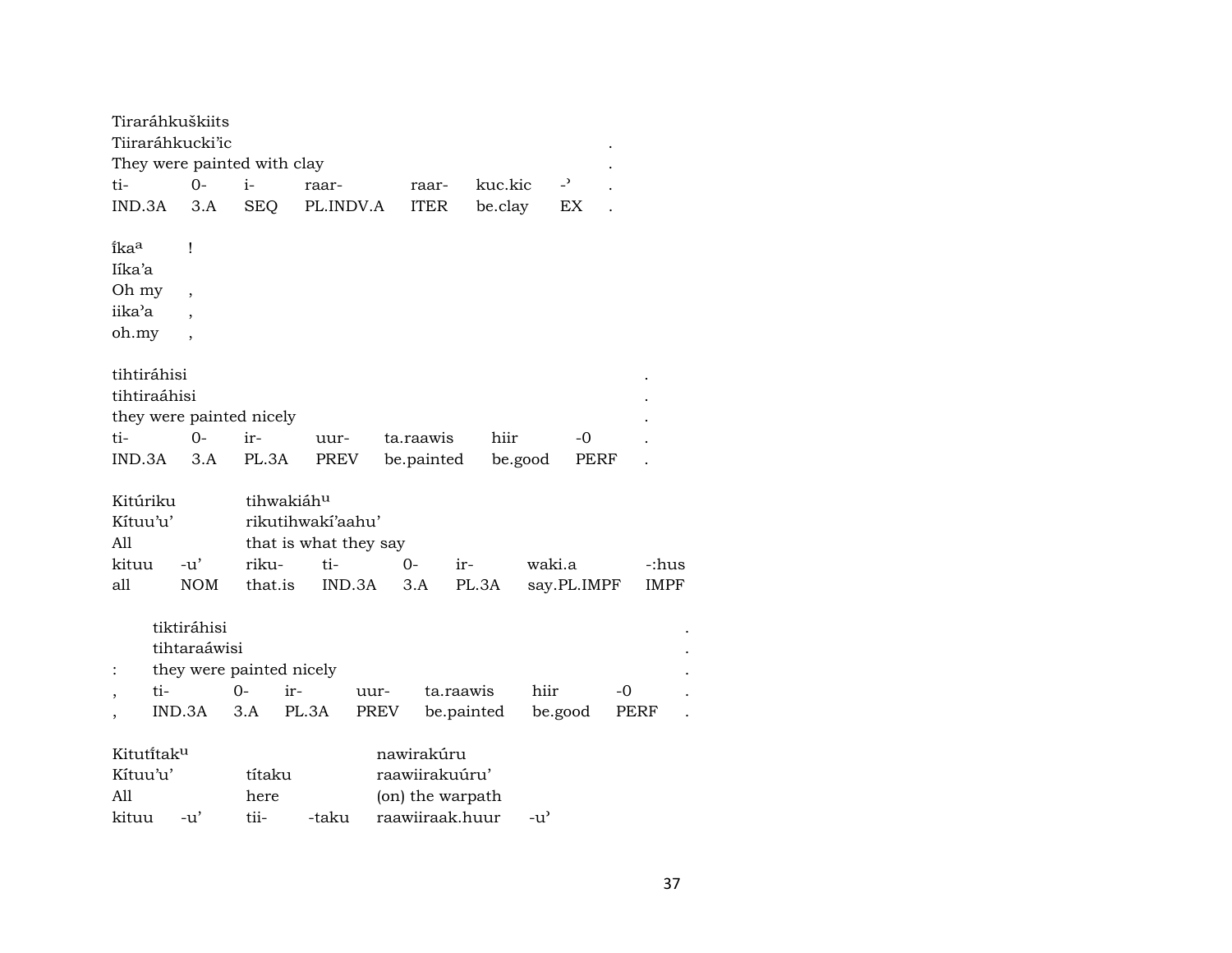Tiraráhkuškiits
Tiiraráhkucki’ic .
They were painted with clay .

| ti- | 0- | i- | raar- | raar- | kuc.kic | -’ | . |
|---|---|---|---|---|---|---|---|
| IND.3A | 3.A | SEQ | PL.INDV.A | ITER | be.clay | EX | . |

ĩka[a] !
Iíka’a
Oh my ,
iika’a ,
oh.my ,

tihtiráhisi .
tihtiraáhisi .
they were painted nicely .

| ti- | 0- | ir- | uur- | ta.raawis | hiir | -0 | . |
|---|---|---|---|---|---|---|---|
| IND.3A | 3.A | PL.3A | PREV | be.painted | be.good | PERF | . |

Kitúriku tihwakiáh[u]
Kítuu’u’ rikutihwakí’aahu’
All that is what they say

| kituu | -u’ | riku- | ti- | 0- | ir- | waki.a | -:hus |
|---|---|---|---|---|---|---|---|
| all | NOM | that.is | IND.3A | 3.A | PL.3A | say.PL.IMPF | IMPF |

tiktiráhisi .
tihtaraáwisi .
: they were painted nicely .

| , | ti- | 0- | ir- | uur- | ta.raawis | hiir | -0 | . |
|---|---|---|---|---|---|---|---|---|
| , | IND.3A | 3.A | PL.3A | PREV | be.painted | be.good | PERF | . |

Kitutĩtak[u] nawirakúru
Kítuu’u’ títaku raawiirakuúru’
All here (on) the warpath
kituu -u’ tii- -taku raawiiraak.huur -u’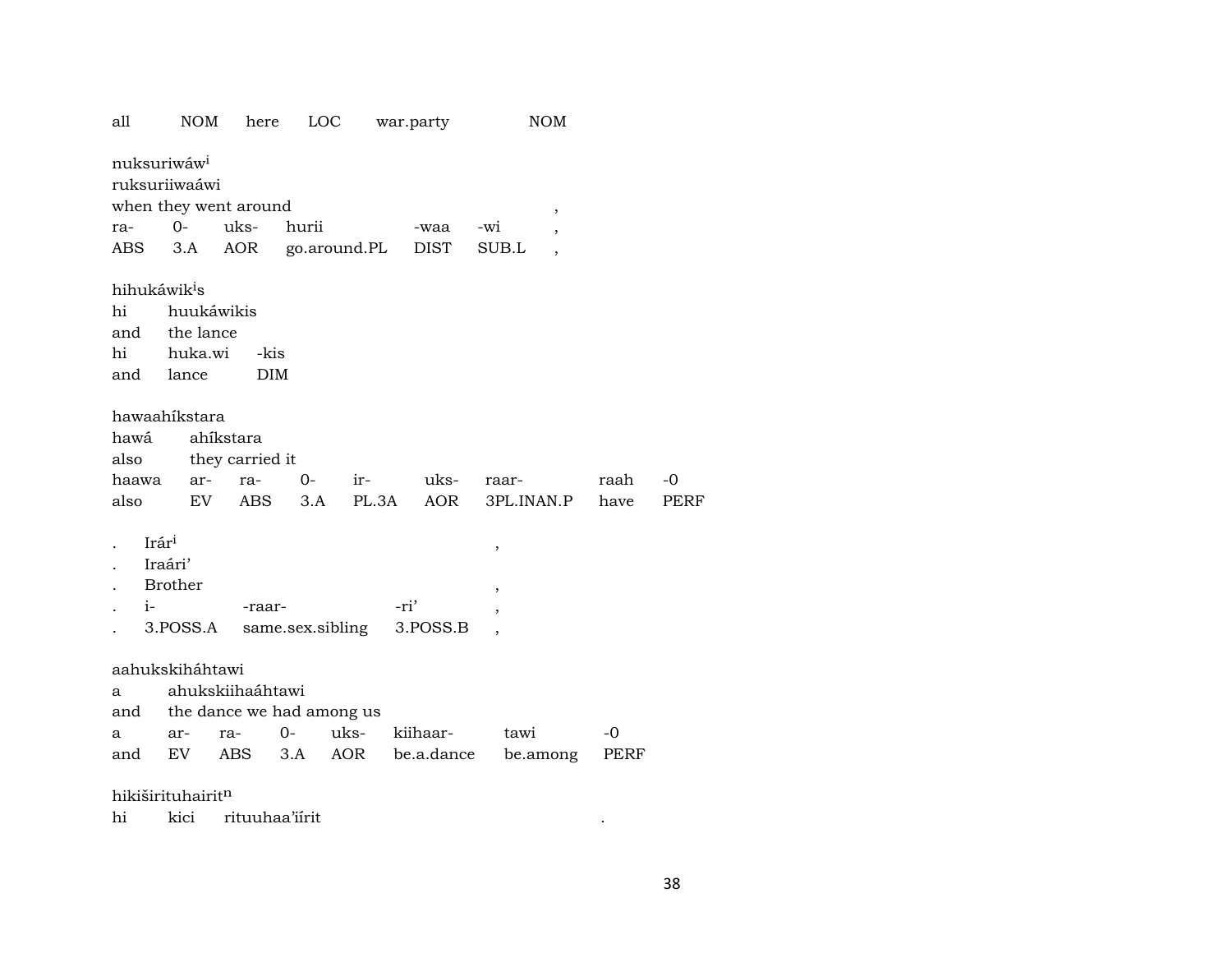all NOM here LOC war.party NOM

nuksuriwáw[i]
ruksuriiwaáwi
when they went around ,

| ra- | 0- | uks- | hurii | -waa | -wi | , |
|---|---|---|---|---|---|---|
| ABS | 3.A | AOR | go.around.PL | DIST | SUB.L | , |

hihukáwik[i]s
hi huukáwikis
and the lance

| hi | huka.wi | -kis |
|---|---|---|
| and | lance | DIM |

hawaahíkstara
hawá ahíkstara
also they carried it

| haawa | ar- | ra- | 0- | ir- | uks- | raar- | raah | -0 |
|---|---|---|---|---|---|---|---|---|
| also | EV | ABS | 3.A | PL.3A | AOR | 3PL.INAN.P | have | PERF |

. Irár[i] ,
. Iraári'
. Brother ,

| . | i- | -raar- | -ri' | , |
|---|---|---|---|---|
| . | 3.POSS.A | same.sex.sibling | 3.POSS.B | , |

aahukskiháhtawi
a ahukskiihaáhtawi
and the dance we had among us

| a | ar- | ra- | 0- | uks- | kiihaar- | tawi | -0 |
|---|---|---|---|---|---|---|---|
| and | EV | ABS | 3.A | AOR | be.a.dance | be.among | PERF |

hikiširituhairit[n]
hi kici rituuhaa'iírit .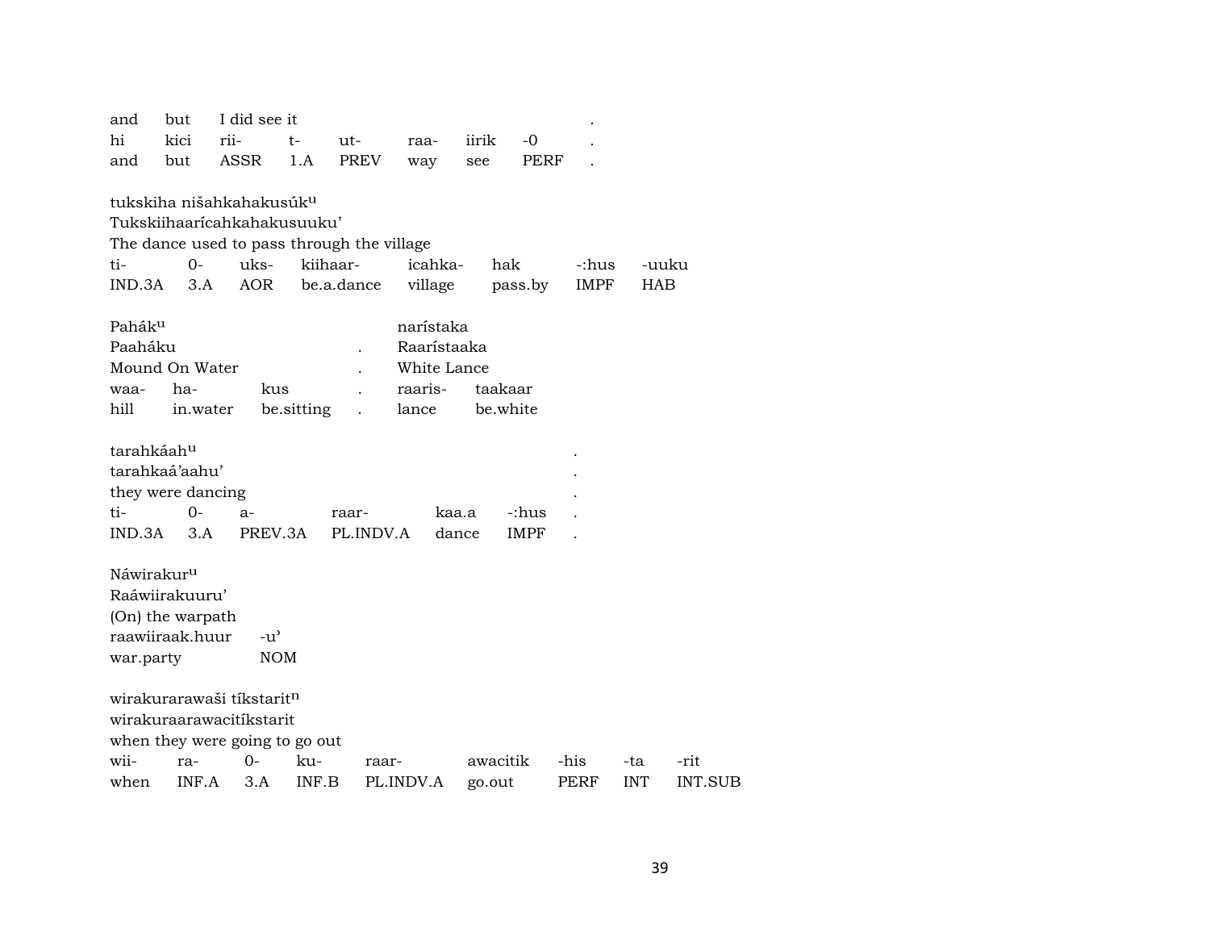| and | but | I did see it | | | | | | . |
|---|---|---|---|---|---|---|---|---|
| hi | kici | rii- | t- | ut- | raa- | iirik | -0 | . |
| and | but | ASSR | 1.A | PREV | way | see | PERF | . |

tukskiha nišahkahakusúk$^{u}$
Tukskiihaarícahkahakusuuku'
The dance used to pass through the village

| ti- | 0- | uks- | kiihaar- | icahka- | hak | -:hus | -uuku |
|---|---|---|---|---|---|---|---|
| IND.3A | 3.A | AOR | be.a.dance | village | pass.by | IMPF | HAB |

| Pahák$^{u}$ | | | | narístaka | |
|---|---|---|---|---|---|
| Paaháku | | | . | Raarístaaka | |
| Mound On Water | | | . | White Lance | |
| waa- | ha- | kus | . | raaris- | taakaar |
| hill | in.water | be.sitting | . | lance | be.white |

tarahkáah$^{u}$ .
tarahkaá'aahu' .
they were dancing .

| ti- | 0- | a- | raar- | kaa.a | -:hus | . |
|---|---|---|---|---|---|---|
| IND.3A | 3.A | PREV.3A | PL.INDV.A | dance | IMPF | . |

Náwirakur$^{u}$
Raáwiirakuuru'
(On) the warpath

| raawiiraak.huur | -u' |
|---|---|
| war.party | NOM |

wirakurarawaši tíkstarit$^{n}$
wirakuraarawacitíkstarit
when they were going to go out

| wii- | ra- | 0- | ku- | raar- | awacitik | -his | -ta | -rit |
|---|---|---|---|---|---|---|---|---|
| when | INF.A | 3.A | INF.B | PL.INDV.A | go.out | PERF | INT | INT.SUB |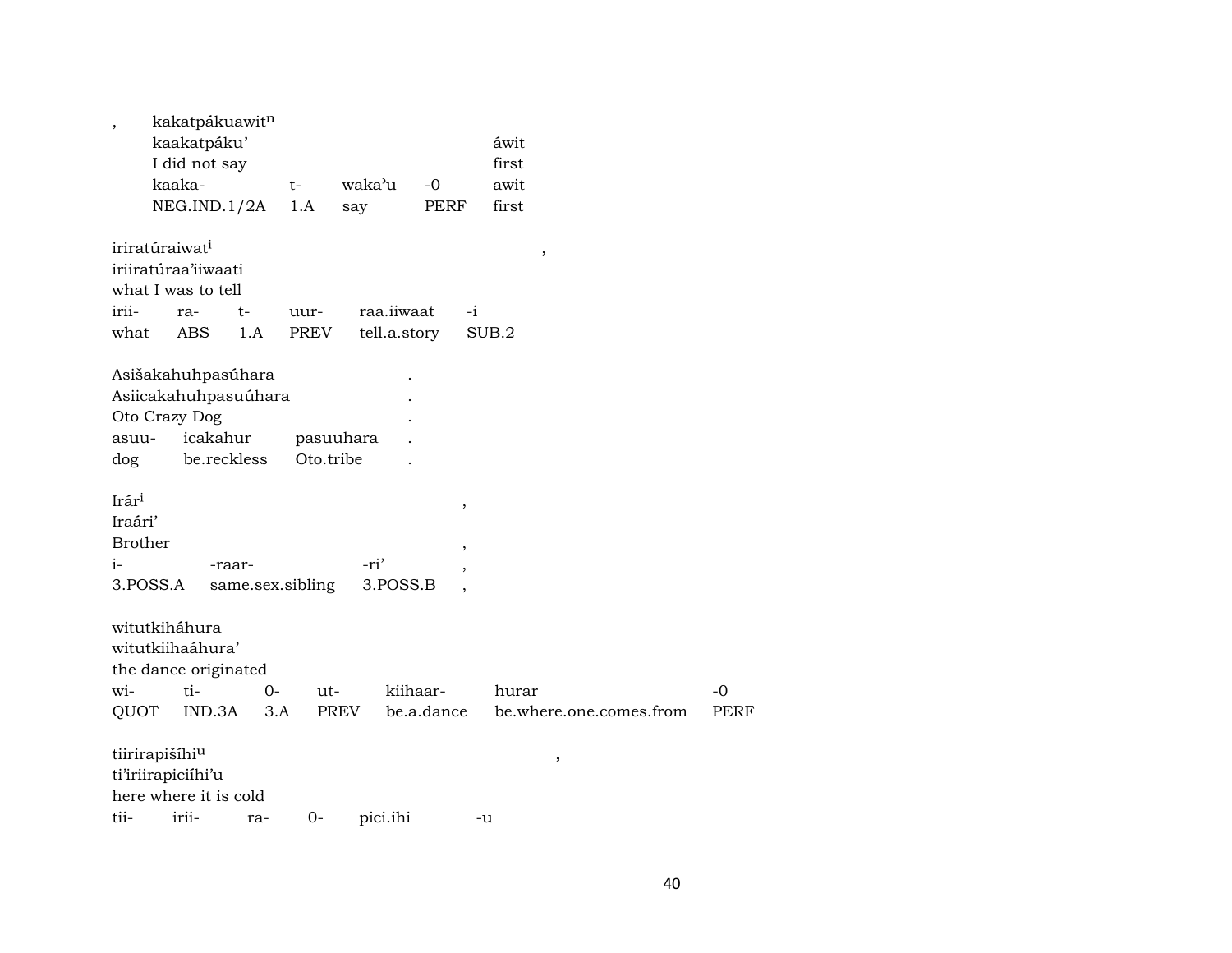, kakatpákuawit[n]

| kaakatpáku’ | | | | áwit |
|---|---|---|---|---|
| I did not say | | | | first |
| kaaka- | t- | waka’u | -0 | awit |
| NEG.IND.1/2A | 1.A | say | PERF | first |

iriratúraiwat[i] ,

| iriiratúraa’iiwaati | | | | | |
|---|---|---|---|---|---|
| what I was to tell | | | | | |
| irii- | ra- | t- | uur- | raa.iiwaat | -i |
| what | ABS | 1.A | PREV | tell.a.story | SUB.2 |

Asišakahuhpasúhara .

| Asiicakahuhpasuúhara | | | . |
|---|---|---|---|
| Oto Crazy Dog | | | . |
| asuu- | icakahur | pasuuhara | . |
| dog | be.reckless | Oto.tribe | . |

Irár[i] ,

| Iraári’ | | | |
|---|---|---|---|
| Brother | | | , |
| i- | -raar- | -ri’ | , |
| 3.POSS.A | same.sex.sibling | 3.POSS.B | , |

witutkiháhura

| witutkiihaáhura’ | | | | | | |
|---|---|---|---|---|---|---|
| the dance originated | | | | | | |
| wi- | ti- | 0- | ut- | kiihaar- | hurar | -0 |
| QUOT | IND.3A | 3.A | PREV | be.a.dance | be.where.one.comes.from | PERF |

tiirirapišíhi[u] ,

| ti’iriirapiciíhi’u | | | | | |
|---|---|---|---|---|---|
| here where it is cold | | | | | |
| tii- | irii- | ra- | 0- | pici.ihi | -u |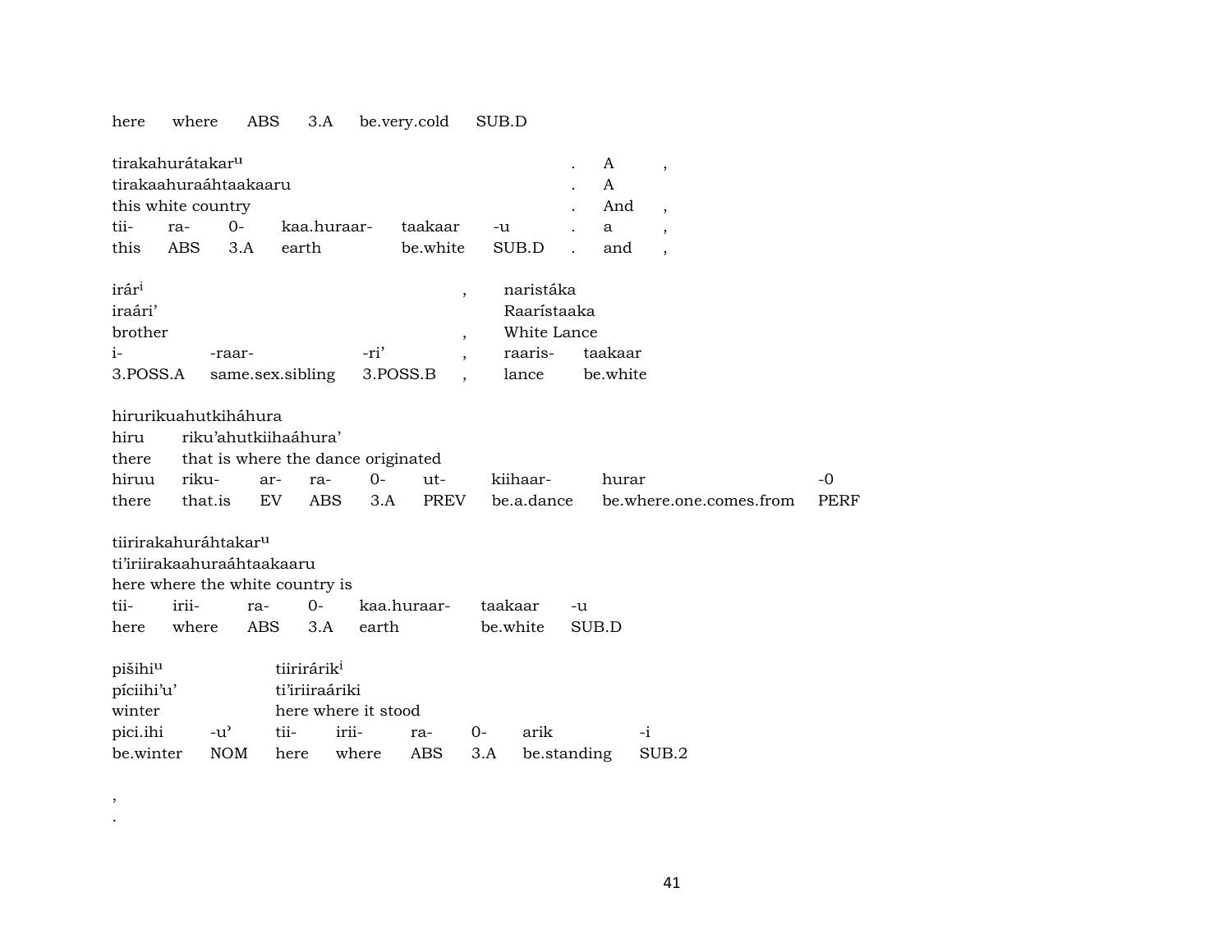here where ABS 3.A be.very.cold SUB.D

| tirakahurátakar[u] | | | | | | . | A | , |
|---|---|---|---|---|---|---|---|---|
| tirakaahuraáhtaakaaru | | | | | | . | A | |
| this white country | | | | | | . | And | , |
| tii- | ra- | 0- | kaa.huraar- | taakaar | -u | . | a | , |
| this | ABS | 3.A | earth | be.white | SUB.D | . | and | , |

| irár[i] | | | , | naristáka | |
|---|---|---|---|---|---|
| iraári’ | | | | Raarístaaka | |
| brother | | | , | White Lance | |
| i- | -raar- | -ri’ | , | raaris- | taakaar |
| 3.POSS.A | same.sex.sibling | 3.POSS.B | , | lance | be.white |

| hirurikuahutkiháhura | | | | | | | | |
|---|---|---|---|---|---|---|---|---|
| hiru | riku’ahutkiihaáhura’ | | | | | | | |
| there | that is where the dance originated | | | | | | | |
| hiruu | riku- | ar- | ra- | 0- | ut- | kiihaar- | hurar | -0 |
| there | that.is | EV | ABS | 3.A | PREV | be.a.dance | be.where.one.comes.from | PERF |

| tiirirakahuráhtakar[u] | | | | | | |
|---|---|---|---|---|---|---|
| ti’iriirakaahuraáhtaakaaru | | | | | | |
| here where the white country is | | | | | | |
| tii- | irii- | ra- | 0- | kaa.huraar- | taakaar | -u |
| here | where | ABS | 3.A | earth | be.white | SUB.D |

| pišihi[u] | | tiirirárik[i] | | | | | |
|---|---|---|---|---|---|---|---|
| píciihi’u’ | | ti’iriiraáriki | | | | | |
| winter | | here where it stood | | | | | |
| pici.ihi | -u’ | tii- | irii- | ra- | 0- | arik | -i |
| be.winter | NOM | here | where | ABS | 3.A | be.standing | SUB.2 |

,
.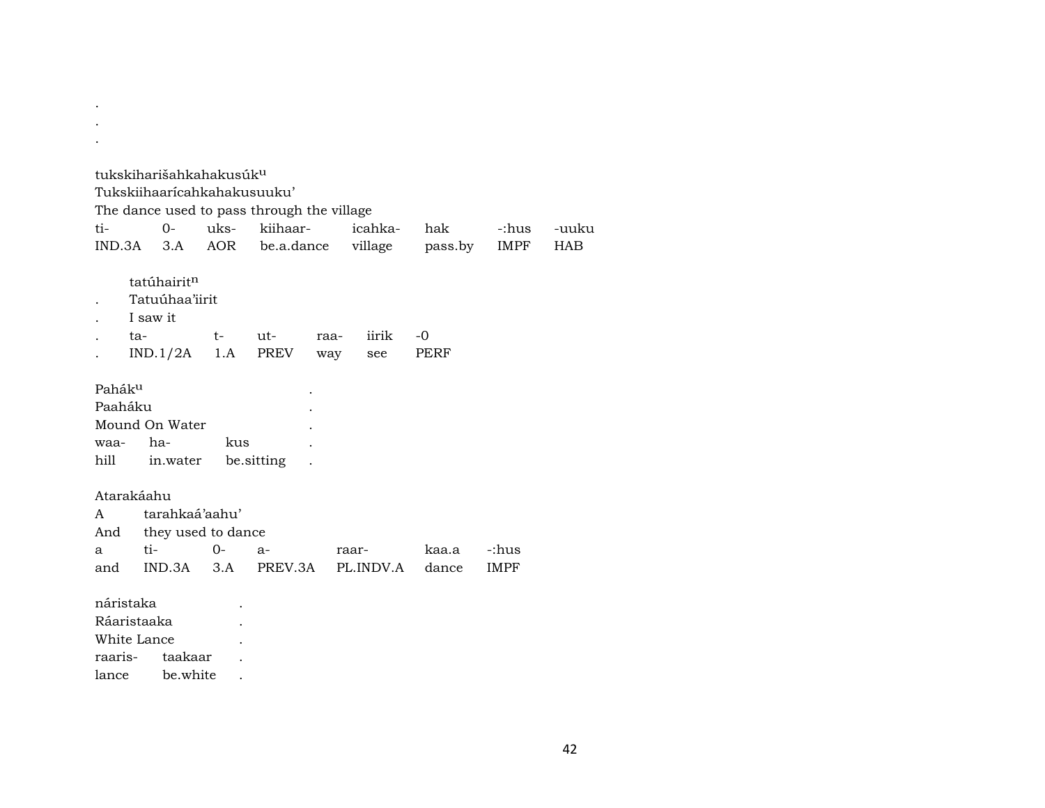.
.
.

tukskiharišahkahakusúk$^{u}$
Tukskiihaarícahkahakusuuku'
The dance used to pass through the village

| ti- | 0- | uks- | kiihaar- | icahka- | hak | -:hus | -uuku |
|---|---|---|---|---|---|---|---|
| IND.3A | 3.A | AOR | be.a.dance | village | pass.by | IMPF | HAB |

tatúhairit$^{n}$
. Tatuúhaa'iirit
. I saw it

| . | ta- | t- | ut- | raa- | iirik | -0 |
|---|---|---|---|---|---|---|
| . | IND.1/2A | 1.A | PREV | way | see | PERF |

Pahák$^{u}$ .
Paaháku .
Mound On Water .

| waa- | ha- | kus | . |
|---|---|---|---|
| hill | in.water | be.sitting | . |

Atarakáahu
A tarahkaá'aahu'
And they used to dance

| a | ti- | 0- | a- | raar- | kaa.a | -:hus |
|---|---|---|---|---|---|---|
| and | IND.3A | 3.A | PREV.3A | PL.INDV.A | dance | IMPF |

náristaka .
Ráaristaaka .
White Lance .

| raaris- | taakaar | . |
|---|---|---|
| lance | be.white | . |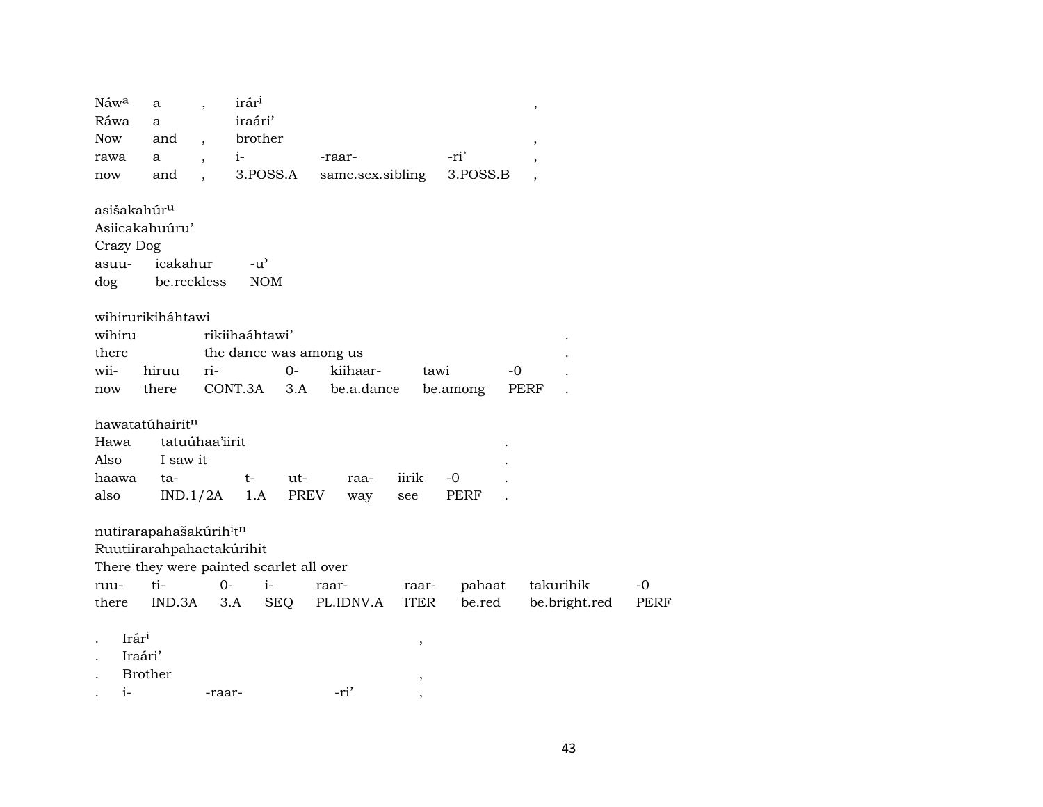| Náw$^{a}$ | a | , | irár$^{i}$ | | | , |
|---|---|---|---|---|---|---|
| Ráwa | a | | iraári’ | | | |
| Now | and | , | brother | | | , |
| rawa | a | , | i- | -raar- | -ri’ | , |
| now | and | , | 3.POSS.A | same.sex.sibling | 3.POSS.B | , |

asišakahúr$^{u}$

Asiicakahuúru’

Crazy Dog

| asuu- | icakahur | -u’ |
|---|---|---|
| dog | be.reckless | NOM |

wihirurikiháhtawi

| wihiru | | rikiihaáhtawi’ | | | | | . |
|---|---|---|---|---|---|---|---|
| there | | the dance was among us | | | | | . |
| wii- | hiruu | ri- | 0- | kiihaar- | tawi | -0 | . |
| now | there | CONT.3A | 3.A | be.a.dance | be.among | PERF | . |

hawatatúhairit$^{n}$

| Hawa | tatuúhaa’iirit | | | | | | . |
|---|---|---|---|---|---|---|---|
| Also | I saw it | | | | | | . |
| haawa | ta- | t- | ut- | raa- | iirik | -0 | . |
| also | IND.1/2A | 1.A | PREV | way | see | PERF | . |

nutirarapahašakúrih$^{i}$t$^{n}$

Ruutiirarahpahactakúrihit

There they were painted scarlet all over

| ruu- | ti- | 0- | i- | raar- | raar- | pahaat | takurihik | -0 |
|---|---|---|---|---|---|---|---|---|
| there | IND.3A | 3.A | SEQ | PL.IDNV.A | ITER | be.red | be.bright.red | PERF |

| . | Irár$^{i}$ | | | , |
|---|---|---|---|---|
| . | Iraári’ | | | |
| . | Brother | | | , |
| . | i- | -raar- | -ri’ | , |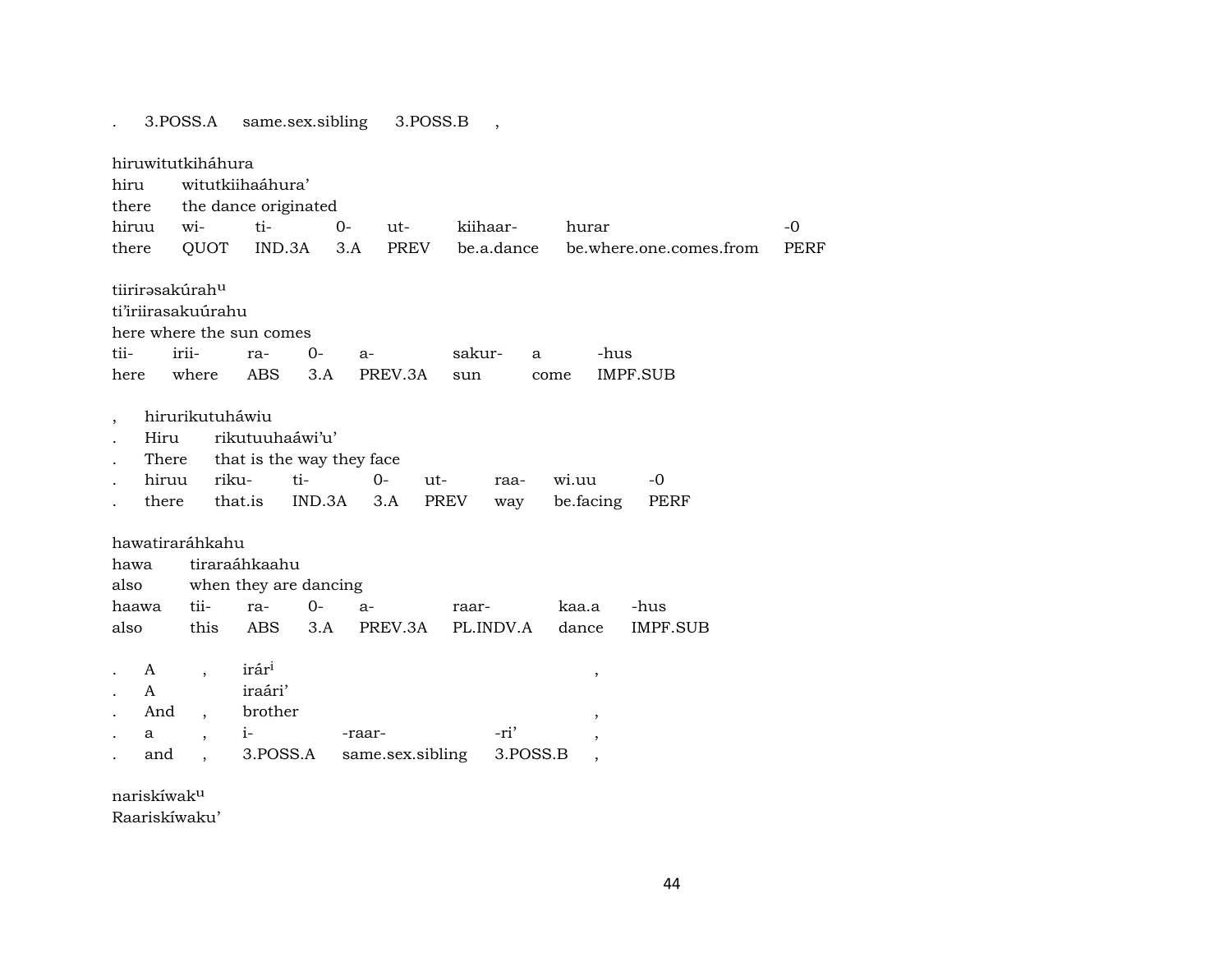| . | 3.POSS.A | same.sex.sibling | 3.POSS.B | , |
|---|---|---|---|---|

hiruwitutkiháhura

| hiru | witutkiihaáhura’ | | | | | |
|---|---|---|---|---|---|---|
| there | the dance originated | | | | | |
| hiruu | wi- | ti- | 0- | ut- | kiihaar- | hurar | -0 |
| there | QUOT | IND.3A | 3.A | PREV | be.a.dance | be.where.one.comes.from | PERF |

tiirirəsakúrah[u]

ti’iriirasakuúrahu

here where the sun comes

| tii- | irii- | ra- | 0- | a- | sakur- | a | -hus |
|---|---|---|---|---|---|---|---|
| here | where | ABS | 3.A | PREV.3A | sun | come | IMPF.SUB |

, hirurikutuháwiu

| . | Hiru | rikutuuhaáwi’u’ | | | | | |
|---|---|---|---|---|---|---|---|
| . | There | that is the way they face | | | | | |
| . | hiruu | riku- | ti- | 0- | ut- | raa- | wi.uu | -0 |
| . | there | that.is | IND.3A | 3.A | PREV | way | be.facing | PERF |

hawatiraráhkahu

| hawa | tiraraáhkaahu | | | | | | |
|---|---|---|---|---|---|---|---|
| also | when they are dancing | | | | | | |
| haawa | tii- | ra- | 0- | a- | raar- | kaa.a | -hus |
| also | this | ABS | 3.A | PREV.3A | PL.INDV.A | dance | IMPF.SUB |

| . | A | , | irár[i] | | | , |
|---|---|---|---|---|---|---|
| . | A | | iraári’ | | | |
| . | And | , | brother | | | , |
| . | a | , | i- | -raar- | -ri’ | , |
| . | and | , | 3.POSS.A | same.sex.sibling | 3.POSS.B | , |

nariskíwak[u]

Raariskíwaku’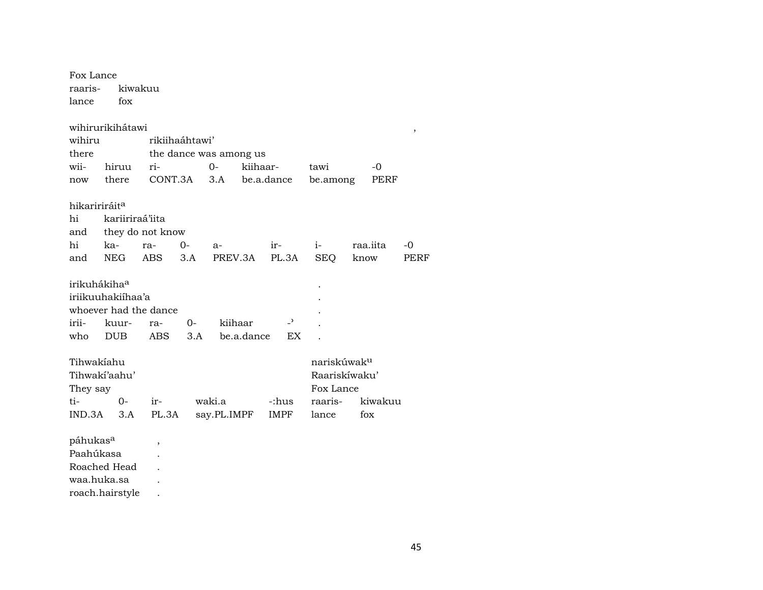Fox Lance

| raaris- | kiwakuu |
|---|---|
| lance | fox |

wihirurikihátawi ,

| wihiru | rikiihaáhtawi' | | | | |
|---|---|---|---|---|---|
| there | the dance was among us | | | | |
| wii- hiruu | ri- | 0- | kiihaar- | tawi | -0 |
| now there | CONT.3A | 3.A | be.a.dance | be.among | PERF |

hikariríráit[a]

| hi | kariiriraá'iita | | | | | | |
|---|---|---|---|---|---|---|---|
| and | they do not know | | | | | | |
| hi | ka- | ra- | 0- | a- | ir- | i- | raa.iita -0 |
| and | NEG | ABS | 3.A | PREV.3A | PL.3A | SEQ | know PERF |

irikuhákiha[a] .

| iriikuuhakiíhaa'a | | | | | |
|---|---|---|---|---|---|
| whoever had the dance | | | | | |
| irii- | kuur- | ra- | 0- | kiihaar | -ʾ . |
| who | DUB | ABS | 3.A | be.a.dance | EX . |

Tihwakíahu nariskúwak[u]

| Tihwakí'aahu | | | | | Raariskíwaku' | |
|---|---|---|---|---|---|---|
| They say | | | | | Fox Lance | |
| ti- | 0- | ir- | waki.a | -:hus | raaris- | kiwakuu |
| IND.3A | 3.A | PL.3A | say.PL.IMPF | IMPF | lance | fox |

páhukas[a] ,

Paahúkasa .

Roached Head .

waa.huka.sa .

roach.hairstyle .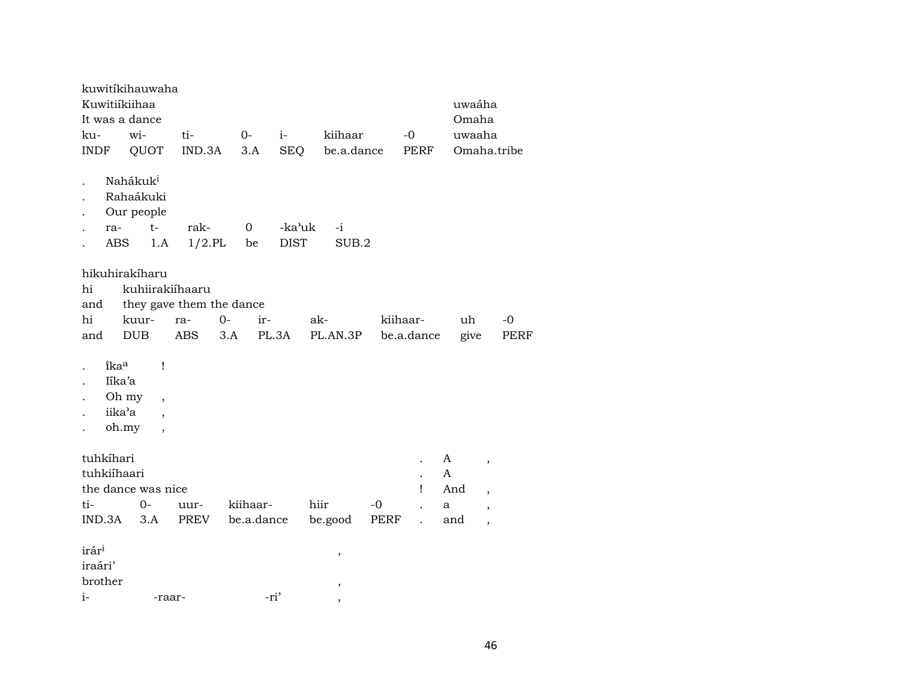kuwitíkihauwaha
Kuwitiíkiihaa uwaáha
It was a dance Omaha

| ku- | wi- | ti- | 0- | i- | kiihaar | -0 | uwaaha |
|---|---|---|---|---|---|---|---|
| INDF | QUOT | IND.3A | 3.A | SEQ | be.a.dance | PERF | Omaha.tribe |

. Nahákuk[i]
. Rahaákuki
. Our people

| . | ra- | t- | rak- | 0 | -ka'uk | -i |
|---|---|---|---|---|---|---|
| . | ABS | 1.A | 1/2.PL | be | DIST | SUB.2 |

hikuhirakíharu
hi kuhiirakiíhaaru
and they gave them the dance

| hi | kuur- | ra- | 0- | ir- | ak- | kiihaar- | uh | -0 |
|---|---|---|---|---|---|---|---|---|
| and | DUB | ABS | 3.A | PL.3A | PL.AN.3P | be.a.dance | give | PERF |

. Íka[a] !
. Iíka'a
. Oh my ,
. iika'a ,
. oh.my ,

tuhkíhari . A ,
tuhkiíhaari . A
the dance was nice ! And ,

| ti- | 0- | uur- | kiihaar- | hiir | -0 | . | a | , |
|---|---|---|---|---|---|---|---|---|
| IND.3A | 3.A | PREV | be.a.dance | be.good | PERF | . | and | , |

irár[i] ,
iraári'
brother ,
i- -raar- -ri' ,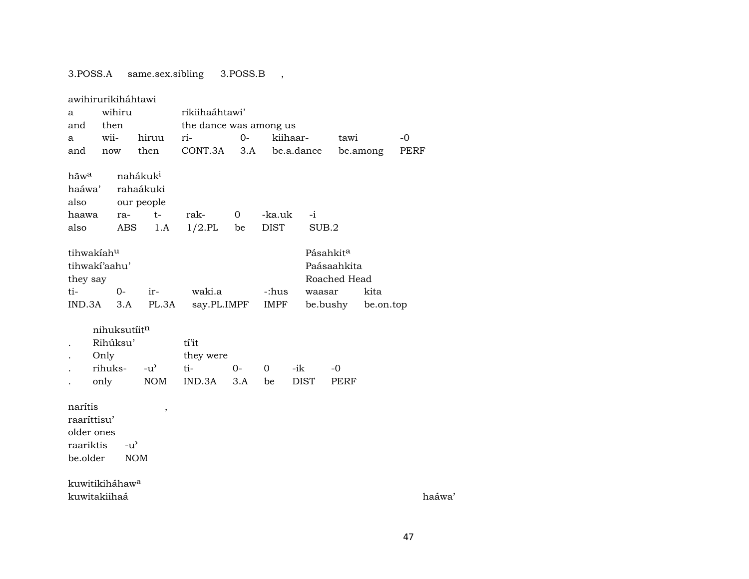| 3.POSS.A | same.sex.sibling | 3.POSS.B | , |
|---|---|---|---|

awihirurikiháhtawi

| a | wihiru | | rikiihaáhtawi’ | | | | |
|---|---|---|---|---|---|---|---|
| and | then | | the dance was among us | | | | |
| a | wii- | hiruu | ri- | 0- | kiihaar- | tawi | -0 |
| and | now | then | CONT.3A | 3.A | be.a.dance | be.among | PERF |

| hāw^a | nahákuk^i | | | | | |
|---|---|---|---|---|---|---|
| haáwa’ | rahaákuki | | | | | |
| also | our people | | | | | |
| haawa | ra- | t- | rak- | 0 | -ka.uk | -i |
| also | ABS | 1.A | 1/2.PL | be | DIST | SUB.2 |

| tihwakíah^u | | | | | Pásahkit^a | |
|---|---|---|---|---|---|---|
| tihwakí’aahu’ | | | | | Paásaahkita | |
| they say | | | | | Roached Head | |
| ti- | 0- | ir- | waki.a | -:hus | waasar | kita |
| IND.3A | 3.A | PL.3A | say.PL.IMPF | IMPF | be.bushy | be.on.top |

| | nihuksutíit^n | | | | | | |
|---|---|---|---|---|---|---|---|
| . | Rihúksu’ | | tí’it | | | | |
| . | Only | | they were | | | | |
| . | rihuks- | -u’ | ti- | 0- | 0 | -ik | -0 |
| . | only | NOM | IND.3A | 3.A | be | DIST | PERF |

| narítis | , |
|---|---|
| raaríttisu’ | |
| older ones | |
| raariktis | -u’ |
| be.older | NOM |

kuwitikiháhaw^a

| kuwitakiihaá | haáwa’ |
|---|---|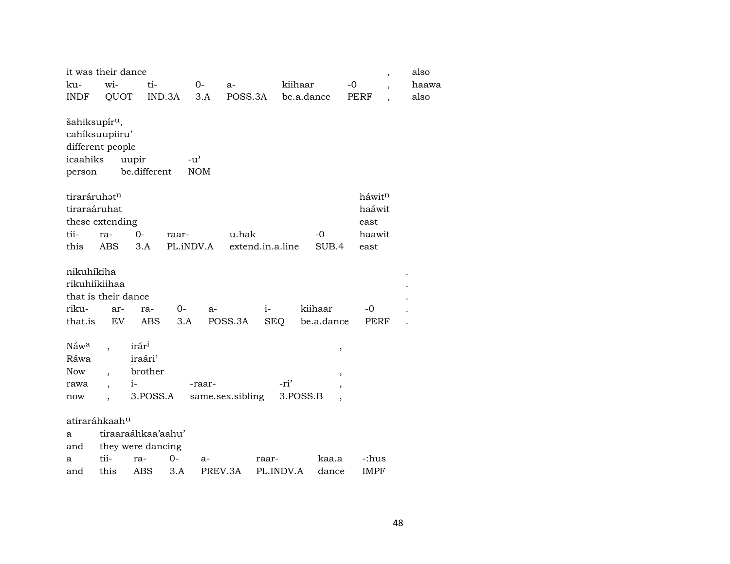| it was their dance | | | | | | | , | also |
|---|---|---|---|---|---|---|---|---|
| ku- | wi- | ti- | 0- | a- | kiihaar | -0 | , | haawa |
| INDF | QUOT | IND.3A | 3.A | POSS.3A | be.a.dance | PERF | , | also |

šahiksupír$^{u}$,
cahíksuupiiru'
different people

| icaahiks | uupir | -u' |
|---|---|---|
| person | be.different | NOM |

| tiraráruhət$^{n}$ | | | | | | háwit$^{n}$ |
|---|---|---|---|---|---|---|
| tiraraáruhat | | | | | | haáwit |
| these extending | | | | | | east |
| tii- | ra- | 0- | raar- | u.hak | -0 | haawit |
| this | ABS | 3.A | PL.iNDV.A | extend.in.a.line | SUB.4 | east |

| nikuhíkiha | | | | | | | | . |
|---|---|---|---|---|---|---|---|---|
| rikuhiíkiihaa | | | | | | | | . |
| that is their dance | | | | | | | | . |
| riku- | ar- | ra- | 0- | a- | i- | kiihaar | -0 | . |
| that.is | EV | ABS | 3.A | POSS.3A | SEQ | be.a.dance | PERF | . |

| Náw$^{a}$ | , | irár$^{i}$ | | | , |
|---|---|---|---|---|---|
| Ráwa | | iraári' | | | |
| Now | , | brother | | | , |
| rawa | , | i- | -raar- | -ri' | , |
| now | , | 3.POSS.A | same.sex.sibling | 3.POSS.B | , |

| atiraráhkaah$^{u}$ | | | | | | | |
|---|---|---|---|---|---|---|---|
| a | tiraaraáhkaa'aahu' | | | | | | |
| and | they were dancing | | | | | | |
| a | tii- | ra- | 0- | a- | raar- | kaa.a | -:hus |
| and | this | ABS | 3.A | PREV.3A | PL.INDV.A | dance | IMPF |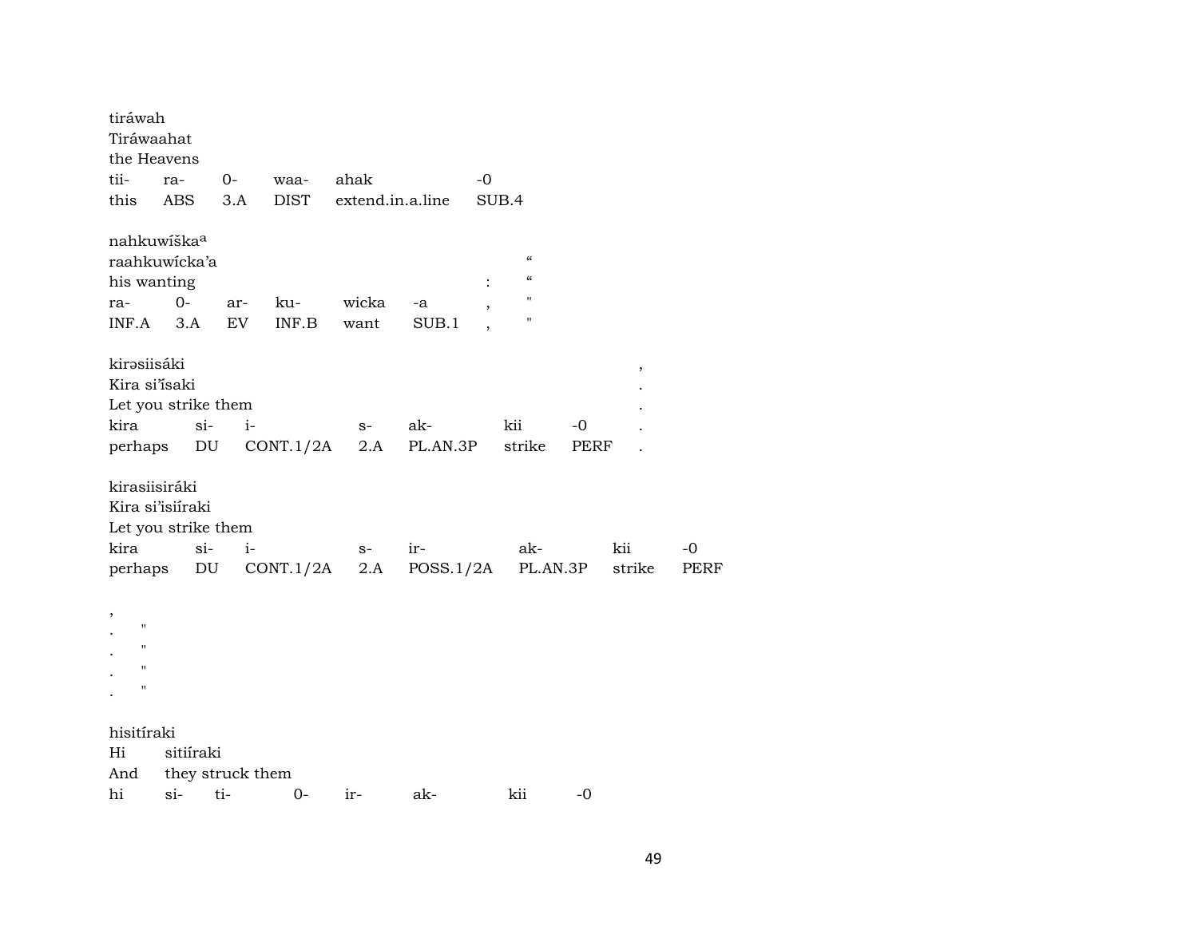tiráwah
Tiráwaahat
the Heavens

| tii- | ra- | 0- | waa- | ahak | -0 |
|---|---|---|---|---|---|
| this | ABS | 3.A | DIST | extend.in.a.line | SUB.4 |

nahkuwíškaª
raahkuwícka'a "
his wanting : "

| ra- | 0- | ar- | ku- | wicka | -a | , | " |
|---|---|---|---|---|---|---|---|
| INF.A | 3.A | EV | INF.B | want | SUB.1 | , | " |

kirəsiisáki ,
Kira si'ísaki .
Let you strike them .

| kira | si- | i- | s- | ak- | kii | -0 | . |
|---|---|---|---|---|---|---|---|
| perhaps | DU | CONT.1/2A | 2.A | PL.AN.3P | strike | PERF | . |

kirasiisiráki
Kira si'isiíraki
Let you strike them

| kira | si- | i- | s- | ir- | ak- | kii | -0 |
|---|---|---|---|---|---|---|---|
| perhaps | DU | CONT.1/2A | 2.A | POSS.1/2A | PL.AN.3P | strike | PERF |

,
. "
. "
. "
. "

hisitíraki
Hi sitiíraki
And they struck them

| hi | si- | ti- | 0- | ir- | ak- | kii | -0 |
|---|---|---|---|---|---|---|---|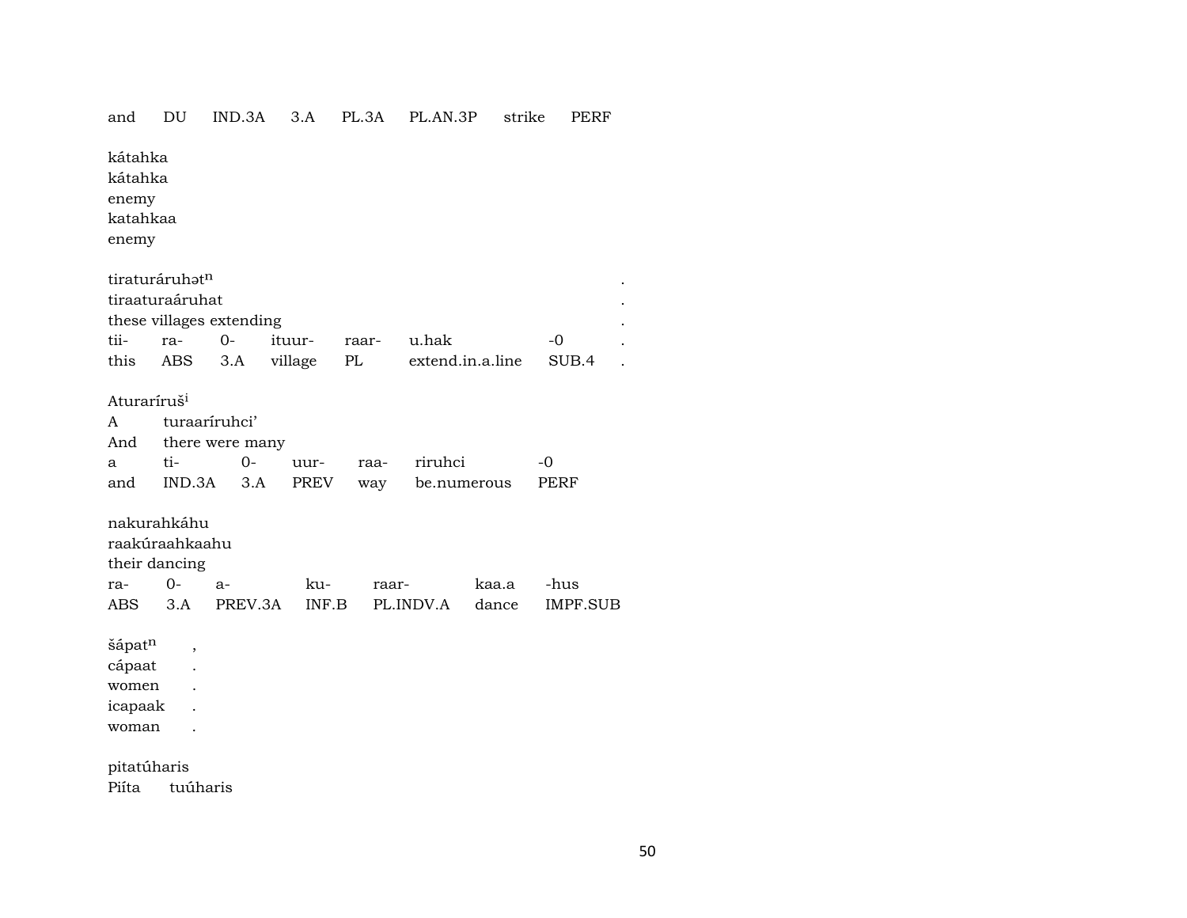and DU IND.3A 3.A PL.3A PL.AN.3P strike PERF

kátahka
kátahka
enemy
katahkaa
enemy

tiraturáruhət$^{n}$ .
tiraaturaáruhat .
these villages extending .

| tii- | ra- | 0- | ituur- | raar- | u.hak | -0 | . |
|---|---|---|---|---|---|---|---|
| this | ABS | 3.A | village | PL | extend.in.a.line | SUB.4 | . |

Aturaríruš$^{i}$
A turaaríruhci'
And there were many

| a | ti- | 0- | uur- | raa- | riruhci | -0 |
|---|---|---|---|---|---|---|
| and | IND.3A | 3.A | PREV | way | be.numerous | PERF |

nakurahkáhu
raakúraahkaahu
their dancing

| ra- | 0- | a- | ku- | raar- | kaa.a | -hus |
|---|---|---|---|---|---|---|
| ABS | 3.A | PREV.3A | INF.B | PL.INDV.A | dance | IMPF.SUB |

šápat$^{n}$ ,
cápaat .
women .
icapaak .
woman .

pitatúharis
Piíta tuúharis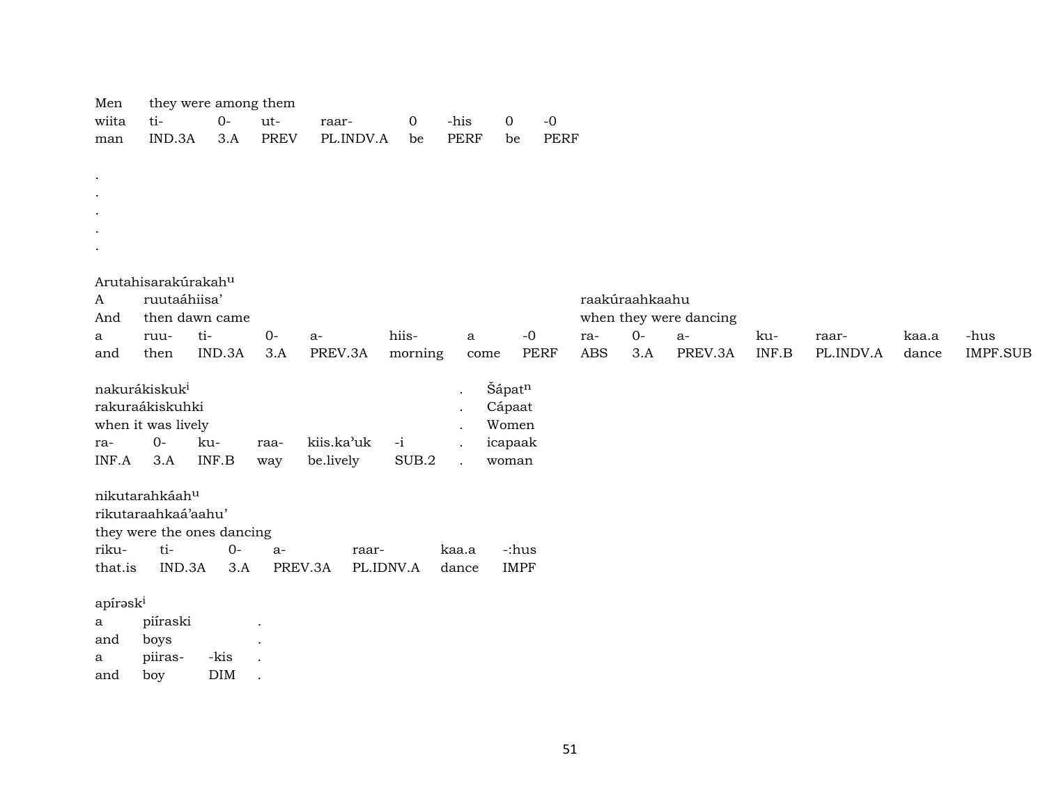Men they were among them

| wiita | ti- | 0- | ut- | raar- | 0 | -his | 0 | -0 |
|---|---|---|---|---|---|---|---|---|
| man | IND.3A | 3.A | PREV | PL.INDV.A | be | PERF | be | PERF |

.
.
.
.
.

Arutahisarakúrakah[u]

A ruutaáhiisa' raakúraahkaahu

And then dawn came when they were dancing

| a | ruu- | ti- | 0- | a- | hiis- | a | -0 | ra- | 0- | a- | ku- | raar- | kaa.a | -hus |
|---|---|---|---|---|---|---|---|---|---|---|---|---|---|---|
| and | then | IND.3A | 3.A | PREV.3A | morning | come | PERF | ABS | 3.A | PREV.3A | INF.B | PL.INDV.A | dance | IMPF.SUB |

nakurákiskuk[i] . Šápat[n]

rakuraákiskuhki . Cápaat

when it was lively . Women

| ra- | 0- | ku- | raa- | kiis.ka'uk | -i | . | icapaak |
|---|---|---|---|---|---|---|---|
| INF.A | 3.A | INF.B | way | be.lively | SUB.2 | . | woman |

nikutarahkáah[u]

rikutaraahkaá'aahu'

they were the ones dancing

| riku- | ti- | 0- | a- | raar- | kaa.a | -:hus |
|---|---|---|---|---|---|---|
| that.is | IND.3A | 3.A | PREV.3A | PL.IDNV.A | dance | IMPF |

apírəsk[i]

a piíraski .

and boys .

| a | piiras- | -kis | . |
|---|---|---|---|
| and | boy | DIM | . |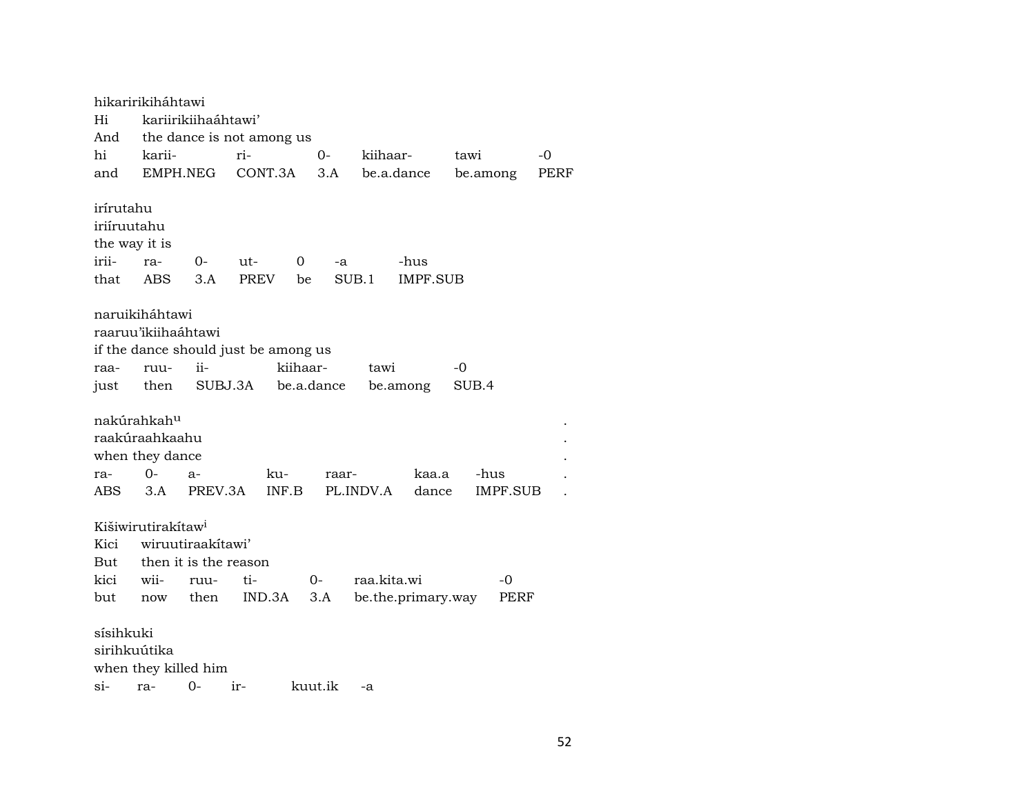hikaririkiháhtawi
Hi kariirikiihaáhtawi'
And the dance is not among us

| hi | karii- | ri- | 0- | kiihaar- | tawi | -0 |
|---|---|---|---|---|---|---|
| and | EMPH.NEG | CONT.3A | 3.A | be.a.dance | be.among | PERF |

irírutahu
iriíruutahu
the way it is

| irii- | ra- | 0- | ut- | 0 | -a | -hus |
|---|---|---|---|---|---|---|
| that | ABS | 3.A | PREV | be | SUB.1 | IMPF.SUB |

naruikiháhtawi
raaruu'ikiihaáhtawi
if the dance should just be among us

| raa- | ruu- | ii- | kiihaar- | tawi | -0 |
|---|---|---|---|---|---|
| just | then | SUBJ.3A | be.a.dance | be.among | SUB.4 |

nakúrahkah[u] .
raakúraahkaahu .
when they dance .

| ra- | 0- | a- | ku- | raar- | kaa.a | -hus | . |
|---|---|---|---|---|---|---|---|
| ABS | 3.A | PREV.3A | INF.B | PL.INDV.A | dance | IMPF.SUB | . |

Kišiwirutirakítaw[i]
Kici wiruutiraakítawi'
But then it is the reason

| kici | wii- | ruu- | ti- | 0- | raa.kita.wi | -0 |
|---|---|---|---|---|---|---|
| but | now | then | IND.3A | 3.A | be.the.primary.way | PERF |

sísihkuki
sirihkuútika
when they killed him

si- ra- 0- ir- kuut.ik -a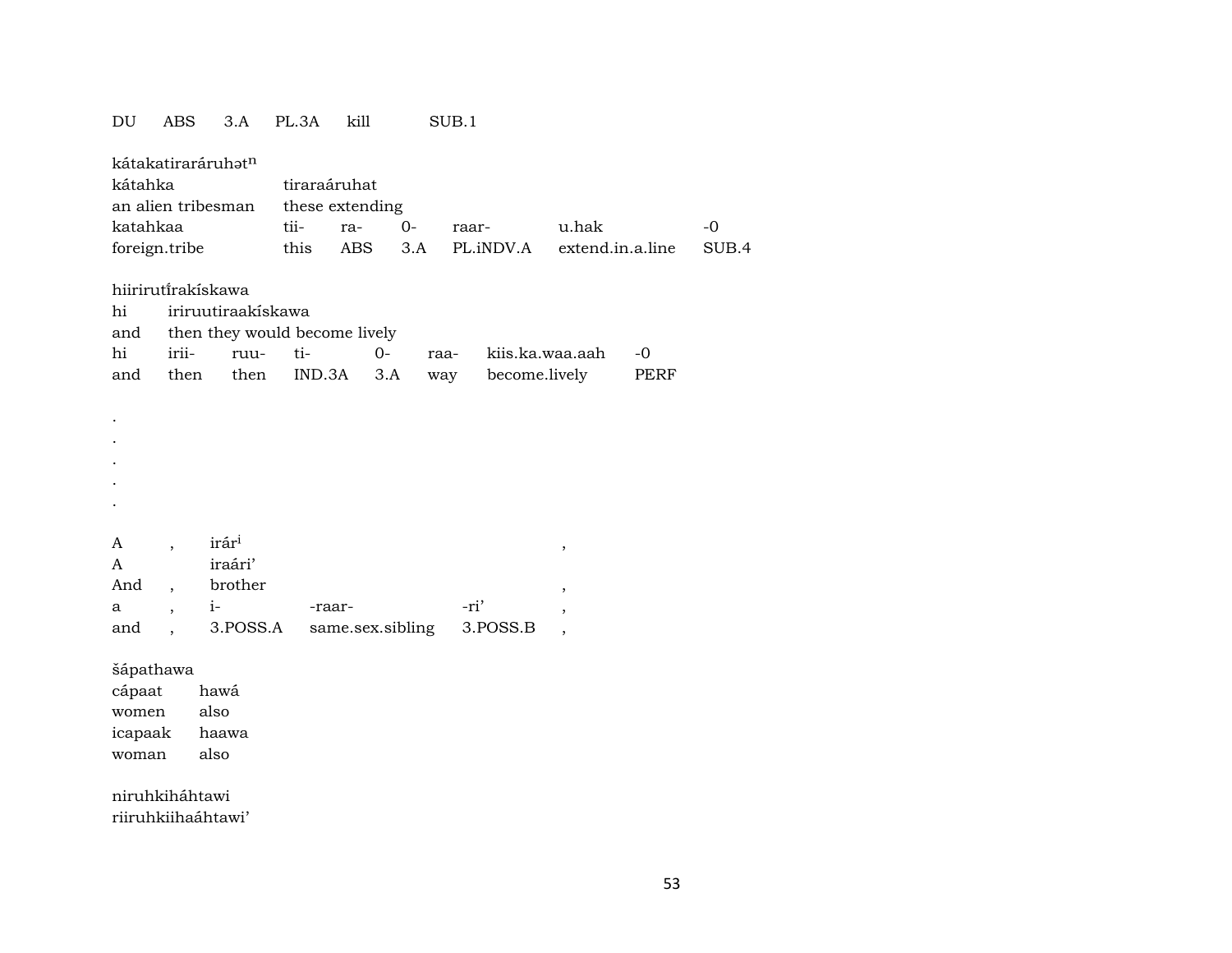| DU | ABS | 3.A | PL.3A | kill | SUB.1 |
|---|---|---|---|---|---|

kátakatiraráruhətn
kátahka tiraraáruhat
an alien tribesman these extending

| katahkaa | tii- | ra- | 0- | raar- | u.hak | -0 |
|---|---|---|---|---|---|---|
| foreign.tribe | this | ABS | 3.A | PL.iNDV.A | extend.in.a.line | SUB.4 |

hiirirutĩrakískawa
hi iriruutiraakískawa
and then they would become lively

| hi | irii- | ruu- | ti- | 0- | raa- | kiis.ka.waa.aah | -0 |
|---|---|---|---|---|---|---|---|
| and | then | then | IND.3A | 3.A | way | become.lively | PERF |

.
.
.
.
.

| A | , | irári | | | , |
|---|---|---|---|---|---|
| A | | iraári’ | | | |
| And | , | brother | | | , |
| a | , | i- | -raar- | -ri’ | , |
| and | , | 3.POSS.A | same.sex.sibling | 3.POSS.B | , |

šápathawa

| cápaat | hawá |
|---|---|
| women | also |
| icapaak | haawa |
| woman | also |

niruhkiháhtawi
riiruhkiihaáhtawi’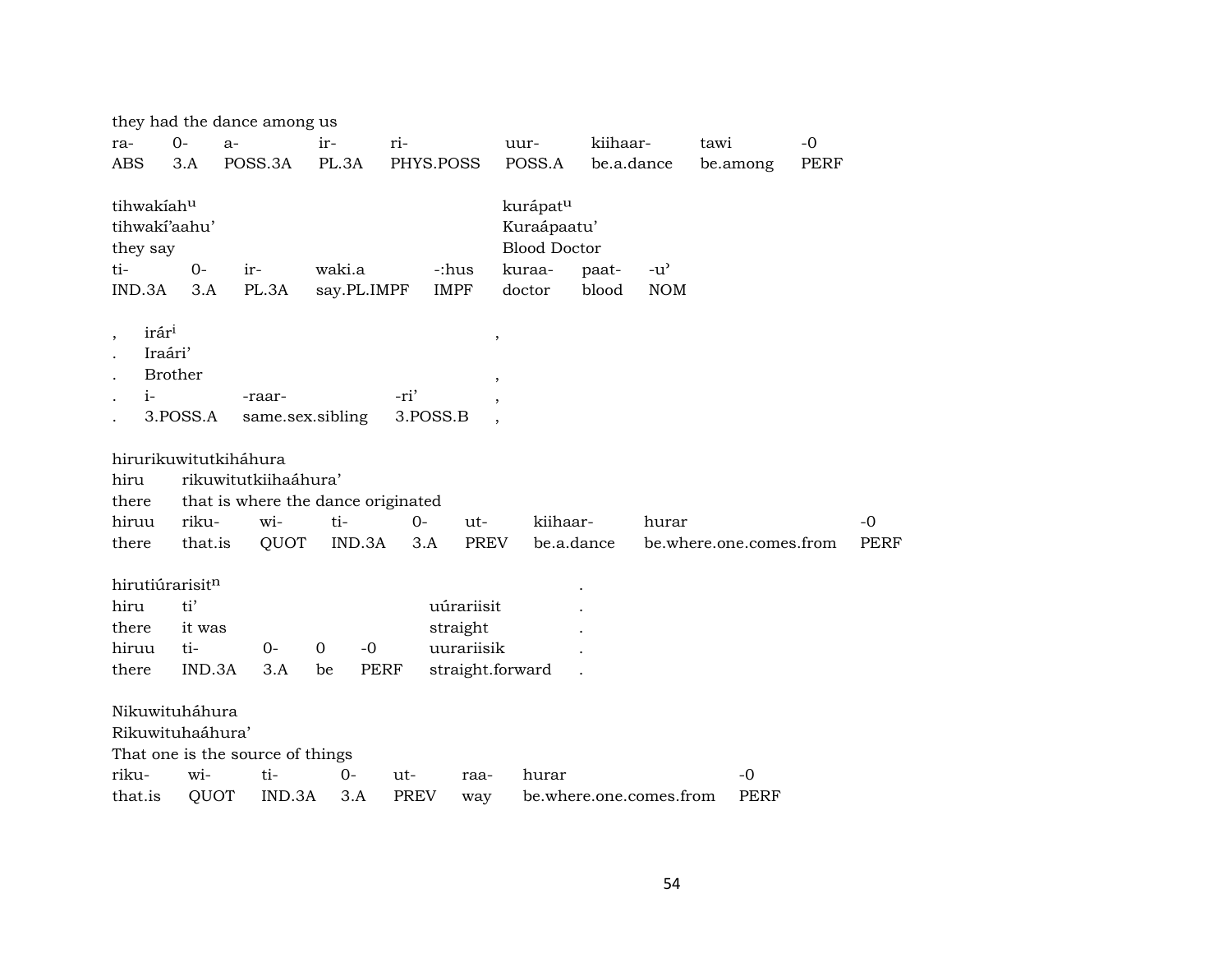they had the dance among us

| ra- | 0- | a- | ir- | ri- | uur- | kiihaar- | tawi | -0 |
|---|---|---|---|---|---|---|---|---|
| ABS | 3.A | POSS.3A | PL.3A | PHYS.POSS | POSS.A | be.a.dance | be.among | PERF |

tihwakíah^u kurápat^u
tihwakí'aahu' Kuraápaatu'
they say Blood Doctor

| ti- | 0- | ir- | waki.a | -:hus | kuraa- | paat- | -u' |
|---|---|---|---|---|---|---|---|
| IND.3A | 3.A | PL.3A | say.PL.IMPF | IMPF | doctor | blood | NOM |

, irár^i ,
. Iraári'
. Brother ,

| . | i- | -raar- | -ri' | , |
|---|---|---|---|---|
| . | 3.POSS.A | same.sex.sibling | 3.POSS.B | , |

hirurikuwitutkiháhura
hiru rikuwitutkiihaáhura'
there that is where the dance originated

| hiruu | riku- | wi- | ti- | 0- | ut- | kiihaar- | hurar | -0 |
|---|---|---|---|---|---|---|---|---|
| there | that.is | QUOT | IND.3A | 3.A | PREV | be.a.dance | be.where.one.comes.from | PERF |

hirutiúrarisit^n .
hiru ti' uúrariisit .
there it was straight .

| hiruu | ti- | 0- | 0 | -0 | uurariisik | . |
|---|---|---|---|---|---|---|
| there | IND.3A | 3.A | be | PERF | straight.forward | . |

Nikuwituháhura
Rikuwituhaáhura'
That one is the source of things

| riku- | wi- | ti- | 0- | ut- | raa- | hurar | -0 |
|---|---|---|---|---|---|---|---|
| that.is | QUOT | IND.3A | 3.A | PREV | way | be.where.one.comes.from | PERF |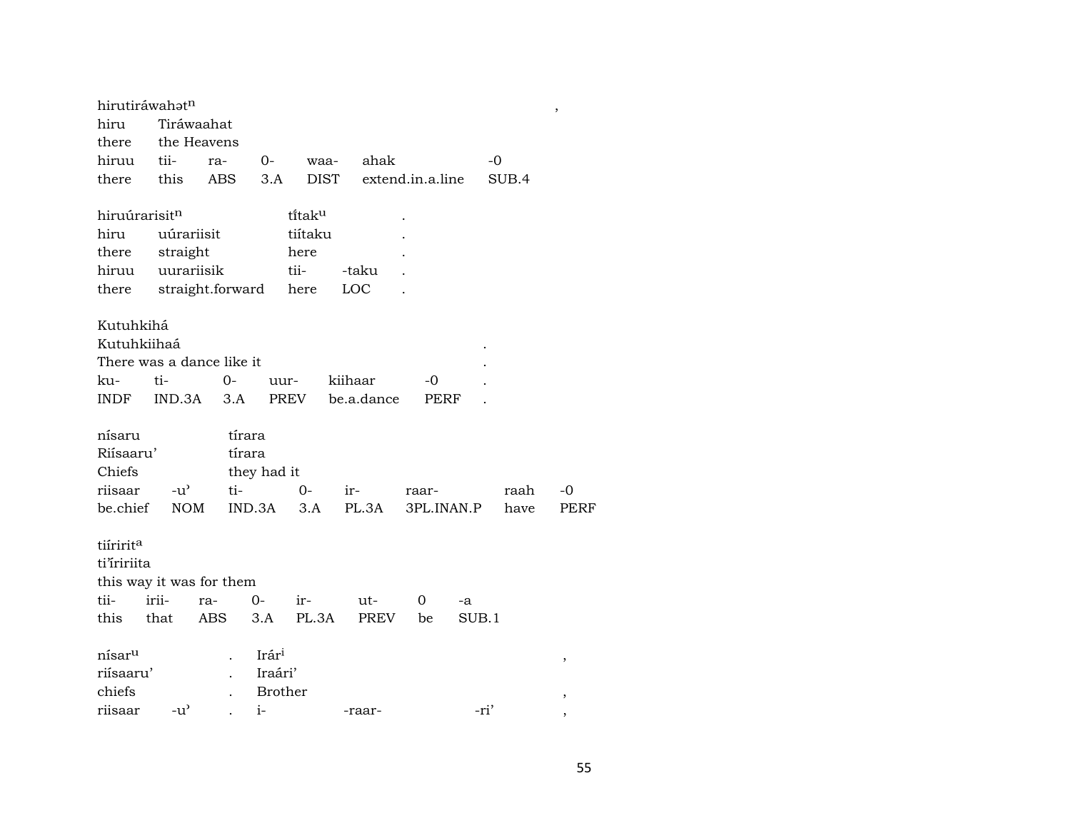hirutiráwahətⁿ ,
hiru Tiráwaahat
there the Heavens

| hiruu | tii- | ra- | 0- | waa- | ahak | -0 |
|---|---|---|---|---|---|---|
| there | this | ABS | 3.A | DIST | extend.in.a.line | SUB.4 |

hiruúrarisitⁿ tíٕtakᵘ .
hiru uúrariisit tiítaku .
there straight here .

| hiruu | uurariisik | tii- | -taku | . |
|---|---|---|---|---|
| there | straight.forward | here | LOC | . |

Kutuhkihá
Kutuhkiihaá .
There was a dance like it .

| ku- | ti- | 0- | uur- | kiihaar | -0 | . |
|---|---|---|---|---|---|---|
| INDF | IND.3A | 3.A | PREV | be.a.dance | PERF | . |

nísaru tírara
Riísaaru' tírara
Chiefs they had it

| riisaar | -u' | ti- | 0- | ir- | raar- | raah | -0 |
|---|---|---|---|---|---|---|---|
| be.chief | NOM | IND.3A | 3.A | PL.3A | 3PL.INAN.P | have | PERF |

tiíriritᵃ
tiٕíriiita
this way it was for them

| tii- | irii- | ra- | 0- | ir- | ut- | 0 | -a |
|---|---|---|---|---|---|---|---|
| this | that | ABS | 3.A | PL.3A | PREV | be | SUB.1 |

nísarᵘ . Irárⁱ ,
riísaaru' . Iraári'
chiefs . Brother ,
riisaar -u' . i- -raar- -ri' ,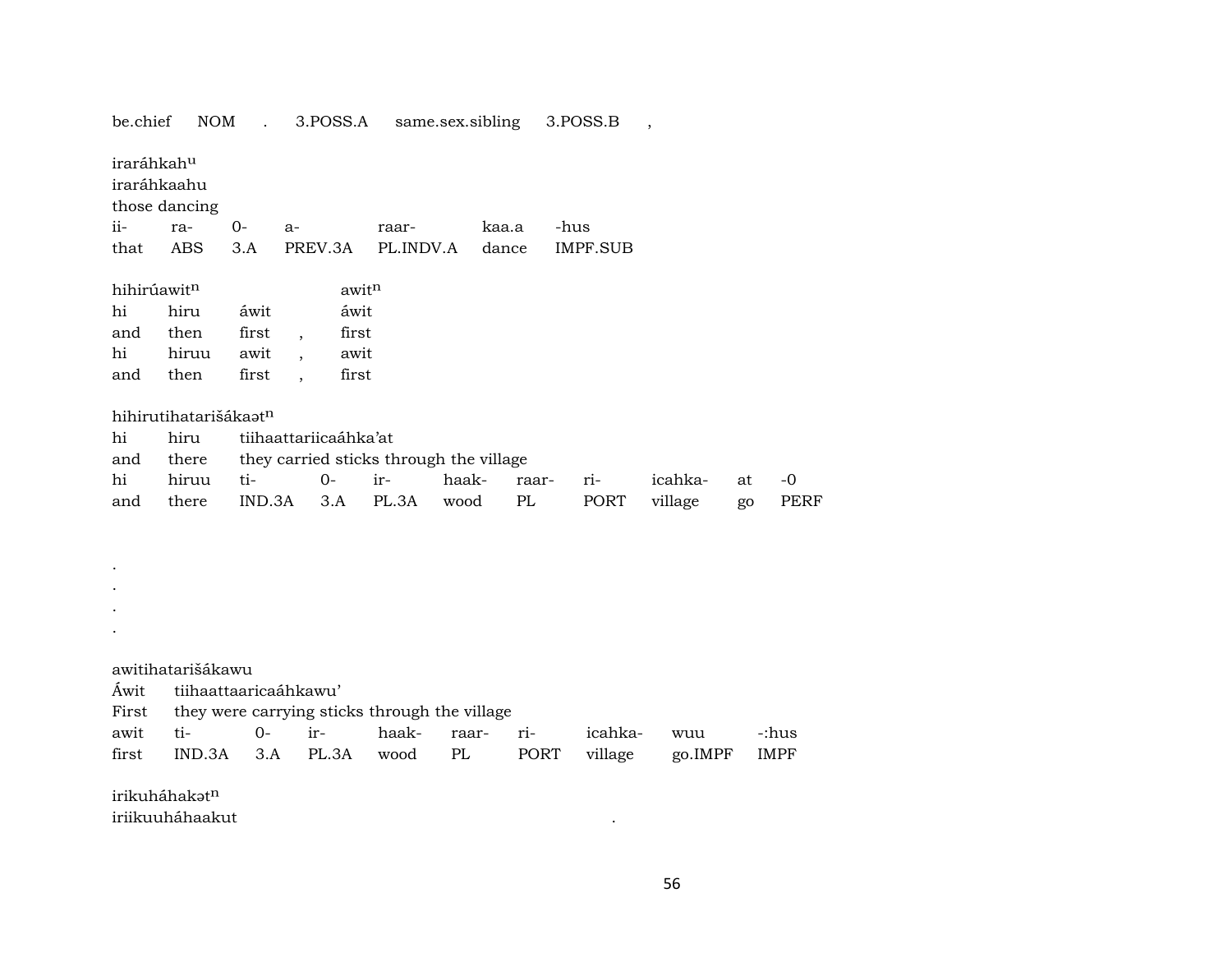be.chief NOM . 3.POSS.A same.sex.sibling 3.POSS.B ,

iraráhkah^u
iraráhkaahu
those dancing

| ii- | ra- | 0- | a- | raar- | kaa.a | -hus |
|---|---|---|---|---|---|---|
| that | ABS | 3.A | PREV.3A | PL.INDV.A | dance | IMPF.SUB |

hihirúawit^n awit^n

| hi | hiru | áwit | | áwit |
|---|---|---|---|---|
| and | then | first | , | first |
| hi | hiruu | awit | , | awit |
| and | then | first | , | first |

hihirutihatarišákaət^n

| hi | hiru | tiihaattariicaáhka'at | | | | | | | | |
|---|---|---|---|---|---|---|---|---|---|---|
| and | there | they carried sticks through the village | | | | | | | | |
| hi | hiruu | ti- | 0- | ir- | haak- | raar- | ri- | icahka- | at | -0 |
| and | there | IND.3A | 3.A | PL.3A | wood | PL | PORT | village | go | PERF |

.
.
.
.

awitihatarišákawu

| Áwit | tiihaattaaricaáhkawu' | | | | | | | | |
|---|---|---|---|---|---|---|---|---|---|
| First | they were carrying sticks through the village | | | | | | | | |
| awit | ti- | 0- | ir- | haak- | raar- | ri- | icahka- | wuu | -:hus |
| first | IND.3A | 3.A | PL.3A | wood | PL | PORT | village | go.IMPF | IMPF |

irikuháhakət^n
iriikuuháhaakut .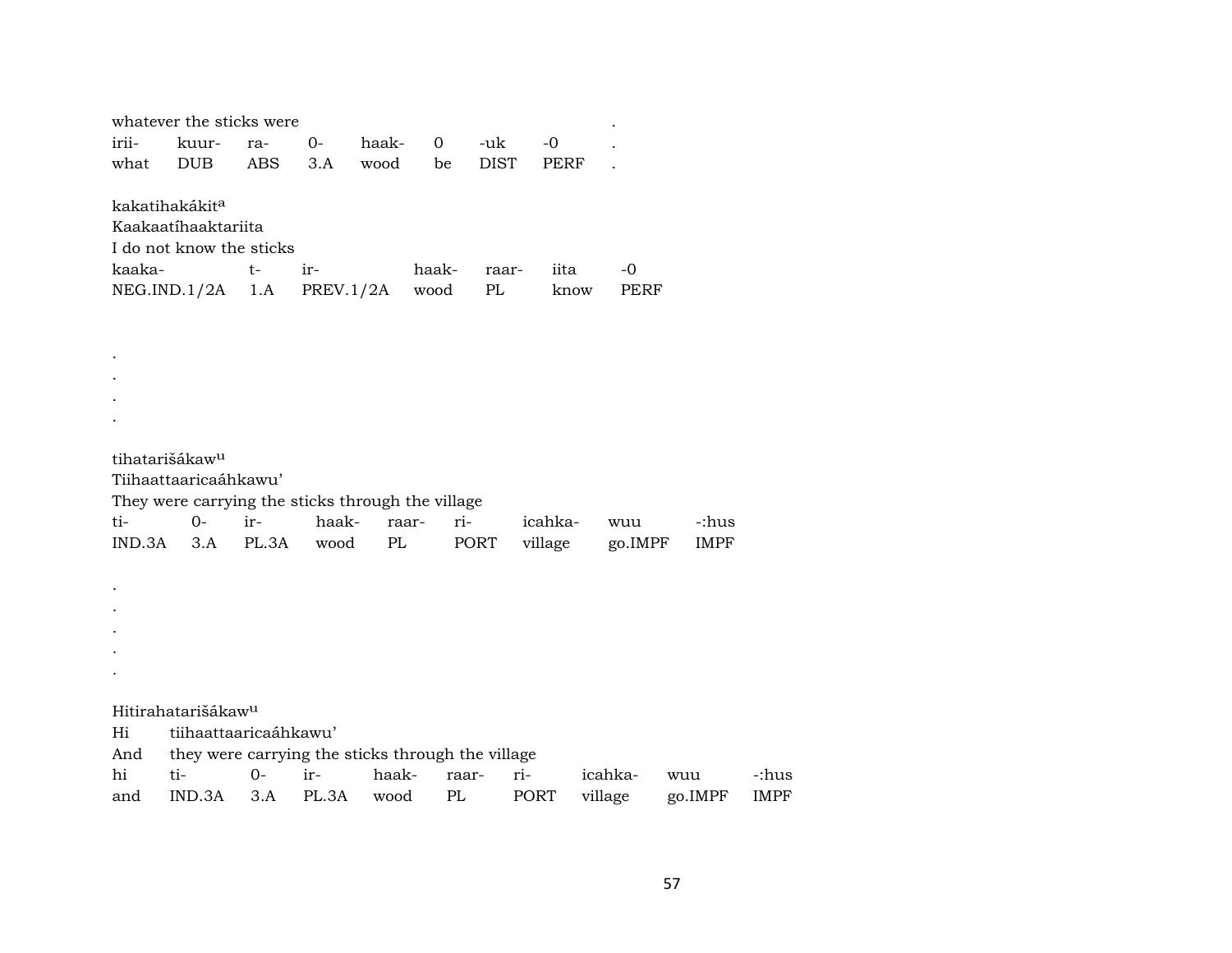whatever the sticks were .

| irii- | kuur- | ra- | 0- | haak- | 0 | -uk | -0 | . |
|---|---|---|---|---|---|---|---|---|
| what | DUB | ABS | 3.A | wood | be | DIST | PERF | . |

kakatihakákit[a]
Kaakaatíhaaktariita
I do not know the sticks

| kaaka- | t- | ir- | haak- | raar- | iita | -0 |
|---|---|---|---|---|---|---|
| NEG.IND.1/2A | 1.A | PREV.1/2A | wood | PL | know | PERF |

.
.
.
.

tihatarišákaw[u]
Tiihaattaaricaáhkawu'
They were carrying the sticks through the village

| ti- | 0- | ir- | haak- | raar- | ri- | icahka- | wuu | -:hus |
|---|---|---|---|---|---|---|---|---|
| IND.3A | 3.A | PL.3A | wood | PL | PORT | village | go.IMPF | IMPF |

.
.
.
.
.

Hitirahatarišákaw[u]
Hi tiihaattaaricaáhkawu'
And they were carrying the sticks through the village

| hi | ti- | 0- | ir- | haak- | raar- | ri- | icahka- | wuu | -:hus |
|---|---|---|---|---|---|---|---|---|---|
| and | IND.3A | 3.A | PL.3A | wood | PL | PORT | village | go.IMPF | IMPF |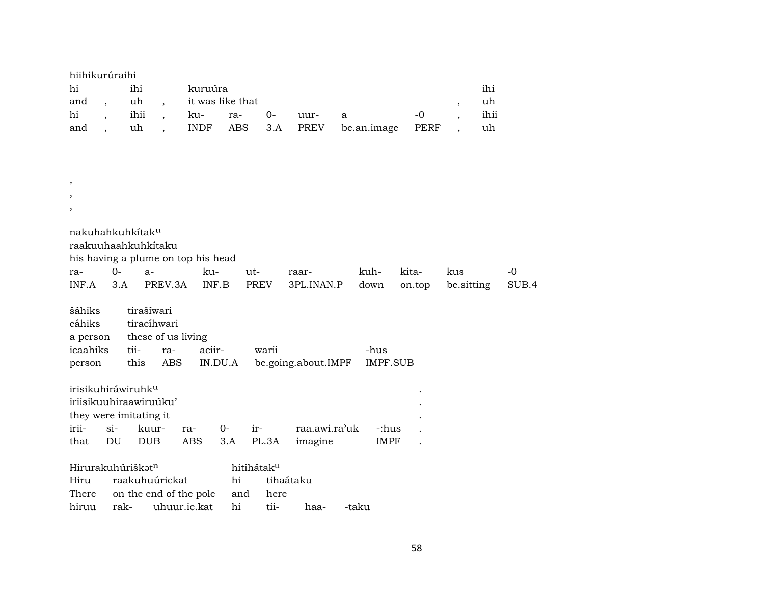hiihikurúraihi

| hi | | ihi | | kuruúra | | | | | | | ihi |
|---|---|---|---|---|---|---|---|---|---|---|---|
| and | , | uh | , | it was like that | | | | | | , | uh |
| hi | , | ihii | , | ku- | ra- | 0- | uur- | a | -0 | , | ihii |
| and | , | uh | , | INDF | ABS | 3.A | PREV | be.an.image | PERF | , | uh |

,
,
,

nakuhahkuhkítak$^{u}$
raakuuhaahkuhkítaku
his having a plume on top his head

| ra- | 0- | a- | ku- | ut- | raar- | kuh- | kita- | kus | -0 |
|---|---|---|---|---|---|---|---|---|---|
| INF.A | 3.A | PREV.3A | INF.B | PREV | 3PL.INAN.P | down | on.top | be.sitting | SUB.4 |

| šáhiks | tirašíwari | | | | |
|---|---|---|---|---|---|
| cáhiks | tiracíhwari | | | | |
| a person | these of us living | | | | |
| icaahiks | tii- | ra- | aciir- | warii | -hus |
| person | this | ABS | IN.DU.A | be.going.about.IMPF | IMPF.SUB |

irisikuhiráwiruhk$^{u}$ .
iriisikuuhiraawiruúku’ .
they were imitating it .

| irii- | si- | kuur- | ra- | 0- | ir- | raa.awi.ra’uk | -:hus | . |
|---|---|---|---|---|---|---|---|---|
| that | DU | DUB | ABS | 3.A | PL.3A | imagine | IMPF | . |

| Hirurakuhúriškət$^{n}$ | | | hitihátak$^{u}$ | | | |
|---|---|---|---|---|---|---|
| Hiru | raakuhuúrickat | | hi | tihaátaku | | |
| There | on the end of the pole | | and | here | | |
| hiruu | rak- | uhuur.ic.kat | hi | tii- | haa- | -taku |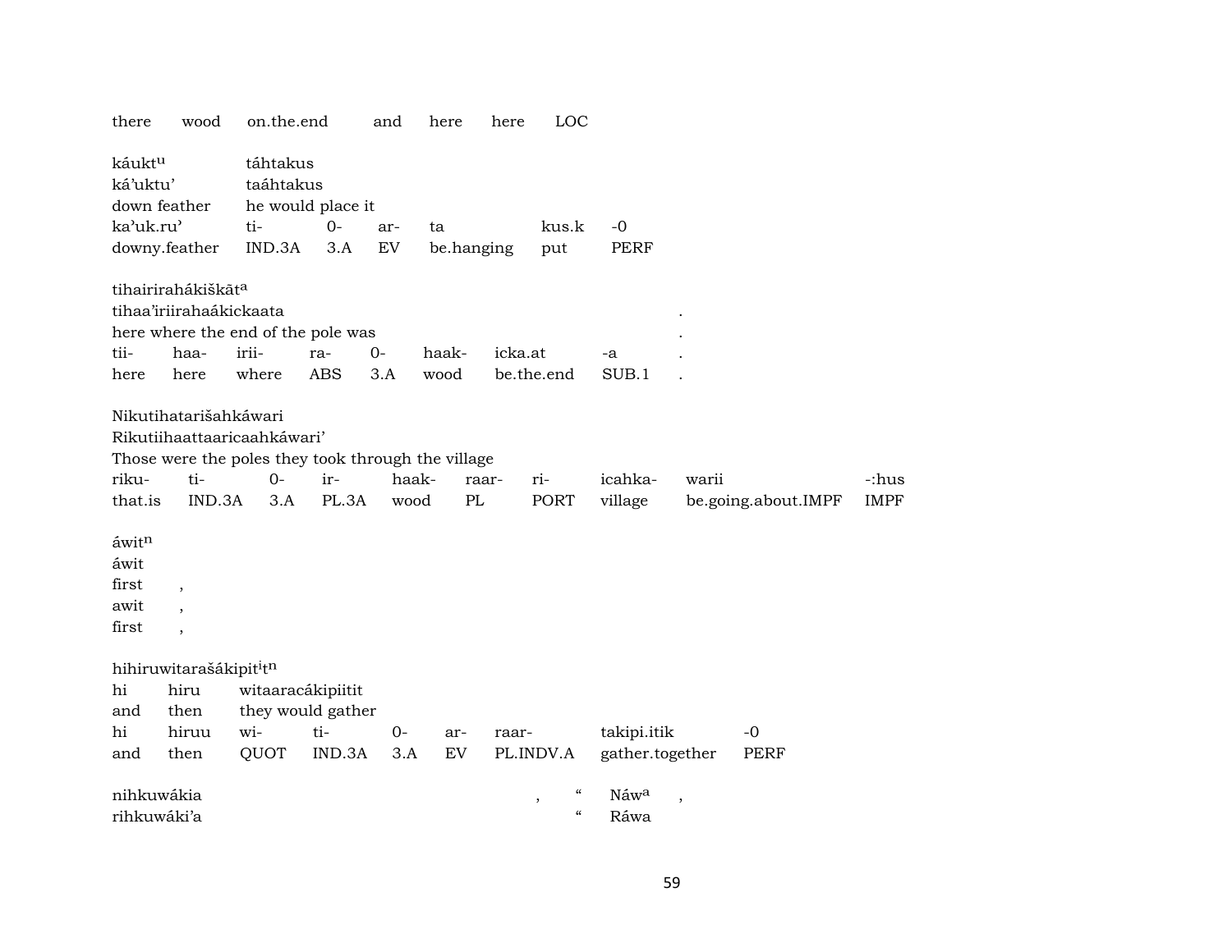| there | wood | on.the.end | and | here | here | LOC |
|---|---|---|---|---|---|---|

káukt$^{u}$ táhtakus
ká'uktu' taáhtakus
down feather he would place it

| ka'uk.ru' | ti- | 0- | ar- | ta | kus.k | -0 |
|---|---|---|---|---|---|---|
| downy.feather | IND.3A | 3.A | EV | be.hanging | put | PERF |

tihairirahákiškāt$^{a}$
tihaa'iriirahaákickaata .
here where the end of the pole was .

| tii- | haa- | irii- | ra- | 0- | haak- | icka.at | -a | . |
|---|---|---|---|---|---|---|---|---|
| here | here | where | ABS | 3.A | wood | be.the.end | SUB.1 | . |

Nikutihatarišahkáwari
Rikutiihaattaaricaahkáwari'
Those were the poles they took through the village

| riku- | ti- | 0- | ir- | haak- | raar- | ri- | icahka- | warii | -:hus |
|---|---|---|---|---|---|---|---|---|---|
| that.is | IND.3A | 3.A | PL.3A | wood | PL | PORT | village | be.going.about.IMPF | IMPF |

áwit$^{n}$
áwit
first ,
awit ,
first ,

hihiruwitarašákipit$^{i}$t$^{n}$
hi hiru witaaracákipiitit
and then they would gather

| hi | hiruu | wi- | ti- | 0- | ar- | raar- | takipi.itik | -0 |
|---|---|---|---|---|---|---|---|---|
| and | then | QUOT | IND.3A | 3.A | EV | PL.INDV.A | gather.together | PERF |

nihkuwákia , " Náw$^{a}$ ,
rihkuwáki'a " Ráwa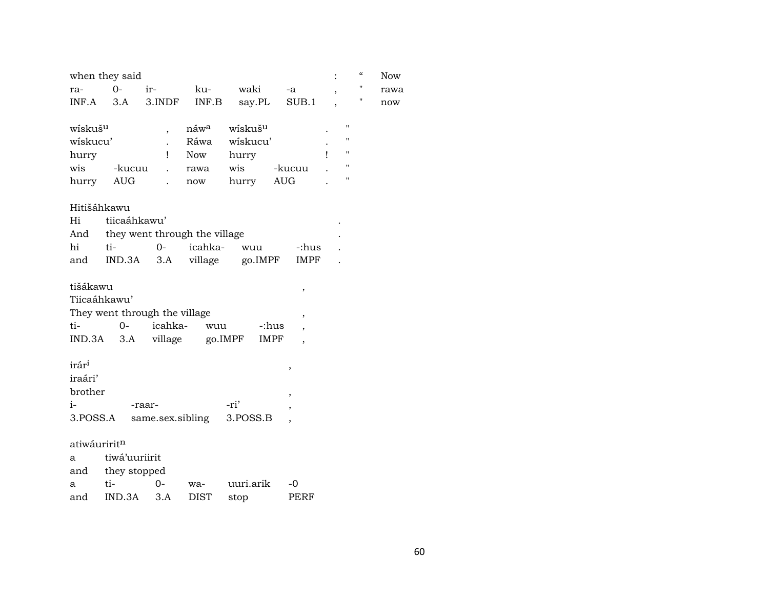| when they said | | | | | | : | " | Now |
|---|---|---|---|---|---|---|---|---|
| ra- | 0- | ir- | ku- | waki | -a | , | " | rawa |
| INF.A | 3.A | 3.INDF | INF.B | say.PL | SUB.1 | , | " | now |

| wískuš$^{u}$ | | , | náw$^{a}$ | wískuš$^{u}$ | | . | " |
|---|---|---|---|---|---|---|---|
| wískucu' | | . | Ráwa | wískucu' | | . | " |
| hurry | | ! | Now | hurry | | ! | " |
| wis | -kucuu | . | rawa | wis | -kucuu | . | " |
| hurry | AUG | . | now | hurry | AUG | . | " |

Hitišáhkawu

| Hi | tiicaáhkawu' | | | | | . |
|---|---|---|---|---|---|---|
| And | they went through the village | | | | | . |
| hi | ti- | 0- | icahka- | wuu | -:hus | . |
| and | IND.3A | 3.A | village | go.IMPF | IMPF | . |

tišákawu ,

Tiicaáhkawu'

| They went through the village | | | | | , |
|---|---|---|---|---|---|
| ti- | 0- | icahka- | wuu | -:hus | , |
| IND.3A | 3.A | village | go.IMPF | IMPF | , |

irár$^{i}$ ,

iraári'

| brother | | | , |
|---|---|---|---|
| i- | -raar- | -ri' | , |
| 3.POSS.A | same.sex.sibling | 3.POSS.B | , |

atiwáuririt$^{n}$

| a | tiwá'uuriirit | | | | |
|---|---|---|---|---|---|
| and | they stopped | | | | |
| a | ti- | 0- | wa- | uuri.arik | -0 |
| and | IND.3A | 3.A | DIST | stop | PERF |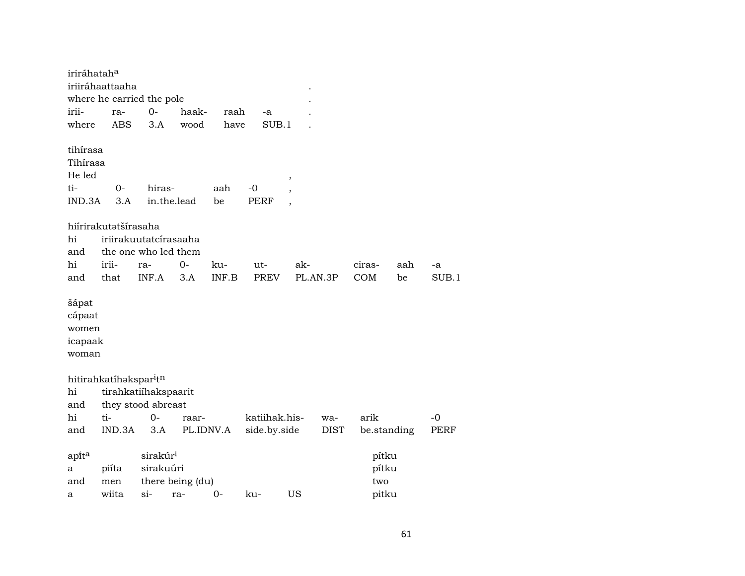iriráhatah[a]
iriiráhaattaaha .
where he carried the pole .

| irii- | ra- | 0- | haak- | raah | -a | . |
|---|---|---|---|---|---|---|
| where | ABS | 3.A | wood | have | SUB.1 | . |

tihírasa
Tihírasa
He led ,

| ti- | 0- | hiras- | aah | -0 | , |
|---|---|---|---|---|---|
| IND.3A | 3.A | in.the.lead | be | PERF | , |

hiírirakutətšírasaha
hi iriirakuutatcírasaaha
and the one who led them

| hi | irii- | ra- | 0- | ku- | ut- | ak- | ciras- | aah | -a |
|---|---|---|---|---|---|---|---|---|---|
| and | that | INF.A | 3.A | INF.B | PREV | PL.AN.3P | COM | be | SUB.1 |

šápat
cápaat
women
icapaak
woman

hitirahkatíhəkspar[i]t[n]
hi tirahkatiíhakspaarit
and they stood abreast

| hi | ti- | 0- | raar- | katiihak.his- | wa- | arik | -0 |
|---|---|---|---|---|---|---|---|
| and | IND.3A | 3.A | PL.IDNV.A | side.by.side | DIST | be.standing | PERF |

apí̂t[a] sirakúr[i] pítku
a piíta sirakuúri pítku
and men there being (du) two

| a | wiita | si- | ra- | 0- | ku- | US | pitku |
|---|---|---|---|---|---|---|---|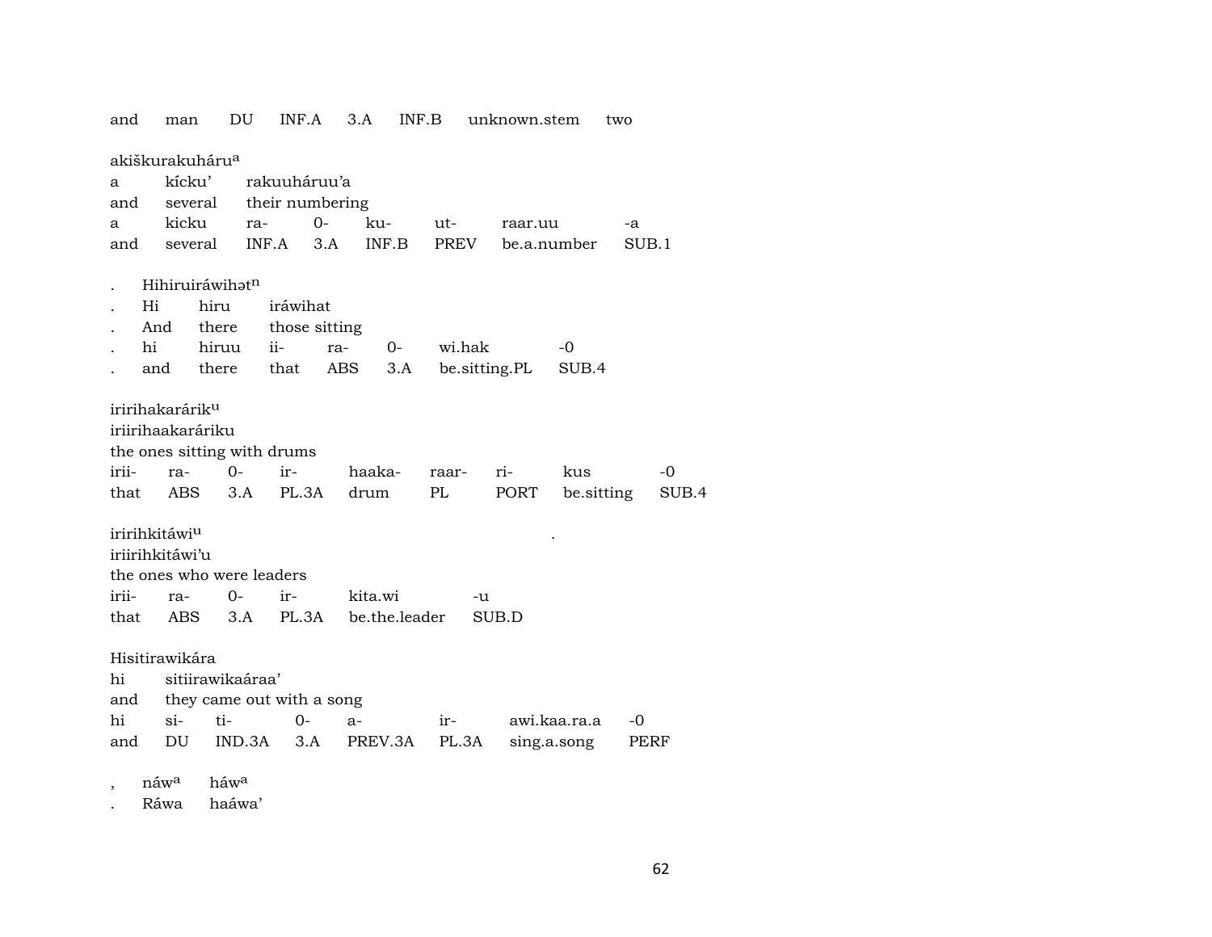and      man      DU      INF.A      3.A      INF.B      unknown.stem      two

akiškurakuháru[a]
a      kícku'      rakuuháruu'a
and      several      their numbering
a      kicku      ra-      0-      ku-      ut-      raar.uu      -a
and      several      INF.A      3.A      INF.B      PREV      be.a.number      SUB.1

.      Hihiruiráwihət[n]
.      Hi      hiru      iráwihat
.      And      there      those sitting
.      hi      hiruu      ii-      ra-      0-      wi.hak      -0
.      and      there      that      ABS      3.A      be.sitting.PL      SUB.4

iririhakarárik[u]
iriirihaakaráriku
the ones sitting with drums
irii-      ra-      0-      ir-      haaka-      raar-      ri-      kus      -0
that      ABS      3.A      PL.3A      drum      PL      PORT      be.sitting      SUB.4

iririhkitáwi[u]      .
iriirihkitáwi'u
the ones who were leaders
irii-      ra-      0-      ir-      kita.wi      -u
that      ABS      3.A      PL.3A      be.the.leader      SUB.D

Hisitirawikára
hi      sitiirawikaáraa'
and      they came out with a song
hi      si-      ti-      0-      a-      ir-      awi.kaa.ra.a      -0
and      DU      IND.3A      3.A      PREV.3A      PL.3A      sing.a.song      PERF

,      náw[a]      háw[a]
.      Ráwa      haáwa'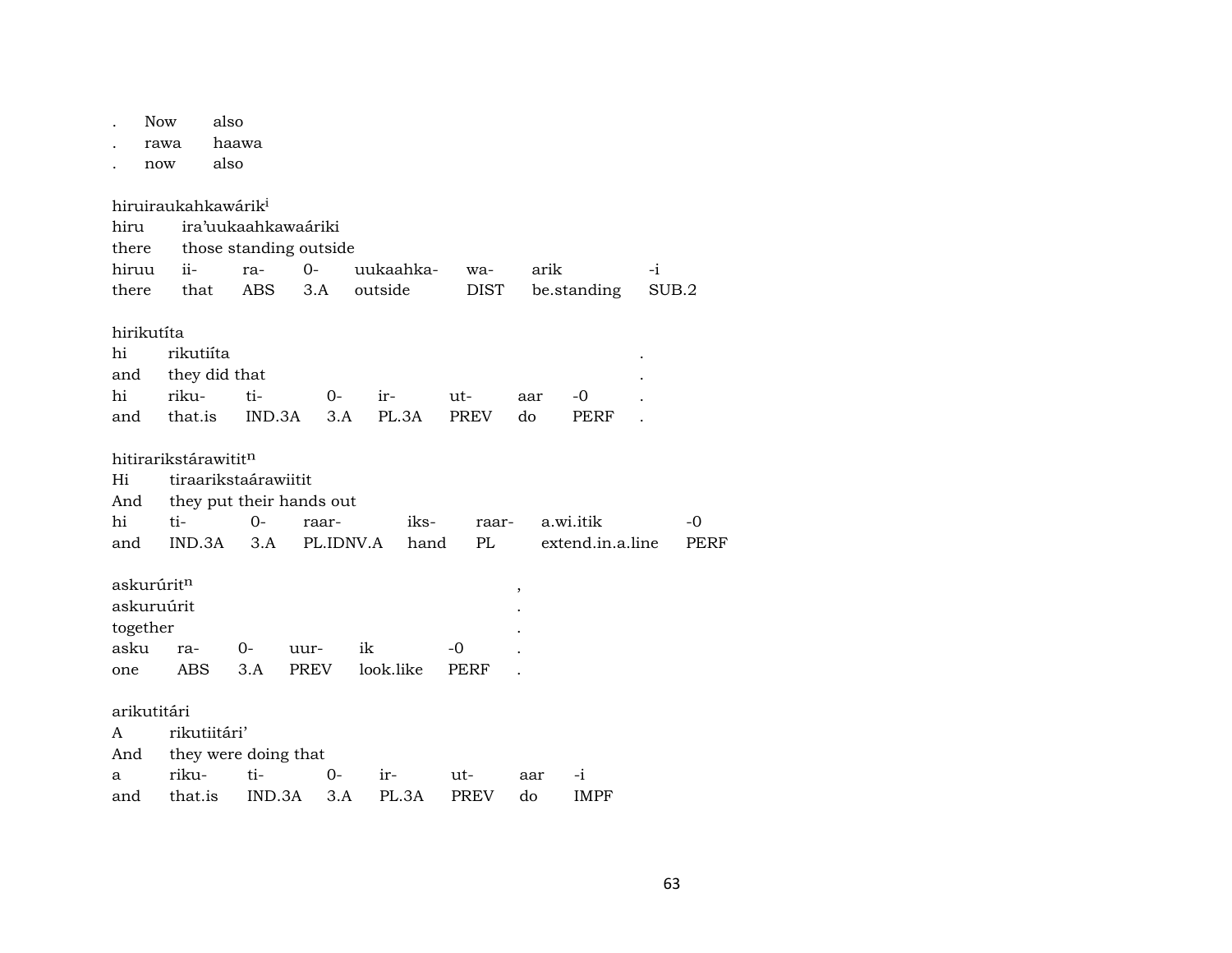. Now also
. rawa haawa
. now also

hiruiraukahkawárik[i]

| hiru | ira'uukaahkawaáriki | | | | | |
|---|---|---|---|---|---|---|
| there | those standing outside | | | | | |
| hiruu | ii- | ra- | 0- | uukaahka- | wa- | arik | -i |
| there | that | ABS | 3.A | outside | DIST | be.standing | SUB.2 |

hirikutíta

| hi | rikutiíta | | | | | | | . |
|---|---|---|---|---|---|---|---|---|
| and | they did that | | | | | | | . |
| hi | riku- | ti- | 0- | ir- | ut- | aar | -0 | . |
| and | that.is | IND.3A | 3.A | PL.3A | PREV | do | PERF | . |

hitirarikstárawitit[n]

| Hi | tiraarikstaárawiitit | | | | | |
|---|---|---|---|---|---|---|
| And | they put their hands out | | | | | |
| hi | ti- | 0- | raar- | iks- | raar- | a.wi.itik | -0 |
| and | IND.3A | 3.A | PL.IDNV.A | hand | PL | extend.in.a.line | PERF |

askurúrit[n] ,

| askuruúrit | | | | | | . |
|---|---|---|---|---|---|---|
| together | | | | | | . |
| asku | ra- | 0- | uur- | ik | -0 | . |
| one | ABS | 3.A | PREV | look.like | PERF | . |

arikutitári

| A | rikutiitári' | | | | | | |
|---|---|---|---|---|---|---|---|
| And | they were doing that | | | | | | |
| a | riku- | ti- | 0- | ir- | ut- | aar | -i |
| and | that.is | IND.3A | 3.A | PL.3A | PREV | do | IMPF |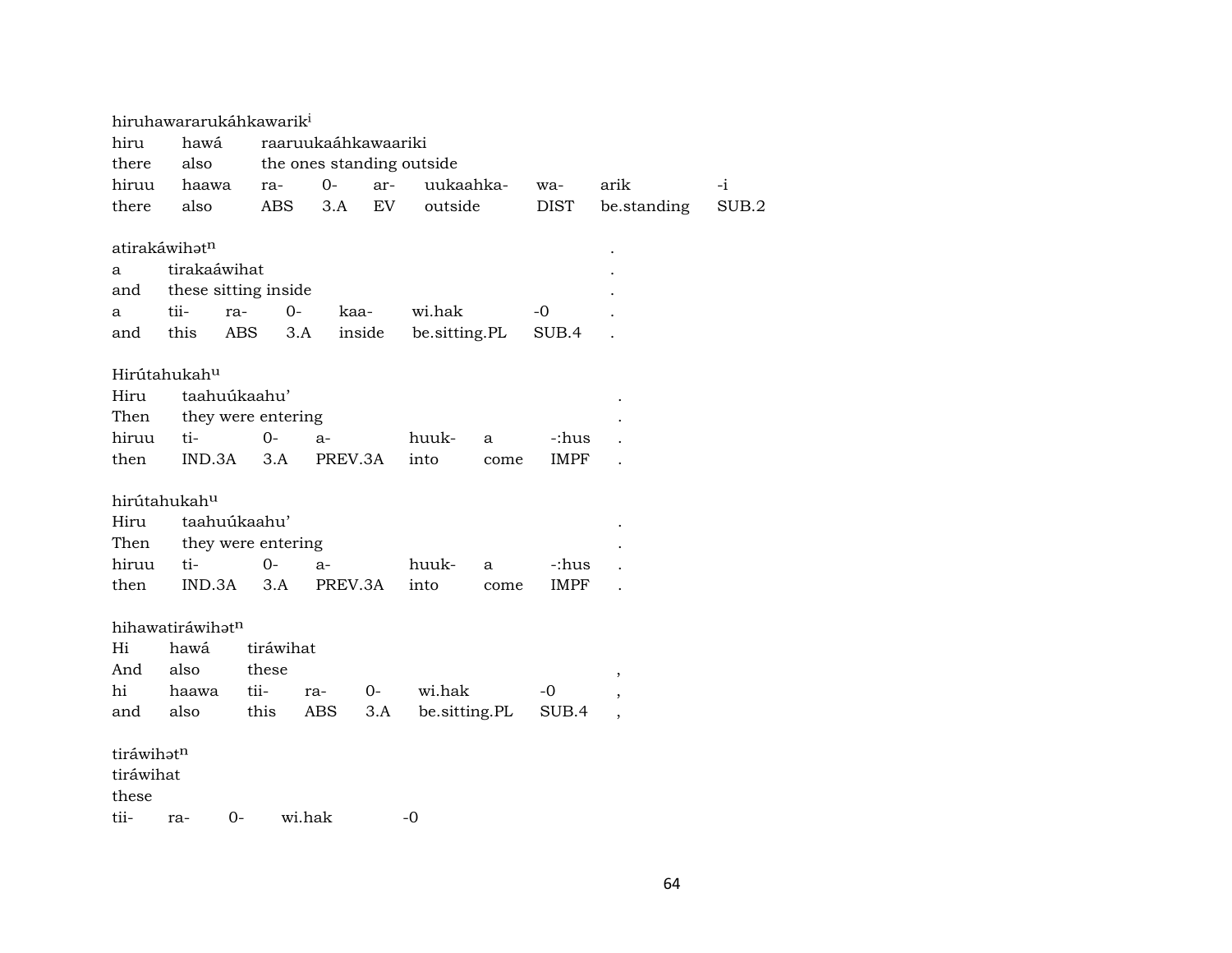hiruhawararukáhkawarik[i]

| hiru | hawá | raaruukaáhkawaariki | | | | | | |
|---|---|---|---|---|---|---|---|---|
| there | also | the ones standing outside | | | | | | |
| hiruu | haawa | ra- | 0- | ar- | uukaahka- | wa- | arik | -i |
| there | also | ABS | 3.A | EV | outside | DIST | be.standing | SUB.2 |

atirakáwihət[n] .

| a | tirakaáwihat | | | | | . |
|---|---|---|---|---|---|---|
| and | these sitting inside | | | | | . |
| a | tii- | ra- | 0- | kaa- | wi.hak | -0 . |
| and | this | ABS | 3.A | inside | be.sitting.PL | SUB.4 . |

Hirútahukah[u]

| Hiru | taahuúkaahu' | | | | | . |
|---|---|---|---|---|---|---|
| Then | they were entering | | | | | . |
| hiruu | ti- | 0- | a- | huuk- | a | -:hus . |
| then | IND.3A | 3.A | PREV.3A | into | come | IMPF . |

hirútahukah[u]

| Hiru | taahuúkaahu' | | | | | . |
|---|---|---|---|---|---|---|
| Then | they were entering | | | | | . |
| hiruu | ti- | 0- | a- | huuk- | a | -:hus . |
| then | IND.3A | 3.A | PREV.3A | into | come | IMPF . |

hihawatiráwihət[n]

| Hi | hawá | tiráwihat | | | | |
|---|---|---|---|---|---|---|
| And | also | these | | | | , |
| hi | haawa | tii- | ra- | 0- | wi.hak | -0 , |
| and | also | this | ABS | 3.A | be.sitting.PL | SUB.4 , |

tiráwihət[n]

| tiráwihat | | | | |
|---|---|---|---|---|
| these | | | | |
| tii- | ra- | 0- | wi.hak | -0 |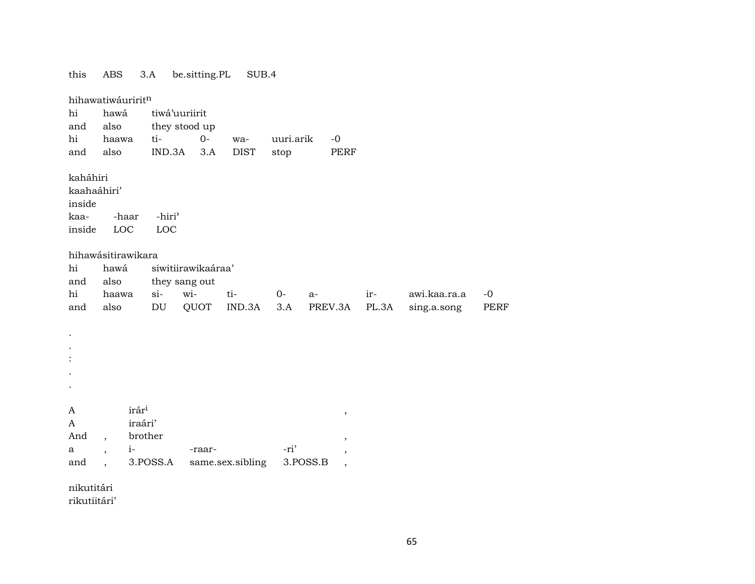this ABS 3.A be.sitting.PL SUB.4

hihawatiwáuririt$^{n}$
hi hawá tiwá'uuriirit
and also they stood up
hi haawa ti- 0- wa- uuri.arik -0
and also IND.3A 3.A DIST stop PERF

kaháhiri
kaahaáhiri'
inside
kaa- -haar -hiri'
inside LOC LOC

hihawásitirawikara
hi hawá siwitiirawikaáraa'
and also they sang out
hi haawa si- wi- ti- 0- a- ir- awi.kaa.ra.a -0
and also DU QUOT IND.3A 3.A PREV.3A PL.3A sing.a.song PERF

.
.
:
.
.

A irár$^{i}$ ,
A iraári'
And , brother ,
a , i- -raar- -ri' ,
and , 3.POSS.A same.sex.sibling 3.POSS.B ,

nikutitári
rikutiitári'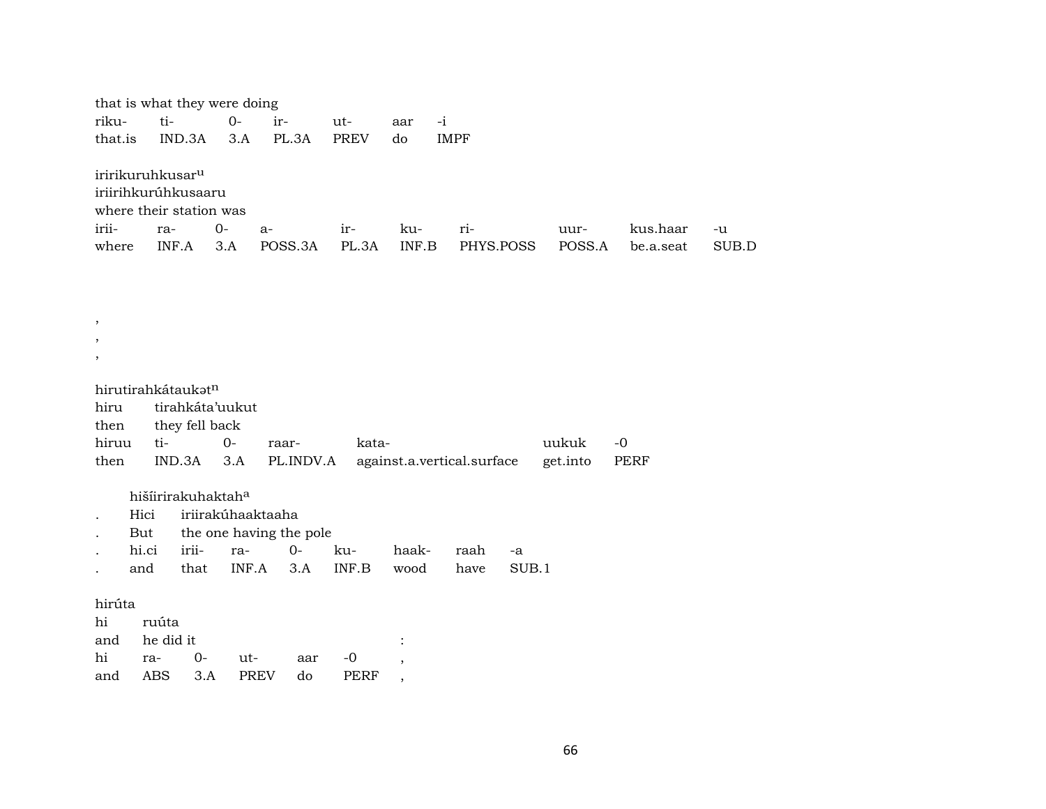that is what they were doing

| riku- | ti- | 0- | ir- | ut- | aar | -i |
|---|---|---|---|---|---|---|
| that.is | IND.3A | 3.A | PL.3A | PREV | do | IMPF |

iririkuruhkusar[u]
iriirihkurúhkusaaru
where their station was

| irii- | ra- | 0- | a- | ir- | ku- | ri- | uur- | kus.haar | -u |
|---|---|---|---|---|---|---|---|---|---|
| where | INF.A | 3.A | POSS.3A | PL.3A | INF.B | PHYS.POSS | POSS.A | be.a.seat | SUB.D |

,
,
,

hirutirahkátaukət[n]

| hiru | tirahkáta'uukut | | | | |
|---|---|---|---|---|---|
| then | they fell back | | | | |
| hiruu | ti- | 0- | raar- | kata- | uukuk | -0 |
| then | IND.3A | 3.A | PL.INDV.A | against.a.vertical.surface | get.into | PERF |

hišíirirakuhaktah[a]

| | | | | | | | | |
|---|---|---|---|---|---|---|---|---|
| . | Hici | iriirakúhaaktaaha | | | | | | |
| . | But | the one having the pole | | | | | | |
| . | hi.ci | irii- | ra- | 0- | ku- | haak- | raah | -a |
| . | and | that | INF.A | 3.A | INF.B | wood | have | SUB.1 |

hirúta

| | | | | | | |
|---|---|---|---|---|---|---|
| hi | ruúta | | | | | |
| and | he did it | | | | | : |
| hi | ra- | 0- | ut- | aar | -0 | , |
| and | ABS | 3.A | PREV | do | PERF | , |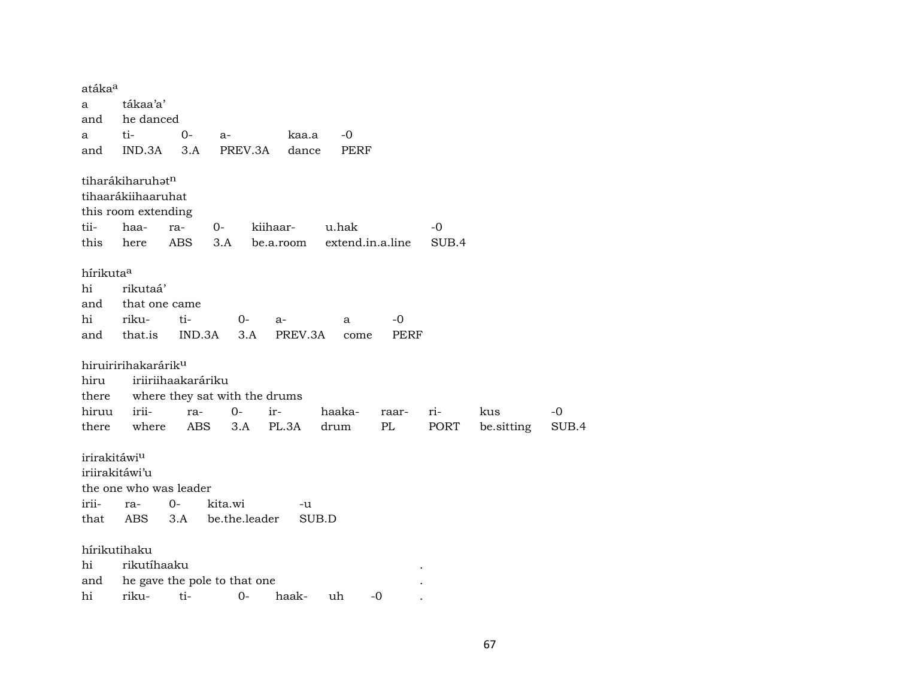atáka[a]
a tákaa'a'
and he danced

| a | ti- | 0- | a- | kaa.a | -0 |
|---|---|---|---|---|---|
| and | IND.3A | 3.A | PREV.3A | dance | PERF |

tiharákiharuhət[n]
tihaarákiihaaruhat
this room extending

| tii- | haa- | ra- | 0- | kiihaar- | u.hak | -0 |
|---|---|---|---|---|---|---|
| this | here | ABS | 3.A | be.a.room | extend.in.a.line | SUB.4 |

hírikuta[a]
hi rikutaá'
and that one came

| hi | riku- | ti- | 0- | a- | a | -0 |
|---|---|---|---|---|---|---|
| and | that.is | IND.3A | 3.A | PREV.3A | come | PERF |

hiruiririhakarárik[u]
hiru iriiriihaakaráriku
there where they sat with the drums

| hiruu | irii- | ra- | 0- | ir- | haaka- | raar- | ri- | kus | -0 |
|---|---|---|---|---|---|---|---|---|---|
| there | where | ABS | 3.A | PL.3A | drum | PL | PORT | be.sitting | SUB.4 |

irirakitáwi[u]
iriirakitáwi'u
the one who was leader

| irii- | ra- | 0- | kita.wi | -u |
|---|---|---|---|---|
| that | ABS | 3.A | be.the.leader | SUB.D |

hírikutihaku
hi rikutíhaaku .
and he gave the pole to that one .

| hi | riku- | ti- | 0- | haak- | uh | -0 | . |
|---|---|---|---|---|---|---|---|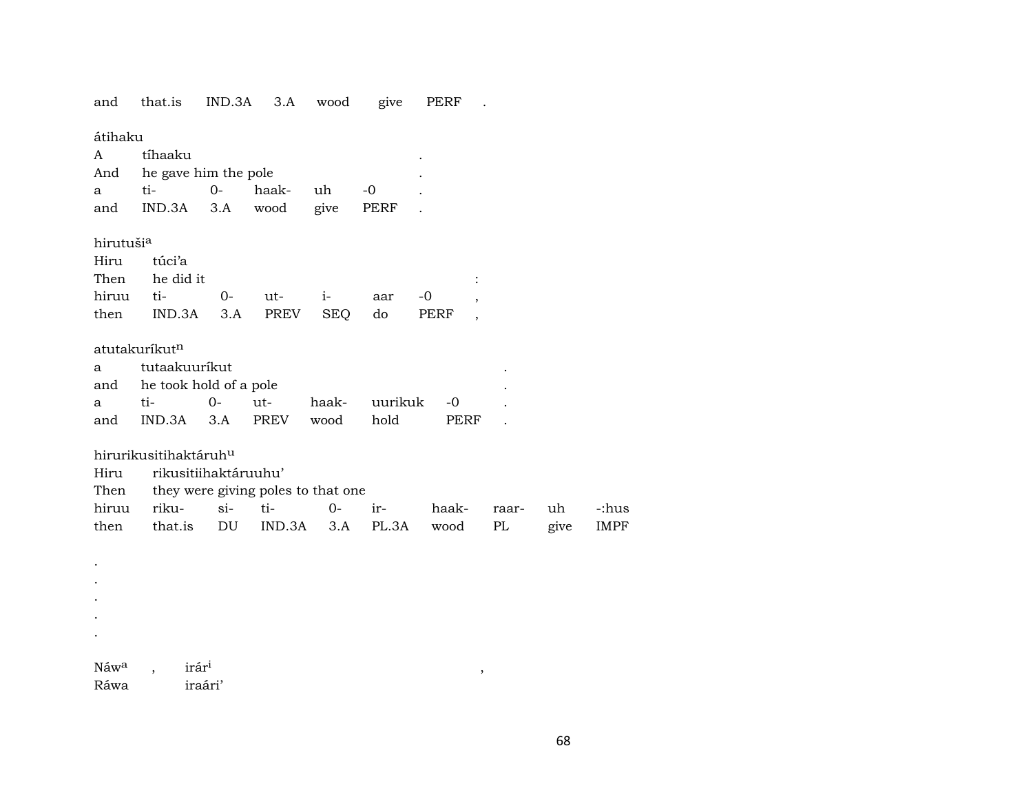| and | that.is | IND.3A | 3.A | wood | give | PERF | . |
|---|---|---|---|---|---|---|---|

átihaku

| A | tíhaaku | | | | | . |
|---|---|---|---|---|---|---|
| And | he gave him the pole | | | | | . |
| a | ti- | 0- | haak- | uh | -0 | . |
| and | IND.3A | 3.A | wood | give | PERF | . |

hirutuši[a]

| Hiru | túci'a | | | | | | : |
|---|---|---|---|---|---|---|---|
| Then | he did it | | | | | | : |
| hiruu | ti- | 0- | ut- | i- | aar | -0 | , |
| then | IND.3A | 3.A | PREV | SEQ | do | PERF | , |

atutakuríkut[n]

| a | tutaakuuríkut | | | | | | . |
|---|---|---|---|---|---|---|---|
| and | he took hold of a pole | | | | | | . |
| a | ti- | 0- | ut- | haak- | uurikuk | -0 | . |
| and | IND.3A | 3.A | PREV | wood | hold | PERF | . |

hirurikusitihaktáruh[u]

| Hiru | rikusitiihaktáruuhu' | | | | | | | | |
|---|---|---|---|---|---|---|---|---|---|
| Then | they were giving poles to that one | | | | | | | | |
| hiruu | riku- | si- | ti- | 0- | ir- | haak- | raar- | uh | -:hus |
| then | that.is | DU | IND.3A | 3.A | PL.3A | wood | PL | give | IMPF |

.
.
.
.
.

| Náw[a] | , | irár[i] | , |
|---|---|---|---|
| Ráwa | | iraári' | |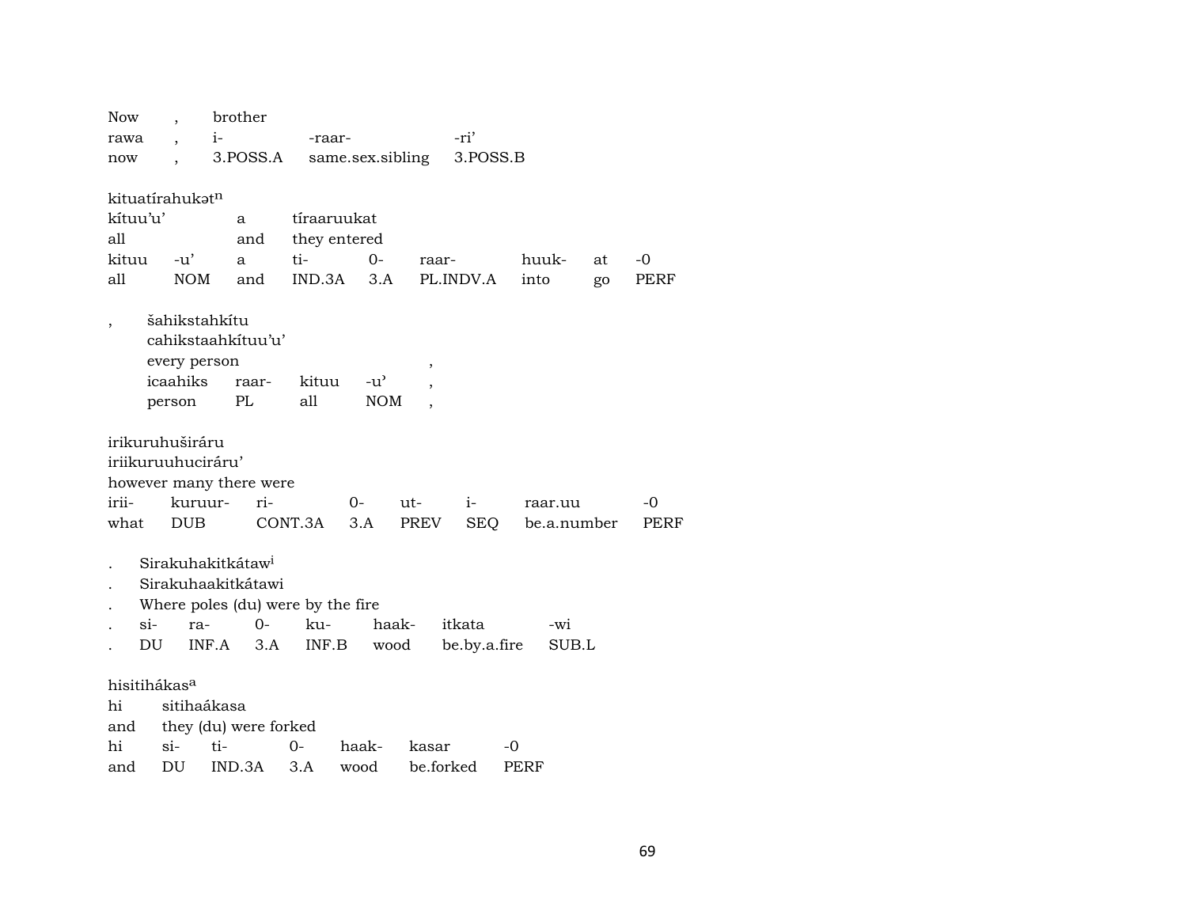| Now | , | brother | |
|---|---|---|---|
| rawa | , | i- | -raar- | -ri’ |
| now | , | 3.POSS.A | same.sex.sibling | 3.POSS.B |

kituatírahukət$^{n}$

| kítuu’u’ | | a | tíraaruukat | | | | | |
|---|---|---|---|---|---|---|---|---|
| all | | and | they entered | | | | | |
| kituu | -u’ | a | ti- | 0- | raar- | huuk- | at | -0 |
| all | NOM | and | IND.3A | 3.A | PL.INDV.A | into | go | PERF |

, šahikstahkítu

| cahikstaahkítuu’u’ | | | | |
|---|---|---|---|---|
| every person | | | | , |
| icaahiks | raar- | kituu | -u’ | , |
| person | PL | all | NOM | , |

irikuruhuširáru

| iriikuruuhuciráru’ | | | | | | |
|---|---|---|---|---|---|---|
| however many there were | | | | | | |
| irii- | kuruur- | ri- | 0- | ut- | i- | raar.uu | -0 |
| what | DUB | CONT.3A | 3.A | PREV | SEQ | be.a.number | PERF |

. Sirakuhakitkátaw$^{i}$

| . | Sirakuhaakitkátawi | | | | | | |
|---|---|---|---|---|---|---|---|
| . | Where poles (du) were by the fire | | | | | | |
| . | si- | ra- | 0- | ku- | haak- | itkata | -wi |
| . | DU | INF.A | 3.A | INF.B | wood | be.by.a.fire | SUB.L |

hisitihákas$^{a}$

| hi | sitihaákasa | | | | | |
|---|---|---|---|---|---|---|
| and | they (du) were forked | | | | | |
| hi | si- | ti- | 0- | haak- | kasar | -0 |
| and | DU | IND.3A | 3.A | wood | be.forked | PERF |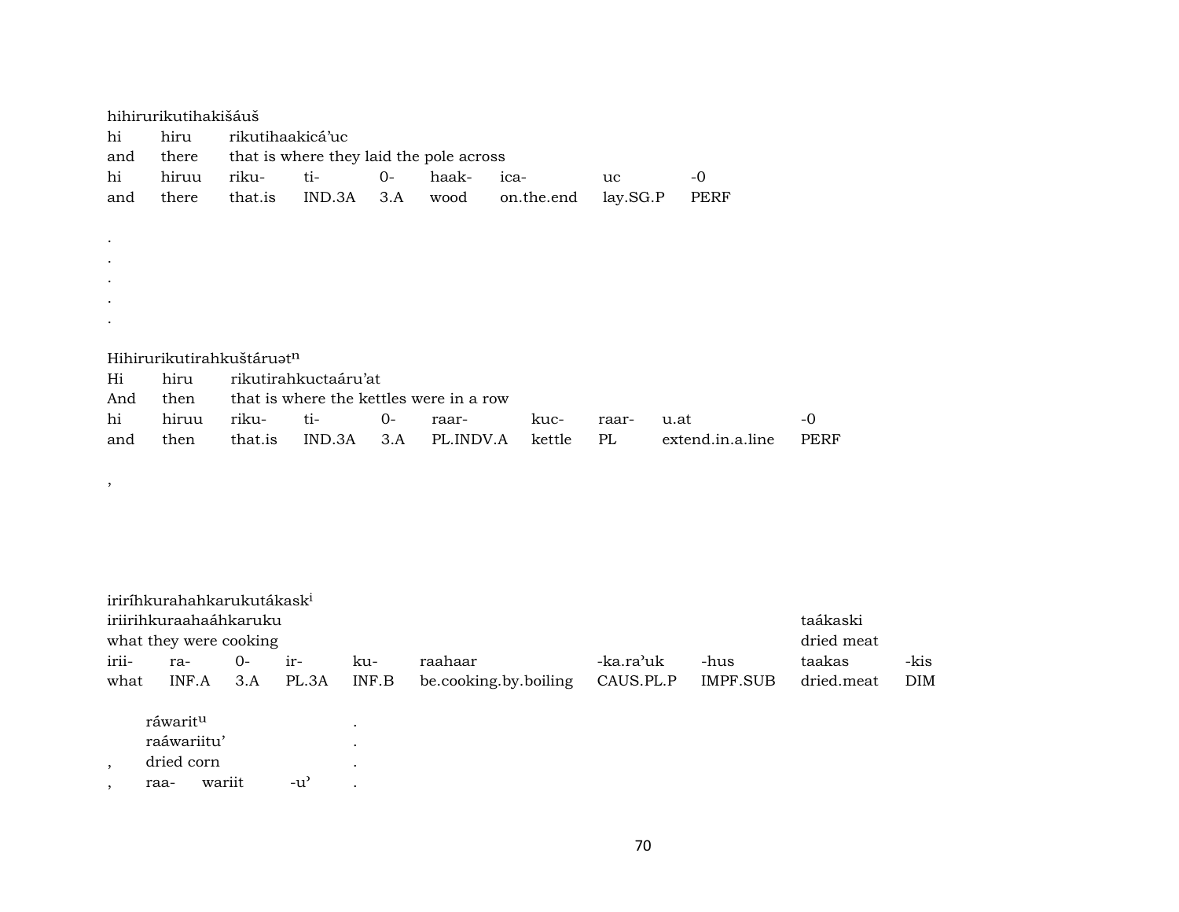hihirurikutihakišáuš

| hi | hiru | rikutihaakicá'uc | | | | | | |
|---|---|---|---|---|---|---|---|---|
| and | there | that is where they laid the pole across | | | | | | |
| hi | hiruu | riku- | ti- | 0- | haak- | ica- | uc | -0 |
| and | there | that.is | IND.3A | 3.A | wood | on.the.end | lay.SG.P | PERF |

.
.
.
.
.

Hihirurikutirahkuštáruət$^{n}$

| Hi | hiru | rikutirahkuctaáru'at | | | | | | | |
|---|---|---|---|---|---|---|---|---|---|
| And | then | that is where the kettles were in a row | | | | | | | |
| hi | hiruu | riku- | ti- | 0- | raar- | kuc- | raar- | u.at | -0 |
| and | then | that.is | IND.3A | 3.A | PL.INDV.A | kettle | PL | extend.in.a.line | PERF |

,

iriríhkurahahkarukutákask$^{i}$

| iriirihkuraahaáhkaruku | | | | | | | | taákaski | |
|---|---|---|---|---|---|---|---|---|---|
| what they were cooking | | | | | | | | dried meat | |
| irii- | ra- | 0- | ir- | ku- | raahaar | -ka.ra'uk | -hus | taakas | -kis |
| what | INF.A | 3.A | PL.3A | INF.B | be.cooking.by.boiling | CAUS.PL.P | IMPF.SUB | dried.meat | DIM |

| | ráwarit$^{u}$ | | | . |
|---|---|---|---|---|
| | raáwariitu' | | | . |
| , | dried corn | | | . |
| , | raa- | wariit | -u' | . |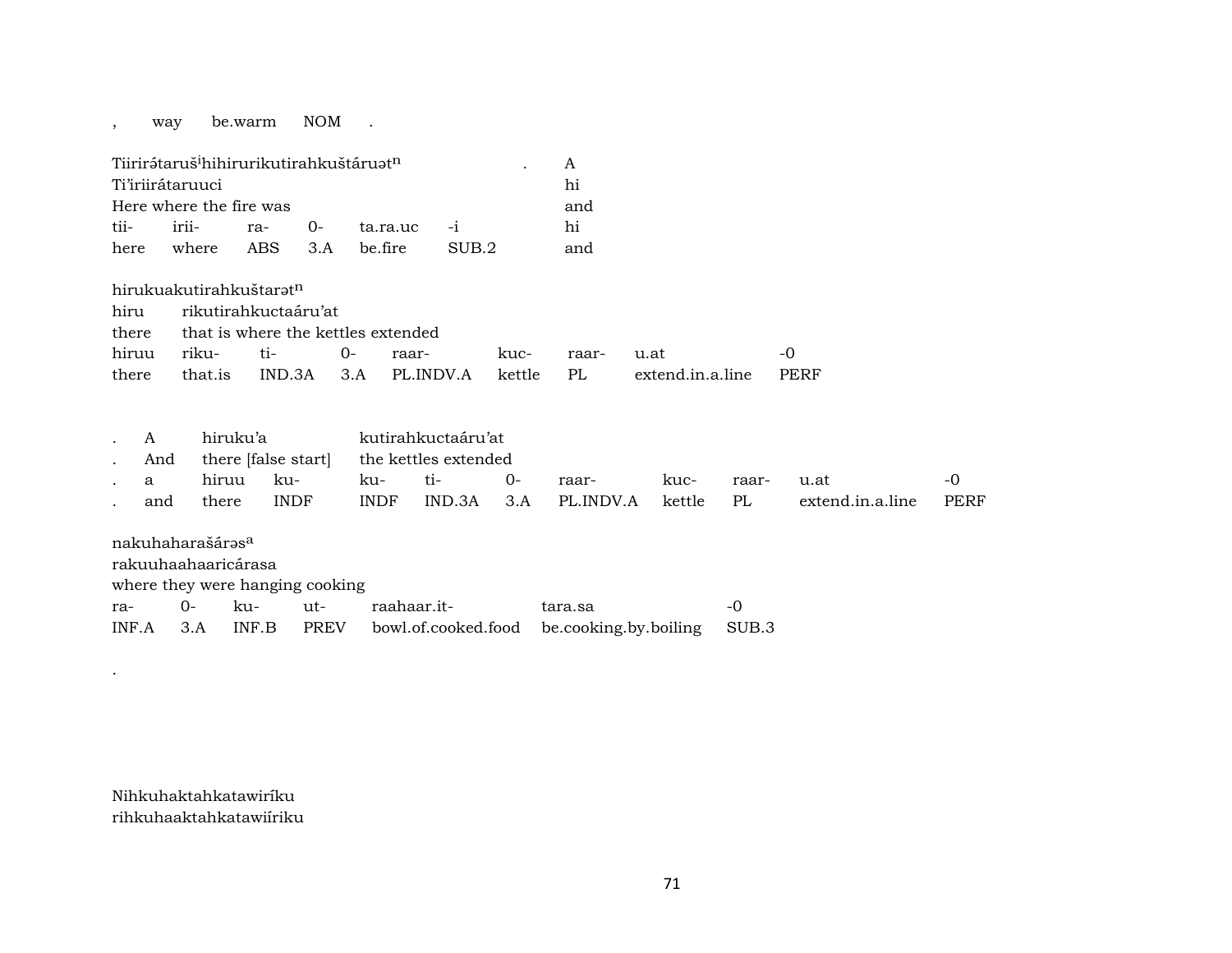| , | way | be.warm | NOM | . |
|---|---|---|---|---|

Tiirirə́taruš[i]hihirurikutirahkuštáruət[n] . A
Ti'iriirátaruuci hi
Here where the fire was and

| tii- | irii- | ra- | 0- | ta.ra.uc | -i | hi |
|---|---|---|---|---|---|---|
| here | where | ABS | 3.A | be.fire | SUB.2 | and |

hirukuakutirahkuštarət[n]

| hiru | rikutirahkuctaáru'at | | | | | | | |
|---|---|---|---|---|---|---|---|---|
| there | that is where the kettles extended | | | | | | | |
| hiruu | riku- | ti- | 0- | raar- | kuc- | raar- | u.at | -0 |
| there | that.is | IND.3A | 3.A | PL.INDV.A | kettle | PL | extend.in.a.line | PERF |

| . | A | hiruku'a | | kutirahkuctaáru'at | | | | | | | |
|---|---|---|---|---|---|---|---|---|---|---|---|
| . | And | there [false start] | | the kettles extended | | | | | | | |
| . | a | hiruu | ku- | ku- | ti- | 0- | raar- | kuc- | raar- | u.at | -0 |
| . | and | there | INDF | INDF | IND.3A | 3.A | PL.INDV.A | kettle | PL | extend.in.a.line | PERF |

nakuhaharašárəs[a]

| rakuuhaahaaricárasa | | | | | | |
|---|---|---|---|---|---|---|
| where they were hanging cooking | | | | | | |
| ra- | 0- | ku- | ut- | raahaar.it- | tara.sa | -0 |
| INF.A | 3.A | INF.B | PREV | bowl.of.cooked.food | be.cooking.by.boiling | SUB.3 |

.

Nihkuhaktahkatawiríku
rihkuhaaktahkatawiíriku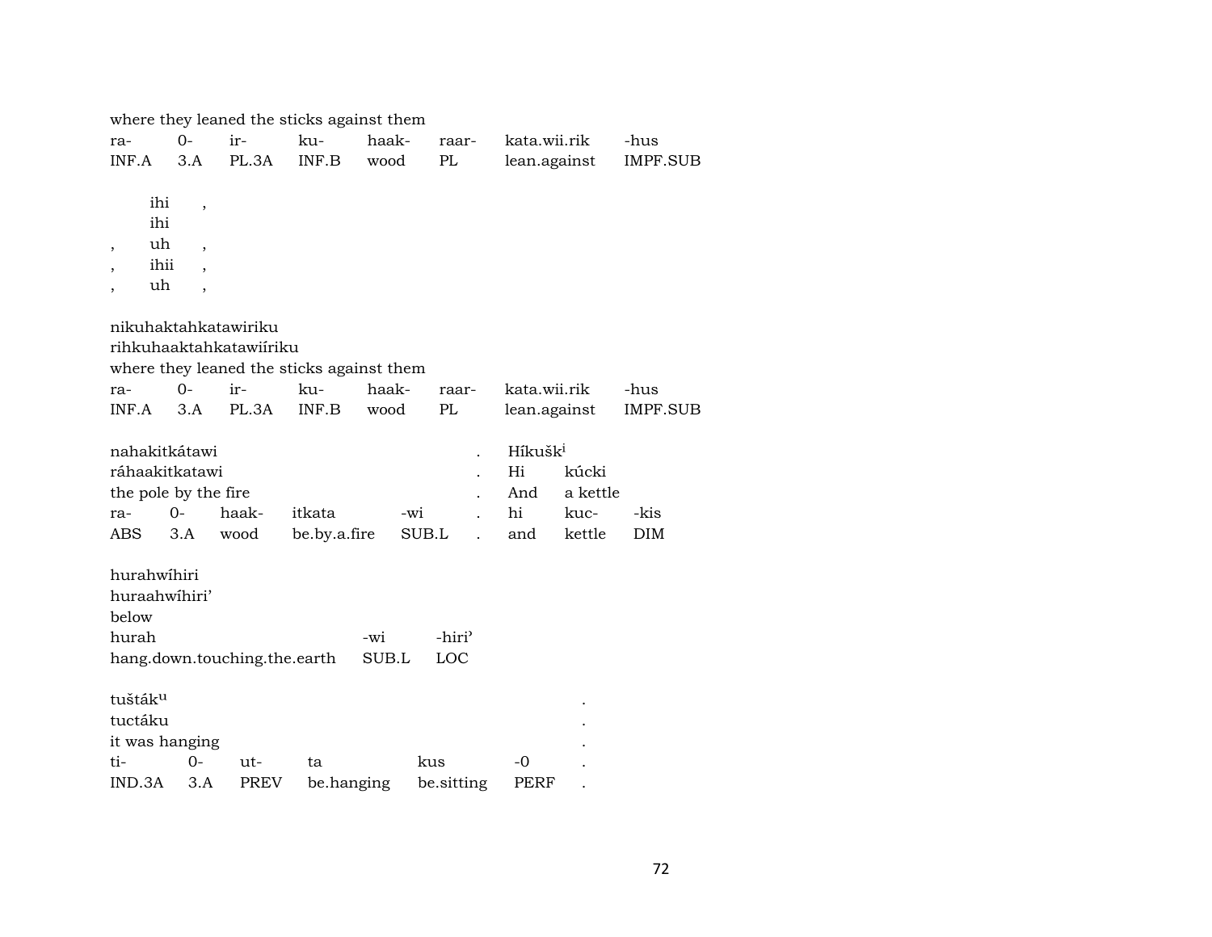where they leaned the sticks against them

| ra- | 0- | ir- | ku- | haak- | raar- | kata.wii.rik | -hus |
|---|---|---|---|---|---|---|---|
| INF.A | 3.A | PL.3A | INF.B | wood | PL | lean.against | IMPF.SUB |

ihi ,
ihi
, uh ,
, ihii ,
, uh ,

nikuhaktahkatawiriku
rihkuhaaktahkatawiíriku
where they leaned the sticks against them

| ra- | 0- | ir- | ku- | haak- | raar- | kata.wii.rik | -hus |
|---|---|---|---|---|---|---|---|
| INF.A | 3.A | PL.3A | INF.B | wood | PL | lean.against | IMPF.SUB |

nahakitkátawi . Híkušk[i]
ráhaakitkatawi . Hi kúcki
the pole by the fire . And a kettle

| ra- | 0- | haak- | itkata | -wi | . | hi | kuc- | -kis |
|---|---|---|---|---|---|---|---|---|
| ABS | 3.A | wood | be.by.a.fire | SUB.L | . | and | kettle | DIM |

hurahwíhiri
huraahwíhiri'
below

| hurah | -wi | -hiri' |
|---|---|---|
| hang.down.touching.the.earth | SUB.L | LOC |

tušták[u] .
tuctáku .
it was hanging .

| ti- | 0- | ut- | ta | kus | -0 | . |
|---|---|---|---|---|---|---|
| IND.3A | 3.A | PREV | be.hanging | be.sitting | PERF | . |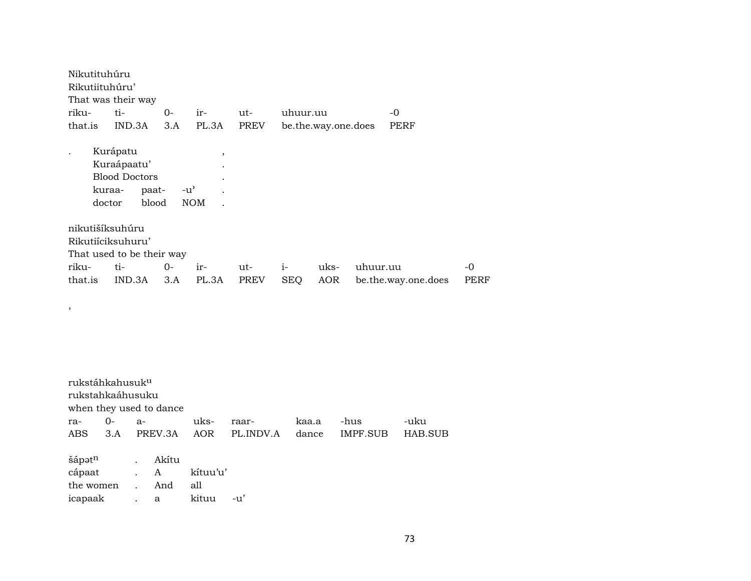Nikutituhúru
Rikutiituhúru'
That was their way

| riku- | ti- | 0- | ir- | ut- | uhuur.uu | -0 |
|---|---|---|---|---|---|---|
| that.is | IND.3A | 3.A | PL.3A | PREV | be.the.way.one.does | PERF |

| . | Kurápatu | | | , |
|---|---|---|---|---|
| | Kuraápaatu' | | | . |
| | Blood Doctors | | | . |
| | kuraa- | paat- | -u' | . |
| | doctor | blood | NOM | . |

nikutišíksuhúru
Rikutiíciksuhuru'
That used to be their way

| riku- | ti- | 0- | ir- | ut- | i- | uks- | uhuur.uu | -0 |
|---|---|---|---|---|---|---|---|---|
| that.is | IND.3A | 3.A | PL.3A | PREV | SEQ | AOR | be.the.way.one.does | PERF |

,

rukstáhkahusuk[u]
rukstahkaáhusuku
when they used to dance

| ra- | 0- | a- | uks- | raar- | kaa.a | -hus | -uku |
|---|---|---|---|---|---|---|---|
| ABS | 3.A | PREV.3A | AOR | PL.INDV.A | dance | IMPF.SUB | HAB.SUB |

| šápət[n] | . | Akítu | | |
|---|---|---|---|---|
| cápaat | . | A | kítuu'u' | |
| the women | . | And | all | |
| icapaak | . | a | kituu | -u' |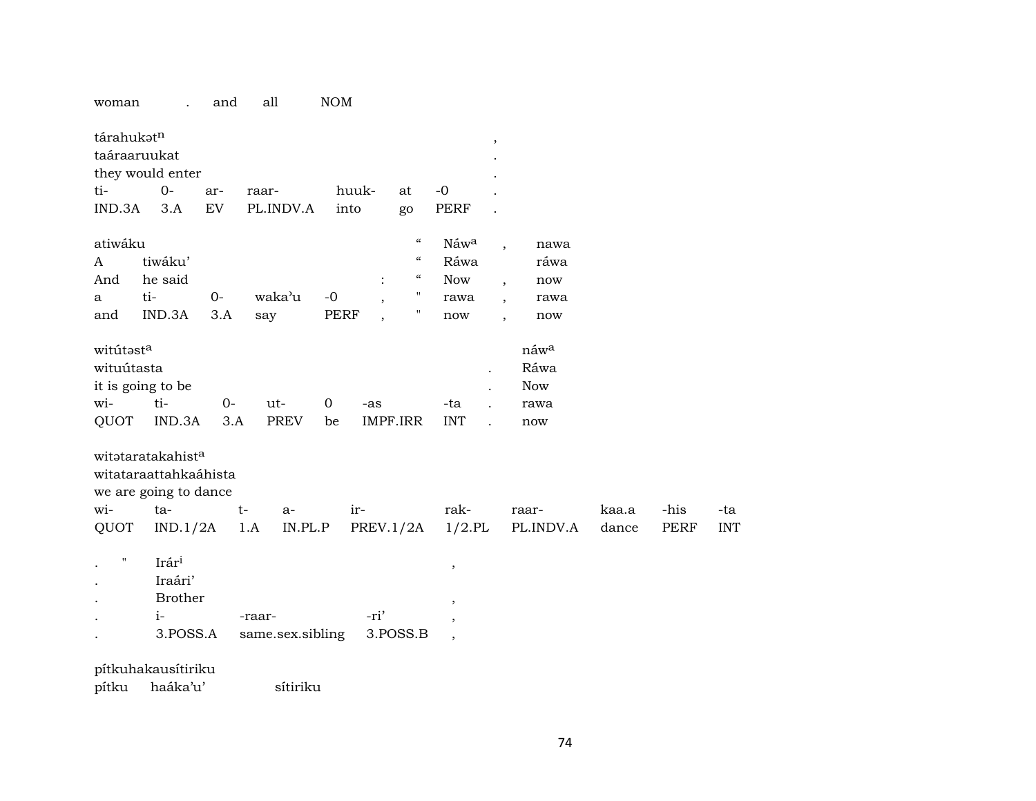| woman | . | and | all | NOM |
|---|---|---|---|---|

| tárahukət$^{n}$ | | | | | | | , |
|---|---|---|---|---|---|---|---|
| taáraaruukat | | | | | | | . |
| they would enter | | | | | | | . |
| ti- | 0- | ar- | raar- | huuk- | at | -0 | . |
| IND.3A | 3.A | EV | PL.INDV.A | into | go | PERF | . |

| atiwáku | | | | | | “ | Náw$^{a}$ | , | nawa |
|---|---|---|---|---|---|---|---|---|---|
| A | tiwáku’ | | | | | “ | Ráwa | | ráwa |
| And | he said | | | | : | “ | Now | , | now |
| a | ti- | 0- | waka’u | -0 | , | " | rawa | , | rawa |
| and | IND.3A | 3.A | say | PERF | , | " | now | , | now |

| witútəst$^{a}$ | | | | | | | | náw$^{a}$ |
|---|---|---|---|---|---|---|---|---|
| wituútasta | | | | | | | . | Ráwa |
| it is going to be | | | | | | | . | Now |
| wi- | ti- | 0- | ut- | 0 | -as | -ta | . | rawa |
| QUOT | IND.3A | 3.A | PREV | be | IMPF.IRR | INT | . | now |

| witətaratakahist$^{a}$ | | | | | | | | | |
|---|---|---|---|---|---|---|---|---|---|
| witataraattahkaáhista | | | | | | | | | |
| we are going to dance | | | | | | | | | |
| wi- | ta- | t- | a- | ir- | rak- | raar- | kaa.a | -his | -ta |
| QUOT | IND.1/2A | 1.A | IN.PL.P | PREV.1/2A | 1/2.PL | PL.INDV.A | dance | PERF | INT |

| . | " | Irár$^{i}$ | | | , |
|---|---|---|---|---|---|
| . | | Iraári’ | | | |
| . | | Brother | | | , |
| . | | i- | -raar- | -ri’ | , |
| . | | 3.POSS.A | same.sex.sibling | 3.POSS.B | , |

pítkuhakausítiriku
pítku haáka’u’ sítiriku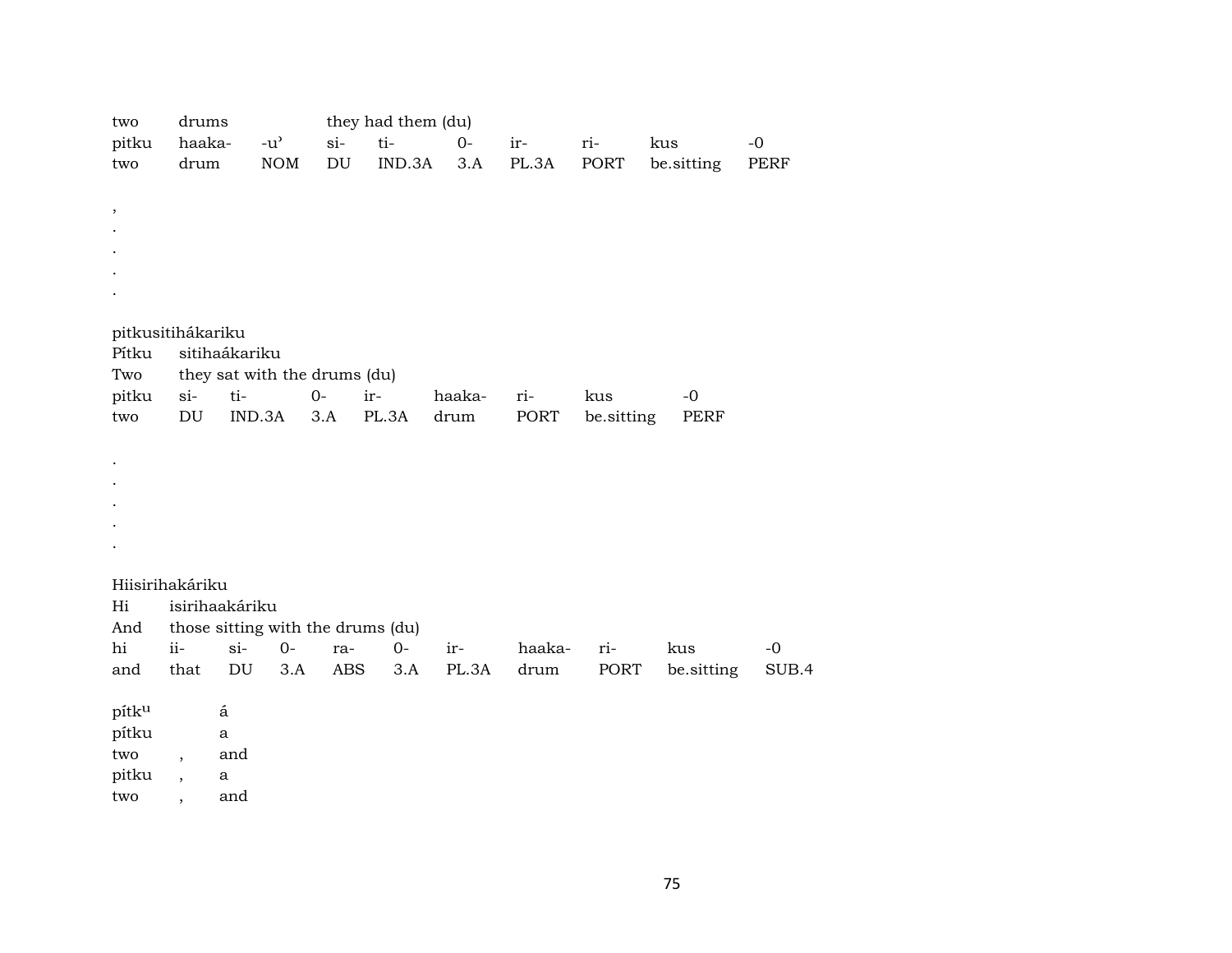| two | drums | | they had them (du) | | | | | | |
|---|---|---|---|---|---|---|---|---|---|
| pitku | haaka- | -u’ | si- | ti- | 0- | ir- | ri- | kus | -0 |
| two | drum | NOM | DU | IND.3A | 3.A | PL.3A | PORT | be.sitting | PERF |

,
.
.
.
.

pitkusitihákariku

| Pítku | sitihaákariku | | | | | | | |
|---|---|---|---|---|---|---|---|---|
| Two | they sat with the drums (du) | | | | | | | |
| pitku | si- | ti- | 0- | ir- | haaka- | ri- | kus | -0 |
| two | DU | IND.3A | 3.A | PL.3A | drum | PORT | be.sitting | PERF |

.
.
.
.
.

Hiisirihakáriku

| Hi | isirihaakáriku | | | | | | | | | |
|---|---|---|---|---|---|---|---|---|---|---|
| And | those sitting with the drums (du) | | | | | | | | | |
| hi | ii- | si- | 0- | ra- | 0- | ir- | haaka- | ri- | kus | -0 |
| and | that | DU | 3.A | ABS | 3.A | PL.3A | drum | PORT | be.sitting | SUB.4 |

| pítk^u | | á |
|---|---|---|
| pítku | | a |
| two | , | and |
| pitku | , | a |
| two | , | and |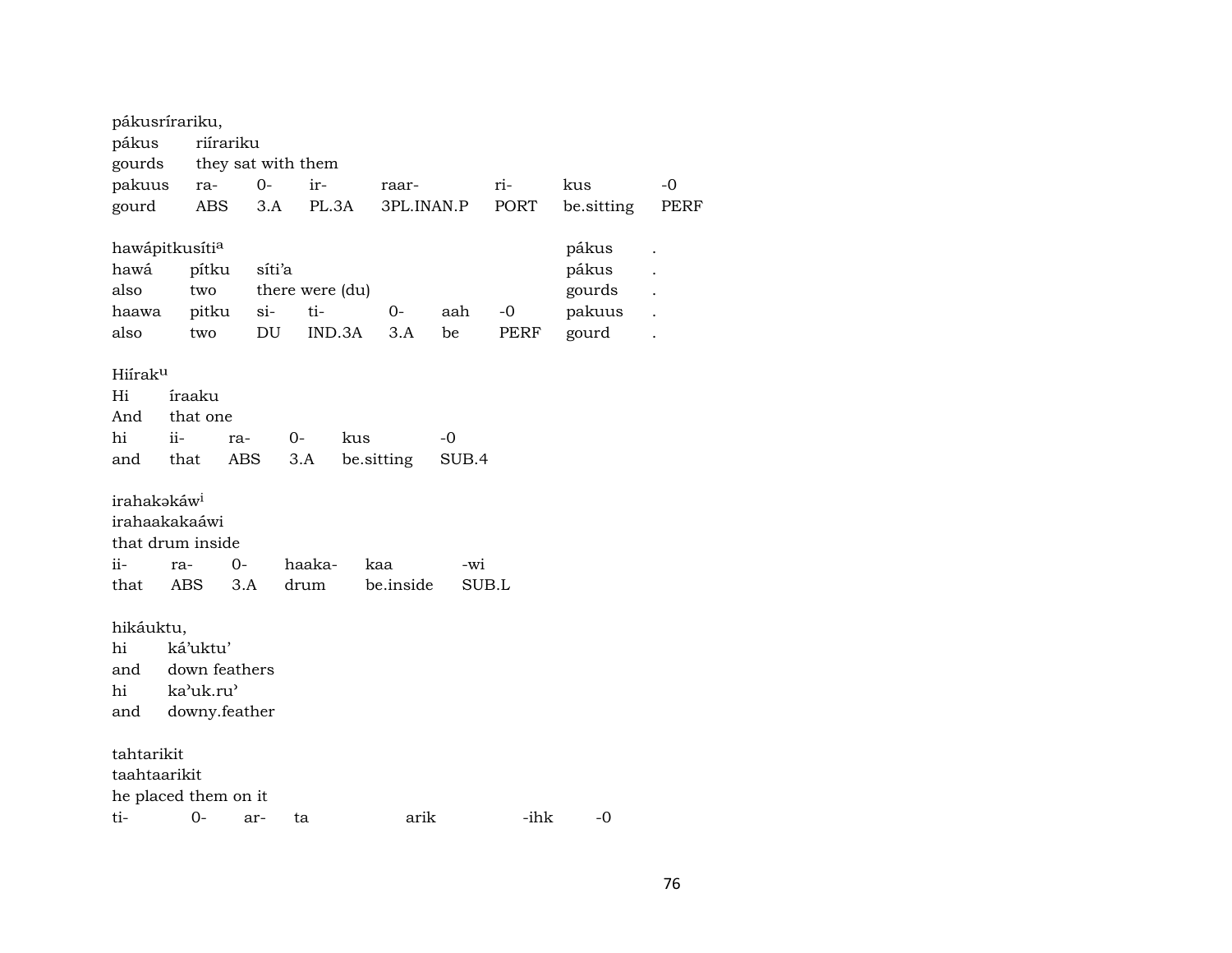pákusrírariku,

| pákus | riírariku | | | | | | |
|---|---|---|---|---|---|---|---|
| gourds | they sat with them | | | | | | |
| pakuus | ra- | 0- | ir- | raar- | ri- | kus | -0 |
| gourd | ABS | 3.A | PL.3A | 3PL.INAN.P | PORT | be.sitting | PERF |

| hawápitkusíti[a] | | | | | | | pákus | . |
|---|---|---|---|---|---|---|---|---|
| hawá | pítku | síti'a | | | | | pákus | . |
| also | two | there were (du) | | | | | gourds | . |
| haawa | pitku | si- | ti- | 0- | aah | -0 | pakuus | . |
| also | two | DU | IND.3A | 3.A | be | PERF | gourd | . |

Hiírak[u]

| Hi | íraaku | | | | |
|---|---|---|---|---|---|
| And | that one | | | | |
| hi | ii- | ra- | 0- | kus | -0 |
| and | that | ABS | 3.A | be.sitting | SUB.4 |

irahakəkáw[i]

| irahaakakaáwi | | | | | |
|---|---|---|---|---|---|
| that drum inside | | | | | |
| ii- | ra- | 0- | haaka- | kaa | -wi |
| that | ABS | 3.A | drum | be.inside | SUB.L |

hikáuktu,

| hi | ká'uktu' |
|---|---|
| and | down feathers |
| hi | ka'uk.ru' |
| and | downy.feather |

tahtarikit

| taahtaarikit | | | | | | |
|---|---|---|---|---|---|---|
| he placed them on it | | | | | | |
| ti- | 0- | ar- | ta | arik | -ihk | -0 |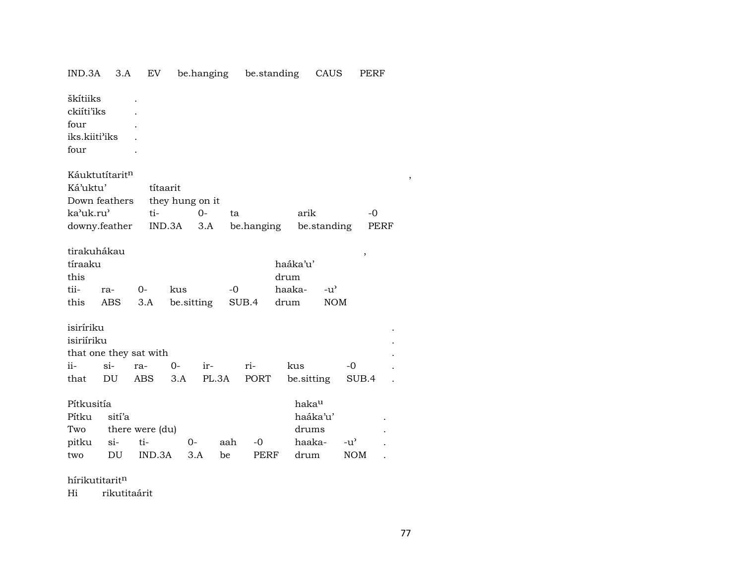IND.3A 3.A EV be.hanging be.standing CAUS PERF

škítiiks .
ckiíti'iks .
four .
iks.kiiti'iks .
four .

| Káuktutítarit$^{n}$ | | | | | , |
|---|---|---|---|---|---|
| Ká'uktu' | títaarit | | | | |
| Down feathers | they hung on it | | | | |
| ka'uk.ru' | ti- | 0- | ta | arik | -0 |
| downy.feather | IND.3A | 3.A | be.hanging | be.standing | PERF |

| tirakuhákau | | | | | | , |
|---|---|---|---|---|---|---|
| tíraaku | | | | | haáka'u' | |
| this | | | | | drum | |
| tii- | ra- | 0- | kus | -0 | haaka- | -u' |
| this | ABS | 3.A | be.sitting | SUB.4 | drum | NOM |

| isiríriku | | | | | | | | . |
|---|---|---|---|---|---|---|---|---|
| isiriíriku | | | | | | | | . |
| that one they sat with | | | | | | | | . |
| ii- | si- | ra- | 0- | ir- | ri- | kus | -0 | . |
| that | DU | ABS | 3.A | PL.3A | PORT | be.sitting | SUB.4 | . |

| Pítkusitía | | | | | | haka$^{u}$ | | |
|---|---|---|---|---|---|---|---|---|
| Pítku | sití'a | | | | | haáka'u' | | . |
| Two | there were (du) | | | | | drums | | . |
| pitku | si- | ti- | 0- | aah | -0 | haaka- | -u' | . |
| two | DU | IND.3A | 3.A | be | PERF | drum | NOM | . |

hírikutitarit$^{n}$
Hi rikutitaárit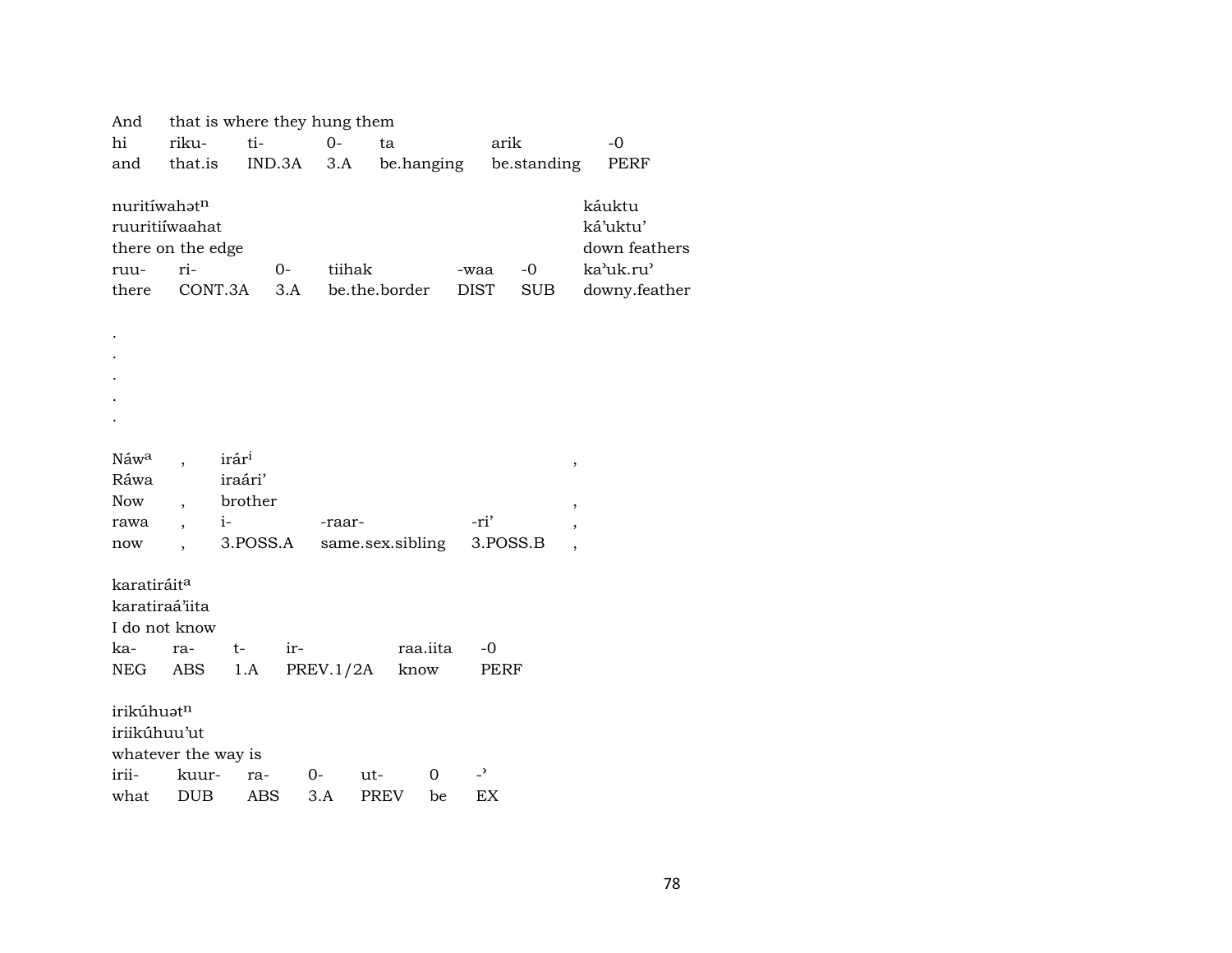And that is where they hung them

| hi | riku- | ti- | 0- | ta | arik | -0 |
|---|---|---|---|---|---|---|
| and | that.is | IND.3A | 3.A | be.hanging | be.standing | PERF |

nuritíwahət$^{n}$ káuktu
ruuritiíwaahat ká'uktu'
there on the edge down feathers

| ruu- | ri- | 0- | tiihak | -waa | -0 | ka'uk.ru' |
|---|---|---|---|---|---|---|
| there | CONT.3A | 3.A | be.the.border | DIST | SUB | downy.feather |

.
.
.
.
.

Náw$^{a}$ , irár$^{i}$ ,
Ráwa iraári'
Now , brother ,

| rawa | , | i- | -raar- | -ri' | , |
|---|---|---|---|---|---|
| now | , | 3.POSS.A | same.sex.sibling | 3.POSS.B | , |

karatiráit$^{a}$
karatiraá'iita
I do not know

| ka- | ra- | t- | ir- | raa.iita | -0 |
|---|---|---|---|---|---|
| NEG | ABS | 1.A | PREV.1/2A | know | PERF |

irikúhuət$^{n}$
iriikúhuu'ut
whatever the way is

| irii- | kuur- | ra- | 0- | ut- | 0 | -' |
|---|---|---|---|---|---|---|
| what | DUB | ABS | 3.A | PREV | be | EX |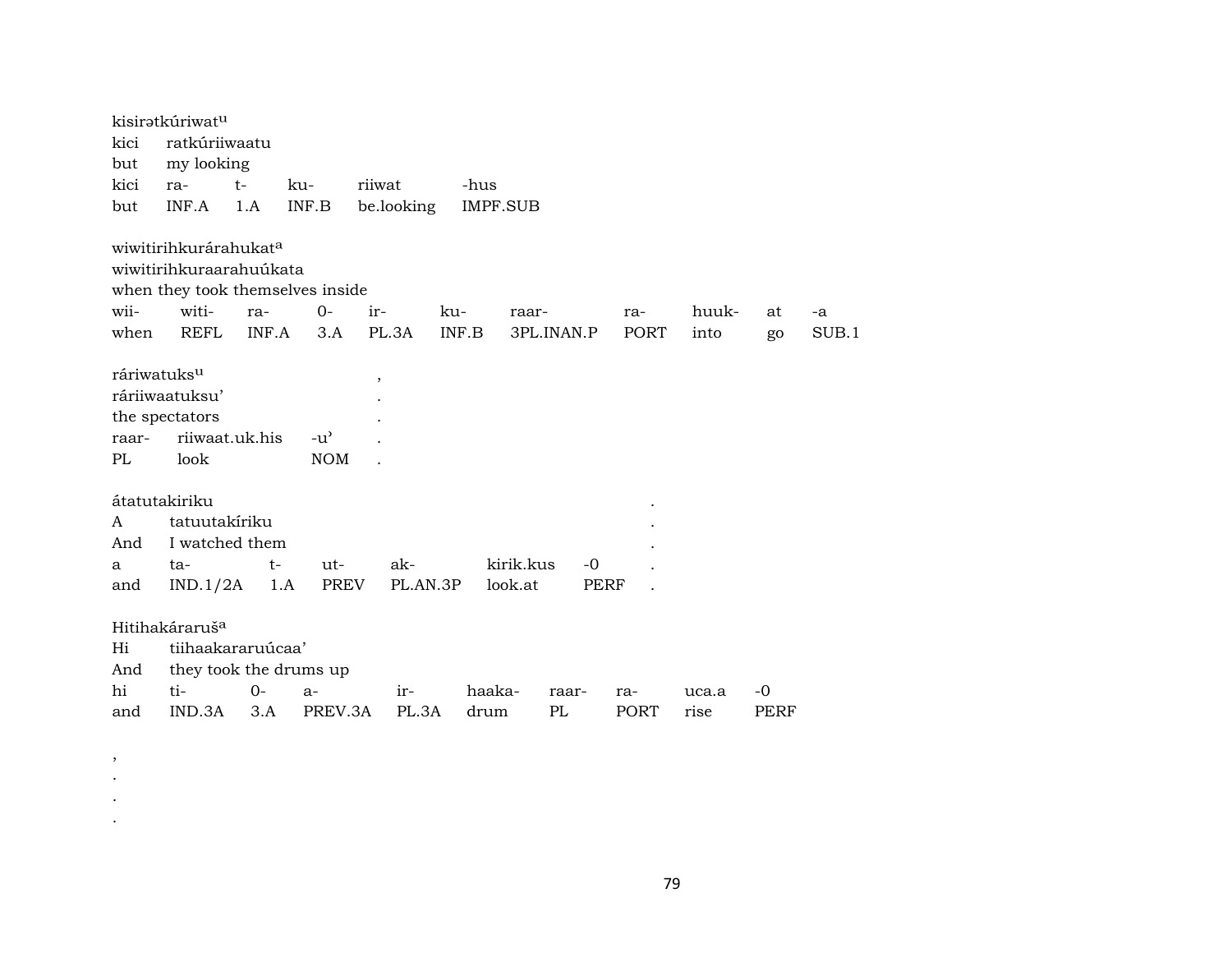kisirətkúriwat[u]
kici ratkúriiwaatu
but my looking

| kici | ra- | t- | ku- | riiwat | -hus |
|---|---|---|---|---|---|
| but | INF.A | 1.A | INF.B | be.looking | IMPF.SUB |

wiwitirihkurárahukat[a]
wiwitirihkuraarahuúkata
when they took themselves inside

| wii- | witi- | ra- | 0- | ir- | ku- | raar- | ra- | huuk- | at | -a |
|---|---|---|---|---|---|---|---|---|---|---|
| when | REFL | INF.A | 3.A | PL.3A | INF.B | 3PL.INAN.P | PORT | into | go | SUB.1 |

ráriwatuks[u] ,
ráriiwaatuksu' .
the spectators .

| raar- | riiwaat.uk.his | -u' | . |
|---|---|---|---|
| PL | look | NOM | . |

átatutakiriku .
A tatuutakíriku .
And I watched them .

| a | ta- | t- | ut- | ak- | kirik.kus | -0 | . |
|---|---|---|---|---|---|---|---|
| and | IND.1/2A | 1.A | PREV | PL.AN.3P | look.at | PERF | . |

Hitihakáraruš[a]
Hi tiihaakararuúcaa'
And they took the drums up

| hi | ti- | 0- | a- | ir- | haaka- | raar- | ra- | uca.a | -0 |
|---|---|---|---|---|---|---|---|---|---|
| and | IND.3A | 3.A | PREV.3A | PL.3A | drum | PL | PORT | rise | PERF |

,
.
.
.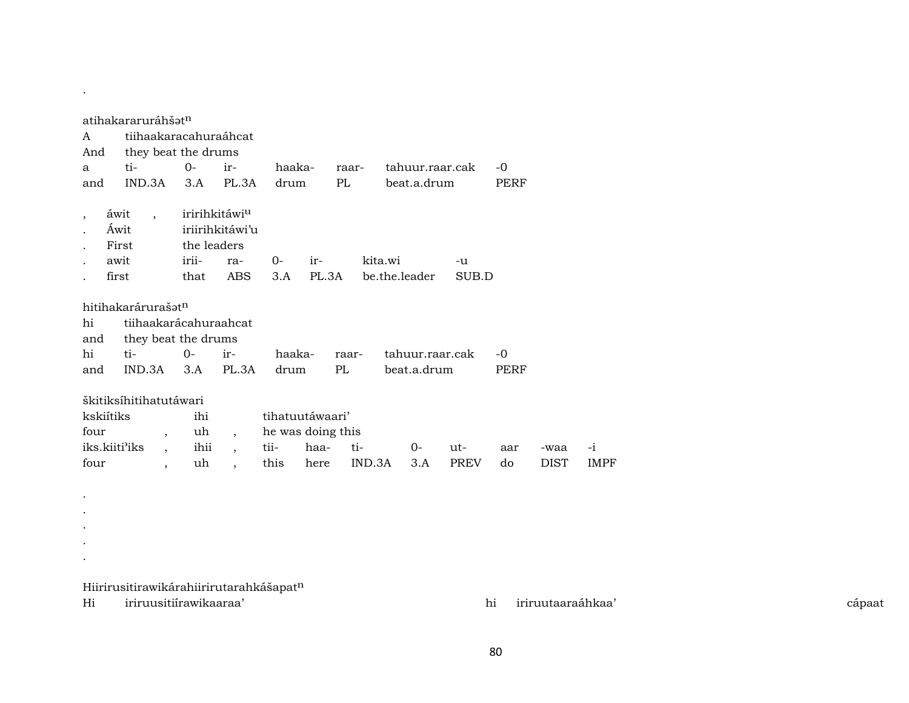.

atihakararuráhšət$^{n}$

| A | tiihaakaracahuraáhcat | | | | | |
|---|---|---|---|---|---|---|
| And | they beat the drums | | | | | |
| a | ti- | 0- | ir- | haaka- | raar- | tahuur.raar.cak | -0 |
| and | IND.3A | 3.A | PL.3A | drum | PL | beat.a.drum | PERF |

| , | áwit | , | iririhkitáwi$^{u}$ | | | | | |
|---|---|---|---|---|---|---|---|---|
| . | Áwit | | iriirihkitáwi'u | | | | | |
| . | First | | the leaders | | | | | |
| . | awit | | irii- | ra- | 0- | ir- | kita.wi | -u |
| . | first | | that | ABS | 3.A | PL.3A | be.the.leader | SUB.D |

hitihakarárurašət$^{n}$

| hi | tiihaakarácahuraahcat | | | | | | |
|---|---|---|---|---|---|---|---|
| and | they beat the drums | | | | | | |
| hi | ti- | 0- | ir- | haaka- | raar- | tahuur.raar.cak | -0 |
| and | IND.3A | 3.A | PL.3A | drum | PL | beat.a.drum | PERF |

škitiksíhitihatutáwari

| kskiítiks | | ihi | | tihatuutáwaari' | | | | | | | |
|---|---|---|---|---|---|---|---|---|---|---|---|
| four | , | uh | , | he was doing this | | | | | | | |
| iks.kiiti'iks | , | ihii | , | tii- | haa- | ti- | 0- | ut- | aar | -waa | -i |
| four | , | uh | , | this | here | IND.3A | 3.A | PREV | do | DIST | IMPF |

.
.
.
.
.

Hiirirusitirawikárahiirirutarahkášapat$^{n}$

Hi iriruusitiírawikaaraa' hi iriruutaaraáhkaa' cápaat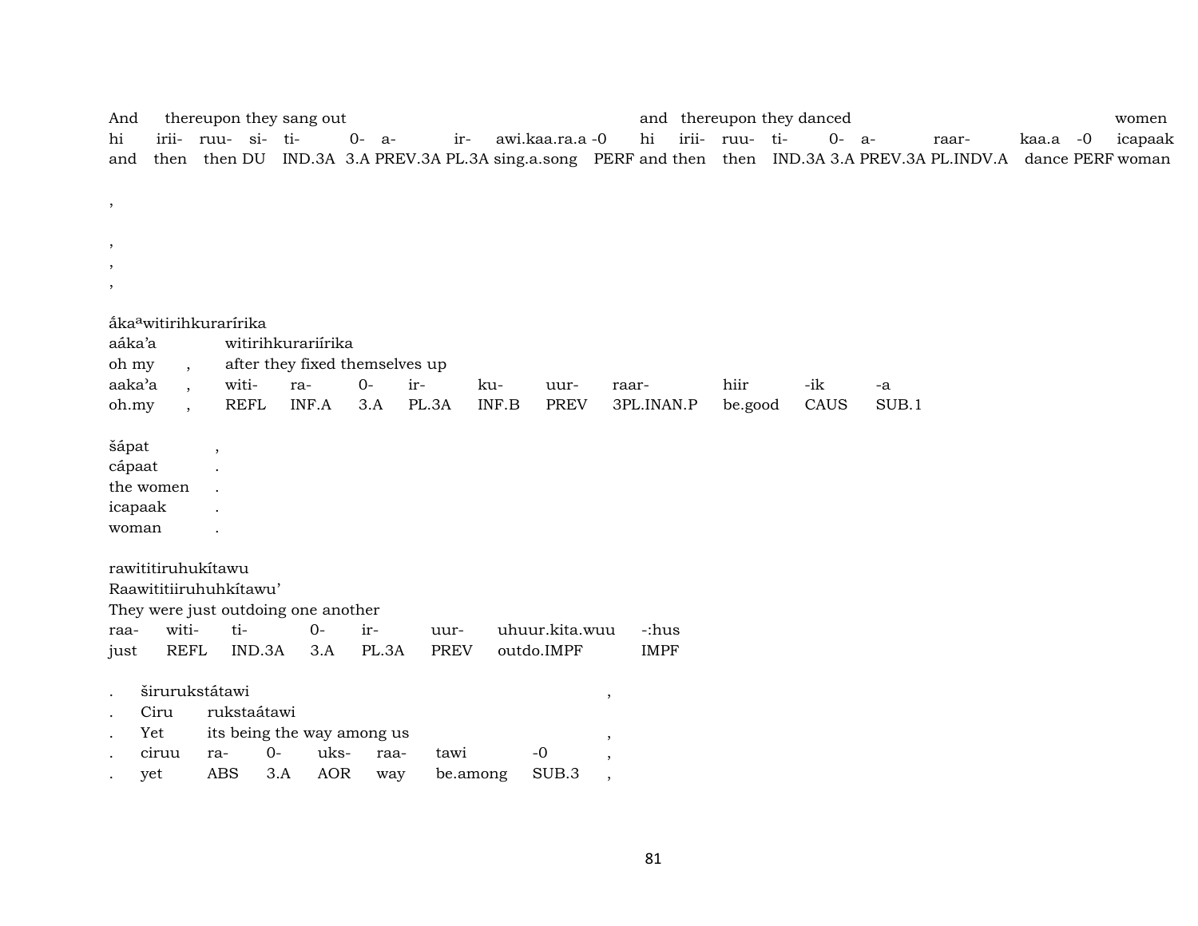And thereupon they sang out and thereupon they danced women
hi irii- ruu- si- ti- 0- a- ir- awi.kaa.ra.a -0 hi irii- ruu- ti- 0- a- raar- kaa.a -0 icapaak
and then then DU IND.3A 3.A PREV.3A PL.3A sing.a.song PERF and then then IND.3A 3.A PREV.3A PL.INDV.A dance PERF woman

,

,
,
,

ắkaªwitirihkurarírika
aáka'a witirihkurariírika
oh my , after they fixed themselves up
aaka'a , witi- ra- 0- ir- ku- uur- raar- hiir -ik -a
oh.my , REFL INF.A 3.A PL.3A INF.B PREV 3PL.INAN.P be.good CAUS SUB.1

šápat ,
cápaat .
the women .
icapaak .
woman .

rawititiruhukítawu
Raawitititiiruhuhkítawu'
They were just outdoing one another
raa- witi- ti- 0- ir- uur- uhuur.kita.wuu -:hus
just REFL IND.3A 3.A PL.3A PREV outdo.IMPF IMPF

. širurukstátawi ,
. Ciru rukstaátawi
. Yet its being the way among us ,
. ciruu ra- 0- uks- raa- tawi -0 ,
. yet ABS 3.A AOR way be.among SUB.3 ,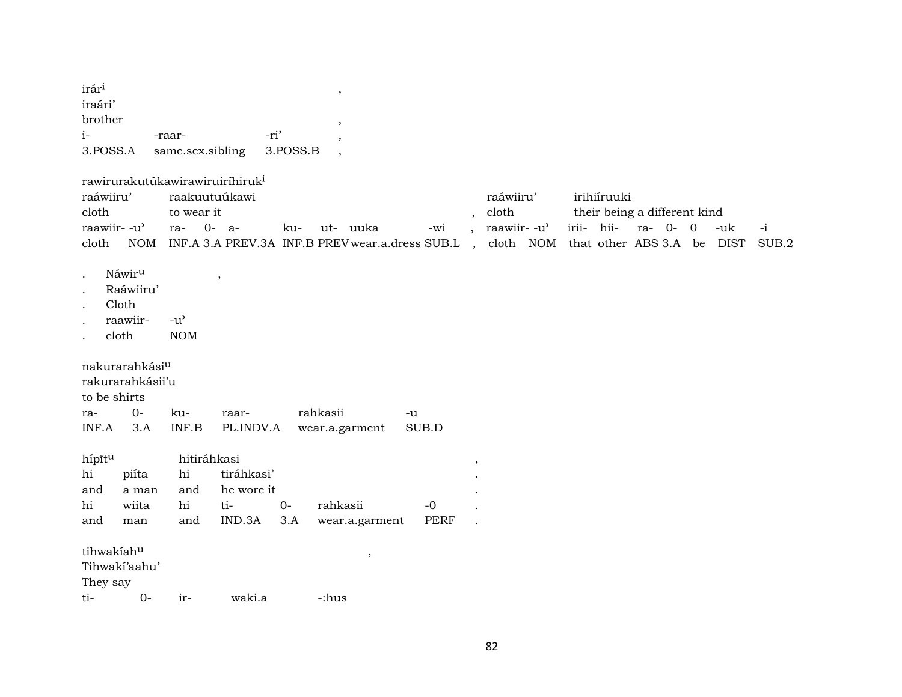irár[i] ,
iraári'
brother ,

| i- | -raar- | -ri' | , |
|---|---|---|---|
| 3.POSS.A | same.sex.sibling | 3.POSS.B | , |

rawirurakutúkawirawiruiríhiruk[i]

| raáwiiru' | | raakuutuúkawi | | | | | | | | raáwiiru' | | irihiíruuki | | | | | | |
|---|---|---|---|---|---|---|---|---|---|---|---|---|---|---|---|---|---|---|
| cloth | | to wear it | | | | | | | , | cloth | | their being a different kind | | | | | | |
| raawiir- | -u' | ra- | 0- | a- | ku- | ut- | uuka | -wi | , | raawiir- | -u' | irii- | hii- | ra- | 0- | 0 | -uk | -i |
| cloth | NOM | INF.A | 3.A | PREV.3A | INF.B | PREV | wear.a.dress | SUB.L | , | cloth | NOM | that | other | ABS | 3.A | be | DIST | SUB.2 |

. Náwir[u] ,
. Raáwiiru'
. Cloth

| . | raawiir- | -u' |
|---|---|---|
| . | cloth | NOM |

nakurarahkási[u]
rakurarahkásii'u
to be shirts

| ra- | 0- | ku- | raar- | rahkasii | -u |
|---|---|---|---|---|---|
| INF.A | 3.A | INF.B | PL.INDV.A | wear.a.garment | SUB.D |

hípīt[u] hitiráhkasi ,

| hi | piíta | hi | tiráhkasi' | | | . |
|---|---|---|---|---|---|---|
| and | a man | and | he wore it | | | . |
| hi | wiita | hi | ti- | 0- | rahkasii | -0 | . |
| and | man | and | IND.3A | 3.A | wear.a.garment | PERF | . |

tihwakíah[u] ,
Tihwakí'aahu'
They say

| ti- | 0- | ir- | waki.a | -:hus |
|---|---|---|---|---|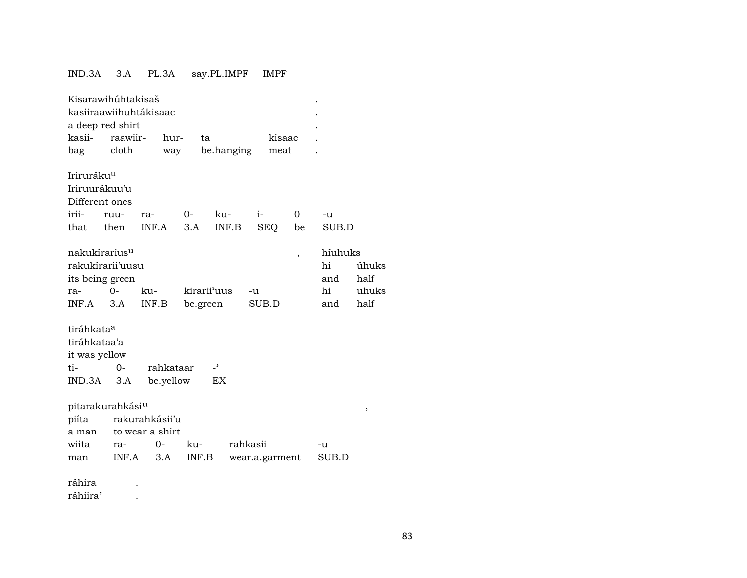IND.3A 3.A PL.3A say.PL.IMPF IMPF

Kisarawihúhtakisaš .
kasiiraawiihuhtákisaac .
a deep red shirt .

| kasii- | raawiir- | hur- | ta | kisaac | . |
|---|---|---|---|---|---|
| bag | cloth | way | be.hanging | meat | . |

Iriruráku[u]
Iriruurákuu'u
Different ones

| irii- | ruu- | ra- | 0- | ku- | i- | 0 | -u |
|---|---|---|---|---|---|---|---|
| that | then | INF.A | 3.A | INF.B | SEQ | be | SUB.D |

nakukírarius[u] , híuhuks
rakukírarii'uusu hi úhuks
its being green and half

| ra- | 0- | ku- | kirarii'uus | -u | hi | uhuks |
|---|---|---|---|---|---|---|
| INF.A | 3.A | INF.B | be.green | SUB.D | and | half |

tiráhkata[a]
tiráhkataa'a
it was yellow

| ti- | 0- | rahkataar | -ʾ |
|---|---|---|---|
| IND.3A | 3.A | be.yellow | EX |

pitarakurahkási[u] ,
piíta rakurahkásii'u
a man to wear a shirt

| wiita | ra- | 0- | ku- | rahkasii | -u |
|---|---|---|---|---|---|
| man | INF.A | 3.A | INF.B | wear.a.garment | SUB.D |

ráhira .
ráhiira' .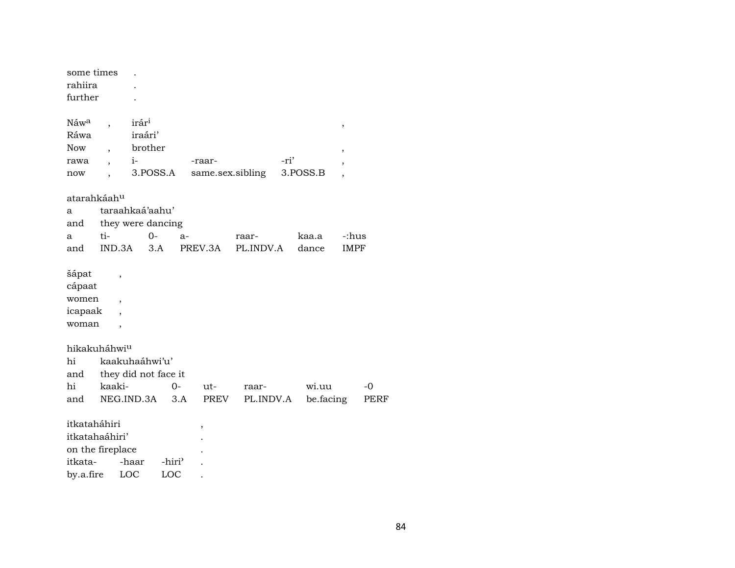some times .
rahiira .
further .

| Náw[a] | , | irár[i] | | | , |
|---|---|---|---|---|---|
| Ráwa | | iraári’ | | | |
| Now | , | brother | | | , |
| rawa | , | i- | -raar- | -ri’ | , |
| now | , | 3.POSS.A | same.sex.sibling | 3.POSS.B | , |

atarahkáah[u]

| a | taraahkaá’aahu’ | | | | | |
|---|---|---|---|---|---|---|
| and | they were dancing | | | | | |
| a | ti- | 0- | a- | raar- | kaa.a | -:hus |
| and | IND.3A | 3.A | PREV.3A | PL.INDV.A | dance | IMPF |

| šápat | , |
|---|---|
| cápaat | |
| women | , |
| icapaak | , |
| woman | , |

hikakuháhwi[u]

| hi | kaakuhaáhwi’u’ | | | | | |
|---|---|---|---|---|---|---|
| and | they did not face it | | | | | |
| hi | kaaki- | 0- | ut- | raar- | wi.uu | -0 |
| and | NEG.IND.3A | 3.A | PREV | PL.INDV.A | be.facing | PERF |

| itkataháhiri | | | , |
|---|---|---|---|
| itkatahaáhiri’ | | | . |
| on the fireplace | | | . |
| itkata- | -haar | -hiri’ | . |
| by.a.fire | LOC | LOC | . |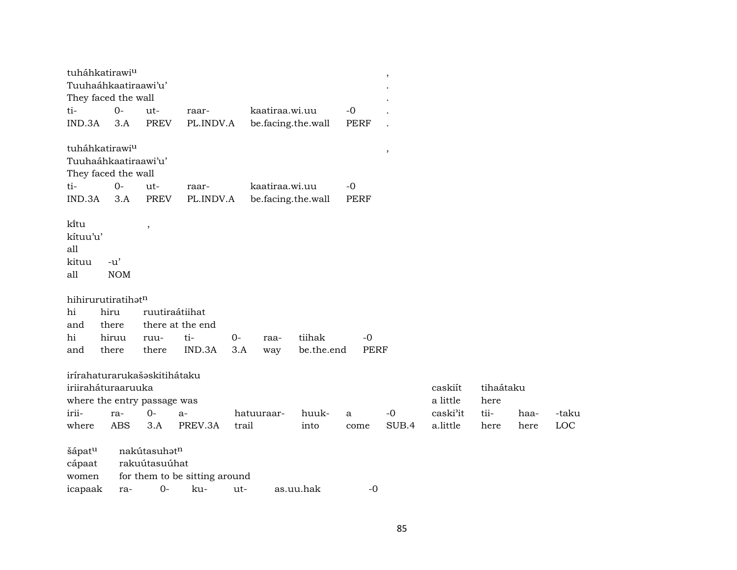tuháhkatirawi$^{u}$ ,
Tuuhaáhkaatiraawi'u' .
They faced the wall .

| ti- | 0- | ut- | raar- | kaatiraa.wi.uu | -0 | . |
|---|---|---|---|---|---|---|
| IND.3A | 3.A | PREV | PL.INDV.A | be.facing.the.wall | PERF | . |

tuháhkatirawi$^{u}$ ,
Tuuhaáhkaatiraawi'u'
They faced the wall

| ti- | 0- | ut- | raar- | kaatiraa.wi.uu | -0 |
|---|---|---|---|---|---|
| IND.3A | 3.A | PREV | PL.INDV.A | be.facing.the.wall | PERF |

kĩ́tu ,
kítuu'u'
all

| kituu | -u' |
|---|---|
| all | NOM |

hihirurutiratihət$^{n}$

| hi | hiru | ruutiraátiihat | | | | | |
|---|---|---|---|---|---|---|---|
| and | there | there at the end | | | | | |
| hi | hiruu | ruu- | ti- | 0- | raa- | tiihak | -0 |
| and | there | there | IND.3A | 3.A | way | be.the.end | PERF |

irírahaturarukašəskitihátaku

| iriiraháturaaruuka | | | | | | | | caskiít | tihaátaku | | |
|---|---|---|---|---|---|---|---|---|---|---|---|
| where the entry passage was | | | | | | | | a little | here | | |
| irii- | ra- | 0- | a- | hatuuraar- | huuk- | a | -0 | caski'it | tii- | haa- | -taku |
| where | ABS | 3.A | PREV.3A | trail | into | come | SUB.4 | a.little | here | here | LOC |

šápat$^{u}$ nakútasuhət$^{n}$

| cápaat | rakuútasuúhat | | | | |
|---|---|---|---|---|---|
| women | for them to be sitting around | | | | |
| icapaak | ra- | 0- | ku- | ut- | as.uu.hak | -0 |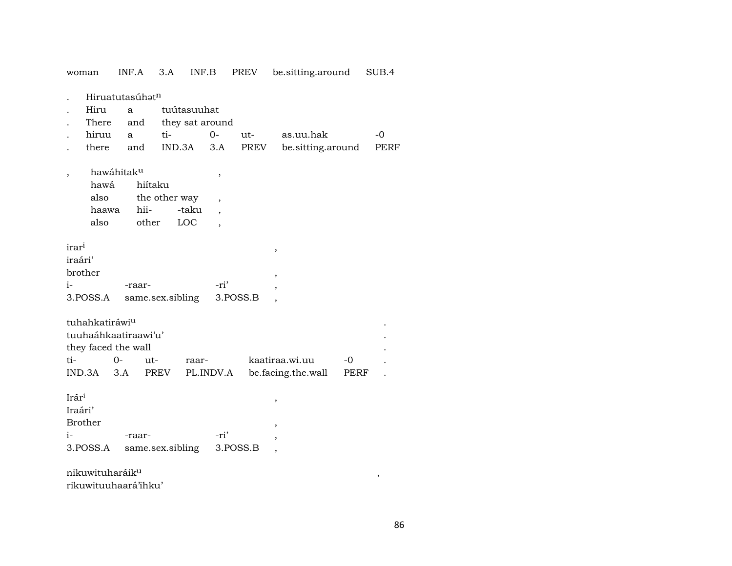| woman | INF.A | 3.A | INF.B | PREV | be.sitting.around | SUB.4 |
|---|---|---|---|---|---|---|

. Hiruatutasúhət$^{n}$

| . | Hiru | a | tuútasuuhat | | | | |
|---|---|---|---|---|---|---|---|
| . | There | and | they sat around | | | | |
| . | hiruu | a | ti- | 0- | ut- | as.uu.hak | -0 |
| . | there | and | IND.3A | 3.A | PREV | be.sitting.around | PERF |

, hawáhitak$^{u}$ ,

| hawá | hiítaku | | , |
|---|---|---|---|
| also | the other way | | , |
| haawa | hii- | -taku | , |
| also | other | LOC | , |

irar$^{i}$ ,

| iraári’ | | | |
|---|---|---|---|
| brother | | | , |
| i- | -raar- | -ri’ | , |
| 3.POSS.A | same.sex.sibling | 3.POSS.B | , |

tuhahkatiráwi$^{u}$ .

| tuuhaáhkaatiraawi’u’ | | | | | | . |
|---|---|---|---|---|---|---|
| they faced the wall | | | | | | . |
| ti- | 0- | ut- | raar- | kaatiraa.wi.uu | -0 | . |
| IND.3A | 3.A | PREV | PL.INDV.A | be.facing.the.wall | PERF | . |

Irár$^{i}$ ,

| Iraári’ | | | |
|---|---|---|---|
| Brother | | | , |
| i- | -raar- | -ri’ | , |
| 3.POSS.A | same.sex.sibling | 3.POSS.B | , |

nikuwituharáik$^{u}$ ,

rikuwituuhaará’ihku’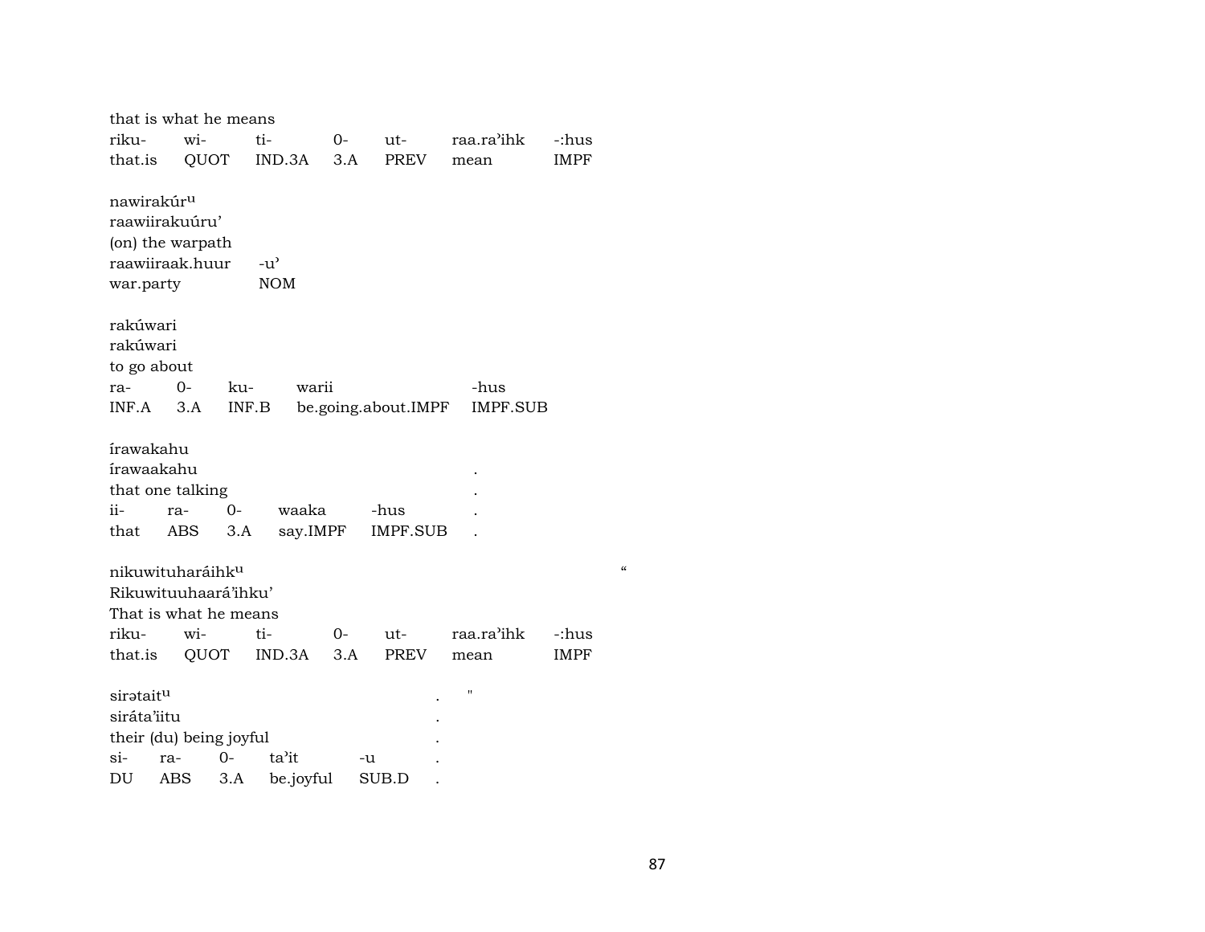that is what he means

| riku- | wi- | ti- | 0- | ut- | raa.ra'ihk | -:hus |
|---|---|---|---|---|---|---|
| that.is | QUOT | IND.3A | 3.A | PREV | mean | IMPF |

nawirakúr$^{u}$
raawiirakuúru'
(on) the warpath

| raawiiraak.huur | -u' |
|---|---|
| war.party | NOM |

rakúwari
rakúwari
to go about

| ra- | 0- | ku- | warii | -hus |
|---|---|---|---|---|
| INF.A | 3.A | INF.B | be.going.about.IMPF | IMPF.SUB |

írawakahu .
írawaakahu .
that one talking .

| ii- | ra- | 0- | waaka | -hus | . |
|---|---|---|---|---|---|
| that | ABS | 3.A | say.IMPF | IMPF.SUB | . |

nikuwituharáihk$^{u}$ “
Rikuwituuhaará'ihku'
That is what he means

| riku- | wi- | ti- | 0- | ut- | raa.ra'ihk | -:hus |
|---|---|---|---|---|---|---|
| that.is | QUOT | IND.3A | 3.A | PREV | mean | IMPF |

sirətait$^{u}$ . "
siráta'iitu .
their (du) being joyful .

| si- | ra- | 0- | ta'it | -u | . |
|---|---|---|---|---|---|
| DU | ABS | 3.A | be.joyful | SUB.D | . |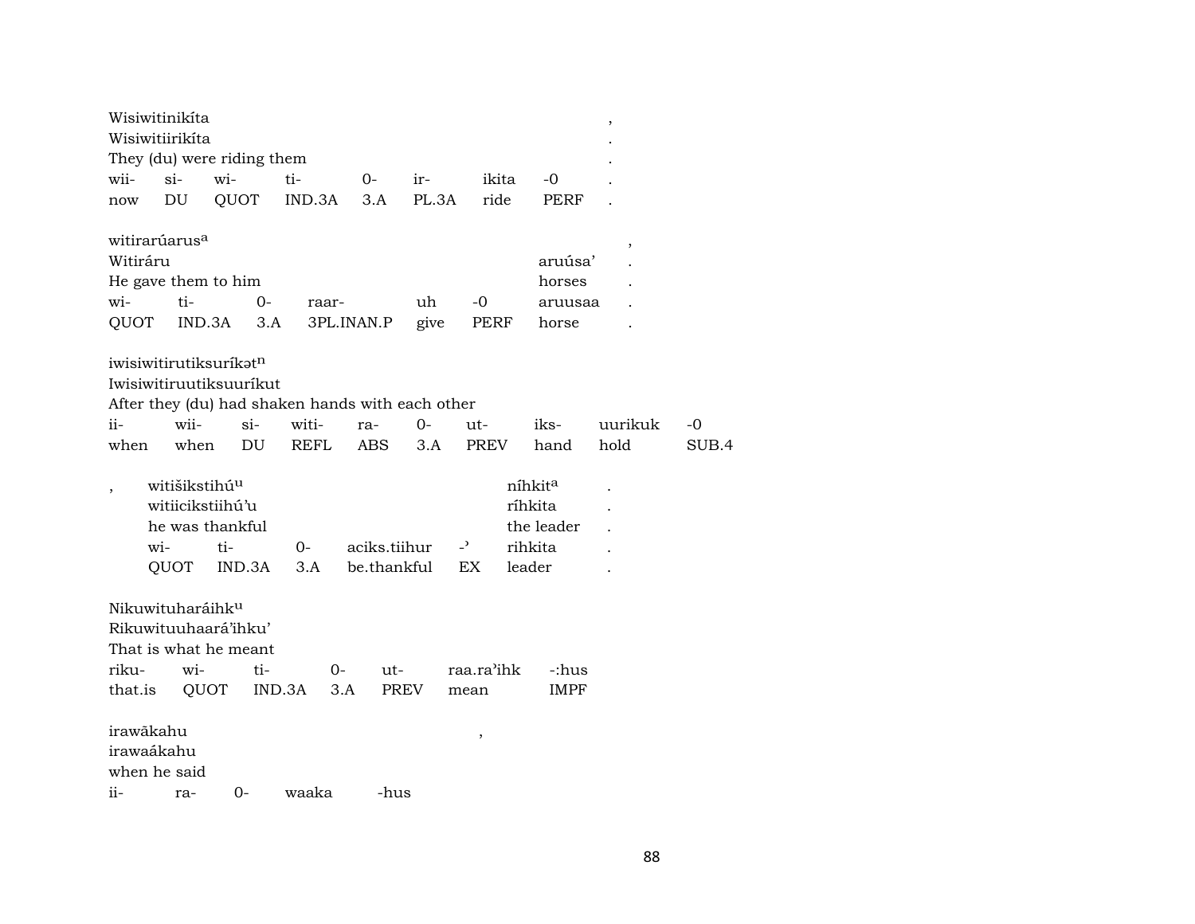| Wisiwitinikíta | | | | | | | , |
|---|---|---|---|---|---|---|---|
| Wisiwitiirikíta | | | | | | | . |
| They (du) were riding them | | | | | | | . |
| wii- | si- | wi- | ti- | 0- | ir- | ikita | -0 . |
| now | DU | QUOT | IND.3A | 3.A | PL.3A | ride | PERF . |

| witirarúarus[a] | | | | | | | , |
|---|---|---|---|---|---|---|---|
| Witiráru | | | | | | aruúsa’ | . |
| He gave them to him | | | | | | horses | . |
| wi- | ti- | 0- | raar- | uh | -0 | aruusaa | . |
| QUOT | IND.3A | 3.A | 3PL.INAN.P | give | PERF | horse | . |

| iwisiwitirutiksuríkət[n] | | | | | | | | | |
|---|---|---|---|---|---|---|---|---|---|
| Iwisiwitiruutiksuuríkut | | | | | | | | | |
| After they (du) had shaken hands with each other | | | | | | | | | |
| ii- | wii- | si- | witi- | ra- | 0- | ut- | iks- | uurikuk | -0 |
| when | when | DU | REFL | ABS | 3.A | PREV | hand | hold | SUB.4 |

| , witišikstihú[u] | | | | | níhkit[a] | . |
|---|---|---|---|---|---|---|
| witiicikstiihú’u | | | | | ríhkita | . |
| he was thankful | | | | | the leader | . |
| wi- | ti- | 0- | aciks.tiihur | -’ | rihkita | . |
| QUOT | IND.3A | 3.A | be.thankful | EX | leader | . |

| Nikuwituharáihk[u] | | | | | | |
|---|---|---|---|---|---|---|
| Rikuwituuhaará’ihku’ | | | | | | |
| That is what he meant | | | | | | |
| riku- | wi- | ti- | 0- | ut- | raa.ra’ihk | -:hus |
| that.is | QUOT | IND.3A | 3.A | PREV | mean | IMPF |

| irawākahu | | | | , |
|---|---|---|---|---|
| irawaákahu | | | | |
| when he said | | | | |
| ii- | ra- | 0- | waaka | -hus |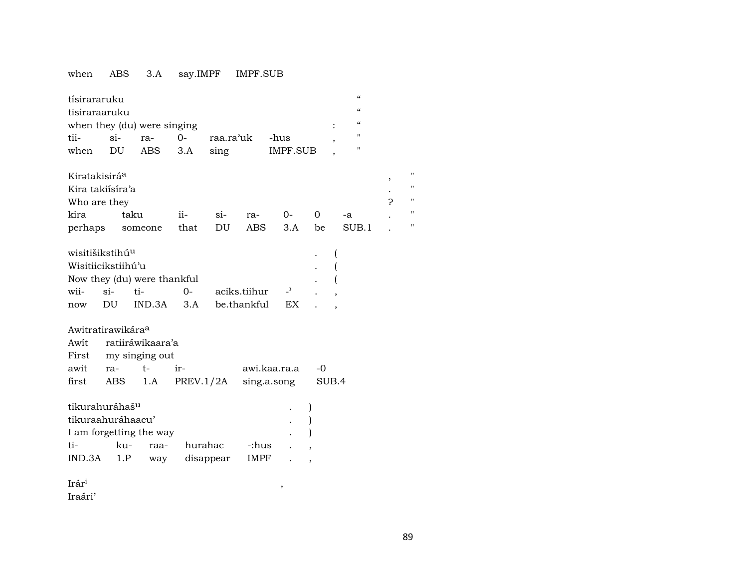when ABS 3.A say.IMPF IMPF.SUB

tísiraraaruku “
tisiraraaruku “
when they (du) were singing : “
tii- si- ra- 0- raa.ra’uk -hus , "
when DU ABS 3.A sing IMPF.SUB , "

Kirətakisirá[a] , "
Kira takiísíra’a . "
Who are they ? "
kira taku ii- si- ra- 0- 0 -a . "
perhaps someone that DU ABS 3.A be SUB.1 . "

wisitišikstihú[u] . (
Wisitiicikstiihú’u . (
Now they (du) were thankful . (
wii- si- ti- 0- aciks.tiihur -’ . ,
now DU IND.3A 3.A be.thankful EX . ,

Awitratirawikára[a]
Awít ratiiráwikaara’a
First my singing out
awit ra- t- ir- awi.kaa.ra.a -0
first ABS 1.A PREV.1/2A sing.a.song SUB.4

tikurahuráhaš[u] . )
tikuraahuráhaacu’ . )
I am forgetting the way . )
ti- ku- raa- hurahac -:hus . ,
IND.3A 1.P way disappear IMPF . ,

Irár[i] ,
Iraári’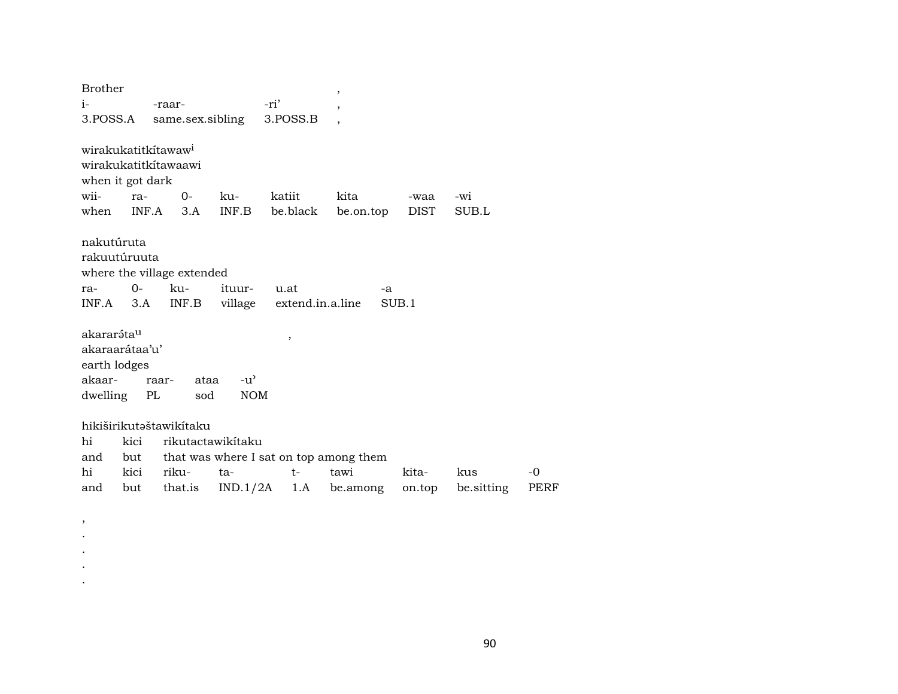Brother ,
i- -raar- -ri' ,
3.POSS.A same.sex.sibling 3.POSS.B ,

| i- | -raar- | -ri' | , |
|---|---|---|---|
| 3.POSS.A | same.sex.sibling | 3.POSS.B | , |

wirakukatitkítawaw[i]
wirakukatitkítawaawi
when it got dark

| wii- | ra- | 0- | ku- | katiit | kita | -waa | -wi |
|---|---|---|---|---|---|---|---|
| when | INF.A | 3.A | INF.B | be.black | be.on.top | DIST | SUB.L |

nakutúruta
rakuutúruuta
where the village extended

| ra- | 0- | ku- | ituur- | u.at | -a |
|---|---|---|---|---|---|
| INF.A | 3.A | INF.B | village | extend.in.a.line | SUB.1 |

akararə́ta[u] ,
akaraarátaa'u'
earth lodges

| akaar- | raar- | ataa | -u' |
|---|---|---|---|
| dwelling | PL | sod | NOM |

hikiširikutəštawikítaku
hi kici rikutactawikítaku
and but that was where I sat on top among them

| hi | kici | riku- | ta- | t- | tawi | kita- | kus | -0 |
|---|---|---|---|---|---|---|---|---|
| and | but | that.is | IND.1/2A | 1.A | be.among | on.top | be.sitting | PERF |

,
.
.
.
.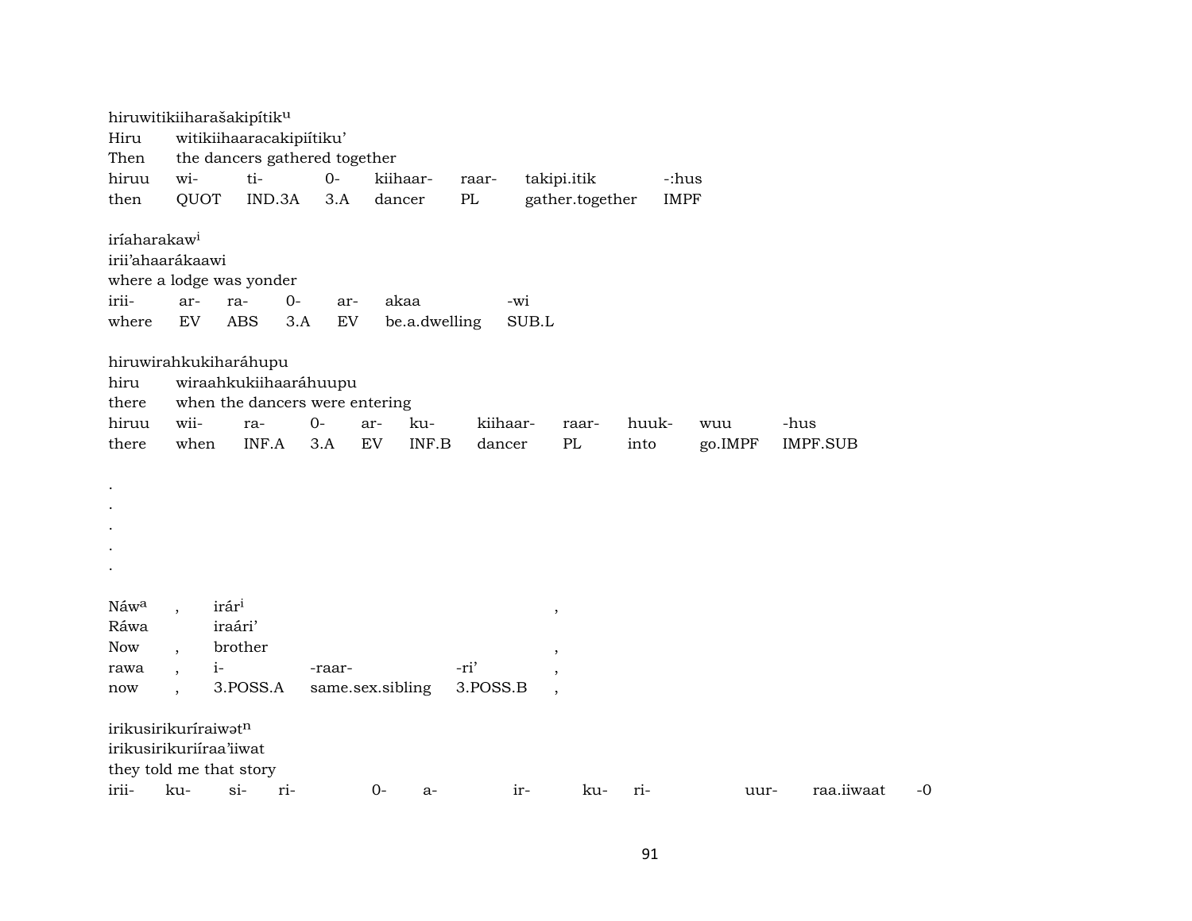hiruwitikiiharašakipítik^u
Hiru witikiiihaaracakipiítiku'
Then the dancers gathered together

| hiruu | wi- | ti- | 0- | kiihaar- | raar- | takipi.itik | -:hus |
|---|---|---|---|---|---|---|---|
| then | QUOT | IND.3A | 3.A | dancer | PL | gather.together | IMPF |

iríaharakaw^i
irii'ahaarákaawi
where a lodge was yonder

| irii- | ar- | ra- | 0- | ar- | akaa | -wi |
|---|---|---|---|---|---|---|
| where | EV | ABS | 3.A | EV | be.a.dwelling | SUB.L |

hiruwirahkukiharáhupu
hiru wiraahkukiihaaráhuupu
there when the dancers were entering

| hiruu | wii- | ra- | 0- | ar- | ku- | kiihaar- | raar- | huuk- | wuu | -hus |
|---|---|---|---|---|---|---|---|---|---|---|
| there | when | INF.A | 3.A | EV | INF.B | dancer | PL | into | go.IMPF | IMPF.SUB |

.
.
.
.
.

Náw^a , irár^i ,
Ráwa iraári'
Now , brother ,

| rawa | , | i- | -raar- | -ri' | , |
|---|---|---|---|---|---|
| now | , | 3.POSS.A | same.sex.sibling | 3.POSS.B | , |

irikusirikuríraiwət^n
irikusirikuriíraa'iiwat
they told me that story

| irii- | ku- | si- | ri- | 0- | a- | ir- | ku- | ri- | uur- | raa.iiwaat | -0 |
|---|---|---|---|---|---|---|---|---|---|---|---|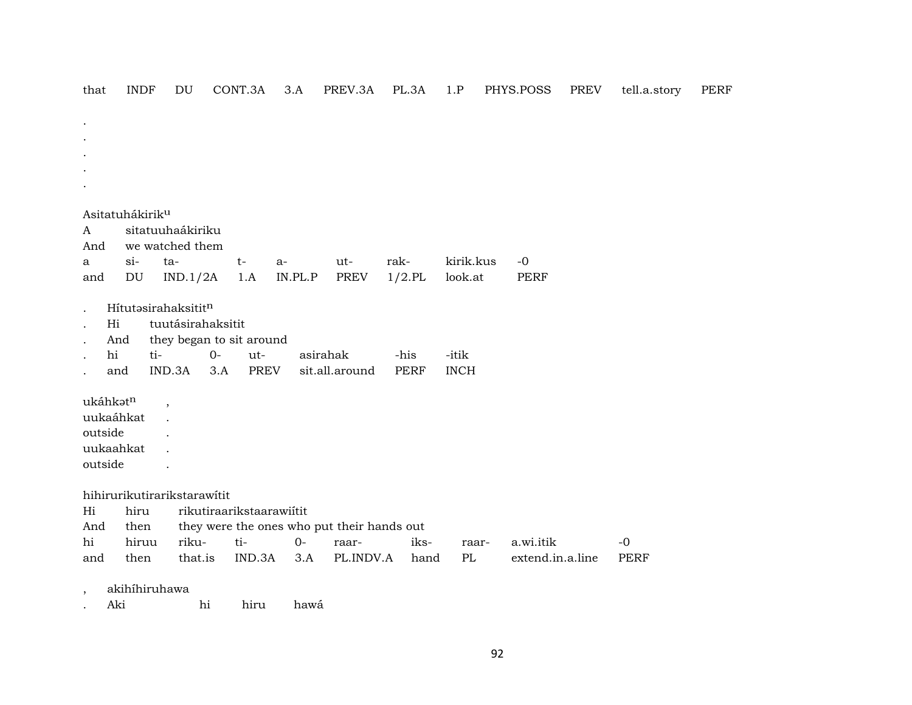that INDF DU CONT.3A 3.A PREV.3A PL.3A 1.P PHYS.POSS PREV tell.a.story PERF

.
.
.
.
.

Asitatuhákirik$^{u}$

| A | sitatuuhaákiriku | | | | | | | |
|---|---|---|---|---|---|---|---|---|
| And | we watched them | | | | | | | |
| a | si- | ta- | t- | a- | ut- | rak- | kirik.kus | -0 |
| and | DU | IND.1/2A | 1.A | IN.PL.P | PREV | 1/2.PL | look.at | PERF |

. Hítutəsirahaksitit$^{n}$

| . | Hi | tuutásirahaksitit | | | | | |
|---|---|---|---|---|---|---|---|
| . | And | they began to sit around | | | | | |
| . | hi | ti- | 0- | ut- | asirahak | -his | -itik |
| . | and | IND.3A | 3.A | PREV | sit.all.around | PERF | INCH |

| ukáhkət$^{n}$ | , |
|---|---|
| uukaáhkat | . |
| outside | . |
| uukaahkat | . |
| outside | . |

hihirurikutirarikstarawítit

| Hi | hiru | rikutiraarikstaarawiítit | | | | | | |
|---|---|---|---|---|---|---|---|---|
| And | then | they were the ones who put their hands out | | | | | | |
| hi | hiruu | riku- | ti- | 0- | raar- | iks- | raar- | a.wi.itik | -0 |
| and | then | that.is | IND.3A | 3.A | PL.INDV.A | hand | PL | extend.in.a.line | PERF |

, akihíhiruhawa

. Aki hi hiru hawá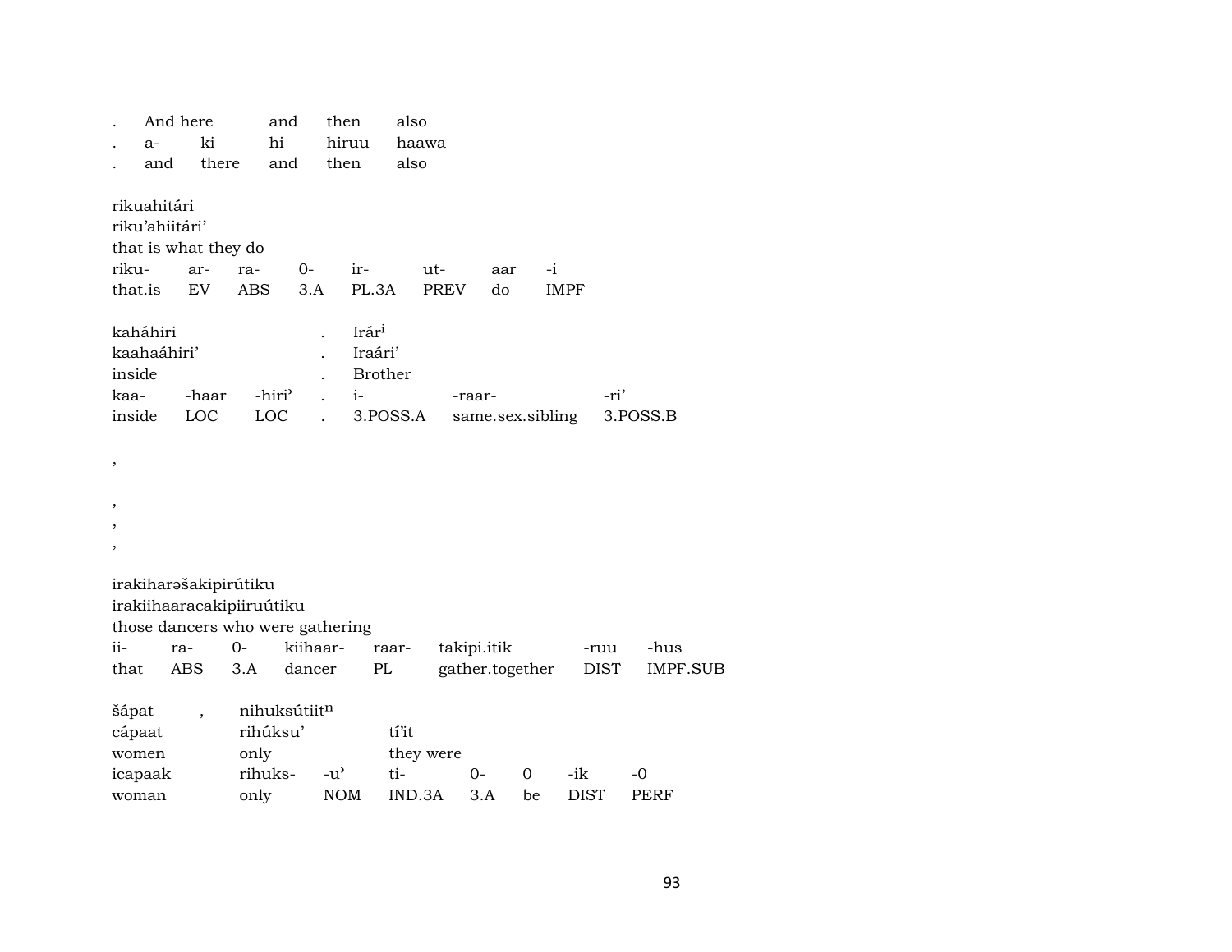. And here and then also
. a- ki hi hiruu haawa
. and there and then also

rikuahitári
riku'ahiitári'
that is what they do

| riku- | ar- | ra- | 0- | ir- | ut- | aar | -i |
|---|---|---|---|---|---|---|---|
| that.is | EV | ABS | 3.A | PL.3A | PREV | do | IMPF |

kaháhiri . Irár[i]
kaahaáhiri' . Iraári'
inside . Brother

| kaa- | -haar | -hiri' | . | i- | -raar- | -ri' |
|---|---|---|---|---|---|---|
| inside | LOC | LOC | . | 3.POSS.A | same.sex.sibling | 3.POSS.B |

,

,
,
,

irakiharəšakipirútiku
irakiihaaracakipiiruútiku
those dancers who were gathering

| ii- | ra- | 0- | kiihaar- | raar- | takipi.itik | -ruu | -hus |
|---|---|---|---|---|---|---|---|
| that | ABS | 3.A | dancer | PL | gather.together | DIST | IMPF.SUB |

šápat , nihuksútiit[n]
cápaat rihúksu' tí'it
women only they were

| icapaak | rihuks- | -u' | ti- | 0- | 0 | -ik | -0 |
|---|---|---|---|---|---|---|---|
| woman | only | NOM | IND.3A | 3.A | be | DIST | PERF |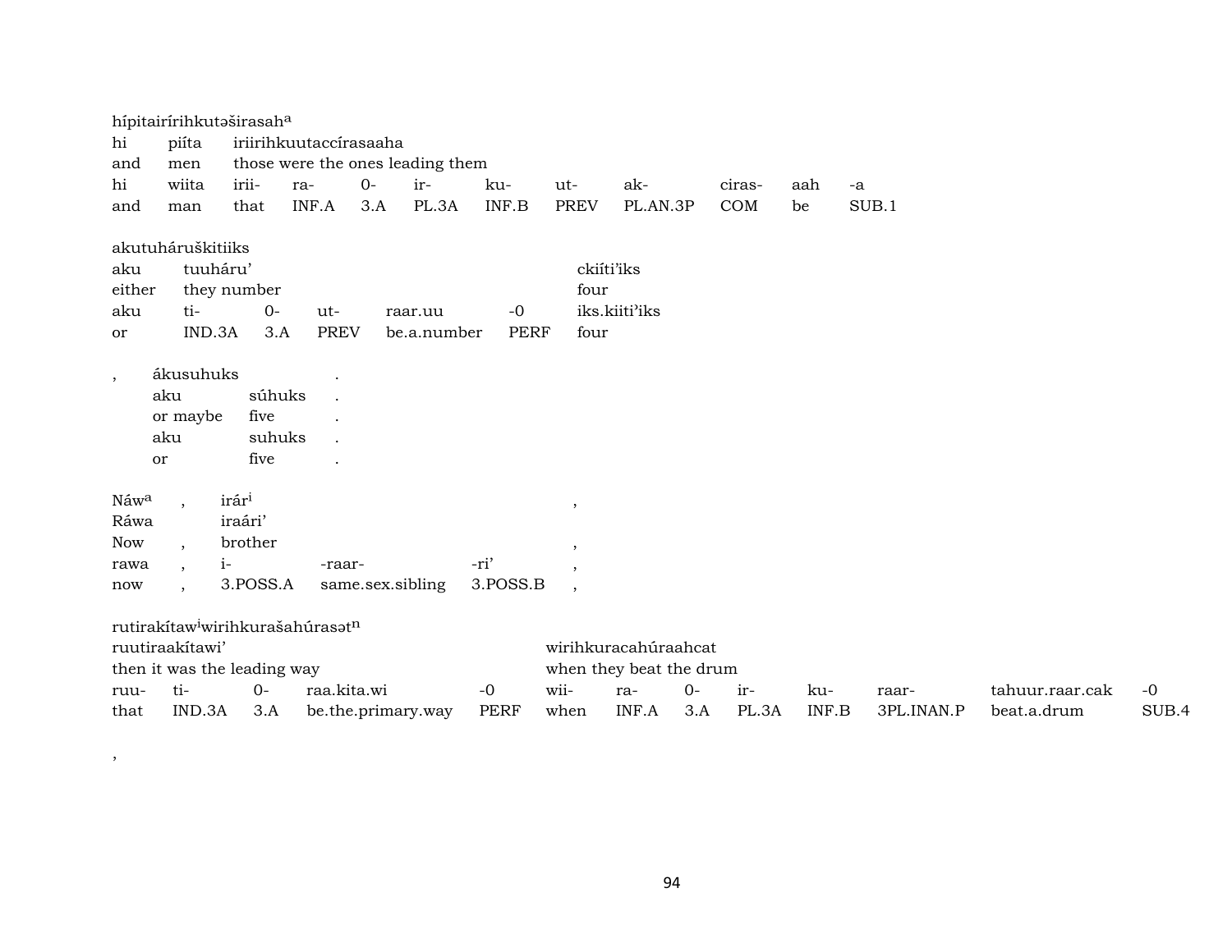hípitairírihkutəširasah[a]

| hi | piíta | iriirihkuutaccírasaaha | | | | | | | | | |
|---|---|---|---|---|---|---|---|---|---|---|---|
| and | men | those were the ones leading them | | | | | | | | | |
| hi | wiita | irii- | ra- | 0- | ir- | ku- | ut- | ak- | ciras- | aah | -a |
| and | man | that | INF.A | 3.A | PL.3A | INF.B | PREV | PL.AN.3P | COM | be | SUB.1 |

akutuháruškitiiks

| aku | tuuháru' | | | | | ckiíti'iks |
|---|---|---|---|---|---|---|
| either | they number | | | | | four |
| aku | ti- | 0- | ut- | raar.uu | -0 | iks.kiiti'iks |
| or | IND.3A | 3.A | PREV | be.a.number | PERF | four |

| , | ákusuhuks | | . |
|---|---|---|---|
| | aku | súhuks | . |
| | or maybe | five | . |
| | aku | suhuks | . |
| | or | five | . |

| Náw[a] | , | irár[i] | | | , |
|---|---|---|---|---|---|
| Ráwa | | iraári' | | | |
| Now | , | brother | | | , |
| rawa | , | i- | -raar- | -ri' | , |
| now | , | 3.POSS.A | same.sex.sibling | 3.POSS.B | , |

rutirakítaw[i]wirihkurašahúrasət[n]

| ruutiraakítawi' | | | | wirihkuracahúraahcat | | | | | | | |
|---|---|---|---|---|---|---|---|---|---|---|---|
| then it was the leading way | | | | when they beat the drum | | | | | | | |
| ruu- | ti- | 0- | raa.kita.wi | -0 | wii- | ra- | 0- | ir- | ku- | raar- | tahuur.raar.cak | -0 |
| that | IND.3A | 3.A | be.the.primary.way | PERF | when | INF.A | 3.A | PL.3A | INF.B | 3PL.INAN.P | beat.a.drum | SUB.4 |

,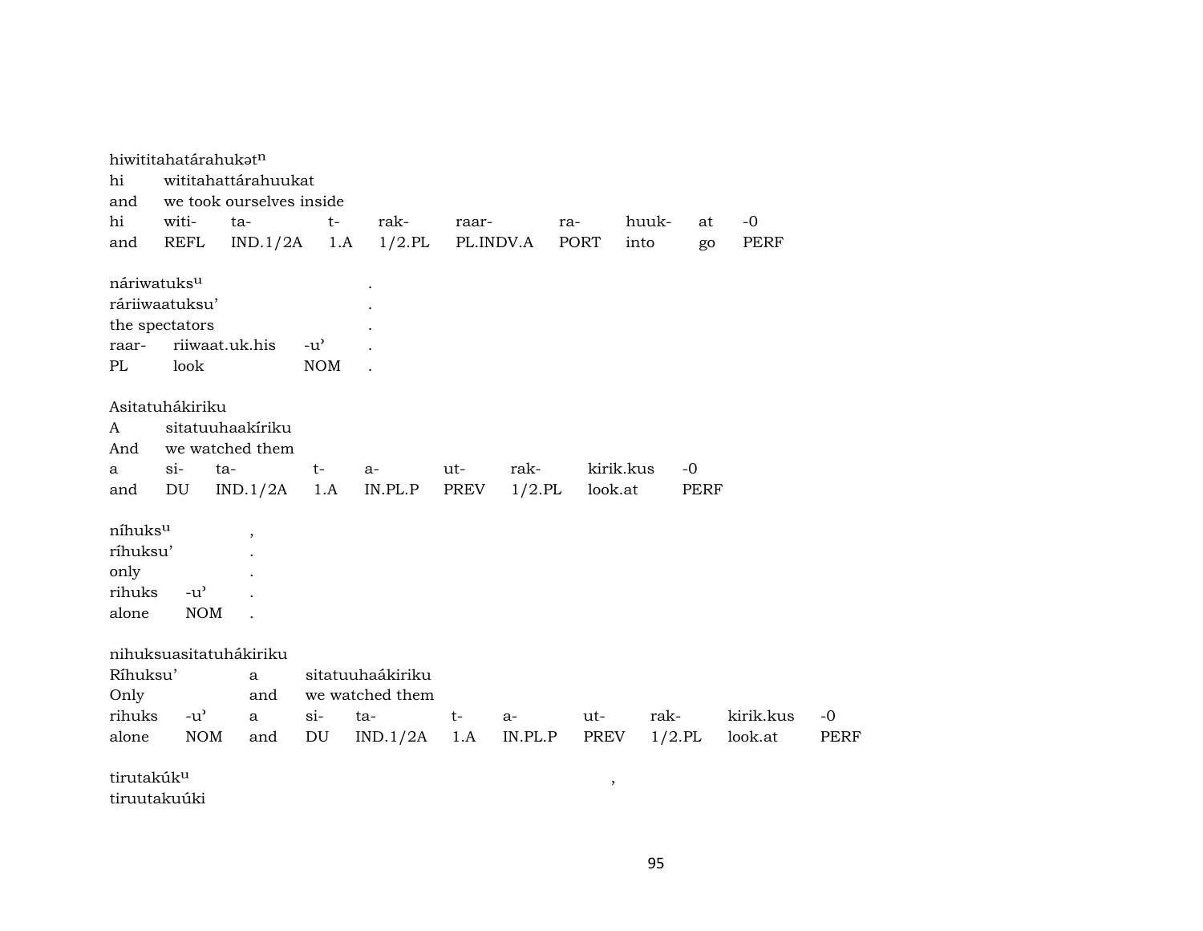hiwititahatárahukət$^{n}$

| hi | wititahattárahuukat | | | | | | | | |
|---|---|---|---|---|---|---|---|---|---|
| and | we took ourselves inside | | | | | | | | |
| hi | witi- | ta- | t- | rak- | raar- | ra- | huuk- | at | -0 |
| and | REFL | IND.1/2A | 1.A | 1/2.PL | PL.INDV.A | PORT | into | go | PERF |

náriwatuks$^{u}$ .

| ráriiwaatuksu' | | | . |
|---|---|---|---|
| the spectators | | | . |
| raar- | riiwaat.uk.his | -u' | . |
| PL | look | NOM | . |

Asitatuhákiriku

| A | sitatuuhaakíriku | | | | | | | |
|---|---|---|---|---|---|---|---|---|
| And | we watched them | | | | | | | |
| a | si- | ta- | t- | a- | ut- | rak- | kirik.kus | -0 |
| and | DU | IND.1/2A | 1.A | IN.PL.P | PREV | 1/2.PL | look.at | PERF |

níhuks$^{u}$ ,

| ríhuksu' | | . |
|---|---|---|
| only | | . |
| rihuks | -u' | . |
| alone | NOM | . |

nihuksuasitatuhákiriku

| Ríhuksu' | | a | sitatuuhaákiriku | | | | | | | |
|---|---|---|---|---|---|---|---|---|---|---|
| Only | | and | we watched them | | | | | | | |
| rihuks | -u' | a | si- | ta- | t- | a- | ut- | rak- | kirik.kus | -0 |
| alone | NOM | and | DU | IND.1/2A | 1.A | IN.PL.P | PREV | 1/2.PL | look.at | PERF |

tirutakúk$^{u}$ ,

tiruutakuúki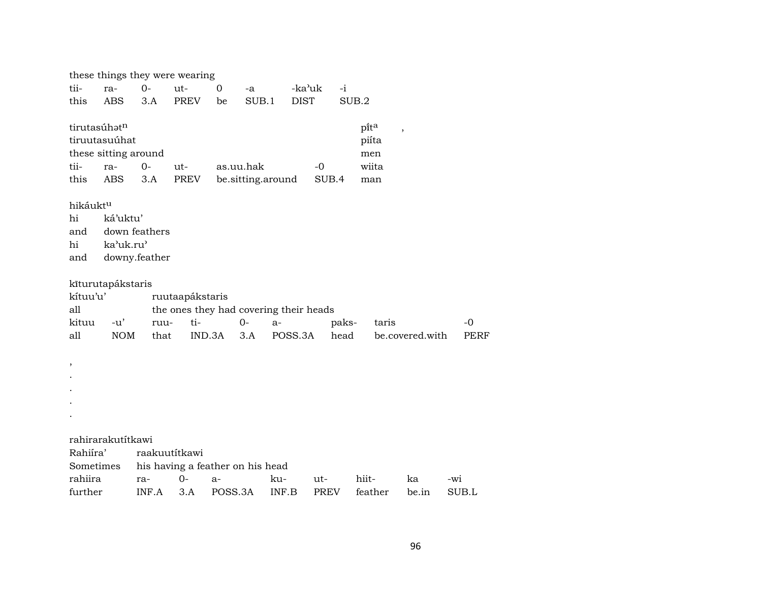these things they were wearing

| tii- | ra- | 0- | ut- | 0 | -a | -ka'uk | -i |
|---|---|---|---|---|---|---|---|
| this | ABS | 3.A | PREV | be | SUB.1 | DIST | SUB.2 |

| tirutasúhət^n | | | | | | pi̋t^a | , |
|---|---|---|---|---|---|---|---|
| tiruutasuúhat | | | | | | piíta | |
| these sitting around | | | | | | men | |
| tii- | ra- | 0- | ut- | as.uu.hak | -0 | wiita | |
| this | ABS | 3.A | PREV | be.sitting.around | SUB.4 | man | |

| hikáukt^u | |
|---|---|
| hi | ká'uktu' |
| and | down feathers |
| hi | ka'uk.ru' |
| and | downy.feather |

| kı̄turutapákstaris | | | | | | | | |
|---|---|---|---|---|---|---|---|---|
| kítuu'u' | | ruutaapákstaris | | | | | | |
| all | | the ones they had covering their heads | | | | | | |
| kituu | -u' | ruu- | ti- | 0- | a- | paks- | taris | -0 |
| all | NOM | that | IND.3A | 3.A | POSS.3A | head | be.covered.with | PERF |

,
.
.
.
.

| rahirarakutítkawi | | | | | | | | |
|---|---|---|---|---|---|---|---|---|
| Rahiíra' | raakuutítkawi | | | | | | | |
| Sometimes | his having a feather on his head | | | | | | | |
| rahiira | ra- | 0- | a- | ku- | ut- | hiit- | ka | -wi |
| further | INF.A | 3.A | POSS.3A | INF.B | PREV | feather | be.in | SUB.L |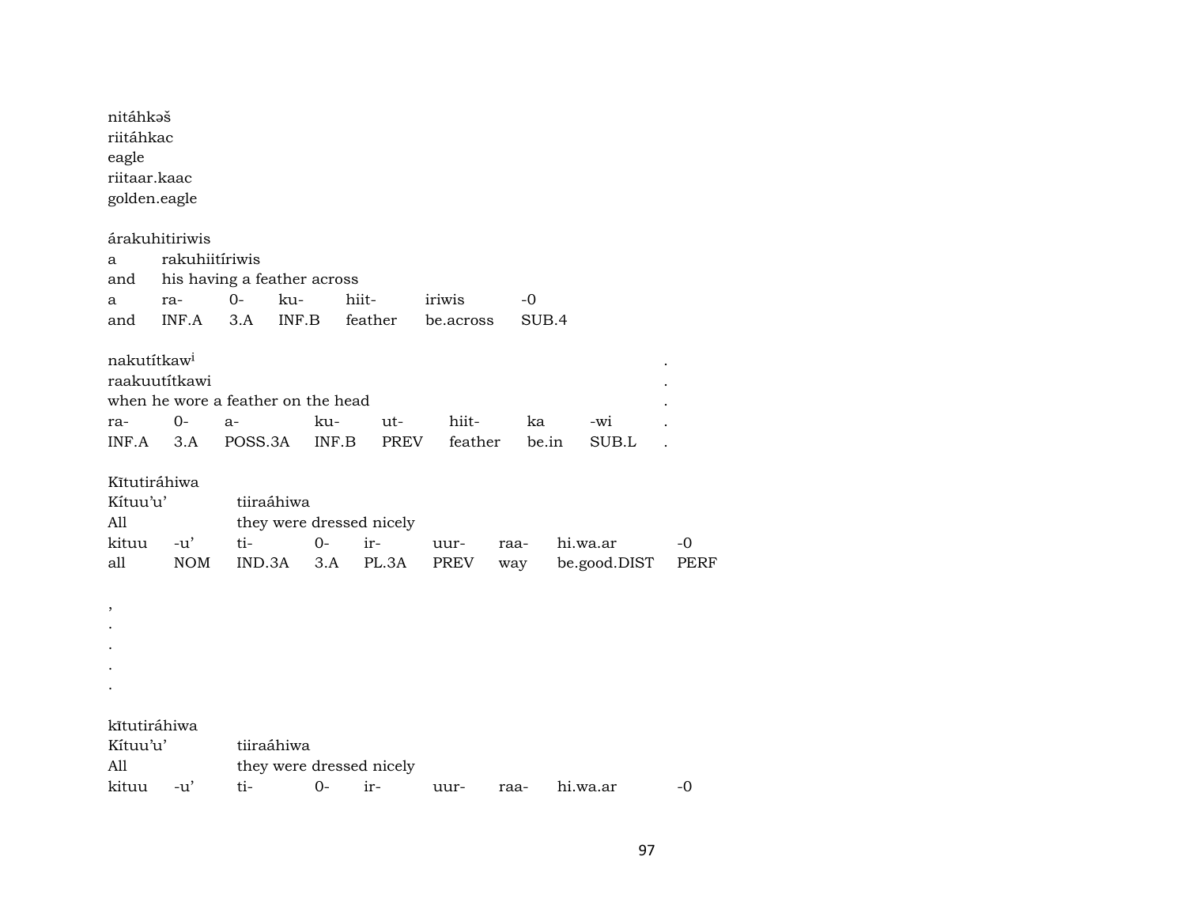nitáhkəš
riitáhkac
eagle
riitaar.kaac
golden.eagle

árakuhitiriwis

| a | rakuhiitíriwis | | | | | |
|---|---|---|---|---|---|---|
| and | his having a feather across | | | | | |
| a | ra- | 0- | ku- | hiit- | iriwis | -0 |
| and | INF.A | 3.A | INF.B | feather | be.across | SUB.4 |

nakutítkaw[i] .

raakuutítkawi .

when he wore a feather on the head .

| ra- | 0- | a- | ku- | ut- | hiit- | ka | -wi | . |
|---|---|---|---|---|---|---|---|---|
| INF.A | 3.A | POSS.3A | INF.B | PREV | feather | be.in | SUB.L | . |

Kītutiráhiwa

| Kítuu'u' | | tiiraáhiwa | | | | | | |
|---|---|---|---|---|---|---|---|---|
| All | | they were dressed nicely | | | | | | |
| kituu | -u' | ti- | 0- | ir- | uur- | raa- | hi.wa.ar | -0 |
| all | NOM | IND.3A | 3.A | PL.3A | PREV | way | be.good.DIST | PERF |

,
.
.
.
.

kītutiráhiwa

| Kítuu'u' | | tiiraáhiwa | | | | | | |
|---|---|---|---|---|---|---|---|---|
| All | | they were dressed nicely | | | | | | |
| kituu | -u' | ti- | 0- | ir- | uur- | raa- | hi.wa.ar | -0 |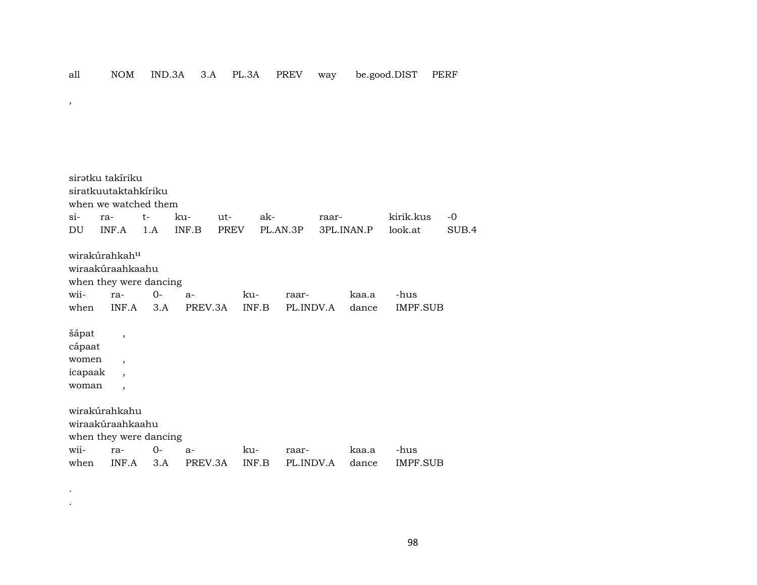| all | NOM | IND.3A | 3.A | PL.3A | PREV | way | be.good.DIST | PERF |
|---|---|---|---|---|---|---|---|---|

,

sirətku takíriku
siratkuutaktahkíriku
when we watched them

| si- | ra- | t- | ku- | ut- | ak- | raar- | kirik.kus | -0 |
|---|---|---|---|---|---|---|---|---|
| DU | INF.A | 1.A | INF.B | PREV | PL.AN.3P | 3PL.INAN.P | look.at | SUB.4 |

wirakúrahkah[u]
wiraakúraahkaahu
when they were dancing

| wii- | ra- | 0- | a- | ku- | raar- | kaa.a | -hus |
|---|---|---|---|---|---|---|---|
| when | INF.A | 3.A | PREV.3A | INF.B | PL.INDV.A | dance | IMPF.SUB |

šápat ,
cápaat
women ,
icapaak ,
woman ,

wirakúrahkahu
wiraakúraahkaahu
when they were dancing

| wii- | ra- | 0- | a- | ku- | raar- | kaa.a | -hus |
|---|---|---|---|---|---|---|---|
| when | INF.A | 3.A | PREV.3A | INF.B | PL.INDV.A | dance | IMPF.SUB |

.
.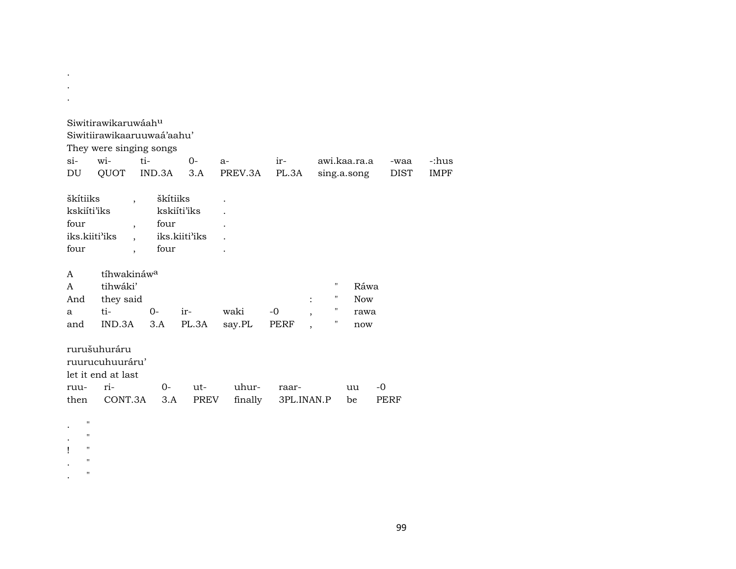.
.
.

Siwitirawikaruwáah[u]
Siwitiirawikaaruuwaá'aahu'
They were singing songs

| si- | wi- | ti- | 0- | a- | ir- | awi.kaa.ra.a | -waa | -:hus |
|---|---|---|---|---|---|---|---|---|
| DU | QUOT | IND.3A | 3.A | PREV.3A | PL.3A | sing.a.song | DIST | IMPF |

| škítiiks | , | škítiiks | . |
|---|---|---|---|
| kskiíti'iks | | kskiíti'iks | . |
| four | , | four | . |
| iks.kiiti'iks | , | iks.kiiti'iks | . |
| four | , | four | . |

| A | tíhwakináw[a] | | | | | | | |
|---|---|---|---|---|---|---|---|---|
| A | tihwáki' | | | | | | " | Ráwa |
| And | they said | | | | | : | " | Now |
| a | ti- | 0- | ir- | waki | -0 | , | " | rawa |
| and | IND.3A | 3.A | PL.3A | say.PL | PERF | , | " | now |

rurušuhuráru
ruurucuhuuráru'
let it end at last

| ruu- | ri- | 0- | ut- | uhur- | raar- | uu | -0 |
|---|---|---|---|---|---|---|---|
| then | CONT.3A | 3.A | PREV | finally | 3PL.INAN.P | be | PERF |

. "
. "
! "
. "
. "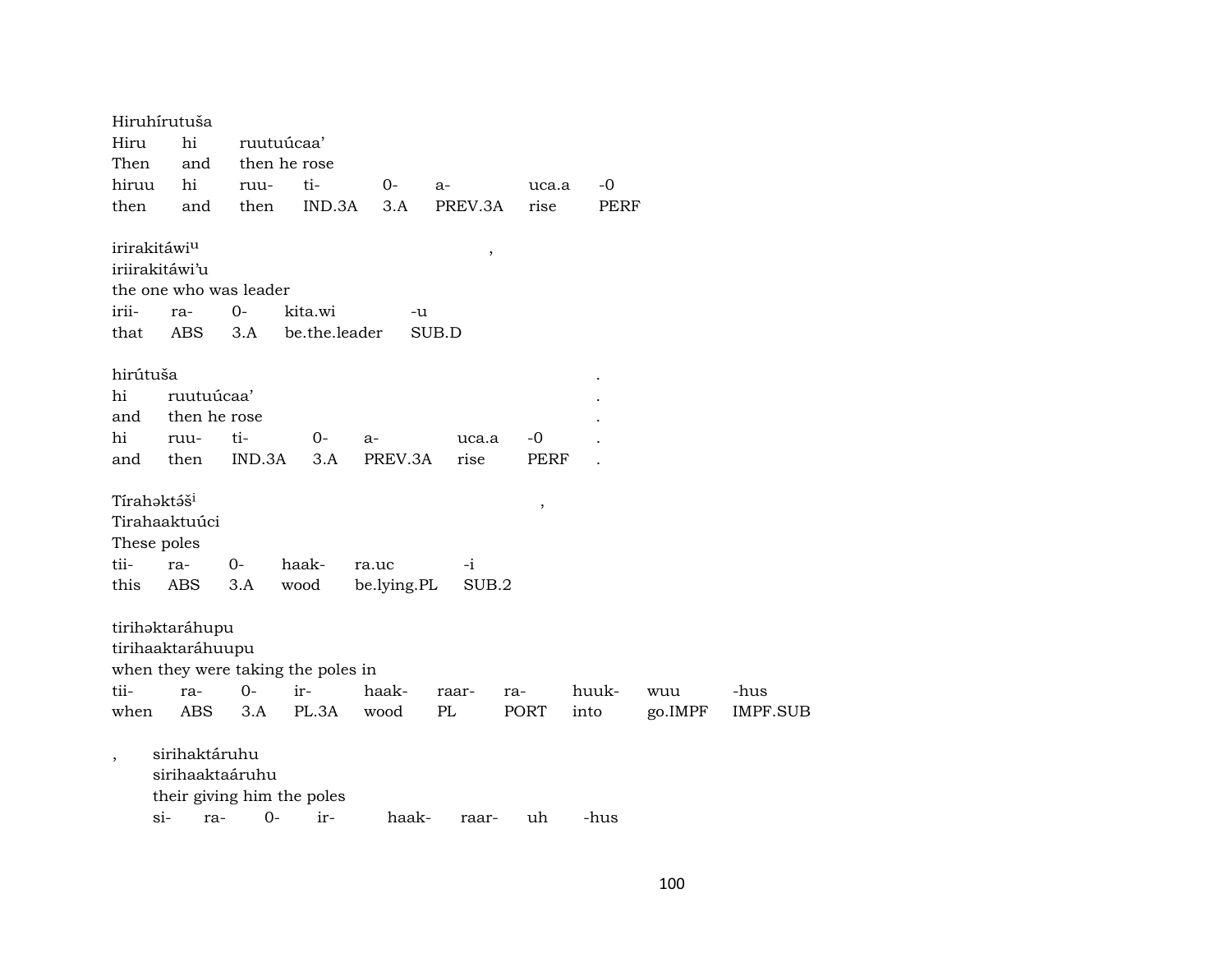Hiruhírutuša
Hiru hi ruutuúcaa'
Then and then he rose

| hiruu | hi | ruu- | ti- | 0- | a- | uca.a | -0 |
|---|---|---|---|---|---|---|---|
| then | and | then | IND.3A | 3.A | PREV.3A | rise | PERF |

irirakitáwi$^{u}$ ,
iriirakitáwi'u
the one who was leader

| irii- | ra- | 0- | kita.wi | -u |
|---|---|---|---|---|
| that | ABS | 3.A | be.the.leader | SUB.D |

hirútuša .
hi ruutuúcaa' .
and then he rose .

| hi | ruu- | ti- | 0- | a- | uca.a | -0 | . |
|---|---|---|---|---|---|---|---|
| and | then | IND.3A | 3.A | PREV.3A | rise | PERF | . |

Tírahəktə́š$^{i}$ ,
Tirahaaktuúci
These poles

| tii- | ra- | 0- | haak- | ra.uc | -i |
|---|---|---|---|---|---|
| this | ABS | 3.A | wood | be.lying.PL | SUB.2 |

tirihəktaráhupu
tirihaaktaráhuupu
when they were taking the poles in

| tii- | ra- | 0- | ir- | haak- | raar- | ra- | huuk- | wuu | -hus |
|---|---|---|---|---|---|---|---|---|---|
| when | ABS | 3.A | PL.3A | wood | PL | PORT | into | go.IMPF | IMPF.SUB |

, sirihaktáruhu
sirihaaktaáruhu
their giving him the poles

| si- | ra- | 0- | ir- | haak- | raar- | uh | -hus |
|---|---|---|---|---|---|---|---|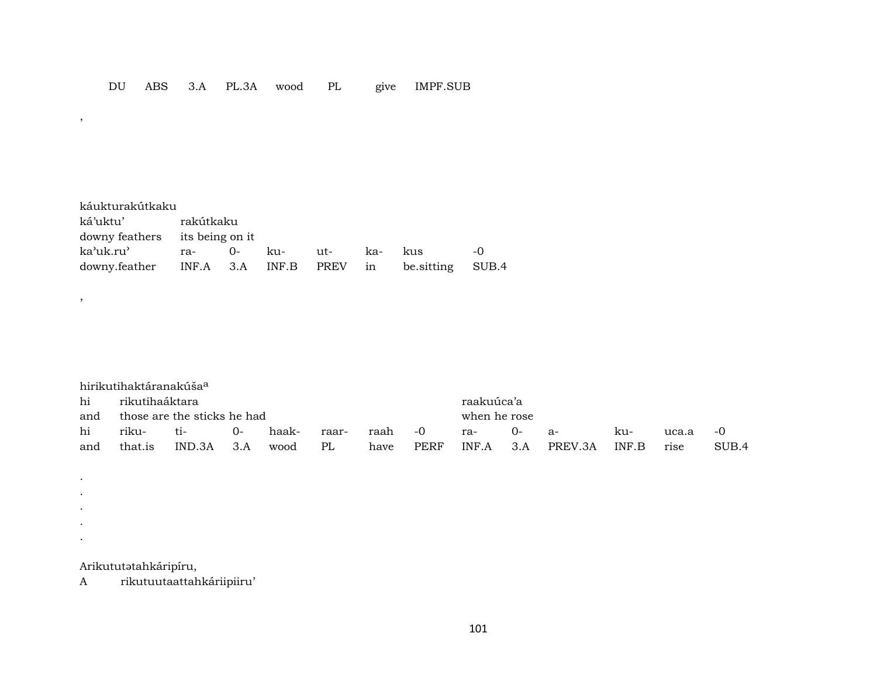| DU | ABS | 3.A | PL.3A | wood | PL | give | IMPF.SUB |
|---|---|---|---|---|---|---|---|

,

káukturakútkaku

| ká'uktu' | rakútkaku | | | | | |
|---|---|---|---|---|---|---|
| downy feathers | its being on it | | | | | |
| ka'uk.ru' | ra- | 0- | ku- | ut- | ka- | kus | -0 |
| downy.feather | INF.A | 3.A | INF.B | PREV | in | be.sitting | SUB.4 |

,

hirikutihaktáranakúša[a]

| hi | rikutihaáktara | | | | | | | raakuúca'a | | | | | |
|---|---|---|---|---|---|---|---|---|---|---|---|---|---|
| and | those are the sticks he had | | | | | | | when he rose | | | | | |
| hi | riku- | ti- | 0- | haak- | raar- | raah | -0 | ra- | 0- | a- | ku- | uca.a | -0 |
| and | that.is | IND.3A | 3.A | wood | PL | have | PERF | INF.A | 3.A | PREV.3A | INF.B | rise | SUB.4 |

.
.
.
.
.

Arikututətahkáripíru,

A rikutuutaattahkáriipiiru'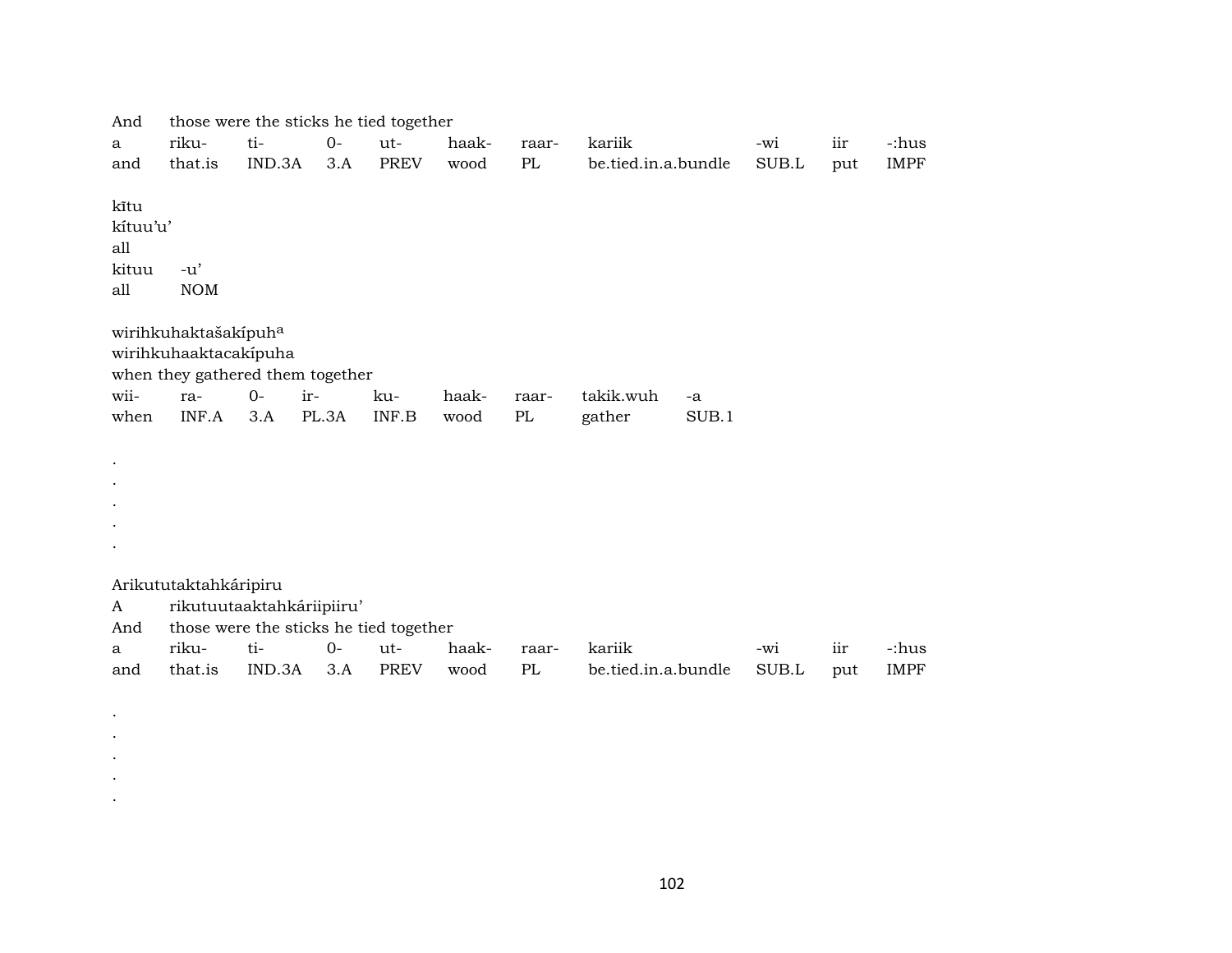And those were the sticks he tied together

| a | riku- | ti- | 0- | ut- | haak- | raar- | kariik | -wi | iir | -:hus |
|---|---|---|---|---|---|---|---|---|---|---|
| and | that.is | IND.3A | 3.A | PREV | wood | PL | be.tied.in.a.bundle | SUB.L | put | IMPF |

kītu
kítuu'u'
all

| kituu | -u' |
|---|---|
| all | NOM |

wirihkuhaktašakípuh[a]
wirihkuhaaktacakípuha
when they gathered them together

| wii- | ra- | 0- | ir- | ku- | haak- | raar- | takik.wuh | -a |
|---|---|---|---|---|---|---|---|---|
| when | INF.A | 3.A | PL.3A | INF.B | wood | PL | gather | SUB.1 |

.
.
.
.
.

Arikututaktahkáripiru
A rikutuutaaktahkáriipiiru'
And those were the sticks he tied together

| a | riku- | ti- | 0- | ut- | haak- | raar- | kariik | -wi | iir | -:hus |
|---|---|---|---|---|---|---|---|---|---|---|
| and | that.is | IND.3A | 3.A | PREV | wood | PL | be.tied.in.a.bundle | SUB.L | put | IMPF |

.
.
.
.
.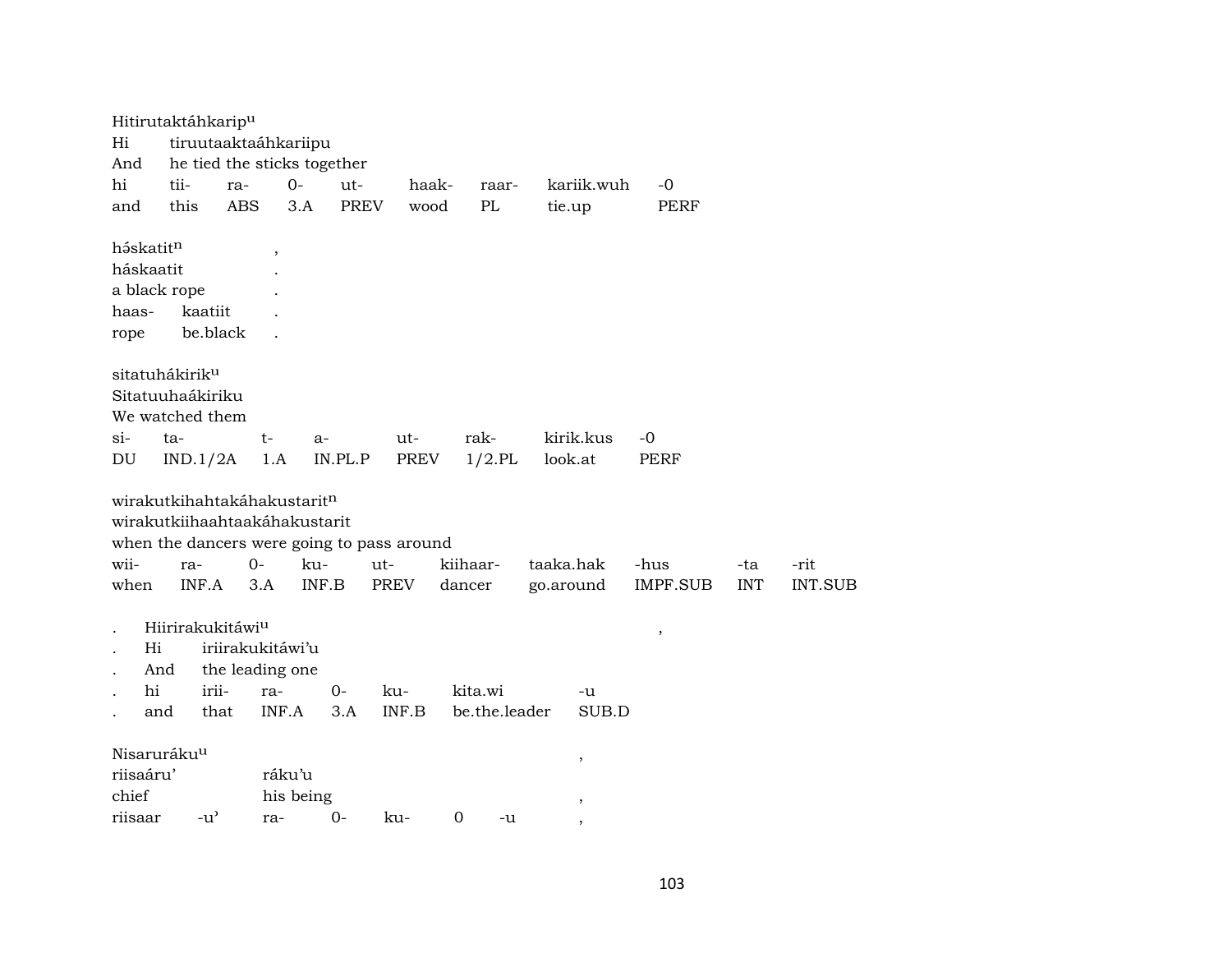Hitirutaktáhkaripᵘ
Hi tiruutaaktaáhkariipu
And he tied the sticks together

| hi | tii- | ra- | 0- | ut- | haak- | raar- | kariik.wuh | -0 |
|---|---|---|---|---|---|---|---|---|
| and | this | ABS | 3.A | PREV | wood | PL | tie.up | PERF |

hə́skatitⁿ ,
háskaatit .
a black rope .

| haas- | kaatiit | . |
|---|---|---|
| rope | be.black | . |

sitatuhákirikᵘ
Sitatuuhaákiriku
We watched them

| si- | ta- | t- | a- | ut- | rak- | kirik.kus | -0 |
|---|---|---|---|---|---|---|---|
| DU | IND.1/2A | 1.A | IN.PL.P | PREV | 1/2.PL | look.at | PERF |

wirakutkihahtakáhakustaritⁿ
wirakutkiihaahtaakáhakustarit
when the dancers were going to pass around

| wii- | ra- | 0- | ku- | ut- | kiihaar- | taaka.hak | -hus | -ta | -rit |
|---|---|---|---|---|---|---|---|---|---|
| when | INF.A | 3.A | INF.B | PREV | dancer | go.around | IMPF.SUB | INT | INT.SUB |

. Hiirirakukitáwiᵘ ,
. Hi iriirakukitáwi'u
. And the leading one

| . | hi | irii- | ra- | 0- | ku- | kita.wi | -u |
|---|---|---|---|---|---|---|---|
| . | and | that | INF.A | 3.A | INF.B | be.the.leader | SUB.D |

Nisaruráku ᵘ ,
riisaáru' ráku'u
chief his being ,

| riisaar | -u' | ra- | 0- | ku- | 0 | -u | , |
|---|---|---|---|---|---|---|---|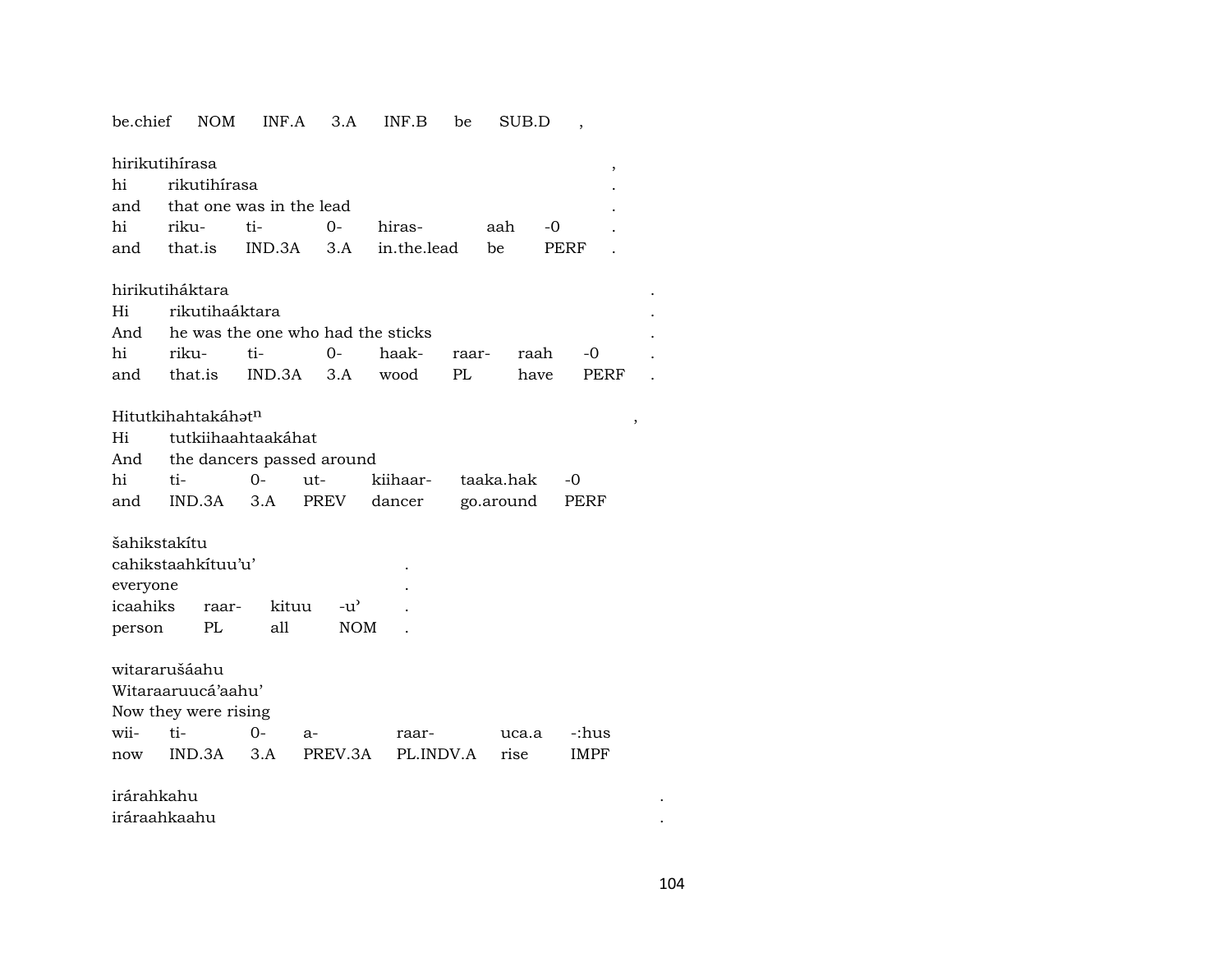be.chief NOM INF.A 3.A INF.B be SUB.D ,

hirikutihírasa ,
hi rikutihírasa .
and that one was in the lead .
hi riku- ti- 0- hiras- aah -0 .
and that.is IND.3A 3.A in.the.lead be PERF .

hirikutiháktara .
Hi rikutihaáktara .
And he was the one who had the sticks .
hi riku- ti- 0- haak- raar- raah -0 .
and that.is IND.3A 3.A wood PL have PERF .

Hitutkihahtakáhətⁿ ,
Hi tutkiihaahtaakáhat
And the dancers passed around
hi ti- 0- ut- kiihaar- taaka.hak -0
and IND.3A 3.A PREV dancer go.around PERF

šahikstakítu
cahikstaahkítuu'u' .
everyone .
icaahiks raar- kituu -u' .
person PL all NOM .

witararušáahu
Witaraaruucá'aahu'
Now they were rising
wii- ti- 0- a- raar- uca.a -:hus
now IND.3A 3.A PREV.3A PL.INDV.A rise IMPF

irárahkahu .
iráraahkaahu .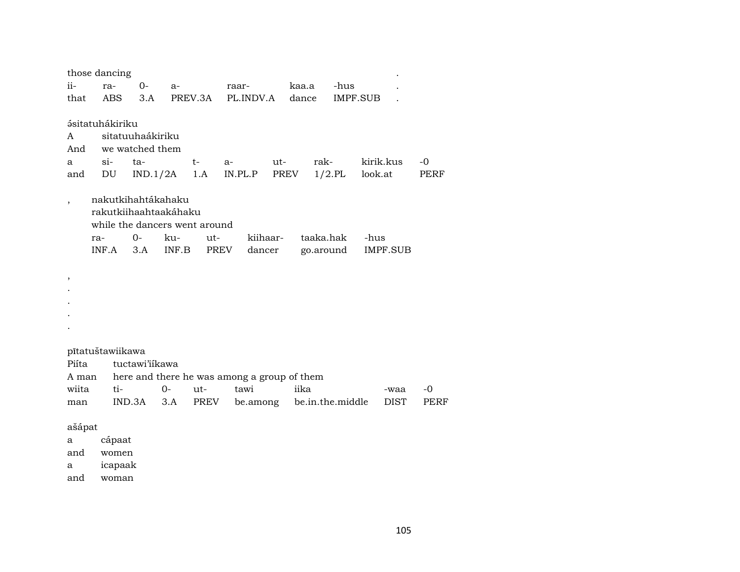those dancing .

| ii- | ra- | 0- | a- | raar- | kaa.a | -hus | . |
|---|---|---|---|---|---|---|---|
| that | ABS | 3.A | PREV.3A | PL.INDV.A | dance | IMPF.SUB | . |

ә́sitatuhákiriku

A sitatuuhaákiriku

And we watched them

| a | si- | ta- | t- | a- | ut- | rak- | kirik.kus | -0 |
|---|---|---|---|---|---|---|---|---|
| and | DU | IND.1/2A | 1.A | IN.PL.P | PREV | 1/2.PL | look.at | PERF |

, nakutkihahtákahaku

rakutkiihaahtaakáhaku

while the dancers went around

| ra- | 0- | ku- | ut- | kiihaar- | taaka.hak | -hus |
|---|---|---|---|---|---|---|
| INF.A | 3.A | INF.B | PREV | dancer | go.around | IMPF.SUB |

,
.
.
.
.

pītatuštawiikawa

Piíta tuctawi'iíkawa

A man here and there he was among a group of them

| wiita | ti- | 0- | ut- | tawi | iika | -waa | -0 |
|---|---|---|---|---|---|---|---|
| man | IND.3A | 3.A | PREV | be.among | be.in.the.middle | DIST | PERF |

ašápat

a cápaat

and women

a icapaak

and woman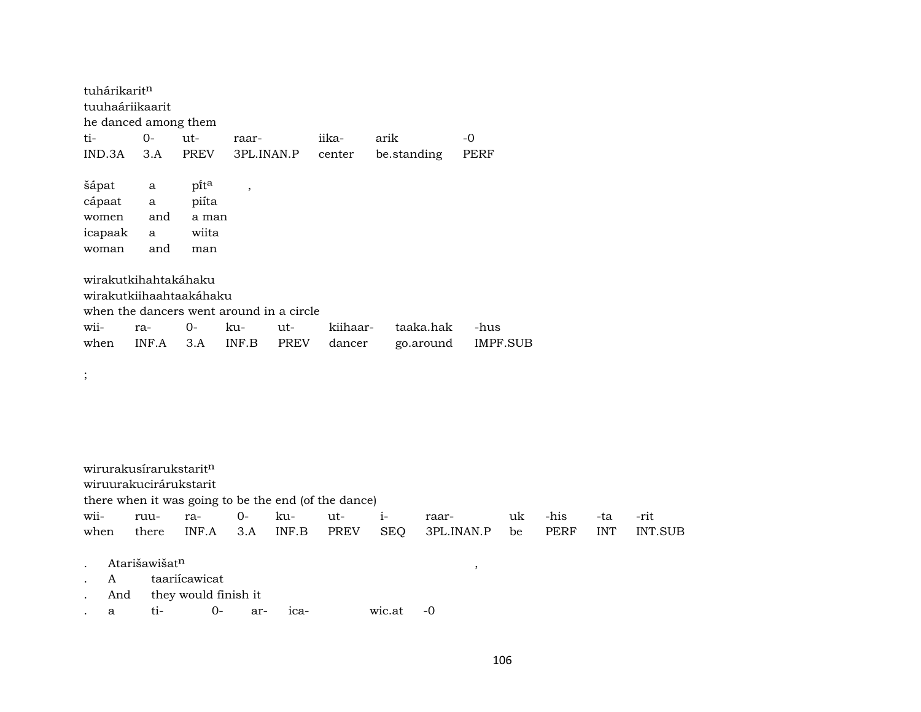tuhárikarit$^{n}$
tuuhaáriikaarit
he danced among them

| ti- | 0- | ut- | raar- | iika- | arik | -0 |
|---|---|---|---|---|---|---|
| IND.3A | 3.A | PREV | 3PL.INAN.P | center | be.standing | PERF |

| šápat | a | pi̋t$^{a}$ | , |
|---|---|---|---|
| cápaat | a | piíta | |
| women | and | a man | |
| icapaak | a | wiita | |
| woman | and | man | |

wirakutkihahtakáhaku
wirakutkiihaahtaakáhaku
when the dancers went around in a circle

| wii- | ra- | 0- | ku- | ut- | kiihaar- | taaka.hak | -hus |
|---|---|---|---|---|---|---|---|
| when | INF.A | 3.A | INF.B | PREV | dancer | go.around | IMPF.SUB |

;

wirurakusírarukstarit$^{n}$
wiruurakucirárukstarit
there when it was going to be the end (of the dance)

| wii- | ruu- | ra- | 0- | ku- | ut- | i- | raar- | uk | -his | -ta | -rit |
|---|---|---|---|---|---|---|---|---|---|---|---|
| when | there | INF.A | 3.A | INF.B | PREV | SEQ | 3PL.INAN.P | be | PERF | INT | INT.SUB |

. Atarišawišat$^{n}$ ,
. A taariícawicat
. And they would finish it
. a ti- 0- ar- ica- wic.at -0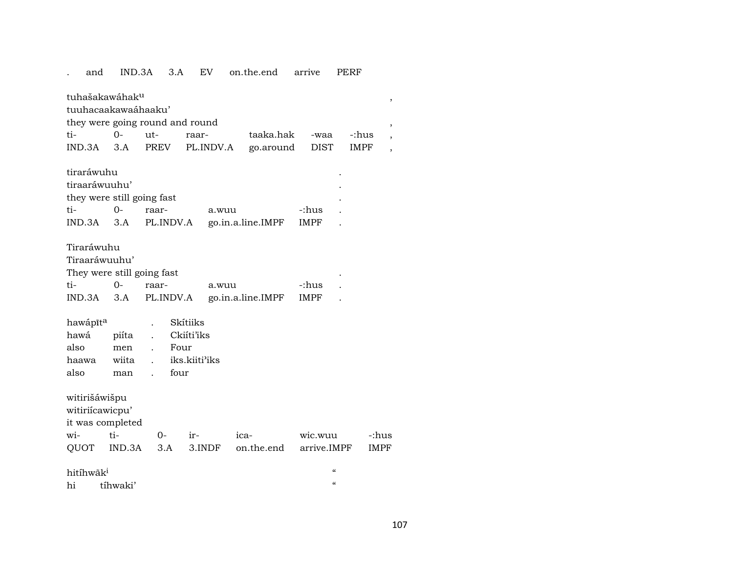| . | and | IND.3A | 3.A | EV | on.the.end | arrive | PERF |
|---|---|---|---|---|---|---|---|

tuhašakawáhak[u] ,
tuuhacaakakawaáhaaku' 
they were going round and round ,

| ti- | 0- | ut- | raar- | taaka.hak | -waa | -:hus | , |
|---|---|---|---|---|---|---|---|
| IND.3A | 3.A | PREV | PL.INDV.A | go.around | DIST | IMPF | , |

tiraráwuhu .
tiraaráwuuhu' .
they were still going fast .

| ti- | 0- | raar- | a.wuu | -:hus | . |
|---|---|---|---|---|---|
| IND.3A | 3.A | PL.INDV.A | go.in.a.line.IMPF | IMPF | . |

Tiraráwuhu
Tiraaráwuuhu'
They were still going fast .

| ti- | 0- | raar- | a.wuu | -:hus | . |
|---|---|---|---|---|---|
| IND.3A | 3.A | PL.INDV.A | go.in.a.line.IMPF | IMPF | . |

| hawápīt[a] | | . | Skítiiks |
|---|---|---|---|
| hawá | piíta | . | Ckiíti'iks |
| also | men | . | Four |
| haawa | wiita | . | iks.kiiti'iks |
| also | man | . | four |

witirišáwišpu
witiriícawicpu'
it was completed

| wi- | ti- | 0- | ir- | ica- | wic.wuu | -:hus |
|---|---|---|---|---|---|---|
| QUOT | IND.3A | 3.A | 3.INDF | on.the.end | arrive.IMPF | IMPF |

hitíhwāk[i] "
hi tíhwaki' "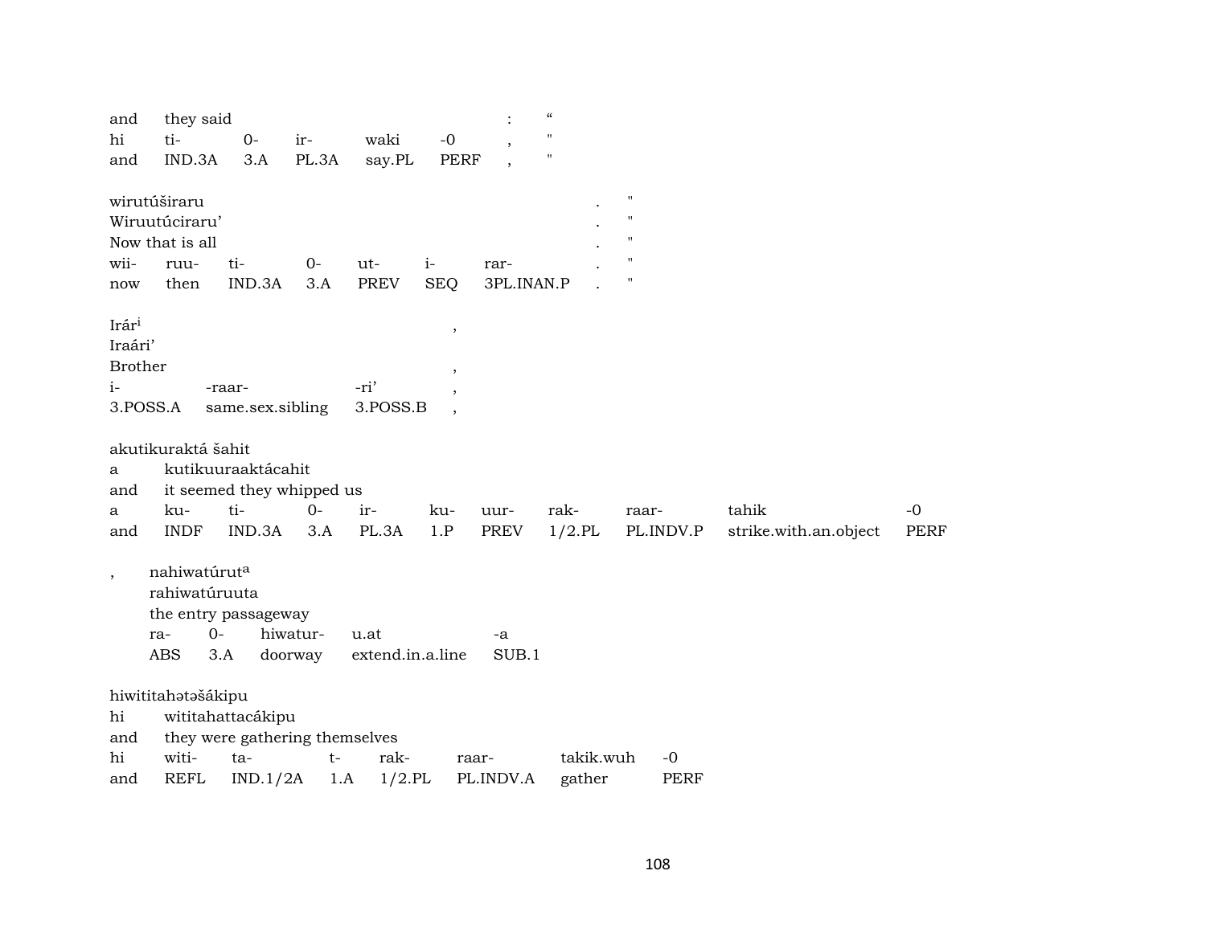and they said : "
hi ti- 0- ir- waki -0 , "
and IND.3A 3.A PL.3A say.PL PERF , "

wirutúširaru . "
Wiruutúciraru' . "
Now that is all . "
wii- ruu- ti- 0- ut- i- rar- . "
now then IND.3A 3.A PREV SEQ 3PL.INAN.P . "

Irár[i] ,
Iraári'
Brother ,
i- -raar- -ri' ,
3.POSS.A same.sex.sibling 3.POSS.B ,

akutikuraktá šahit
a kutikuuraaktácahit
and it seemed they whipped us
a ku- ti- 0- ir- ku- uur- rak- raar- tahik -0
and INDF IND.3A 3.A PL.3A 1.P PREV 1/2.PL PL.INDV.P strike.with.an.object PERF

, nahiwatúrut[a]
rahiwatúruuta
the entry passageway
ra- 0- hiwatur- u.at -a
ABS 3.A doorway extend.in.a.line SUB.1

hiwititahətəšákipu
hi wititahattacákipu
and they were gathering themselves
hi witi- ta- t- rak- raar- takik.wuh -0
and REFL IND.1/2A 1.A 1/2.PL PL.INDV.A gather PERF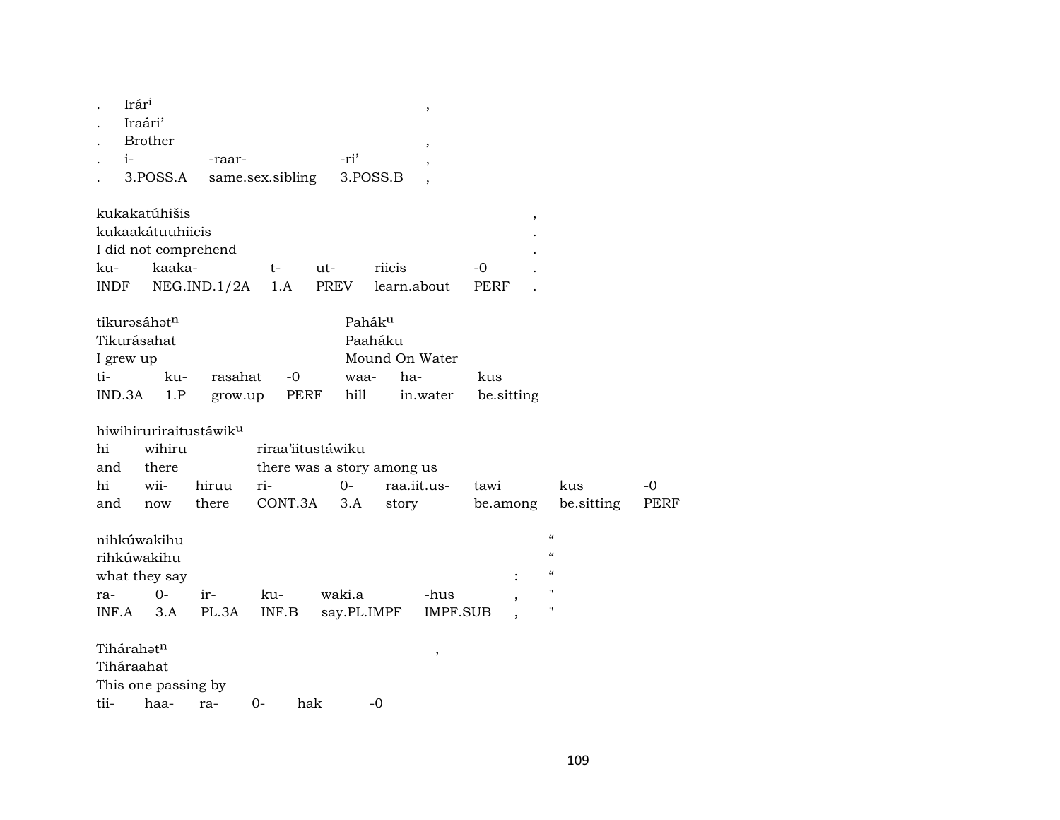| . | Irár[i] | | | , |
|---|---|---|---|---|
| . | Iraári' | | | |
| . | Brother | | | , |
| . | i- | -raar- | -ri' | , |
| . | 3.POSS.A | same.sex.sibling | 3.POSS.B | , |

| kukakatúhišis | | | | | | , |
|---|---|---|---|---|---|---|
| kukaakátuuhiicis | | | | | | . |
| I did not comprehend | | | | | | . |
| ku- | kaaka- | t- | ut- | riicis | -0 | . |
| INDF | NEG.IND.1/2A | 1.A | PREV | learn.about | PERF | . |

| tikurəsáhət[n] | | | | Pahák[u] | | |
|---|---|---|---|---|---|---|
| Tikurásahat | | | | Paaháku | | |
| I grew up | | | | Mound On Water | | |
| ti- | ku- | rasahat | -0 | waa- | ha- | kus |
| IND.3A | 1.P | grow.up | PERF | hill | in.water | be.sitting |

| hiwihiruriraitustáwik[u] | | | | | | | | |
|---|---|---|---|---|---|---|---|---|
| hi | wihiru | | riraa'iitustáwiku | | | | | |
| and | there | | there was a story among us | | | | | |
| hi | wii- | hiruu | ri- | 0- | raa.iit.us- | tawi | kus | -0 |
| and | now | there | CONT.3A | 3.A | story | be.among | be.sitting | PERF |

| nihkúwakihu | | | | | | | “ |
|---|---|---|---|---|---|---|---|
| rihkúwakihu | | | | | | | “ |
| what they say | | | | | | : | “ |
| ra- | 0- | ir- | ku- | waki.a | -hus | , | " |
| INF.A | 3.A | PL.3A | INF.B | say.PL.IMPF | IMPF.SUB | , | " |

| Tihárahət[n] | | | | | , |
|---|---|---|---|---|---|
| Tiháraahat | | | | | |
| This one passing by | | | | | |
| tii- | haa- | ra- | 0- | hak | -0 |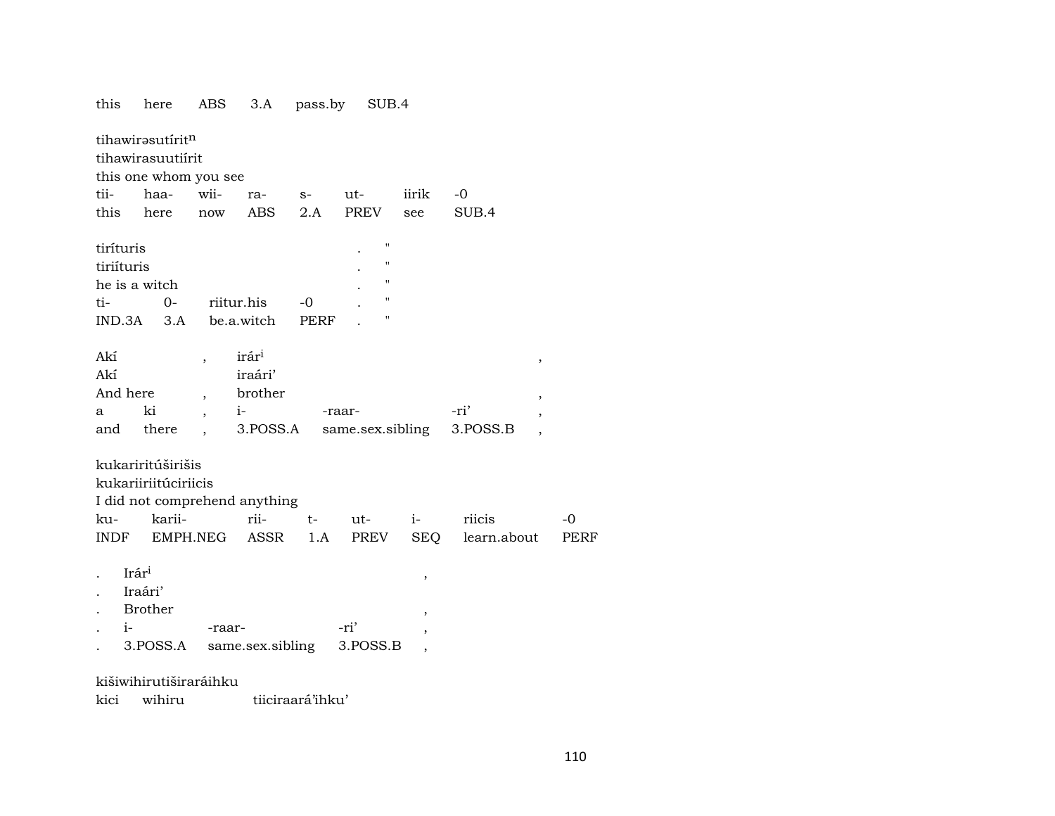this here ABS 3.A pass.by SUB.4

tihawirəsutírit$^{n}$
tihawirasuutiírit
this one whom you see

| tii- | haa- | wii- | ra- | s- | ut- | iirik | -0 |
|---|---|---|---|---|---|---|---|
| this | here | now | ABS | 2.A | PREV | see | SUB.4 |

tiríturis . "
tiriíturis . "
he is a witch . "

| ti- | 0- | riitur.his | -0 | . | " |
|---|---|---|---|---|---|
| IND.3A | 3.A | be.a.witch | PERF | . | " |

Akí , irár$^{i}$ ,
Akí iraári'
And here , brother ,

| a | ki | , | i- | -raar- | -ri' | , |
|---|---|---|---|---|---|---|
| and | there | , | 3.POSS.A | same.sex.sibling | 3.POSS.B | , |

kukariritúširišis
kukariiriitúciriicis
I did not comprehend anything

| ku- | karii- | rii- | t- | ut- | i- | riicis | -0 |
|---|---|---|---|---|---|---|---|
| INDF | EMPH.NEG | ASSR | 1.A | PREV | SEQ | learn.about | PERF |

. Irár$^{i}$ ,
. Iraári'
. Brother ,

| . | i- | -raar- | -ri' | , |
|---|---|---|---|---|
| . | 3.POSS.A | same.sex.sibling | 3.POSS.B | , |

kišiwihirutiširaráihku
kici wihiru tiiciraará'ihku'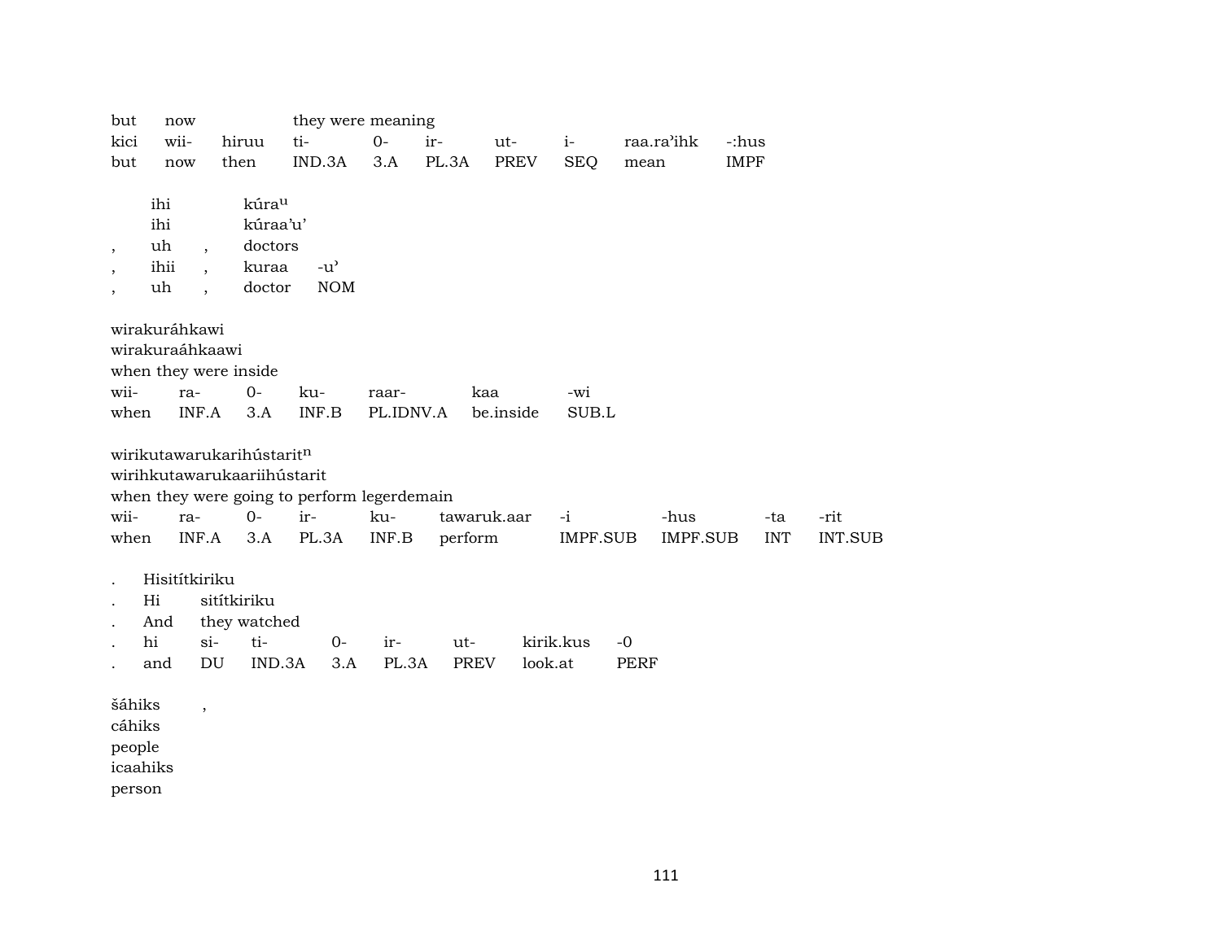| but | now | | they were meaning | | | | | | |
|---|---|---|---|---|---|---|---|---|---|
| kici | wii- | hiruu | ti- | 0- | ir- | ut- | i- | raa.ra'ihk | -:hus |
| but | now | then | IND.3A | 3.A | PL.3A | PREV | SEQ | mean | IMPF |

| | ihi | | kúra$^{u}$ | |
|---|---|---|---|---|
| | ihi | | kúraa'u' | |
| , | uh | , | doctors | |
| , | ihii | , | kuraa | -u' |
| , | uh | , | doctor | NOM |

wirakuráhkawi
wirakuraáhkaawi
when they were inside

| wii- | ra- | 0- | ku- | raar- | kaa | -wi |
|---|---|---|---|---|---|---|
| when | INF.A | 3.A | INF.B | PL.IDNV.A | be.inside | SUB.L |

wirikutawarukarihústarit$^{n}$
wirihkutawarukaariihústarit
when they were going to perform legerdemain

| wii- | ra- | 0- | ir- | ku- | tawaruk.aar | -i | -hus | -ta | -rit |
|---|---|---|---|---|---|---|---|---|---|
| when | INF.A | 3.A | PL.3A | INF.B | perform | IMPF.SUB | IMPF.SUB | INT | INT.SUB |

| . | Hisitítkiriku | | | | | | | |
|---|---|---|---|---|---|---|---|---|
| . | Hi | sitítkiriku | | | | | | |
| . | And | they watched | | | | | | |
| . | hi | si- | ti- | 0- | ir- | ut- | kirik.kus | -0 |
| . | and | DU | IND.3A | 3.A | PL.3A | PREV | look.at | PERF |

| šáhiks | , |
|---|---|
| cáhiks | |
| people | |
| icaahiks | |
| person | |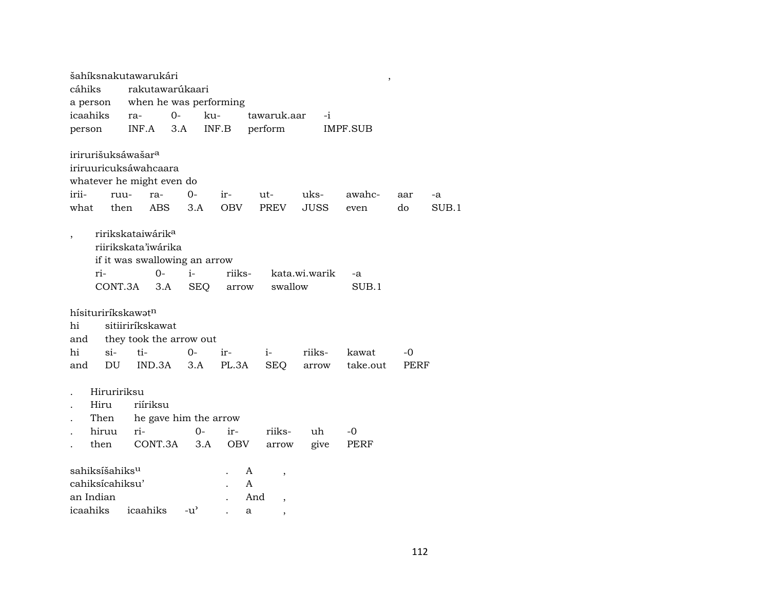šahíksnakutawarukári ,
cáhiks rakutawarúkaari
a person when he was performing

| icaahiks | ra- | 0- | ku- | tawaruk.aar | -i |
|---|---|---|---|---|---|
| person | INF.A | 3.A | INF.B | perform | IMPF.SUB |

iriruríšuksáwašar[a]
iriruuricuksáwahcaara
whatever he might even do

| irii- | ruu- | ra- | 0- | ir- | ut- | uks- | awahc- | aar | -a |
|---|---|---|---|---|---|---|---|---|---|
| what | then | ABS | 3.A | OBV | PREV | JUSS | even | do | SUB.1 |

, ririkskataiwárik[a]
riirikskata'iwárika
if it was swallowing an arrow

| ri- | 0- | i- | riiks- | kata.wi.warik | -a |
|---|---|---|---|---|---|
| CONT.3A | 3.A | SEQ | arrow | swallow | SUB.1 |

hísituriríkskawət[n]
hi sitiiriríkskawat
and they took the arrow out

| hi | si- | ti- | 0- | ir- | i- | riiks- | kawat | -0 |
|---|---|---|---|---|---|---|---|---|
| and | DU | IND.3A | 3.A | PL.3A | SEQ | arrow | take.out | PERF |

. Hiruririksu
. Hiru riíriksu
. Then he gave him the arrow

| . | hiruu | ri- | 0- | ir- | riiks- | uh | -0 |
|---|---|---|---|---|---|---|---|
| . | then | CONT.3A | 3.A | OBV | arrow | give | PERF |

sahiksíšahiks[u] . A ,
cahiksícahiksu' . A
an Indian . And ,
icaahiks icaahiks -u' . a ,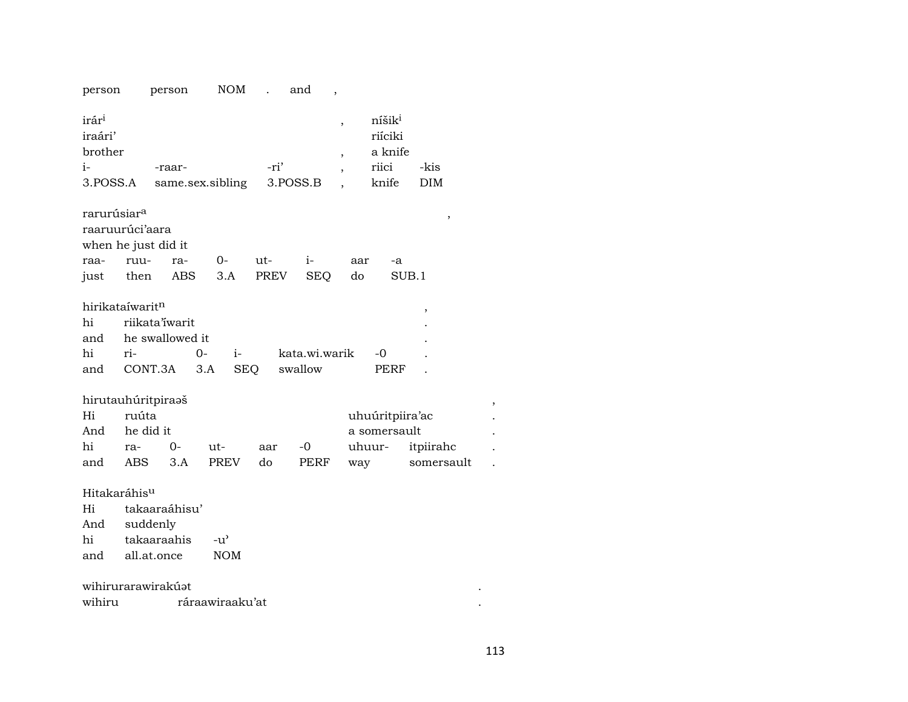person person NOM . and ,

irár^i , níšik^i
iraári' riíciki
brother , a knife
i- -raar- -ri' , riici -kis
3.POSS.A same.sex.sibling 3.POSS.B , knife DIM

rarurúsiar^a ,
raaruurúci'aara
when he just did it
raa- ruu- ra- 0- ut- i- aar -a
just then ABS 3.A PREV SEQ do SUB.1

hirikataíwarit^n ,
hi riikata'̃iwarit .
and he swallowed it .
hi ri- 0- i- kata.wi.warik -0 .
and CONT.3A 3.A SEQ swallow PERF .

hirutauhúritpiraəš ,
Hi ruúta uhuúritpiira'ac .
And he did it a somersault .
hi ra- 0- ut- aar -0 uhuur- itpiirahc .
and ABS 3.A PREV do PERF way somersault .

Hitakaráhis^u
Hi takaaraáhisu'
And suddenly
hi takaaraahis -u'
and all.at.once NOM

wihirurarawirakúət .
wihiru ráraawiraaku'at .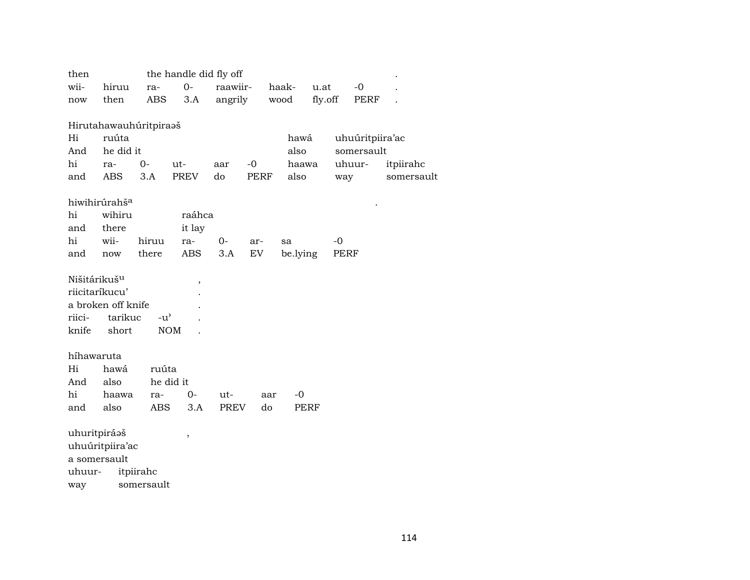| then | | the handle did fly off | | | | | | . |
|---|---|---|---|---|---|---|---|---|
| wii- | hiruu | ra- | 0- | raawiir- | haak- | u.at | -0 | . |
| now | then | ABS | 3.A | angrily | wood | fly.off | PERF | . |

Hirutahawauhúritpiraəš

| Hi | ruúta | | | | | hawá | uhuúritpiira'ac | |
|---|---|---|---|---|---|---|---|---|
| And | he did it | | | | | also | somersault | |
| hi | ra- | 0- | ut- | aar | -0 | haawa | uhuur- | itpiirahc |
| and | ABS | 3.A | PREV | do | PERF | also | way | somersault |

hiwihirúrahš^a .

| hi | wihiru | | raáhca | | | | |
|---|---|---|---|---|---|---|---|
| and | there | | it lay | | | | |
| hi | wii- | hiruu | ra- | 0- | ar- | sa | -0 |
| and | now | there | ABS | 3.A | EV | be.lying | PERF |

Nišitárikuš^u ,

| riicitaríkucu' | | | . |
|---|---|---|---|
| a broken off knife | | | . |
| riici- | tarikuc | -u' | . |
| knife | short | NOM | . |

híhawaruta

| Hi | hawá | ruúta | | | |
|---|---|---|---|---|---|
| And | also | he did it | | | |
| hi | haawa | ra- | 0- | ut- | aar | -0 |
| and | also | ABS | 3.A | PREV | do | PERF |

uhuritpiráəš ,

| uhuúritpiira'ac | |
|---|---|
| a somersault | |
| uhuur- | itpiirahc |
| way | somersault |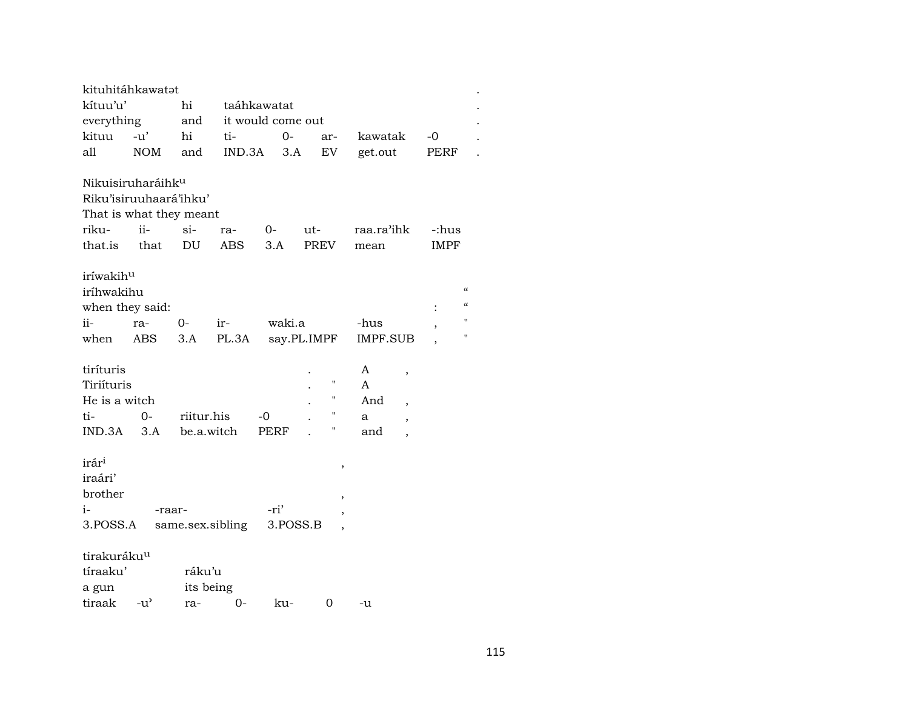| kituhitáhkawatət | | | | | | | | . |
|---|---|---|---|---|---|---|---|---|
| kítuu'u' | | hi | taáhkawatat | | | | | . |
| everything | | and | it would come out | | | | | . |
| kituu | -u' | hi | ti- | 0- | ar- | kawatak | -0 | . |
| all | NOM | and | IND.3A | 3.A | EV | get.out | PERF | . |

| Nikuisiruharáihk[u] | | | | | | | |
|---|---|---|---|---|---|---|---|
| Riku'isiruuhaará'ihku' | | | | | | | |
| That is what they meant | | | | | | | |
| riku- | ii- | si- | ra- | 0- | ut- | raa.ra'ihk | -:hus |
| that.is | that | DU | ABS | 3.A | PREV | mean | IMPF |

| iríwakih[u] | | | | | | | |
|---|---|---|---|---|---|---|---|
| iríhwakihu | | | | | | | “ |
| when they said: | | | | | | : | “ |
| ii- | ra- | 0- | ir- | waki.a | -hus | , | " |
| when | ABS | 3.A | PL.3A | say.PL.IMPF | IMPF.SUB | , | " |

| tiríturis | | | | . | | A | , |
|---|---|---|---|---|---|---|---|
| Tiriíturis | | | | . | " | A | |
| He is a witch | | | | . | " | And | , |
| ti- | 0- | riitur.his | -0 | . | " | a | , |
| IND.3A | 3.A | be.a.witch | PERF | . | " | and | , |

| irár[i] | | | , |
|---|---|---|---|
| iraári' | | | |
| brother | | | , |
| i- | -raar- | -ri' | , |
| 3.POSS.A | same.sex.sibling | 3.POSS.B | , |

| tirakuráku[u] | | | | | | |
|---|---|---|---|---|---|---|
| tíraaku' | | ráku'u | | | | |
| a gun | | its being | | | | |
| tiraak | -u' | ra- | 0- | ku- | 0 | -u |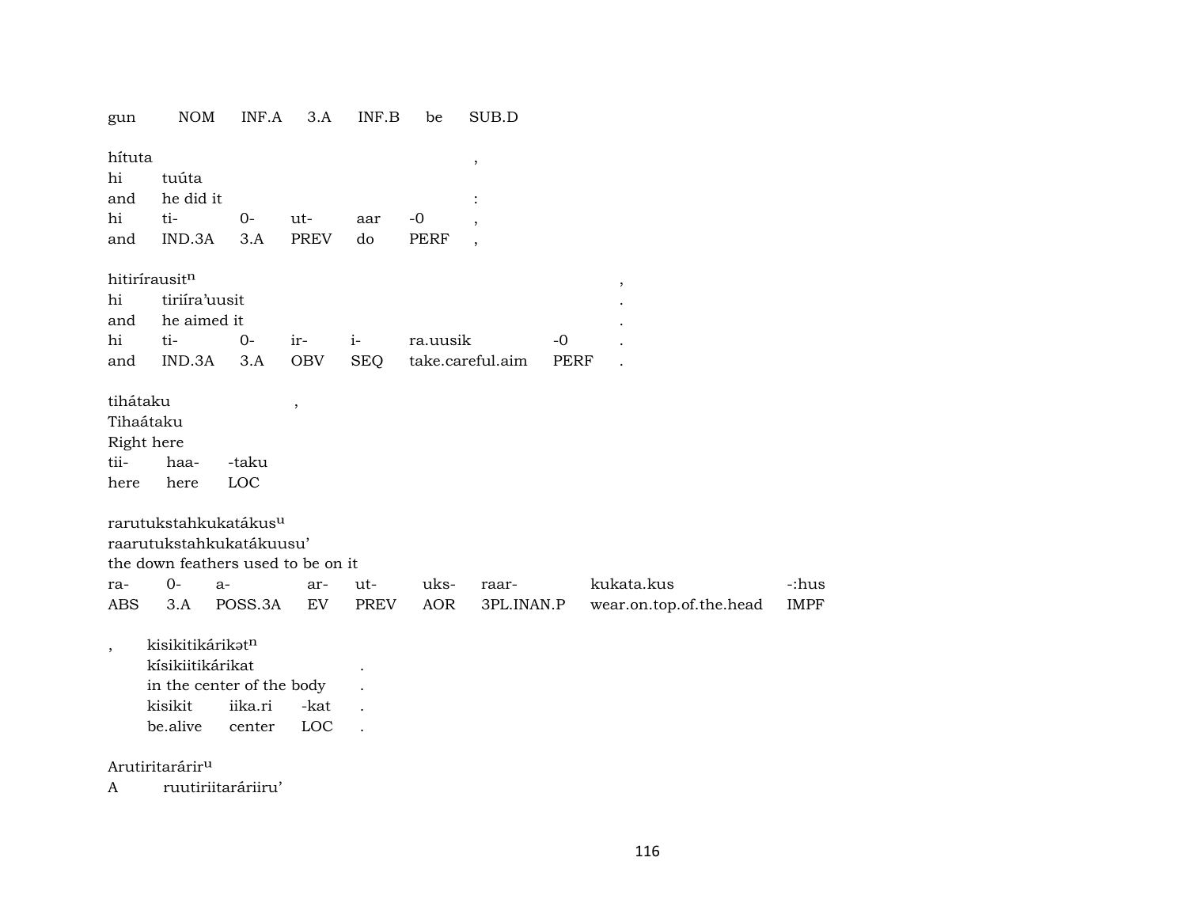| gun | NOM | INF.A | 3.A | INF.B | be | SUB.D |
|---|---|---|---|---|---|---|

| hítuta | | | | | | , |
|---|---|---|---|---|---|---|
| hi | tuúta | | | | | |
| and | he did it | | | | | : |
| hi | ti- | 0- | ut- | aar | -0 | , |
| and | IND.3A | 3.A | PREV | do | PERF | , |

| hitiríraus $it^n$ | | | | | | | , |
|---|---|---|---|---|---|---|---|
| hi | tiriíra'uusit | | | | | | . |
| and | he aimed it | | | | | | . |
| hi | ti- | 0- | ir- | i- | ra.uusik | -0 | . |
| and | IND.3A | 3.A | OBV | SEQ | take.careful.aim | PERF | . |

| tihátaku | | , |
|---|---|---|
| Tihaátaku | | |
| Right here | | |
| tii- | haa- | -taku |
| here | here | LOC |

| rarutukstahkukatákus $^u$ | | | | | | | | |
|---|---|---|---|---|---|---|---|---|
| raarutukstahkukatákuusu' | | | | | | | | |
| the down feathers used to be on it | | | | | | | | |
| ra- | 0- | a- | ar- | ut- | uks- | raar- | kukata.kus | -:hus |
| ABS | 3.A | POSS.3A | EV | PREV | AOR | 3PL.INAN.P | wear.on.top.of.the.head | IMPF |

| , | kisikitikárikət $^n$ | | | |
|---|---|---|---|---|
| | kísikiitikárikat | | | . |
| | in the center of the body | | | . |
| | kisikit | iika.ri | -kat | . |
| | be.alive | center | LOC | . |

Arutiritarárir $^u$

A ruutiriitaráriiru'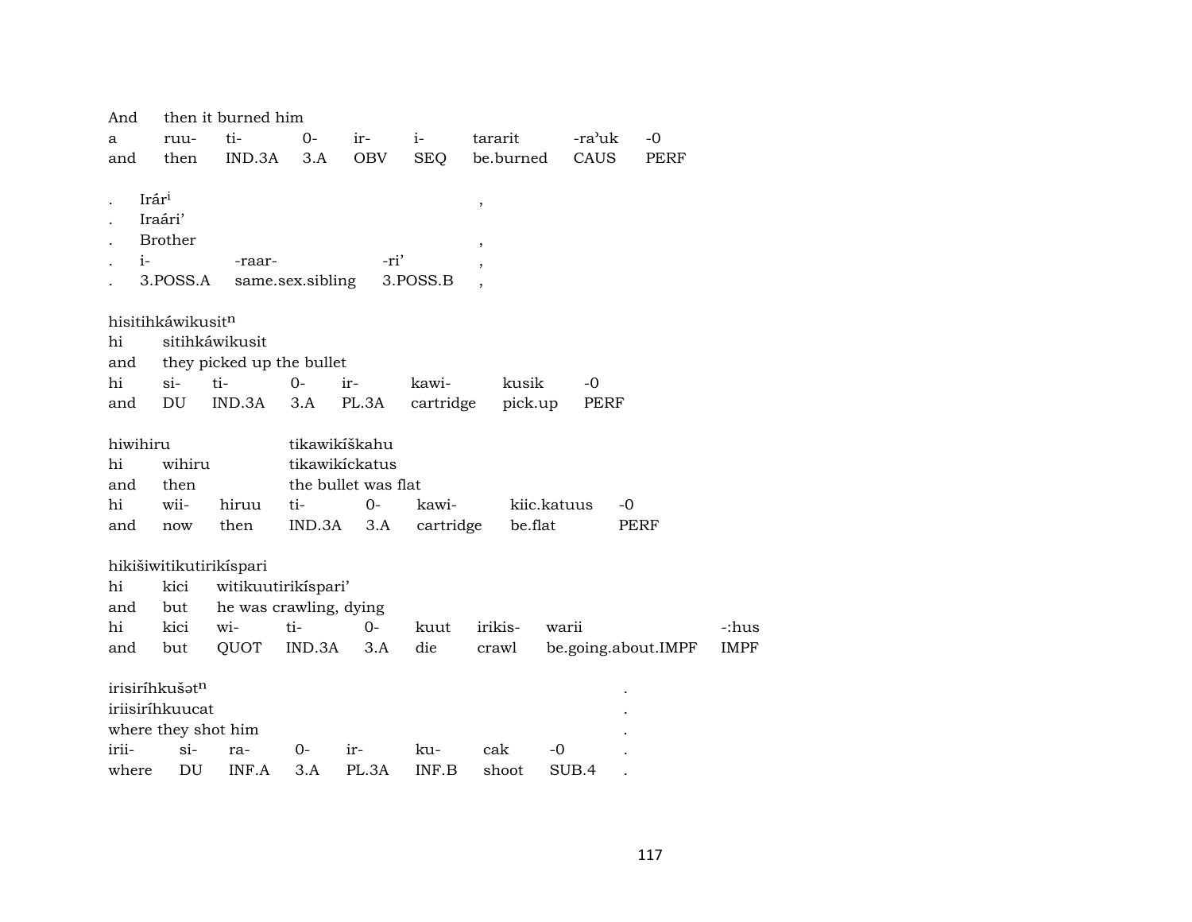| And | then it burned him | | | | | | |
|---|---|---|---|---|---|---|---|
| a | ruu- | ti- | 0- | ir- | i- | tararit | -ra'uk | -0 |
| and | then | IND.3A | 3.A | OBV | SEQ | be.burned | CAUS | PERF |

| . | Irár$^{i}$ | | | , |
|---|---|---|---|---|
| . | Iraári' | | | |
| . | Brother | | | , |
| . | i- | -raar- | -ri' | , |
| . | 3.POSS.A | same.sex.sibling | 3.POSS.B | , |

hisitihkáwikusit$^{n}$

| hi | sitihkáwikusit | | | | | |
|---|---|---|---|---|---|---|
| and | they picked up the bullet | | | | | |
| hi | si- | ti- | 0- | ir- | kawi- | kusik | -0 |
| and | DU | IND.3A | 3.A | PL.3A | cartridge | pick.up | PERF |

| hiwihiru | | | tikawikíškahu | | | | |
|---|---|---|---|---|---|---|---|
| hi | wihiru | | tikawikíckatus | | | | |
| and | then | | the bullet was flat | | | | |
| hi | wii- | hiruu | ti- | 0- | kawi- | kiic.katuus | -0 |
| and | now | then | IND.3A | 3.A | cartridge | be.flat | PERF |

hikišiwitikutirikíspari

| hi | kici | witikuutirikíspari' | | | | | |
|---|---|---|---|---|---|---|---|
| and | but | he was crawling, dying | | | | | |
| hi | kici | wi- | ti- | 0- | kuut | irikis- | warii | -:hus |
| and | but | QUOT | IND.3A | 3.A | die | crawl | be.going.about.IMPF | IMPF |

| irisiríhkušət$^{n}$ | | | | | | | | . |
|---|---|---|---|---|---|---|---|---|
| iriisiríhkuucat | | | | | | | | . |
| where they shot him | | | | | | | | . |
| irii- | si- | ra- | 0- | ir- | ku- | cak | -0 | . |
| where | DU | INF.A | 3.A | PL.3A | INF.B | shoot | SUB.4 | . |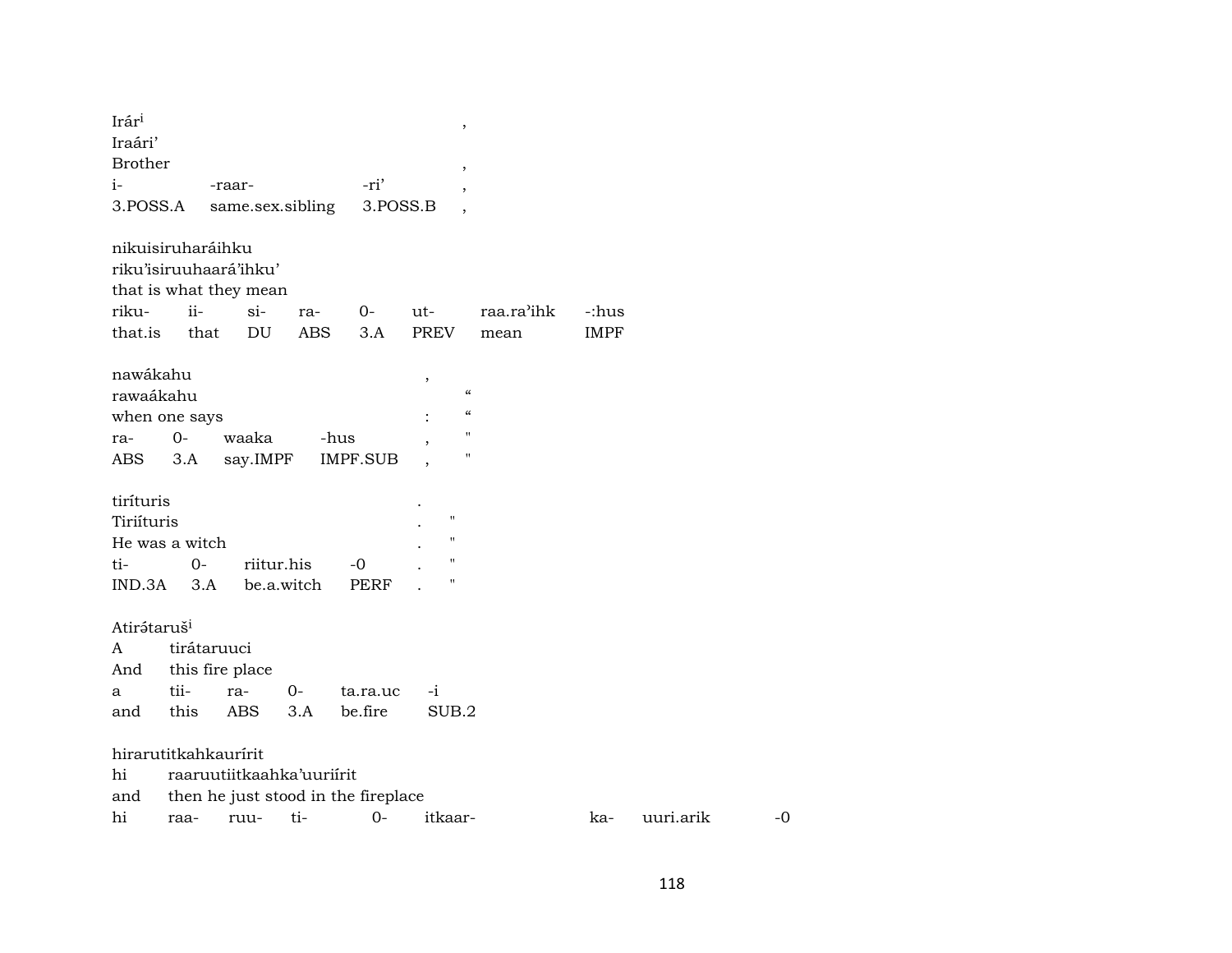Irár[i] ,
Iraári'
Brother ,

| i- | -raar- | -ri' | , |
|---|---|---|---|
| 3.POSS.A | same.sex.sibling | 3.POSS.B | , |

nikuisiruharáihku
riku'isiruuhaará'ihku'
that is what they mean

| riku- | ii- | si- | ra- | 0- | ut- | raa.ra'ihk | -:hus |
|---|---|---|---|---|---|---|---|
| that.is | that | DU | ABS | 3.A | PREV | mean | IMPF |

nawákahu ,
rawaákahu "
when one says : "

| ra- | 0- | waaka | -hus | , | " |
|---|---|---|---|---|---|
| ABS | 3.A | say.IMPF | IMPF.SUB | , | " |

tiríturis .
Tiriíturis . "
He was a witch . "

| ti- | 0- | riitur.his | -0 | . | " |
|---|---|---|---|---|---|
| IND.3A | 3.A | be.a.witch | PERF | . | " |

Atirə́taruš[i]

| A | tirátaruuci | | | | |
|---|---|---|---|---|---|
| And | this fire place | | | | |
| a | tii- | ra- | 0- | ta.ra.uc | -i |
| and | this | ABS | 3.A | be.fire | SUB.2 |

hirarutitkahkaurírit

| hi | raaruutiitkaahka'uriírit | | | | | | |
|---|---|---|---|---|---|---|---|
| and | then he just stood in the fireplace | | | | | | |
| hi | raa- | ruu- | ti- | 0- | itkaar- | ka- | uuri.arik | -0 |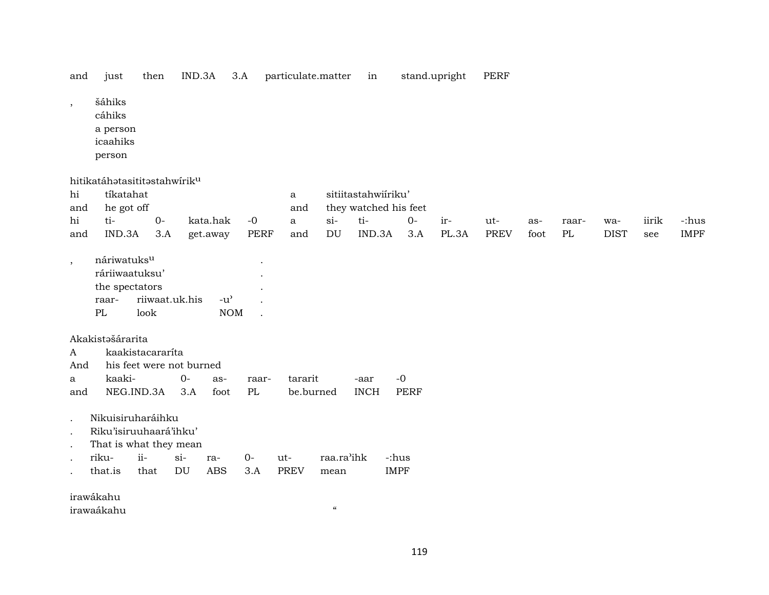| and | just | then | IND.3A | 3.A | particulate.matter | in | stand.upright | PERF |
|---|---|---|---|---|---|---|---|---|

, šáhiks
cáhiks
a person
icaahiks
person

hitikatáhətasititəstahwírik[u]

| hi | tíkatahat | | | | a | sitiitastahwiíriku’ | | | | | | | | | |
|---|---|---|---|---|---|---|---|---|---|---|---|---|---|---|---|
| and | he got off | | | | and | they watched his feet | | | | | | | | | |
| hi | ti- | 0- | kata.hak | -0 | a | si- | ti- | 0- | ir- | ut- | as- | raar- | wa- | iirik | -:hus |
| and | IND.3A | 3.A | get.away | PERF | and | DU | IND.3A | 3.A | PL.3A | PREV | foot | PL | DIST | see | IMPF |

| , | náriwatuks[u] | | | . |
|---|---|---|---|---|
| | ráriiwaatuksu’ | | | . |
| | the spectators | | | . |
| | raar- | riiwaat.uk.his | -u’ | . |
| | PL | look | NOM | . |

Akakistəšárarita

| A | kaakistacararíta | | | | | | |
|---|---|---|---|---|---|---|---|
| And | his feet were not burned | | | | | | |
| a | kaaki- | 0- | as- | raar- | tararit | -aar | -0 |
| and | NEG.IND.3A | 3.A | foot | PL | be.burned | INCH | PERF |

| . | Nikuisiruharáihku | | | | | | | |
|---|---|---|---|---|---|---|---|---|
| . | Riku’isiruuhaará’ihku’ | | | | | | | |
| . | That is what they mean | | | | | | | |
| . | riku- | ii- | si- | ra- | 0- | ut- | raa.ra’ihk | -:hus |
| . | that.is | that | DU | ABS | 3.A | PREV | mean | IMPF |

irawákahu
irawaákahu “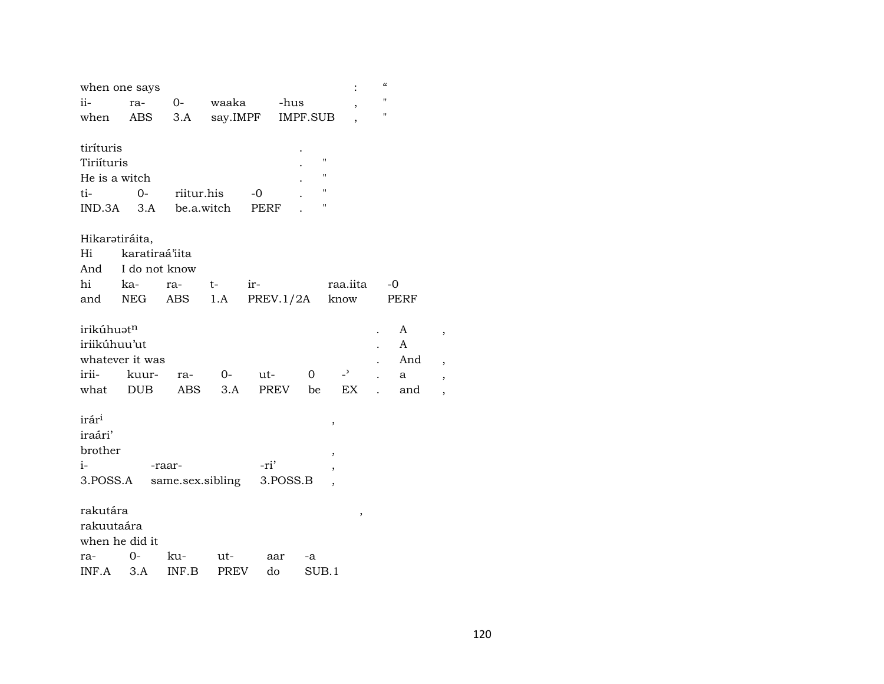when one says : “
ii- ra- 0- waaka -hus , "
when ABS 3.A say.IMPF IMPF.SUB , "

tiríturis .
Tiriíturis . "
He is a witch . "
ti- 0- riitur.his -0 . "
IND.3A 3.A be.a.witch PERF . "

Hikarətiráita,
Hi karatiraá'iita
And I do not know
hi ka- ra- t- ir- raa.iita -0
and NEG ABS 1.A PREV.1/2A know PERF

irikúhuətn . A ,
iriikúhuu'ut . A
whatever it was . And ,
irii- kuur- ra- 0- ut- 0 -ʾ . a ,
what DUB ABS 3.A PREV be EX . and ,

irári ,
iraári'
brother ,
i- -raar- -ri' ,
3.POSS.A same.sex.sibling 3.POSS.B ,

rakutára ,
rakuutaára
when he did it
ra- 0- ku- ut- aar -a
INF.A 3.A INF.B PREV do SUB.1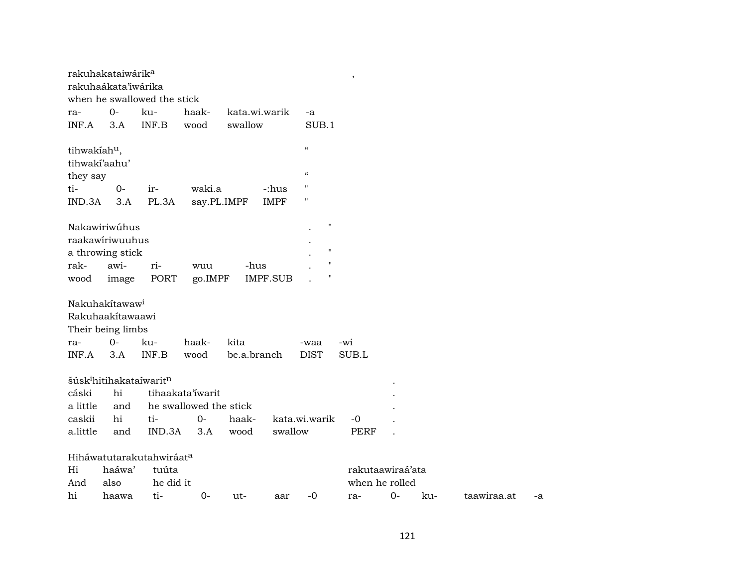rakuhakataiwárik[a] ,
rakuhaákata'iwárika
when he swallowed the stick

| ra- | 0- | ku- | haak- | kata.wi.warik | -a |
|---|---|---|---|---|---|
| INF.A | 3.A | INF.B | wood | swallow | SUB.1 |

tihwakíah[u], "
tihwakí'aahu'
they say "

| ti- | 0- | ir- | waki.a | -:hus | " |
|---|---|---|---|---|---|
| IND.3A | 3.A | PL.3A | say.PL.IMPF | IMPF | " |

Nakawiriwúhus . "
raakawíriwuuhus .
a throwing stick . "

| rak- | awi- | ri- | wuu | -hus | . | " |
|---|---|---|---|---|---|---|
| wood | image | PORT | go.IMPF | IMPF.SUB | . | " |

Nakuhakítawaw[i]
Rakuhaakítawaawi
Their being limbs

| ra- | 0- | ku- | haak- | kita | -waa | -wi |
|---|---|---|---|---|---|---|
| INF.A | 3.A | INF.B | wood | be.a.branch | DIST | SUB.L |

šúsk[i]hitihakataíwarit[n] .

| cáski | hi | tihaakata'íwarit | | | | . |
|---|---|---|---|---|---|---|
| a little | and | he swallowed the stick | | | | . |
| caskii | hi | ti- | 0- | haak- | kata.wi.warik | -0 | .
| a.little | and | IND.3A | 3.A | wood | swallow | PERF | .

Hiháwatutarakutahwiráat[a]

| Hi | haáwa' | tuúta | | | | rakutaawiraá'ata | | | | |
|---|---|---|---|---|---|---|---|---|---|---|
| And | also | he did it | | | | when he rolled | | | | |
| hi | haawa | ti- | 0- | ut- | aar | -0 | ra- | 0- | ku- | taawiraa.at | -a |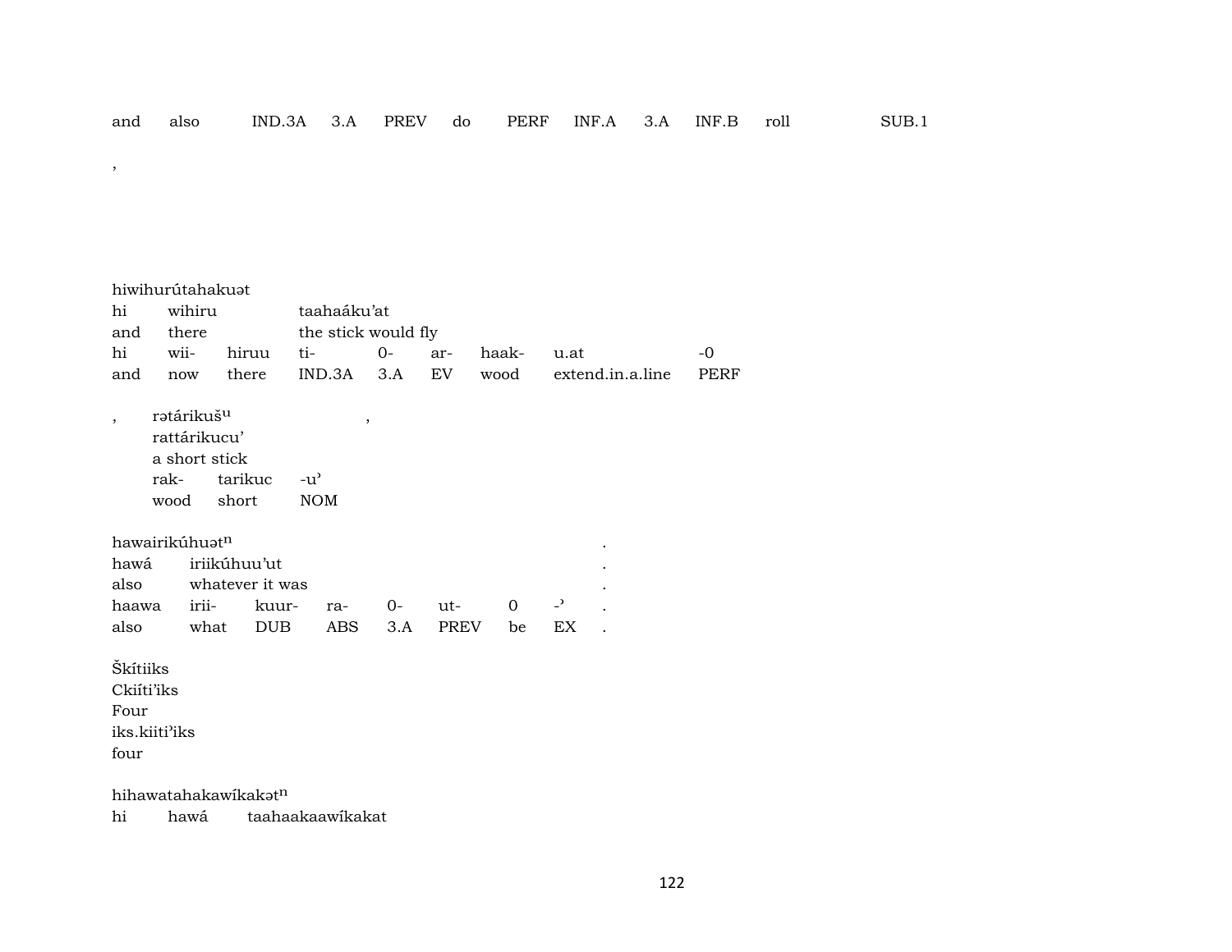| and | also | IND.3A | 3.A | PREV | do | PERF | INF.A | 3.A | INF.B | roll | SUB.1 |
|---|---|---|---|---|---|---|---|---|---|---|---|

,

hiwihurútahakuət

| hi | wihiru | | taahaáku'at | | | | |
|---|---|---|---|---|---|---|---|
| and | there | | the stick would fly | | | | |
| hi | wii- | hiruu | ti- | 0- | ar- | haak- | u.at | -0 |
| and | now | there | IND.3A | 3.A | EV | wood | extend.in.a.line | PERF |

, rətárikuš^u ,

| rattárikucu' | | |
|---|---|---|
| a short stick | | |
| rak- | tarikuc | -u' |
| wood | short | NOM |

hawairikúhuət^n .

| hawá | iriikúhuu'ut | | | | | | | . |
|---|---|---|---|---|---|---|---|---|
| also | whatever it was | | | | | | | . |
| haawa | irii- | kuur- | ra- | 0- | ut- | 0 | -' | . |
| also | what | DUB | ABS | 3.A | PREV | be | EX | . |

Škítiiks
Ckiíti'iks
Four
iks.kiiti'iks
four

hihawatahakawíkakət^n
hi hawá taahaakaawíkakat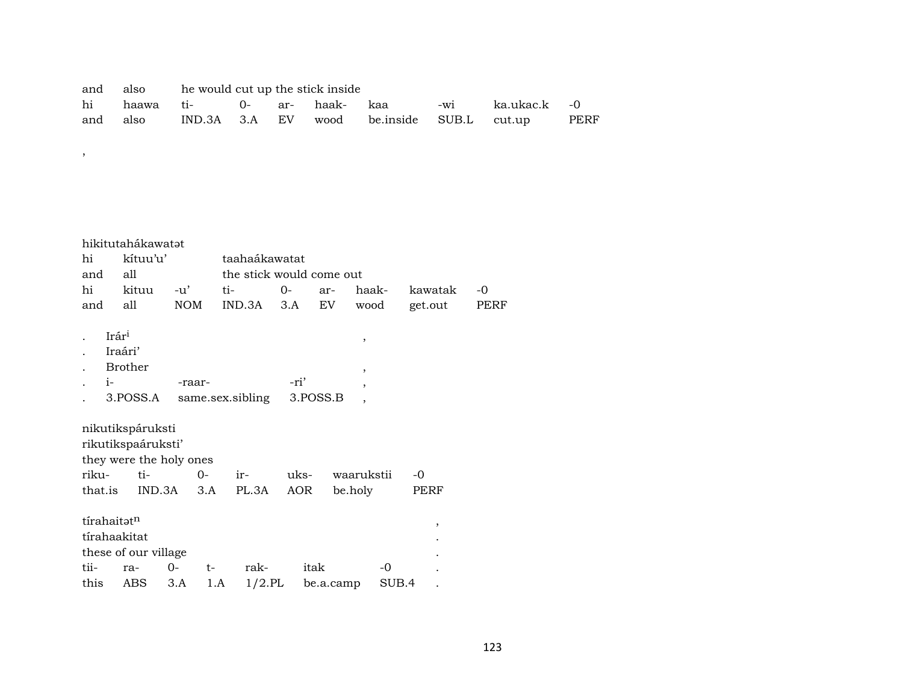| and | also | he would cut up the stick inside | | | | | | | |
|---|---|---|---|---|---|---|---|---|---|
| hi | haawa | ti- | 0- | ar- | haak- | kaa | -wi | ka.ukac.k | -0 |
| and | also | IND.3A | 3.A | EV | wood | be.inside | SUB.L | cut.up | PERF |

,

hikitutahákawatət

| hi | kítuu’u’ | | taahaákawatat | | | | | |
|---|---|---|---|---|---|---|---|---|
| and | all | | the stick would come out | | | | | |
| hi | kituu | -u’ | ti- | 0- | ar- | haak- | kawatak | -0 |
| and | all | NOM | IND.3A | 3.A | EV | wood | get.out | PERF |

| . | Irár[i] | | | , |
|---|---|---|---|---|
| . | Iraári’ | | | |
| . | Brother | | | , |
| . | i- | -raar- | -ri’ | , |
| . | 3.POSS.A | same.sex.sibling | 3.POSS.B | , |

nikutikspáruksti

rikutikspaáruksti’

they were the holy ones

| riku- | ti- | 0- | ir- | uks- | waarukstii | -0 |
|---|---|---|---|---|---|---|
| that.is | IND.3A | 3.A | PL.3A | AOR | be.holy | PERF |

| tírahaitət[n] | | | | | | , |
|---|---|---|---|---|---|---|
| tírahaakitat | | | | | | . |
| these of our village | | | | | | . |
| tii- | ra- | 0- | t- | rak- | itak | -0 . |
| this | ABS | 3.A | 1.A | 1/2.PL | be.a.camp | SUB.4 . |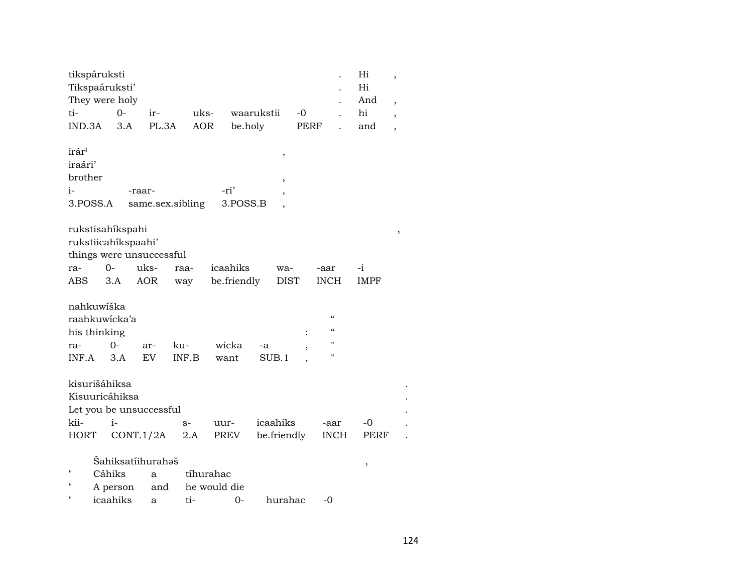| tikspáruksti | | | | | | . | Hi | , |
|---|---|---|---|---|---|---|---|---|
| Tikspaáruksti’ | | | | | | . | Hi | |
| They were holy | | | | | | . | And | , |
| ti- | 0- | ir- | uks- | waarukstii | -0 | . | hi | , |
| IND.3A | 3.A | PL.3A | AOR | be.holy | PERF | . | and | , |

| irár[i] | | | , |
|---|---|---|---|
| iraári’ | | | |
| brother | | | , |
| i- | -raar- | -ri’ | , |
| 3.POSS.A | same.sex.sibling | 3.POSS.B | , |

| rukstisahíkspahi | | | | | | | | , |
|---|---|---|---|---|---|---|---|---|
| rukstiicahíkspaahi’ | | | | | | | | |
| things were unsuccessful | | | | | | | | |
| ra- | 0- | uks- | raa- | icaahiks | wa- | -aar | -i | |
| ABS | 3.A | AOR | way | be.friendly | DIST | INCH | IMPF | |

| nahkuwíška | | | | | | | |
|---|---|---|---|---|---|---|---|
| raahkuwícka’a | | | | | | | “ |
| his thinking | | | | | | : | “ |
| ra- | 0- | ar- | ku- | wicka | -a | , | " |
| INF.A | 3.A | EV | INF.B | want | SUB.1 | , | " |

| kisurišáhiksa | | | | | | | . |
|---|---|---|---|---|---|---|---|
| Kisuuricáhiksa | | | | | | | . |
| Let you be unsuccessful | | | | | | | . |
| kii- | i- | s- | uur- | icaahiks | -aar | -0 | . |
| HORT | CONT.1/2A | 2.A | PREV | be.friendly | INCH | PERF | . |

| | Šahiksatíihurahəš | | | | | , |
|---|---|---|---|---|---|---|
| " | Cáhiks | a | tíhurahac | | | |
| " | A person | and | he would die | | | |
| " | icaahiks | a | ti- | 0- | hurahac | -0 |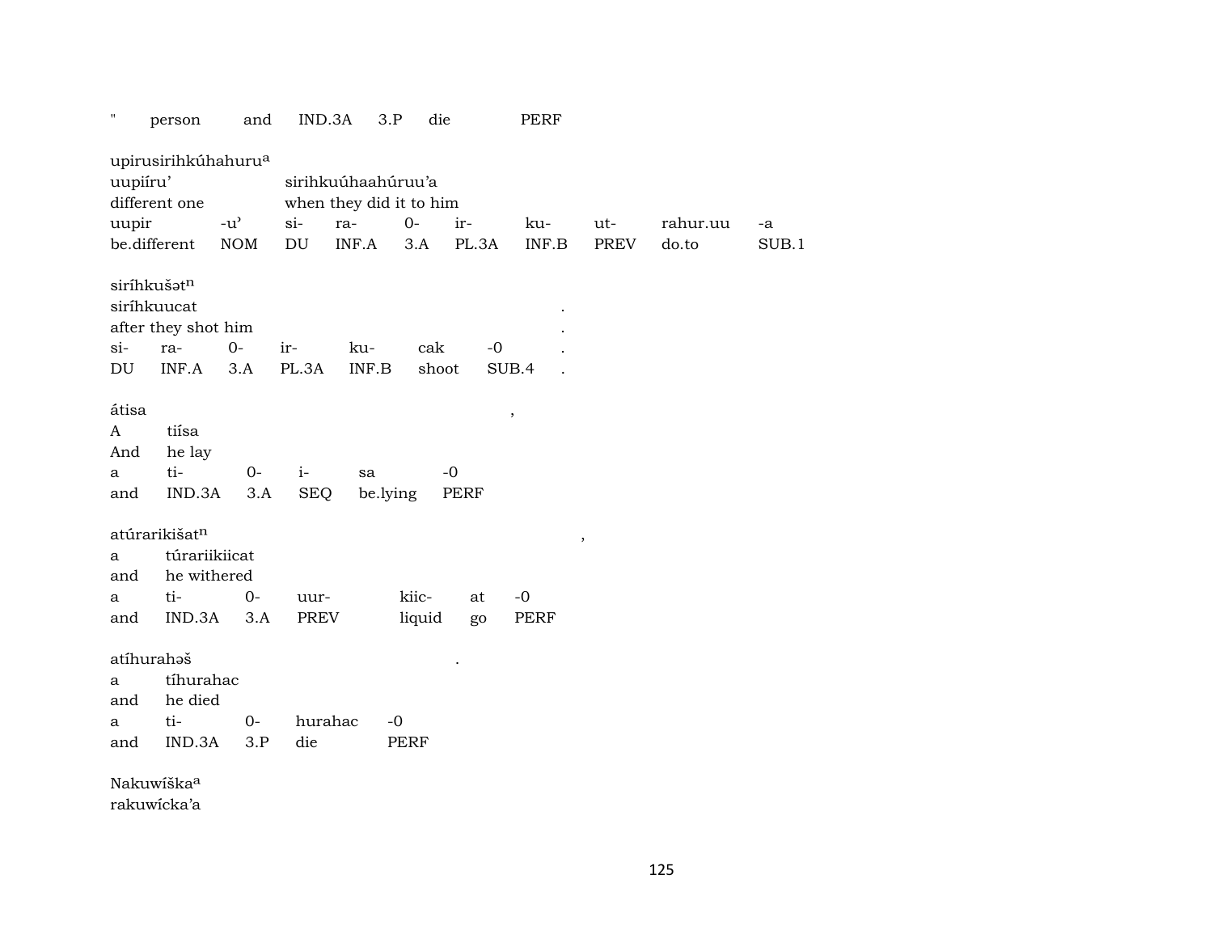" person and IND.3A 3.P die PERF

upirusirihkúhahuru[a]
uupiíru' sirihkuúhaahúruu'a
different one when they did it to him

| uupir | -u' | si- | ra- | 0- | ir- | ku- | ut- | rahur.uu | -a |
|---|---|---|---|---|---|---|---|---|---|
| be.different | NOM | DU | INF.A | 3.A | PL.3A | INF.B | PREV | do.to | SUB.1 |

siríhkušət[n]
siríhkuucat .
after they shot him .

| si- | ra- | 0- | ir- | ku- | cak | -0 | . |
|---|---|---|---|---|---|---|---|
| DU | INF.A | 3.A | PL.3A | INF.B | shoot | SUB.4 | . |

átisa ,
A tiísa
And he lay

| a | ti- | 0- | i- | sa | -0 |
|---|---|---|---|---|---|
| and | IND.3A | 3.A | SEQ | be.lying | PERF |

atúrarikišat[n] ,
a túrariikiicat
and he withered

| a | ti- | 0- | uur- | kiic- | at | -0 |
|---|---|---|---|---|---|---|
| and | IND.3A | 3.A | PREV | liquid | go | PERF |

atíhurahəš .
a tíhurahac
and he died

| a | ti- | 0- | hurahac | -0 |
|---|---|---|---|---|
| and | IND.3A | 3.P | die | PERF |

Nakuwíška[a]
rakuwícka'a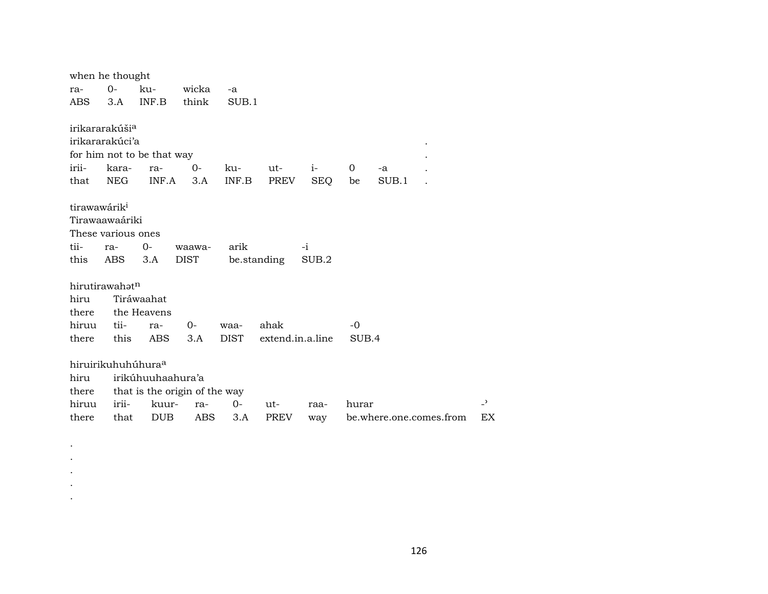when he thought

| ra- | 0- | ku- | wicka | -a |
|---|---|---|---|---|
| ABS | 3.A | INF.B | think | SUB.1 |

irikararakúši[a]
irikararakúci'a .
for him not to be that way .

| irii- | kara- | ra- | 0- | ku- | ut- | i- | 0 | -a | . |
|---|---|---|---|---|---|---|---|---|---|
| that | NEG | INF.A | 3.A | INF.B | PREV | SEQ | be | SUB.1 | . |

tirawawárik[i]
Tirawaawaáriki
These various ones

| tii- | ra- | 0- | waawa- | arik | -i |
|---|---|---|---|---|---|
| this | ABS | 3.A | DIST | be.standing | SUB.2 |

hirutirawahət[n]
hiru Tiráwaahat
there the Heavens

| hiruu | tii- | ra- | 0- | waa- | ahak | -0 |
|---|---|---|---|---|---|---|
| there | this | ABS | 3.A | DIST | extend.in.a.line | SUB.4 |

hiruirikuhuhúhura[a]
hiru irikúhuuhaahura'a
there that is the origin of the way

| hiruu | irii- | kuur- | ra- | 0- | ut- | raa- | hurar | -ʾ |
|---|---|---|---|---|---|---|---|---|
| there | that | DUB | ABS | 3.A | PREV | way | be.where.one.comes.from | EX |

.
.
.
.
.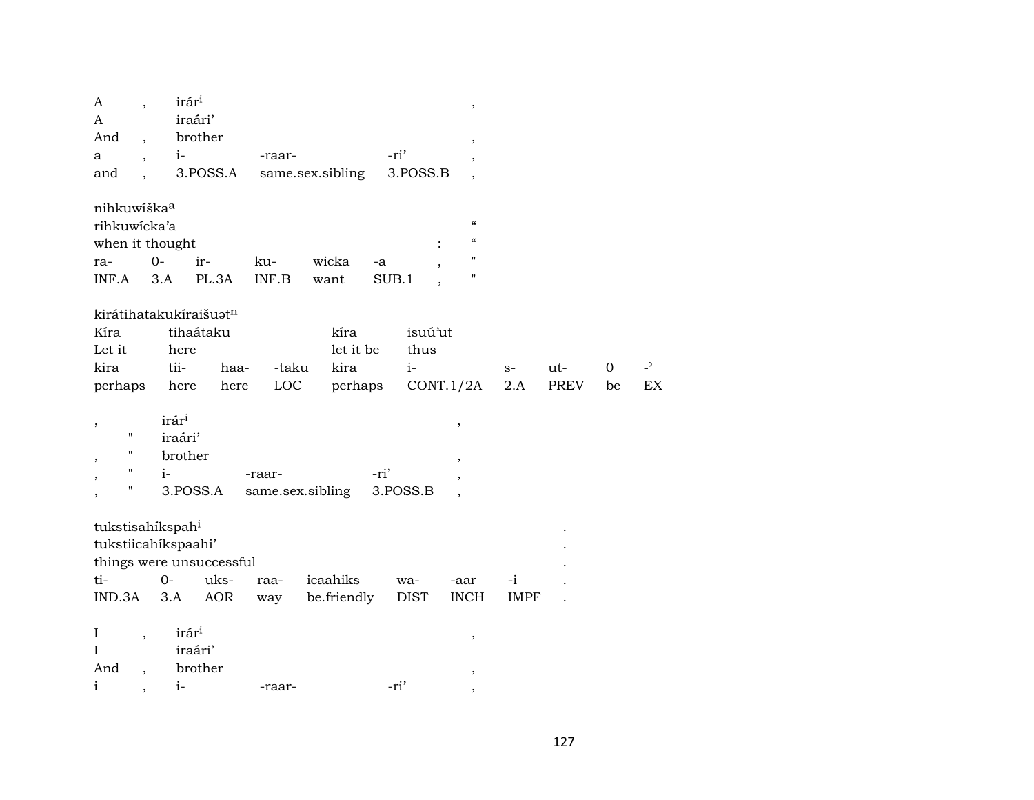| A | , | irár[i] | | | ,
|---|---|---|---|---|---|
| A | | iraári' | | | |
| And | , | brother | | | , |
| a | , | i- | -raar- | -ri' | , |
| and | , | 3.POSS.A | same.sex.sibling | 3.POSS.B | , |

| nihkuwíška[a] | | | | | | |
|---|---|---|---|---|---|---|
| rihkuwícka'a | | | | | | " |
| when it thought | | | | | : | " |
| ra- | 0- | ir- | ku- | wicka | -a | , " |
| INF.A | 3.A | PL.3A | INF.B | want | SUB.1 | , " |

| kirátihatakukíraišuət[n] | | | | | | | | | |
|---|---|---|---|---|---|---|---|---|---|
| Kíra | tihaátaku | | | kíra | isuú'ut | | | | |
| Let it | here | | | let it be | thus | | | | |
| kira | tii- | haa- | -taku | kira | i- | s- | ut- | 0 | -' |
| perhaps | here | here | LOC | perhaps | CONT.1/2A | 2.A | PREV | be | EX |

| , | | irár[i] | | | , |
|---|---|---|---|---|---|
| | " | iraári' | | | |
| , | " | brother | | | , |
| , | " | i- | -raar- | -ri' | , |
| , | " | 3.POSS.A | same.sex.sibling | 3.POSS.B | , |

| tukstisahíkspah[i] | | | | | | | | . |
|---|---|---|---|---|---|---|---|---|
| tukstiicahíkspaahi' | | | | | | | | . |
| things were unsuccessful | | | | | | | | . |
| ti- | 0- | uks- | raa- | icaahiks | wa- | -aar | -i | . |
| IND.3A | 3.A | AOR | way | be.friendly | DIST | INCH | IMPF | . |

| I | , | irár[i] | | | , |
|---|---|---|---|---|---|
| I | | iraári' | | | |
| And | , | brother | | | , |
| i | , | i- | -raar- | -ri' | , |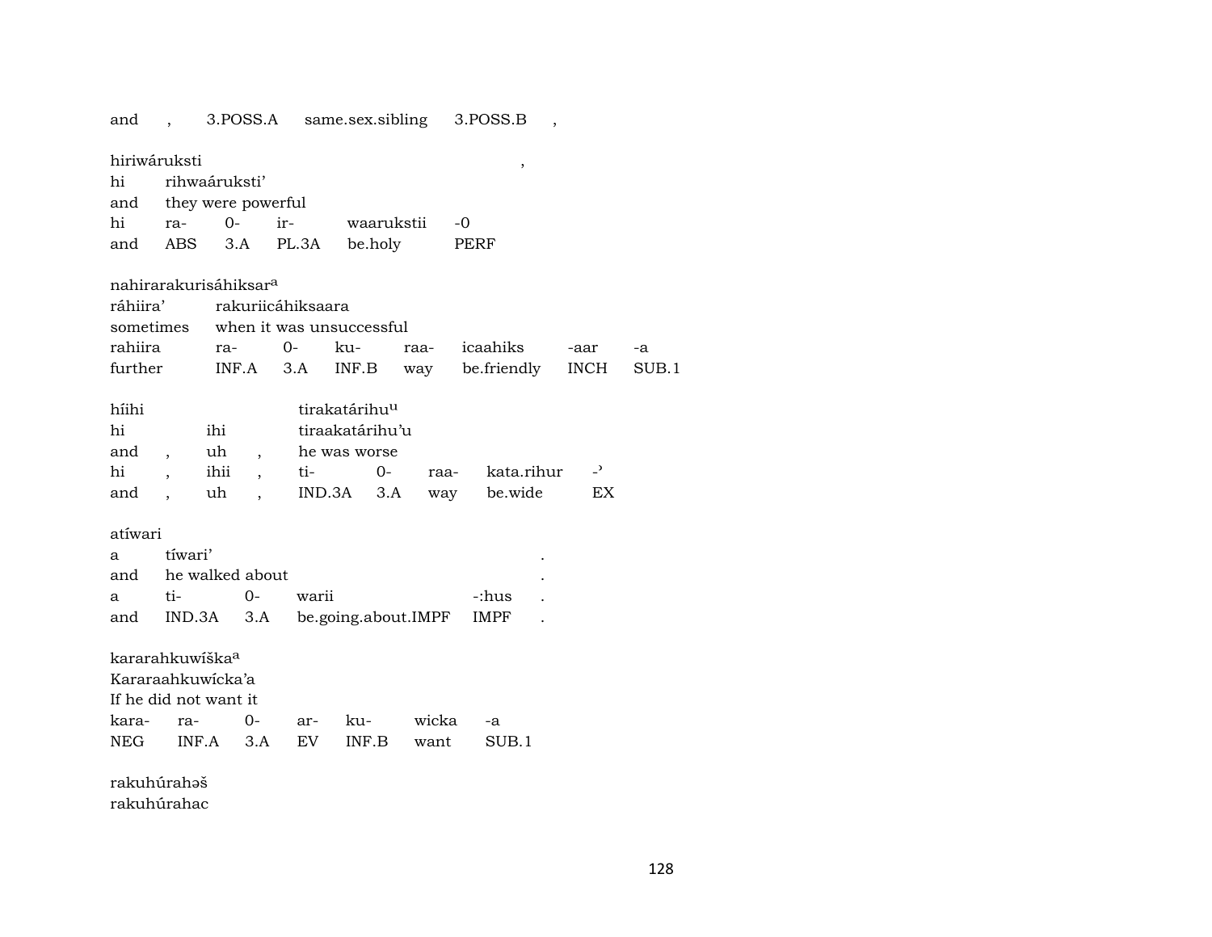and , 3.POSS.A same.sex.sibling 3.POSS.B ,

hiriwáruksti ,
hi rihwaáruksti'
and they were powerful
hi ra- 0- ir- waarukstii -0
and ABS 3.A PL.3A be.holy PERF

nahirarakurisáhiksar[a]
ráhiira' rakuriicáhiksaara
sometimes when it was unsuccessful
rahiira ra- 0- ku- raa- icaahiks -aar -a
further INF.A 3.A INF.B way be.friendly INCH SUB.1

híihi tirakatárihu[u]
hi ihi tiraakatárihu'u
and , uh , he was worse
hi , ihii , ti- 0- raa- kata.rihur -ʾ
and , uh , IND.3A 3.A way be.wide EX

atíwari
a tíwari' .
and he walked about .
a ti- 0- warii -:hus .
and IND.3A 3.A be.going.about.IMPF IMPF .

kararahkuwíška[a]
Kararaahkuwícka'a
If he did not want it
kara- ra- 0- ar- ku- wicka -a
NEG INF.A 3.A EV INF.B want SUB.1

rakuhúrahəš
rakuhúrahac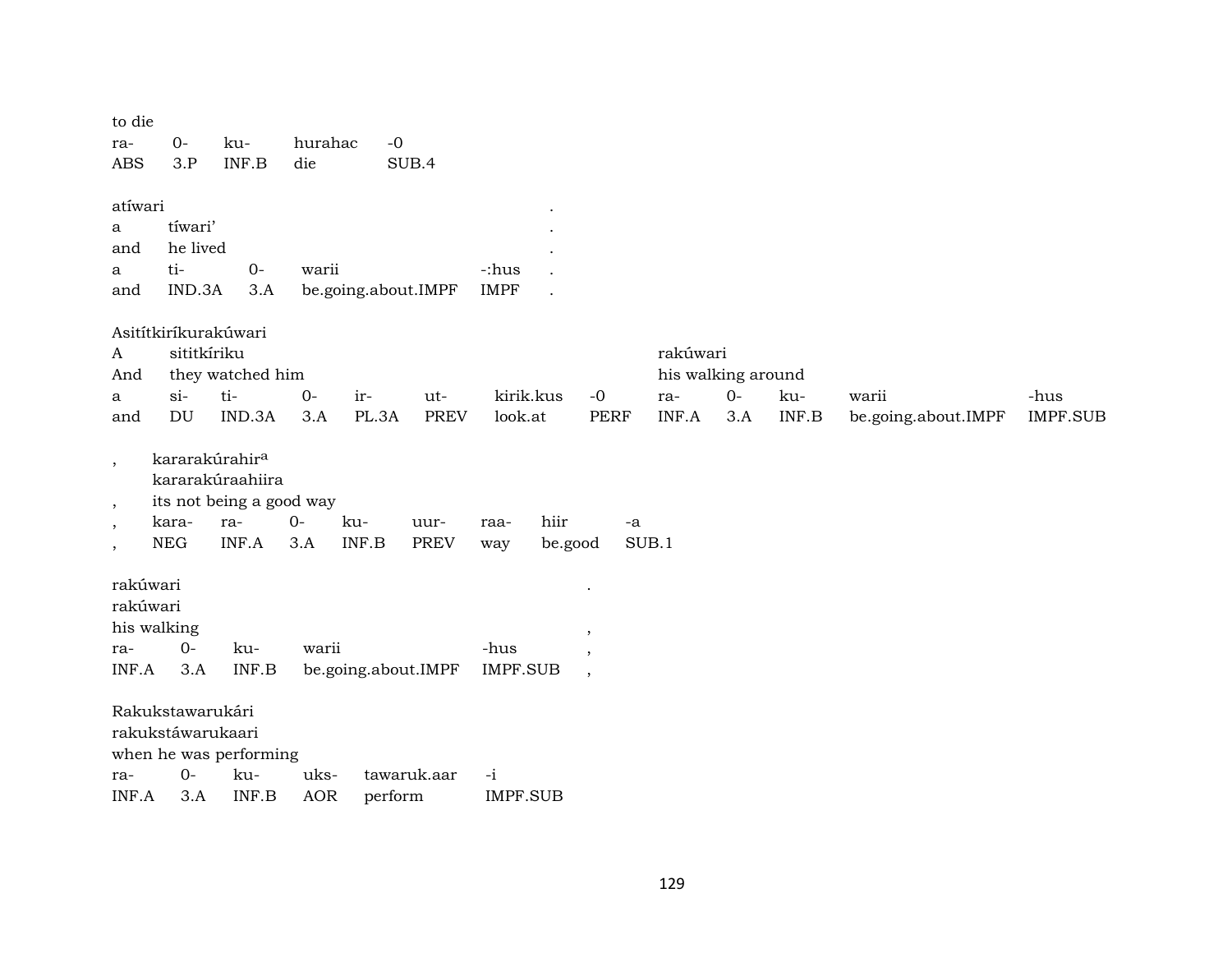to die

| ra- | 0- | ku- | hurahac | -0 |
|---|---|---|---|---|
| ABS | 3.P | INF.B | die | SUB.4 |

atíwari .
a tíwari' .
and he lived .

| a | ti- | 0- | warii | -:hus | . |
|---|---|---|---|---|---|
| and | IND.3A | 3.A | be.going.about.IMPF | IMPF | . |

Asitítkiríkurakúwari
A sititkíriku rakúwari
And they watched him his walking around

| a | si- | ti- | 0- | ir- | ut- | kirik.kus | -0 | ra- | 0- | ku- | warii | -hus |
|---|---|---|---|---|---|---|---|---|---|---|---|---|
| and | DU | IND.3A | 3.A | PL.3A | PREV | look.at | PERF | INF.A | 3.A | INF.B | be.going.about.IMPF | IMPF.SUB |

, kararakúrahir[a]
kararakúraahiira
, its not being a good way

| , | kara- | ra- | 0- | ku- | uur- | raa- | hiir | -a |
|---|---|---|---|---|---|---|---|---|
| , | NEG | INF.A | 3.A | INF.B | PREV | way | be.good | SUB.1 |

rakúwari .
rakúwari
his walking ,

| ra- | 0- | ku- | warii | -hus | , |
|---|---|---|---|---|---|
| INF.A | 3.A | INF.B | be.going.about.IMPF | IMPF.SUB | , |

Rakukstawarukári
rakukstáwarukaari
when he was performing

| ra- | 0- | ku- | uks- | tawaruk.aar | -i |
|---|---|---|---|---|---|
| INF.A | 3.A | INF.B | AOR | perform | IMPF.SUB |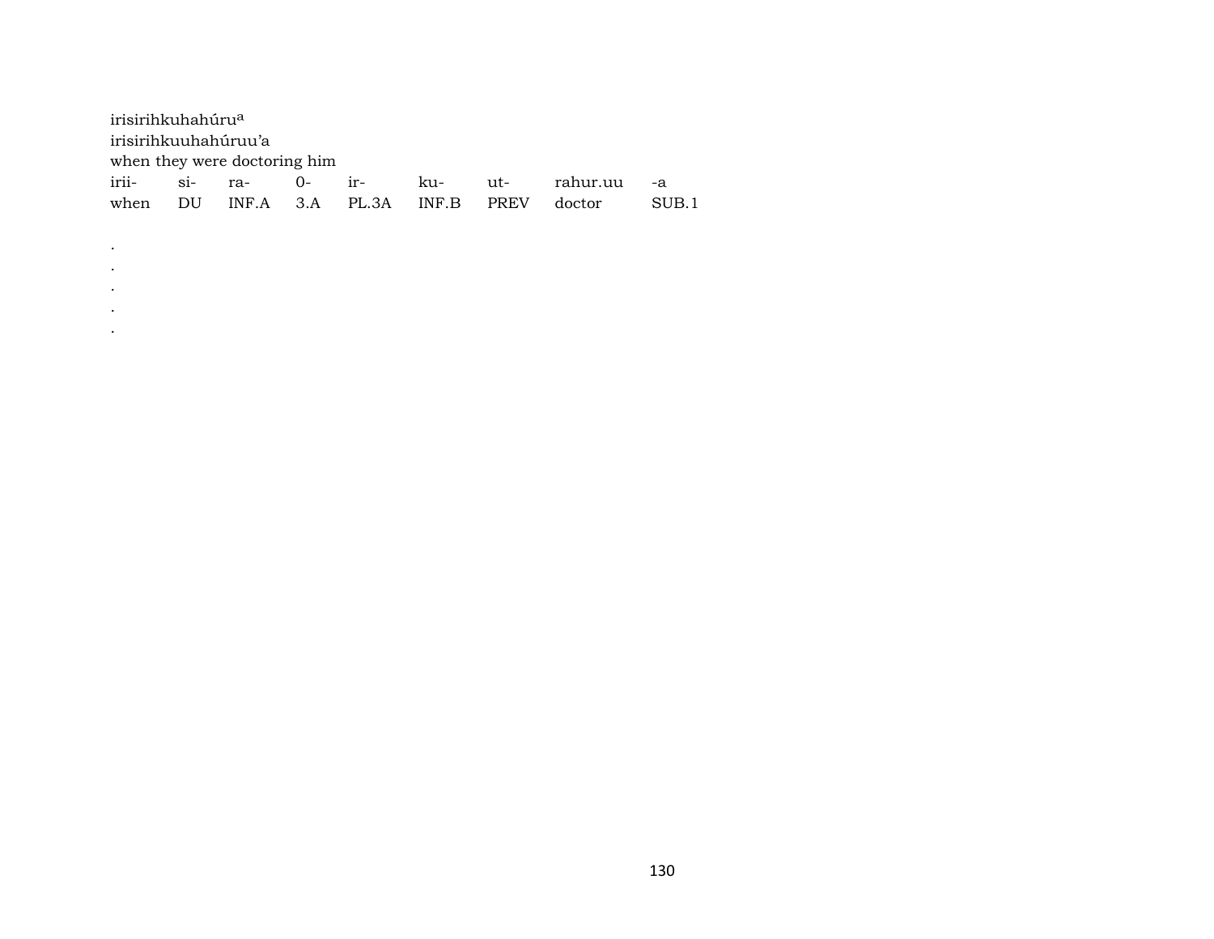irisirihkuhahúru[a]
irisirihkuuhahúruu'a
when they were doctoring him

| | | | | | | | | |
|---|---|---|---|---|---|---|---|---|
| irii- | si- | ra- | 0- | ir- | ku- | ut- | rahur.uu | -a |
| when | DU | INF.A | 3.A | PL.3A | INF.B | PREV | doctor | SUB.1 |

.
.
.
.
.